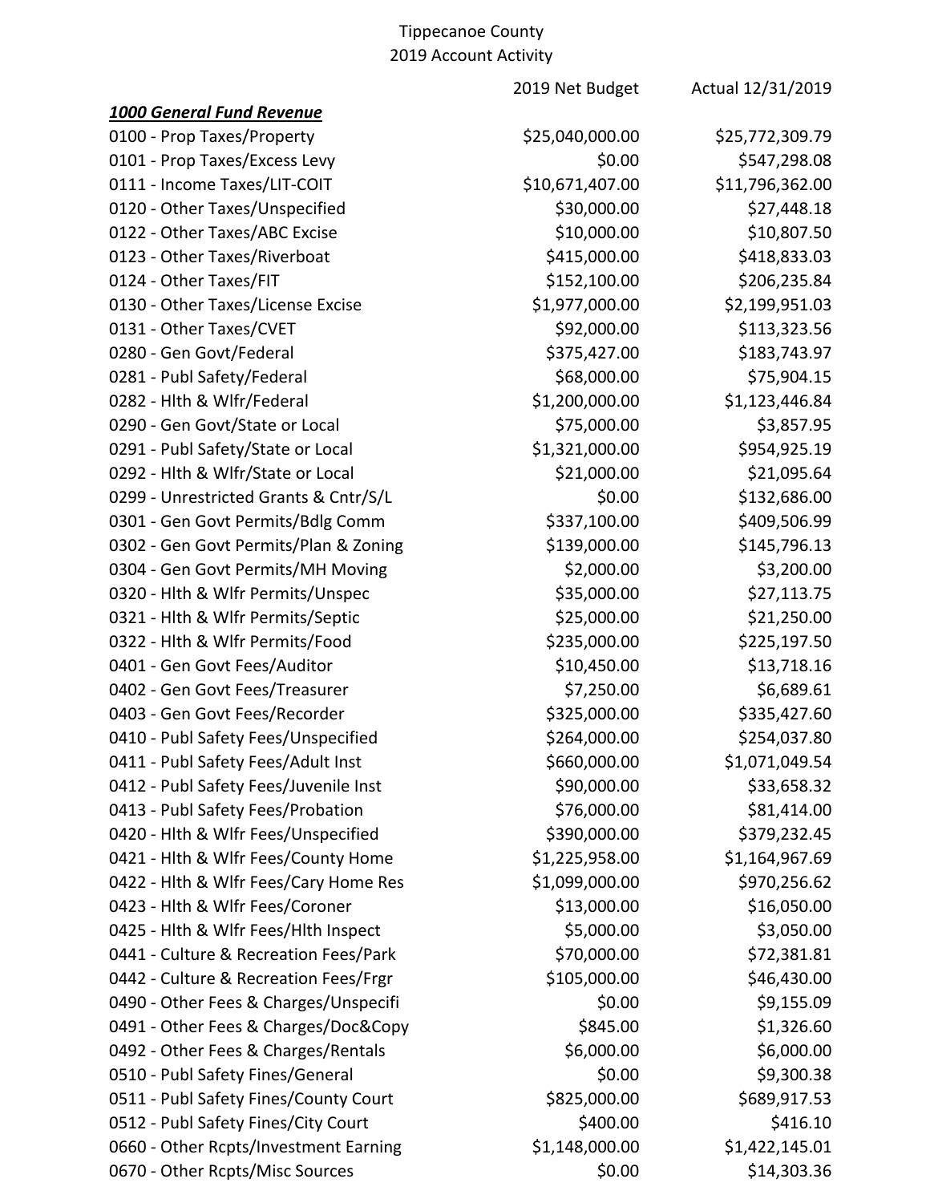Tippecanoe County
2019 Account Activity

| | 2019 Net Budget | Actual 12/31/2019 |
|---|---|---|
| ***1000 General Fund Revenue*** | | |
| 0100 - Prop Taxes/Property | $25,040,000.00 | $25,772,309.79 |
| 0101 - Prop Taxes/Excess Levy | $0.00 | $547,298.08 |
| 0111 - Income Taxes/LIT-COIT | $10,671,407.00 | $11,796,362.00 |
| 0120 - Other Taxes/Unspecified | $30,000.00 | $27,448.18 |
| 0122 - Other Taxes/ABC Excise | $10,000.00 | $10,807.50 |
| 0123 - Other Taxes/Riverboat | $415,000.00 | $418,833.03 |
| 0124 - Other Taxes/FIT | $152,100.00 | $206,235.84 |
| 0130 - Other Taxes/License Excise | $1,977,000.00 | $2,199,951.03 |
| 0131 - Other Taxes/CVET | $92,000.00 | $113,323.56 |
| 0280 - Gen Govt/Federal | $375,427.00 | $183,743.97 |
| 0281 - Publ Safety/Federal | $68,000.00 | $75,904.15 |
| 0282 - Hlth & Wlfr/Federal | $1,200,000.00 | $1,123,446.84 |
| 0290 - Gen Govt/State or Local | $75,000.00 | $3,857.95 |
| 0291 - Publ Safety/State or Local | $1,321,000.00 | $954,925.19 |
| 0292 - Hlth & Wlfr/State or Local | $21,000.00 | $21,095.64 |
| 0299 - Unrestricted Grants & Cntr/S/L | $0.00 | $132,686.00 |
| 0301 - Gen Govt Permits/Bdlg Comm | $337,100.00 | $409,506.99 |
| 0302 - Gen Govt Permits/Plan & Zoning | $139,000.00 | $145,796.13 |
| 0304 - Gen Govt Permits/MH Moving | $2,000.00 | $3,200.00 |
| 0320 - Hlth & Wlfr Permits/Unspec | $35,000.00 | $27,113.75 |
| 0321 - Hlth & Wlfr Permits/Septic | $25,000.00 | $21,250.00 |
| 0322 - Hlth & Wlfr Permits/Food | $235,000.00 | $225,197.50 |
| 0401 - Gen Govt Fees/Auditor | $10,450.00 | $13,718.16 |
| 0402 - Gen Govt Fees/Treasurer | $7,250.00 | $6,689.61 |
| 0403 - Gen Govt Fees/Recorder | $325,000.00 | $335,427.60 |
| 0410 - Publ Safety Fees/Unspecified | $264,000.00 | $254,037.80 |
| 0411 - Publ Safety Fees/Adult Inst | $660,000.00 | $1,071,049.54 |
| 0412 - Publ Safety Fees/Juvenile Inst | $90,000.00 | $33,658.32 |
| 0413 - Publ Safety Fees/Probation | $76,000.00 | $81,414.00 |
| 0420 - Hlth & Wlfr Fees/Unspecified | $390,000.00 | $379,232.45 |
| 0421 - Hlth & Wlfr Fees/County Home | $1,225,958.00 | $1,164,967.69 |
| 0422 - Hlth & Wlfr Fees/Cary Home Res | $1,099,000.00 | $970,256.62 |
| 0423 - Hlth & Wlfr Fees/Coroner | $13,000.00 | $16,050.00 |
| 0425 - Hlth & Wlfr Fees/Hlth Inspect | $5,000.00 | $3,050.00 |
| 0441 - Culture & Recreation Fees/Park | $70,000.00 | $72,381.81 |
| 0442 - Culture & Recreation Fees/Frgr | $105,000.00 | $46,430.00 |
| 0490 - Other Fees & Charges/Unspecifi | $0.00 | $9,155.09 |
| 0491 - Other Fees & Charges/Doc&Copy | $845.00 | $1,326.60 |
| 0492 - Other Fees & Charges/Rentals | $6,000.00 | $6,000.00 |
| 0510 - Publ Safety Fines/General | $0.00 | $9,300.38 |
| 0511 - Publ Safety Fines/County Court | $825,000.00 | $689,917.53 |
| 0512 - Publ Safety Fines/City Court | $400.00 | $416.10 |
| 0660 - Other Rcpts/Investment Earning | $1,148,000.00 | $1,422,145.01 |
| 0670 - Other Rcpts/Misc Sources | $0.00 | $14,303.36 |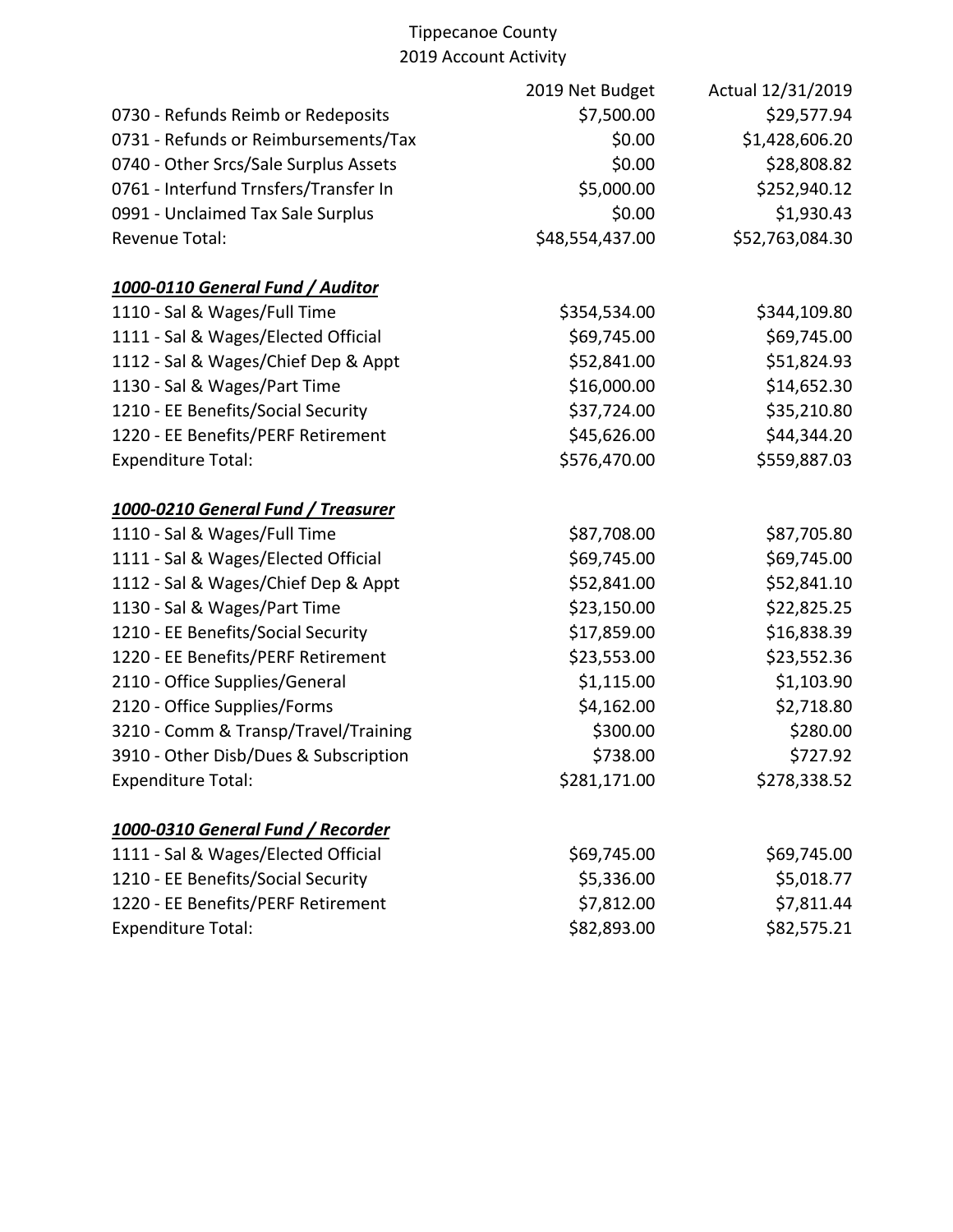Tippecanoe County
2019 Account Activity

| | 2019 Net Budget | Actual 12/31/2019 |
|---|---|---|
| 0730 - Refunds Reimb or Redeposits | $7,500.00 | $29,577.94 |
| 0731 - Refunds or Reimbursements/Tax | $0.00 | $1,428,606.20 |
| 0740 - Other Srcs/Sale Surplus Assets | $0.00 | $28,808.82 |
| 0761 - Interfund Trnsfers/Transfer In | $5,000.00 | $252,940.12 |
| 0991 - Unclaimed Tax Sale Surplus | $0.00 | $1,930.43 |
| Revenue Total: | $48,554,437.00 | $52,763,084.30 |

***1000-0110 General Fund / Auditor***

| | 2019 Net Budget | Actual 12/31/2019 |
|---|---|---|
| 1110 - Sal & Wages/Full Time | $354,534.00 | $344,109.80 |
| 1111 - Sal & Wages/Elected Official | $69,745.00 | $69,745.00 |
| 1112 - Sal & Wages/Chief Dep & Appt | $52,841.00 | $51,824.93 |
| 1130 - Sal & Wages/Part Time | $16,000.00 | $14,652.30 |
| 1210 - EE Benefits/Social Security | $37,724.00 | $35,210.80 |
| 1220 - EE Benefits/PERF Retirement | $45,626.00 | $44,344.20 |
| Expenditure Total: | $576,470.00 | $559,887.03 |

***1000-0210 General Fund / Treasurer***

| | 2019 Net Budget | Actual 12/31/2019 |
|---|---|---|
| 1110 - Sal & Wages/Full Time | $87,708.00 | $87,705.80 |
| 1111 - Sal & Wages/Elected Official | $69,745.00 | $69,745.00 |
| 1112 - Sal & Wages/Chief Dep & Appt | $52,841.00 | $52,841.10 |
| 1130 - Sal & Wages/Part Time | $23,150.00 | $22,825.25 |
| 1210 - EE Benefits/Social Security | $17,859.00 | $16,838.39 |
| 1220 - EE Benefits/PERF Retirement | $23,553.00 | $23,552.36 |
| 2110 - Office Supplies/General | $1,115.00 | $1,103.90 |
| 2120 - Office Supplies/Forms | $4,162.00 | $2,718.80 |
| 3210 - Comm & Transp/Travel/Training | $300.00 | $280.00 |
| 3910 - Other Disb/Dues & Subscription | $738.00 | $727.92 |
| Expenditure Total: | $281,171.00 | $278,338.52 |

***1000-0310 General Fund / Recorder***

| | 2019 Net Budget | Actual 12/31/2019 |
|---|---|---|
| 1111 - Sal & Wages/Elected Official | $69,745.00 | $69,745.00 |
| 1210 - EE Benefits/Social Security | $5,336.00 | $5,018.77 |
| 1220 - EE Benefits/PERF Retirement | $7,812.00 | $7,811.44 |
| Expenditure Total: | $82,893.00 | $82,575.21 |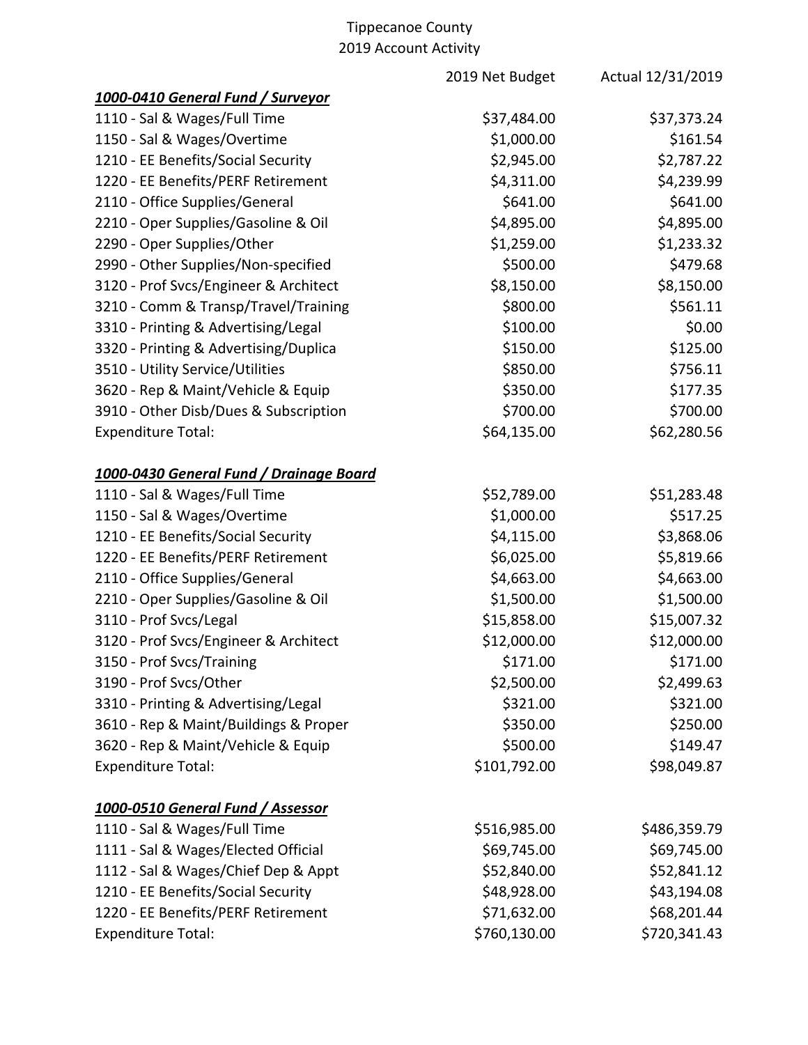Tippecanoe County
2019 Account Activity

| | 2019 Net Budget | Actual 12/31/2019 |
|---|---|---|
| ***1000-0410 General Fund / Surveyor*** | | |
| 1110 - Sal & Wages/Full Time | $37,484.00 | $37,373.24 |
| 1150 - Sal & Wages/Overtime | $1,000.00 | $161.54 |
| 1210 - EE Benefits/Social Security | $2,945.00 | $2,787.22 |
| 1220 - EE Benefits/PERF Retirement | $4,311.00 | $4,239.99 |
| 2110 - Office Supplies/General | $641.00 | $641.00 |
| 2210 - Oper Supplies/Gasoline & Oil | $4,895.00 | $4,895.00 |
| 2290 - Oper Supplies/Other | $1,259.00 | $1,233.32 |
| 2990 - Other Supplies/Non-specified | $500.00 | $479.68 |
| 3120 - Prof Svcs/Engineer & Architect | $8,150.00 | $8,150.00 |
| 3210 - Comm & Transp/Travel/Training | $800.00 | $561.11 |
| 3310 - Printing & Advertising/Legal | $100.00 | $0.00 |
| 3320 - Printing & Advertising/Duplica | $150.00 | $125.00 |
| 3510 - Utility Service/Utilities | $850.00 | $756.11 |
| 3620 - Rep & Maint/Vehicle & Equip | $350.00 | $177.35 |
| 3910 - Other Disb/Dues & Subscription | $700.00 | $700.00 |
| Expenditure Total: | $64,135.00 | $62,280.56 |
| | | |
| ***1000-0430 General Fund / Drainage Board*** | | |
| 1110 - Sal & Wages/Full Time | $52,789.00 | $51,283.48 |
| 1150 - Sal & Wages/Overtime | $1,000.00 | $517.25 |
| 1210 - EE Benefits/Social Security | $4,115.00 | $3,868.06 |
| 1220 - EE Benefits/PERF Retirement | $6,025.00 | $5,819.66 |
| 2110 - Office Supplies/General | $4,663.00 | $4,663.00 |
| 2210 - Oper Supplies/Gasoline & Oil | $1,500.00 | $1,500.00 |
| 3110 - Prof Svcs/Legal | $15,858.00 | $15,007.32 |
| 3120 - Prof Svcs/Engineer & Architect | $12,000.00 | $12,000.00 |
| 3150 - Prof Svcs/Training | $171.00 | $171.00 |
| 3190 - Prof Svcs/Other | $2,500.00 | $2,499.63 |
| 3310 - Printing & Advertising/Legal | $321.00 | $321.00 |
| 3610 - Rep & Maint/Buildings & Proper | $350.00 | $250.00 |
| 3620 - Rep & Maint/Vehicle & Equip | $500.00 | $149.47 |
| Expenditure Total: | $101,792.00 | $98,049.87 |
| | | |
| ***1000-0510 General Fund / Assessor*** | | |
| 1110 - Sal & Wages/Full Time | $516,985.00 | $486,359.79 |
| 1111 - Sal & Wages/Elected Official | $69,745.00 | $69,745.00 |
| 1112 - Sal & Wages/Chief Dep & Appt | $52,840.00 | $52,841.12 |
| 1210 - EE Benefits/Social Security | $48,928.00 | $43,194.08 |
| 1220 - EE Benefits/PERF Retirement | $71,632.00 | $68,201.44 |
| Expenditure Total: | $760,130.00 | $720,341.43 |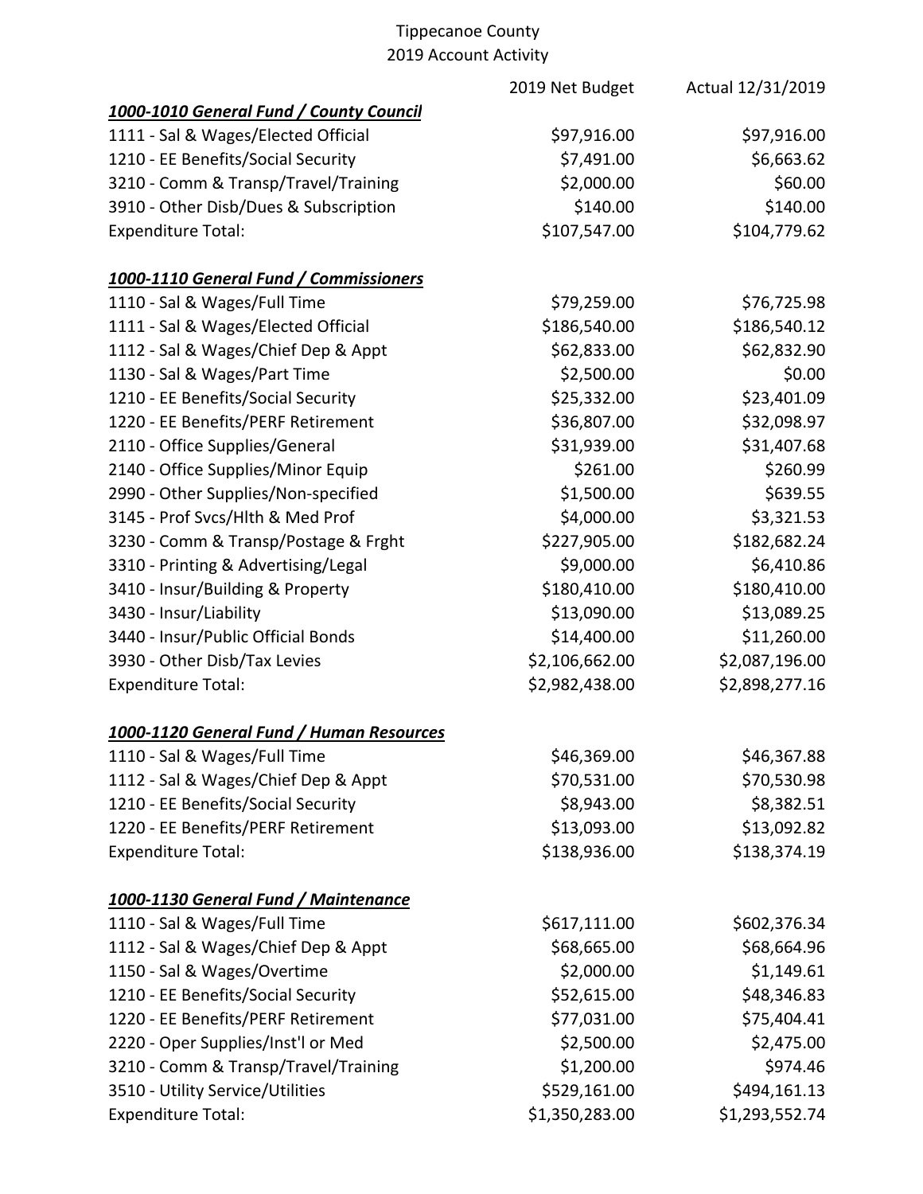Tippecanoe County
2019 Account Activity

| | 2019 Net Budget | Actual 12/31/2019 |
|---|---|---|
| ***1000-1010 General Fund / County Council*** | | |
| 1111 - Sal & Wages/Elected Official | $97,916.00 | $97,916.00 |
| 1210 - EE Benefits/Social Security | $7,491.00 | $6,663.62 |
| 3210 - Comm & Transp/Travel/Training | $2,000.00 | $60.00 |
| 3910 - Other Disb/Dues & Subscription | $140.00 | $140.00 |
| Expenditure Total: | $107,547.00 | $104,779.62 |
| | | |
| ***1000-1110 General Fund / Commissioners*** | | |
| 1110 - Sal & Wages/Full Time | $79,259.00 | $76,725.98 |
| 1111 - Sal & Wages/Elected Official | $186,540.00 | $186,540.12 |
| 1112 - Sal & Wages/Chief Dep & Appt | $62,833.00 | $62,832.90 |
| 1130 - Sal & Wages/Part Time | $2,500.00 | $0.00 |
| 1210 - EE Benefits/Social Security | $25,332.00 | $23,401.09 |
| 1220 - EE Benefits/PERF Retirement | $36,807.00 | $32,098.97 |
| 2110 - Office Supplies/General | $31,939.00 | $31,407.68 |
| 2140 - Office Supplies/Minor Equip | $261.00 | $260.99 |
| 2990 - Other Supplies/Non-specified | $1,500.00 | $639.55 |
| 3145 - Prof Svcs/Hlth & Med Prof | $4,000.00 | $3,321.53 |
| 3230 - Comm & Transp/Postage & Frght | $227,905.00 | $182,682.24 |
| 3310 - Printing & Advertising/Legal | $9,000.00 | $6,410.86 |
| 3410 - Insur/Building & Property | $180,410.00 | $180,410.00 |
| 3430 - Insur/Liability | $13,090.00 | $13,089.25 |
| 3440 - Insur/Public Official Bonds | $14,400.00 | $11,260.00 |
| 3930 - Other Disb/Tax Levies | $2,106,662.00 | $2,087,196.00 |
| Expenditure Total: | $2,982,438.00 | $2,898,277.16 |
| | | |
| ***1000-1120 General Fund / Human Resources*** | | |
| 1110 - Sal & Wages/Full Time | $46,369.00 | $46,367.88 |
| 1112 - Sal & Wages/Chief Dep & Appt | $70,531.00 | $70,530.98 |
| 1210 - EE Benefits/Social Security | $8,943.00 | $8,382.51 |
| 1220 - EE Benefits/PERF Retirement | $13,093.00 | $13,092.82 |
| Expenditure Total: | $138,936.00 | $138,374.19 |
| | | |
| ***1000-1130 General Fund / Maintenance*** | | |
| 1110 - Sal & Wages/Full Time | $617,111.00 | $602,376.34 |
| 1112 - Sal & Wages/Chief Dep & Appt | $68,665.00 | $68,664.96 |
| 1150 - Sal & Wages/Overtime | $2,000.00 | $1,149.61 |
| 1210 - EE Benefits/Social Security | $52,615.00 | $48,346.83 |
| 1220 - EE Benefits/PERF Retirement | $77,031.00 | $75,404.41 |
| 2220 - Oper Supplies/Inst'l or Med | $2,500.00 | $2,475.00 |
| 3210 - Comm & Transp/Travel/Training | $1,200.00 | $974.46 |
| 3510 - Utility Service/Utilities | $529,161.00 | $494,161.13 |
| Expenditure Total: | $1,350,283.00 | $1,293,552.74 |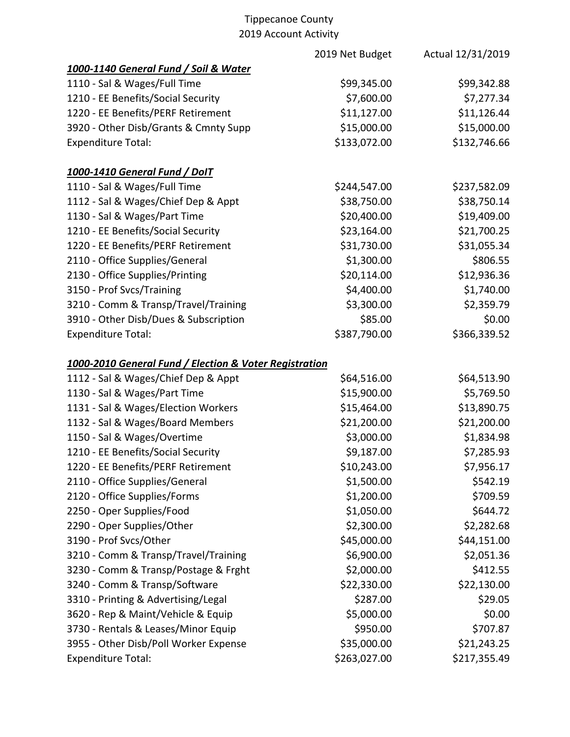Tippecanoe County
2019 Account Activity

| | 2019 Net Budget | Actual 12/31/2019 |
|---|---|---|
| ***1000-1140 General Fund / Soil & Water*** | | |
| 1110 - Sal & Wages/Full Time | $99,345.00 | $99,342.88 |
| 1210 - EE Benefits/Social Security | $7,600.00 | $7,277.34 |
| 1220 - EE Benefits/PERF Retirement | $11,127.00 | $11,126.44 |
| 3920 - Other Disb/Grants & Cmnty Supp | $15,000.00 | $15,000.00 |
| Expenditure Total: | $133,072.00 | $132,746.66 |
| | | |
| ***1000-1410 General Fund / DoIT*** | | |
| 1110 - Sal & Wages/Full Time | $244,547.00 | $237,582.09 |
| 1112 - Sal & Wages/Chief Dep & Appt | $38,750.00 | $38,750.14 |
| 1130 - Sal & Wages/Part Time | $20,400.00 | $19,409.00 |
| 1210 - EE Benefits/Social Security | $23,164.00 | $21,700.25 |
| 1220 - EE Benefits/PERF Retirement | $31,730.00 | $31,055.34 |
| 2110 - Office Supplies/General | $1,300.00 | $806.55 |
| 2130 - Office Supplies/Printing | $20,114.00 | $12,936.36 |
| 3150 - Prof Svcs/Training | $4,400.00 | $1,740.00 |
| 3210 - Comm & Transp/Travel/Training | $3,300.00 | $2,359.79 |
| 3910 - Other Disb/Dues & Subscription | $85.00 | $0.00 |
| Expenditure Total: | $387,790.00 | $366,339.52 |
| | | |
| ***1000-2010 General Fund / Election & Voter Registration*** | | |
| 1112 - Sal & Wages/Chief Dep & Appt | $64,516.00 | $64,513.90 |
| 1130 - Sal & Wages/Part Time | $15,900.00 | $5,769.50 |
| 1131 - Sal & Wages/Election Workers | $15,464.00 | $13,890.75 |
| 1132 - Sal & Wages/Board Members | $21,200.00 | $21,200.00 |
| 1150 - Sal & Wages/Overtime | $3,000.00 | $1,834.98 |
| 1210 - EE Benefits/Social Security | $9,187.00 | $7,285.93 |
| 1220 - EE Benefits/PERF Retirement | $10,243.00 | $7,956.17 |
| 2110 - Office Supplies/General | $1,500.00 | $542.19 |
| 2120 - Office Supplies/Forms | $1,200.00 | $709.59 |
| 2250 - Oper Supplies/Food | $1,050.00 | $644.72 |
| 2290 - Oper Supplies/Other | $2,300.00 | $2,282.68 |
| 3190 - Prof Svcs/Other | $45,000.00 | $44,151.00 |
| 3210 - Comm & Transp/Travel/Training | $6,900.00 | $2,051.36 |
| 3230 - Comm & Transp/Postage & Frght | $2,000.00 | $412.55 |
| 3240 - Comm & Transp/Software | $22,330.00 | $22,130.00 |
| 3310 - Printing & Advertising/Legal | $287.00 | $29.05 |
| 3620 - Rep & Maint/Vehicle & Equip | $5,000.00 | $0.00 |
| 3730 - Rentals & Leases/Minor Equip | $950.00 | $707.87 |
| 3955 - Other Disb/Poll Worker Expense | $35,000.00 | $21,243.25 |
| Expenditure Total: | $263,027.00 | $217,355.49 |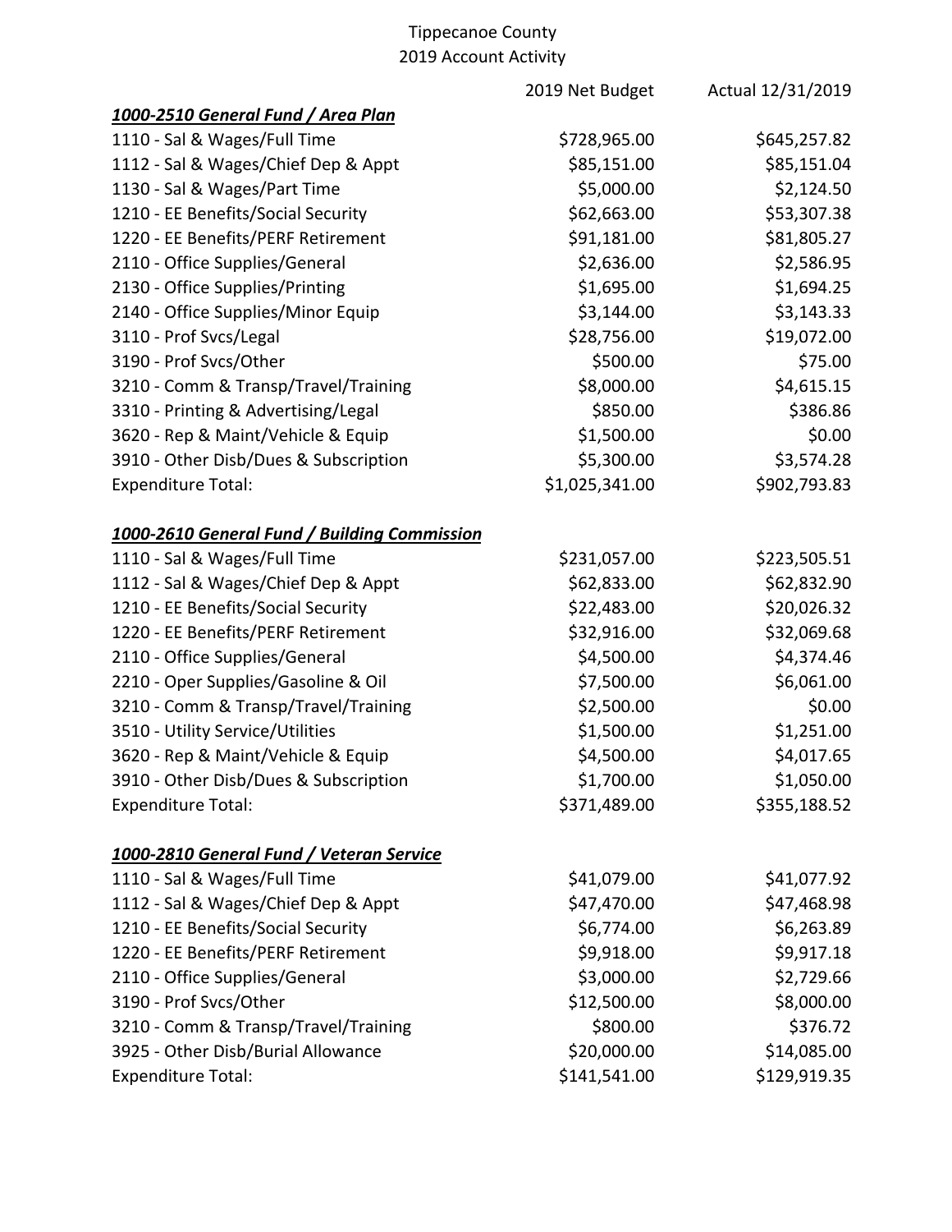# Tippecanoe County
## 2019 Account Activity

| | 2019 Net Budget | Actual 12/31/2019 |
|---|---|---|
| ***1000-2510 General Fund / Area Plan*** | | |
| 1110 - Sal & Wages/Full Time | $728,965.00 | $645,257.82 |
| 1112 - Sal & Wages/Chief Dep & Appt | $85,151.00 | $85,151.04 |
| 1130 - Sal & Wages/Part Time | $5,000.00 | $2,124.50 |
| 1210 - EE Benefits/Social Security | $62,663.00 | $53,307.38 |
| 1220 - EE Benefits/PERF Retirement | $91,181.00 | $81,805.27 |
| 2110 - Office Supplies/General | $2,636.00 | $2,586.95 |
| 2130 - Office Supplies/Printing | $1,695.00 | $1,694.25 |
| 2140 - Office Supplies/Minor Equip | $3,144.00 | $3,143.33 |
| 3110 - Prof Svcs/Legal | $28,756.00 | $19,072.00 |
| 3190 - Prof Svcs/Other | $500.00 | $75.00 |
| 3210 - Comm & Transp/Travel/Training | $8,000.00 | $4,615.15 |
| 3310 - Printing & Advertising/Legal | $850.00 | $386.86 |
| 3620 - Rep & Maint/Vehicle & Equip | $1,500.00 | $0.00 |
| 3910 - Other Disb/Dues & Subscription | $5,300.00 | $3,574.28 |
| Expenditure Total: | $1,025,341.00 | $902,793.83 |
| | | |
| ***1000-2610 General Fund / Building Commission*** | | |
| 1110 - Sal & Wages/Full Time | $231,057.00 | $223,505.51 |
| 1112 - Sal & Wages/Chief Dep & Appt | $62,833.00 | $62,832.90 |
| 1210 - EE Benefits/Social Security | $22,483.00 | $20,026.32 |
| 1220 - EE Benefits/PERF Retirement | $32,916.00 | $32,069.68 |
| 2110 - Office Supplies/General | $4,500.00 | $4,374.46 |
| 2210 - Oper Supplies/Gasoline & Oil | $7,500.00 | $6,061.00 |
| 3210 - Comm & Transp/Travel/Training | $2,500.00 | $0.00 |
| 3510 - Utility Service/Utilities | $1,500.00 | $1,251.00 |
| 3620 - Rep & Maint/Vehicle & Equip | $4,500.00 | $4,017.65 |
| 3910 - Other Disb/Dues & Subscription | $1,700.00 | $1,050.00 |
| Expenditure Total: | $371,489.00 | $355,188.52 |
| | | |
| ***1000-2810 General Fund / Veteran Service*** | | |
| 1110 - Sal & Wages/Full Time | $41,079.00 | $41,077.92 |
| 1112 - Sal & Wages/Chief Dep & Appt | $47,470.00 | $47,468.98 |
| 1210 - EE Benefits/Social Security | $6,774.00 | $6,263.89 |
| 1220 - EE Benefits/PERF Retirement | $9,918.00 | $9,917.18 |
| 2110 - Office Supplies/General | $3,000.00 | $2,729.66 |
| 3190 - Prof Svcs/Other | $12,500.00 | $8,000.00 |
| 3210 - Comm & Transp/Travel/Training | $800.00 | $376.72 |
| 3925 - Other Disb/Burial Allowance | $20,000.00 | $14,085.00 |
| Expenditure Total: | $141,541.00 | $129,919.35 |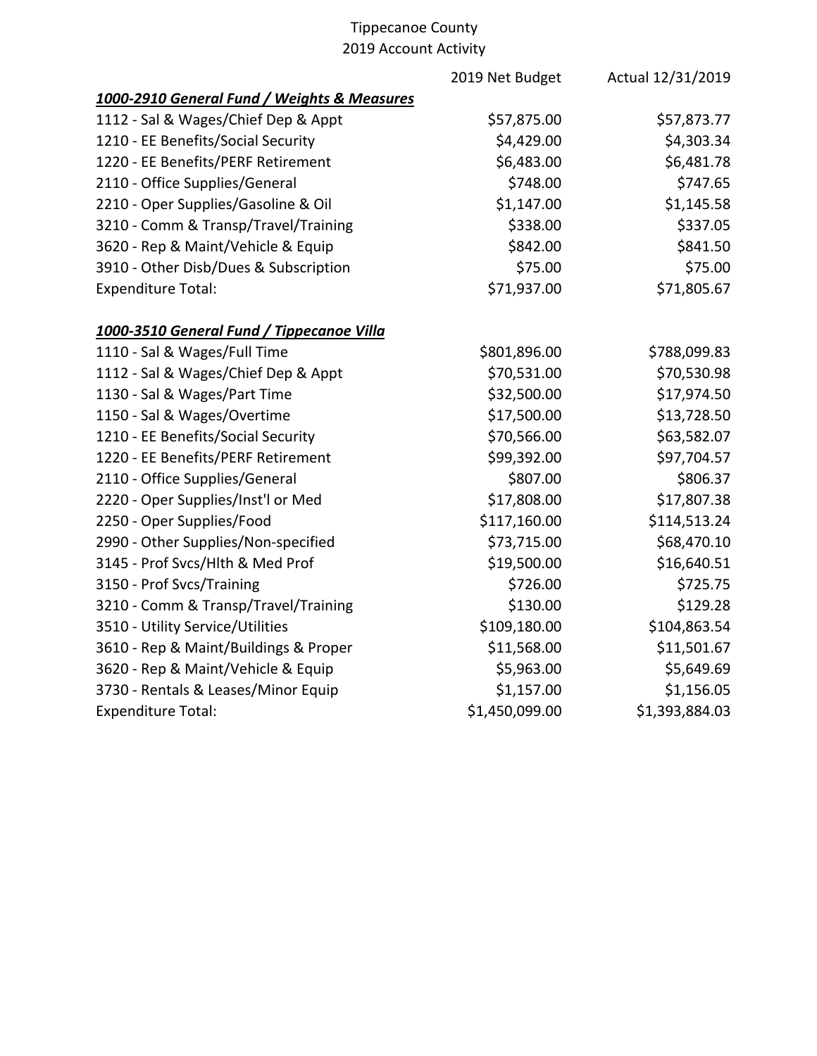Tippecanoe County
2019 Account Activity

| | 2019 Net Budget | Actual 12/31/2019 |
|---|---|---|
| ***1000-2910 General Fund / Weights & Measures*** | | |
| 1112 - Sal & Wages/Chief Dep & Appt | $57,875.00 | $57,873.77 |
| 1210 - EE Benefits/Social Security | $4,429.00 | $4,303.34 |
| 1220 - EE Benefits/PERF Retirement | $6,483.00 | $6,481.78 |
| 2110 - Office Supplies/General | $748.00 | $747.65 |
| 2210 - Oper Supplies/Gasoline & Oil | $1,147.00 | $1,145.58 |
| 3210 - Comm & Transp/Travel/Training | $338.00 | $337.05 |
| 3620 - Rep & Maint/Vehicle & Equip | $842.00 | $841.50 |
| 3910 - Other Disb/Dues & Subscription | $75.00 | $75.00 |
| Expenditure Total: | $71,937.00 | $71,805.67 |
| | | |
| ***1000-3510 General Fund / Tippecanoe Villa*** | | |
| 1110 - Sal & Wages/Full Time | $801,896.00 | $788,099.83 |
| 1112 - Sal & Wages/Chief Dep & Appt | $70,531.00 | $70,530.98 |
| 1130 - Sal & Wages/Part Time | $32,500.00 | $17,974.50 |
| 1150 - Sal & Wages/Overtime | $17,500.00 | $13,728.50 |
| 1210 - EE Benefits/Social Security | $70,566.00 | $63,582.07 |
| 1220 - EE Benefits/PERF Retirement | $99,392.00 | $97,704.57 |
| 2110 - Office Supplies/General | $807.00 | $806.37 |
| 2220 - Oper Supplies/Inst'l or Med | $17,808.00 | $17,807.38 |
| 2250 - Oper Supplies/Food | $117,160.00 | $114,513.24 |
| 2990 - Other Supplies/Non-specified | $73,715.00 | $68,470.10 |
| 3145 - Prof Svcs/Hlth & Med Prof | $19,500.00 | $16,640.51 |
| 3150 - Prof Svcs/Training | $726.00 | $725.75 |
| 3210 - Comm & Transp/Travel/Training | $130.00 | $129.28 |
| 3510 - Utility Service/Utilities | $109,180.00 | $104,863.54 |
| 3610 - Rep & Maint/Buildings & Proper | $11,568.00 | $11,501.67 |
| 3620 - Rep & Maint/Vehicle & Equip | $5,963.00 | $5,649.69 |
| 3730 - Rentals & Leases/Minor Equip | $1,157.00 | $1,156.05 |
| Expenditure Total: | $1,450,099.00 | $1,393,884.03 |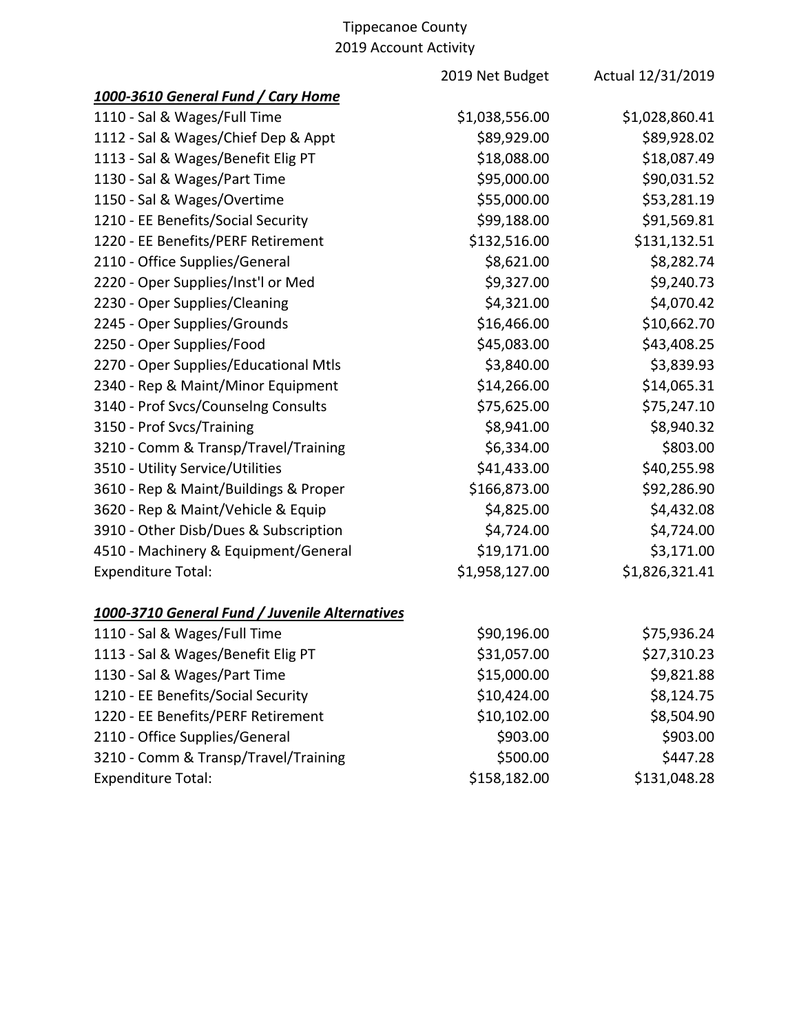Tippecanoe County
2019 Account Activity

| | 2019 Net Budget | Actual 12/31/2019 |
|---|---|---|
| ***1000-3610 General Fund / Cary Home*** | | |
| 1110 - Sal & Wages/Full Time | $1,038,556.00 | $1,028,860.41 |
| 1112 - Sal & Wages/Chief Dep & Appt | $89,929.00 | $89,928.02 |
| 1113 - Sal & Wages/Benefit Elig PT | $18,088.00 | $18,087.49 |
| 1130 - Sal & Wages/Part Time | $95,000.00 | $90,031.52 |
| 1150 - Sal & Wages/Overtime | $55,000.00 | $53,281.19 |
| 1210 - EE Benefits/Social Security | $99,188.00 | $91,569.81 |
| 1220 - EE Benefits/PERF Retirement | $132,516.00 | $131,132.51 |
| 2110 - Office Supplies/General | $8,621.00 | $8,282.74 |
| 2220 - Oper Supplies/Inst'l or Med | $9,327.00 | $9,240.73 |
| 2230 - Oper Supplies/Cleaning | $4,321.00 | $4,070.42 |
| 2245 - Oper Supplies/Grounds | $16,466.00 | $10,662.70 |
| 2250 - Oper Supplies/Food | $45,083.00 | $43,408.25 |
| 2270 - Oper Supplies/Educational Mtls | $3,840.00 | $3,839.93 |
| 2340 - Rep & Maint/Minor Equipment | $14,266.00 | $14,065.31 |
| 3140 - Prof Svcs/Counselng Consults | $75,625.00 | $75,247.10 |
| 3150 - Prof Svcs/Training | $8,941.00 | $8,940.32 |
| 3210 - Comm & Transp/Travel/Training | $6,334.00 | $803.00 |
| 3510 - Utility Service/Utilities | $41,433.00 | $40,255.98 |
| 3610 - Rep & Maint/Buildings & Proper | $166,873.00 | $92,286.90 |
| 3620 - Rep & Maint/Vehicle & Equip | $4,825.00 | $4,432.08 |
| 3910 - Other Disb/Dues & Subscription | $4,724.00 | $4,724.00 |
| 4510 - Machinery & Equipment/General | $19,171.00 | $3,171.00 |
| Expenditure Total: | $1,958,127.00 | $1,826,321.41 |
| | | |
| ***1000-3710 General Fund / Juvenile Alternatives*** | | |
| 1110 - Sal & Wages/Full Time | $90,196.00 | $75,936.24 |
| 1113 - Sal & Wages/Benefit Elig PT | $31,057.00 | $27,310.23 |
| 1130 - Sal & Wages/Part Time | $15,000.00 | $9,821.88 |
| 1210 - EE Benefits/Social Security | $10,424.00 | $8,124.75 |
| 1220 - EE Benefits/PERF Retirement | $10,102.00 | $8,504.90 |
| 2110 - Office Supplies/General | $903.00 | $903.00 |
| 3210 - Comm & Transp/Travel/Training | $500.00 | $447.28 |
| Expenditure Total: | $158,182.00 | $131,048.28 |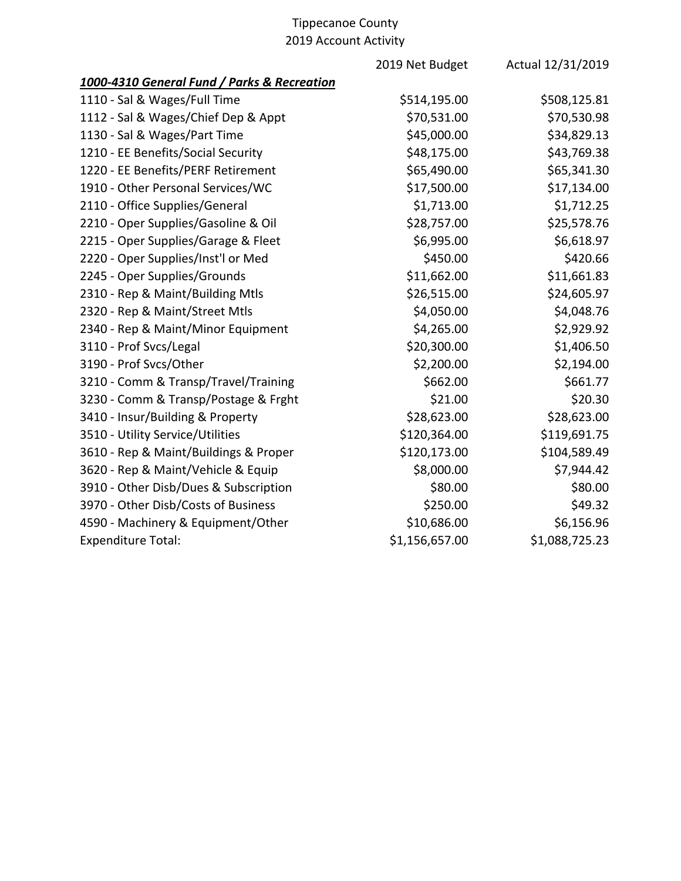Tippecanoe County
2019 Account Activity

| | 2019 Net Budget | Actual 12/31/2019 |
|---|---|---|
| ***1000-4310 General Fund / Parks & Recreation*** | | |
| 1110 - Sal & Wages/Full Time | $514,195.00 | $508,125.81 |
| 1112 - Sal & Wages/Chief Dep & Appt | $70,531.00 | $70,530.98 |
| 1130 - Sal & Wages/Part Time | $45,000.00 | $34,829.13 |
| 1210 - EE Benefits/Social Security | $48,175.00 | $43,769.38 |
| 1220 - EE Benefits/PERF Retirement | $65,490.00 | $65,341.30 |
| 1910 - Other Personal Services/WC | $17,500.00 | $17,134.00 |
| 2110 - Office Supplies/General | $1,713.00 | $1,712.25 |
| 2210 - Oper Supplies/Gasoline & Oil | $28,757.00 | $25,578.76 |
| 2215 - Oper Supplies/Garage & Fleet | $6,995.00 | $6,618.97 |
| 2220 - Oper Supplies/Inst'l or Med | $450.00 | $420.66 |
| 2245 - Oper Supplies/Grounds | $11,662.00 | $11,661.83 |
| 2310 - Rep & Maint/Building Mtls | $26,515.00 | $24,605.97 |
| 2320 - Rep & Maint/Street Mtls | $4,050.00 | $4,048.76 |
| 2340 - Rep & Maint/Minor Equipment | $4,265.00 | $2,929.92 |
| 3110 - Prof Svcs/Legal | $20,300.00 | $1,406.50 |
| 3190 - Prof Svcs/Other | $2,200.00 | $2,194.00 |
| 3210 - Comm & Transp/Travel/Training | $662.00 | $661.77 |
| 3230 - Comm & Transp/Postage & Frght | $21.00 | $20.30 |
| 3410 - Insur/Building & Property | $28,623.00 | $28,623.00 |
| 3510 - Utility Service/Utilities | $120,364.00 | $119,691.75 |
| 3610 - Rep & Maint/Buildings & Proper | $120,173.00 | $104,589.49 |
| 3620 - Rep & Maint/Vehicle & Equip | $8,000.00 | $7,944.42 |
| 3910 - Other Disb/Dues & Subscription | $80.00 | $80.00 |
| 3970 - Other Disb/Costs of Business | $250.00 | $49.32 |
| 4590 - Machinery & Equipment/Other | $10,686.00 | $6,156.96 |
| Expenditure Total: | $1,156,657.00 | $1,088,725.23 |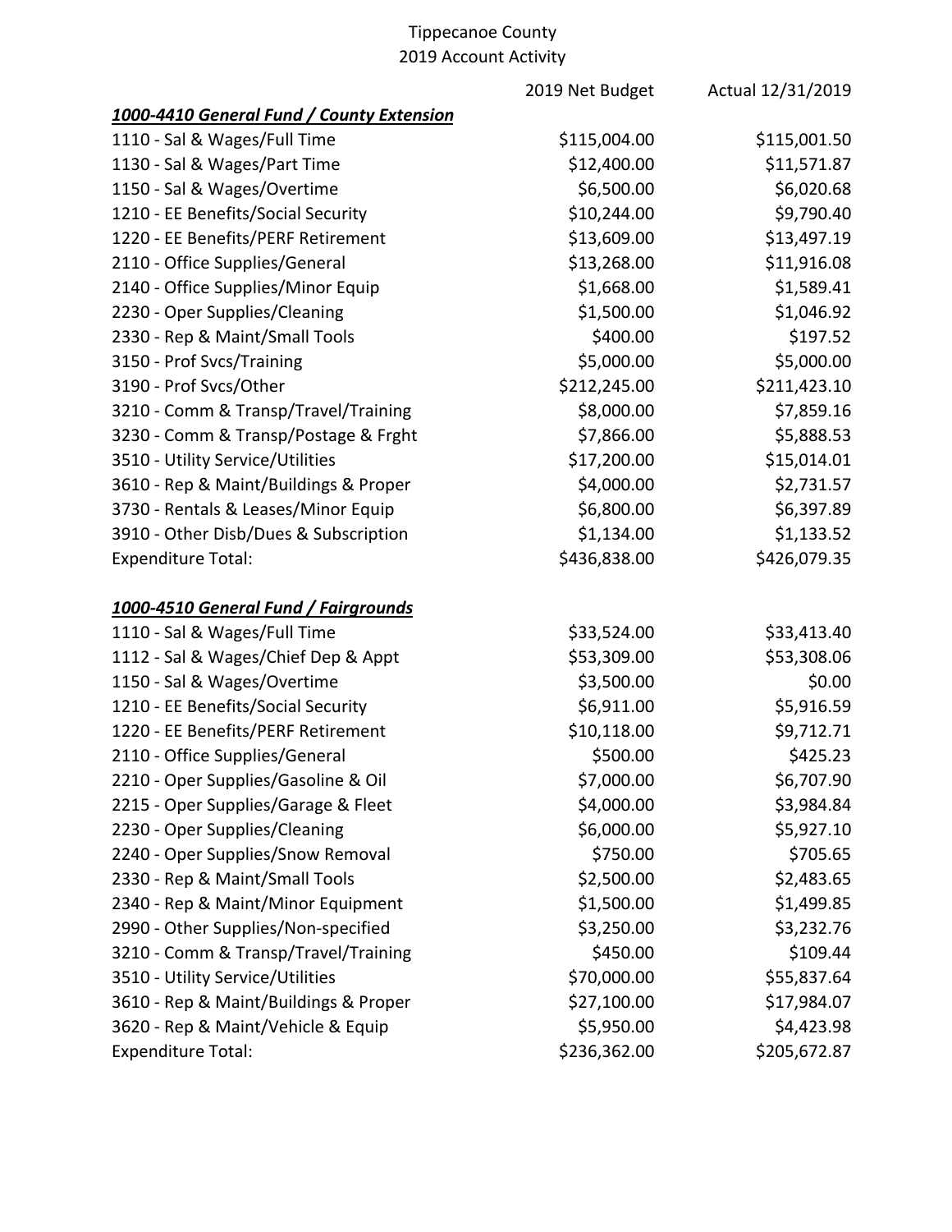Tippecanoe County
2019 Account Activity

| | 2019 Net Budget | Actual 12/31/2019 |
|---|---|---|
| ***1000-4410 General Fund / County Extension*** | | |
| 1110 - Sal & Wages/Full Time | $115,004.00 | $115,001.50 |
| 1130 - Sal & Wages/Part Time | $12,400.00 | $11,571.87 |
| 1150 - Sal & Wages/Overtime | $6,500.00 | $6,020.68 |
| 1210 - EE Benefits/Social Security | $10,244.00 | $9,790.40 |
| 1220 - EE Benefits/PERF Retirement | $13,609.00 | $13,497.19 |
| 2110 - Office Supplies/General | $13,268.00 | $11,916.08 |
| 2140 - Office Supplies/Minor Equip | $1,668.00 | $1,589.41 |
| 2230 - Oper Supplies/Cleaning | $1,500.00 | $1,046.92 |
| 2330 - Rep & Maint/Small Tools | $400.00 | $197.52 |
| 3150 - Prof Svcs/Training | $5,000.00 | $5,000.00 |
| 3190 - Prof Svcs/Other | $212,245.00 | $211,423.10 |
| 3210 - Comm & Transp/Travel/Training | $8,000.00 | $7,859.16 |
| 3230 - Comm & Transp/Postage & Frght | $7,866.00 | $5,888.53 |
| 3510 - Utility Service/Utilities | $17,200.00 | $15,014.01 |
| 3610 - Rep & Maint/Buildings & Proper | $4,000.00 | $2,731.57 |
| 3730 - Rentals & Leases/Minor Equip | $6,800.00 | $6,397.89 |
| 3910 - Other Disb/Dues & Subscription | $1,134.00 | $1,133.52 |
| Expenditure Total: | $436,838.00 | $426,079.35 |
| | | |
| ***1000-4510 General Fund / Fairgrounds*** | | |
| 1110 - Sal & Wages/Full Time | $33,524.00 | $33,413.40 |
| 1112 - Sal & Wages/Chief Dep & Appt | $53,309.00 | $53,308.06 |
| 1150 - Sal & Wages/Overtime | $3,500.00 | $0.00 |
| 1210 - EE Benefits/Social Security | $6,911.00 | $5,916.59 |
| 1220 - EE Benefits/PERF Retirement | $10,118.00 | $9,712.71 |
| 2110 - Office Supplies/General | $500.00 | $425.23 |
| 2210 - Oper Supplies/Gasoline & Oil | $7,000.00 | $6,707.90 |
| 2215 - Oper Supplies/Garage & Fleet | $4,000.00 | $3,984.84 |
| 2230 - Oper Supplies/Cleaning | $6,000.00 | $5,927.10 |
| 2240 - Oper Supplies/Snow Removal | $750.00 | $705.65 |
| 2330 - Rep & Maint/Small Tools | $2,500.00 | $2,483.65 |
| 2340 - Rep & Maint/Minor Equipment | $1,500.00 | $1,499.85 |
| 2990 - Other Supplies/Non-specified | $3,250.00 | $3,232.76 |
| 3210 - Comm & Transp/Travel/Training | $450.00 | $109.44 |
| 3510 - Utility Service/Utilities | $70,000.00 | $55,837.64 |
| 3610 - Rep & Maint/Buildings & Proper | $27,100.00 | $17,984.07 |
| 3620 - Rep & Maint/Vehicle & Equip | $5,950.00 | $4,423.98 |
| Expenditure Total: | $236,362.00 | $205,672.87 |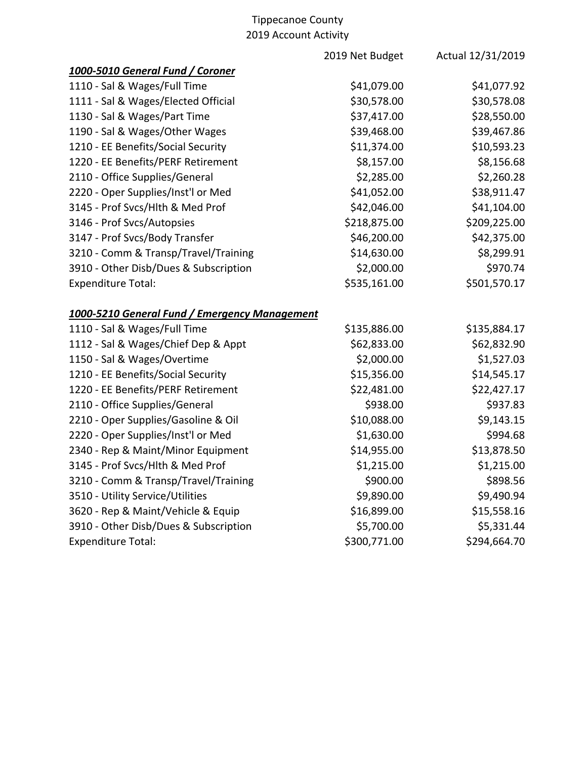# Tippecanoe County
## 2019 Account Activity

| | 2019 Net Budget | Actual 12/31/2019 |
|---|---|---|
| ***1000-5010 General Fund / Coroner*** | | |
| 1110 - Sal & Wages/Full Time | $41,079.00 | $41,077.92 |
| 1111 - Sal & Wages/Elected Official | $30,578.00 | $30,578.08 |
| 1130 - Sal & Wages/Part Time | $37,417.00 | $28,550.00 |
| 1190 - Sal & Wages/Other Wages | $39,468.00 | $39,467.86 |
| 1210 - EE Benefits/Social Security | $11,374.00 | $10,593.23 |
| 1220 - EE Benefits/PERF Retirement | $8,157.00 | $8,156.68 |
| 2110 - Office Supplies/General | $2,285.00 | $2,260.28 |
| 2220 - Oper Supplies/Inst'l or Med | $41,052.00 | $38,911.47 |
| 3145 - Prof Svcs/Hlth & Med Prof | $42,046.00 | $41,104.00 |
| 3146 - Prof Svcs/Autopsies | $218,875.00 | $209,225.00 |
| 3147 - Prof Svcs/Body Transfer | $46,200.00 | $42,375.00 |
| 3210 - Comm & Transp/Travel/Training | $14,630.00 | $8,299.91 |
| 3910 - Other Disb/Dues & Subscription | $2,000.00 | $970.74 |
| Expenditure Total: | $535,161.00 | $501,570.17 |
| | | |
| ***1000-5210 General Fund / Emergency Management*** | | |
| 1110 - Sal & Wages/Full Time | $135,886.00 | $135,884.17 |
| 1112 - Sal & Wages/Chief Dep & Appt | $62,833.00 | $62,832.90 |
| 1150 - Sal & Wages/Overtime | $2,000.00 | $1,527.03 |
| 1210 - EE Benefits/Social Security | $15,356.00 | $14,545.17 |
| 1220 - EE Benefits/PERF Retirement | $22,481.00 | $22,427.17 |
| 2110 - Office Supplies/General | $938.00 | $937.83 |
| 2210 - Oper Supplies/Gasoline & Oil | $10,088.00 | $9,143.15 |
| 2220 - Oper Supplies/Inst'l or Med | $1,630.00 | $994.68 |
| 2340 - Rep & Maint/Minor Equipment | $14,955.00 | $13,878.50 |
| 3145 - Prof Svcs/Hlth & Med Prof | $1,215.00 | $1,215.00 |
| 3210 - Comm & Transp/Travel/Training | $900.00 | $898.56 |
| 3510 - Utility Service/Utilities | $9,890.00 | $9,490.94 |
| 3620 - Rep & Maint/Vehicle & Equip | $16,899.00 | $15,558.16 |
| 3910 - Other Disb/Dues & Subscription | $5,700.00 | $5,331.44 |
| Expenditure Total: | $300,771.00 | $294,664.70 |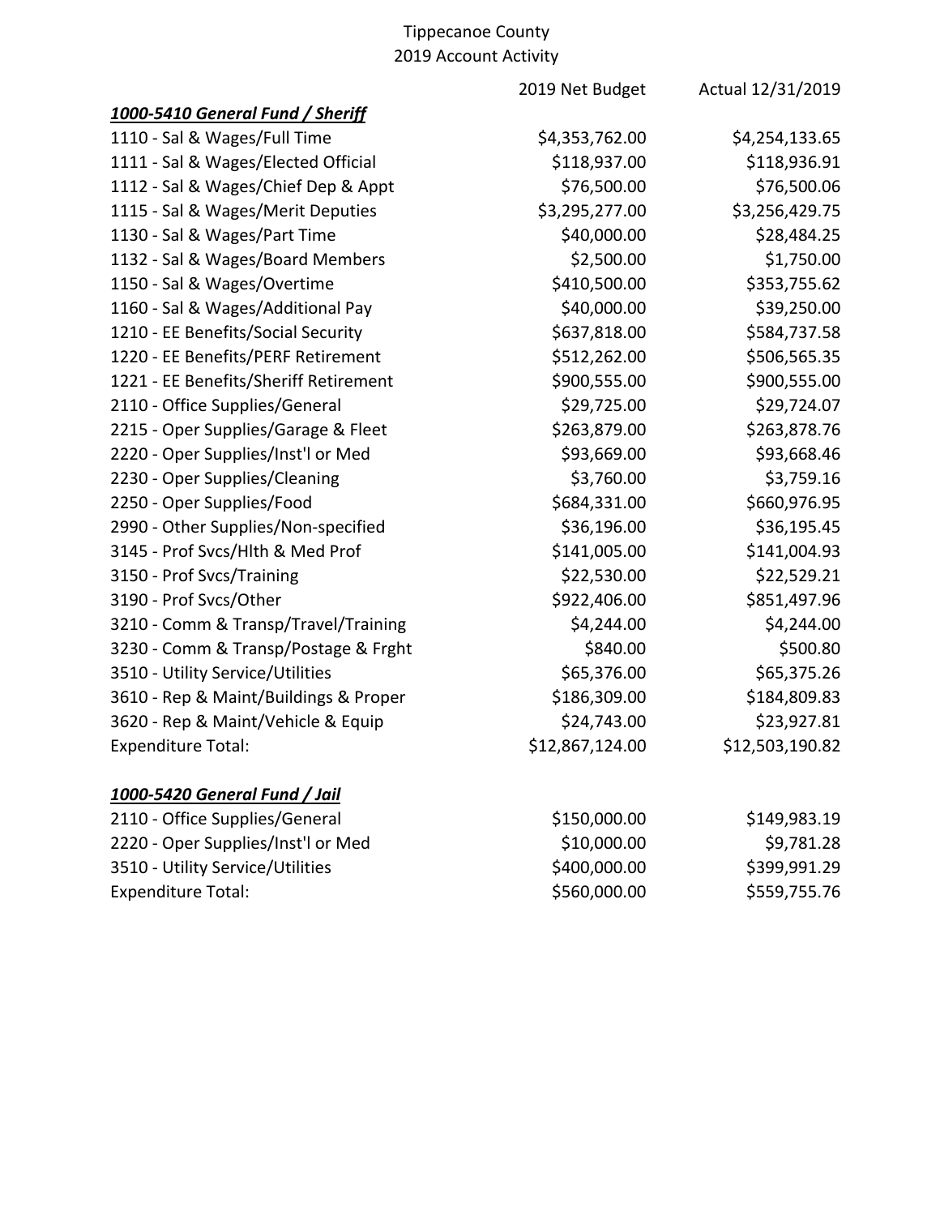# Tippecanoe County
## 2019 Account Activity

| | 2019 Net Budget | Actual 12/31/2019 |
|---|---|---|
| ***1000-5410 General Fund / Sheriff*** | | |
| 1110 - Sal & Wages/Full Time | $4,353,762.00 | $4,254,133.65 |
| 1111 - Sal & Wages/Elected Official | $118,937.00 | $118,936.91 |
| 1112 - Sal & Wages/Chief Dep & Appt | $76,500.00 | $76,500.06 |
| 1115 - Sal & Wages/Merit Deputies | $3,295,277.00 | $3,256,429.75 |
| 1130 - Sal & Wages/Part Time | $40,000.00 | $28,484.25 |
| 1132 - Sal & Wages/Board Members | $2,500.00 | $1,750.00 |
| 1150 - Sal & Wages/Overtime | $410,500.00 | $353,755.62 |
| 1160 - Sal & Wages/Additional Pay | $40,000.00 | $39,250.00 |
| 1210 - EE Benefits/Social Security | $637,818.00 | $584,737.58 |
| 1220 - EE Benefits/PERF Retirement | $512,262.00 | $506,565.35 |
| 1221 - EE Benefits/Sheriff Retirement | $900,555.00 | $900,555.00 |
| 2110 - Office Supplies/General | $29,725.00 | $29,724.07 |
| 2215 - Oper Supplies/Garage & Fleet | $263,879.00 | $263,878.76 |
| 2220 - Oper Supplies/Inst'l or Med | $93,669.00 | $93,668.46 |
| 2230 - Oper Supplies/Cleaning | $3,760.00 | $3,759.16 |
| 2250 - Oper Supplies/Food | $684,331.00 | $660,976.95 |
| 2990 - Other Supplies/Non-specified | $36,196.00 | $36,195.45 |
| 3145 - Prof Svcs/Hlth & Med Prof | $141,005.00 | $141,004.93 |
| 3150 - Prof Svcs/Training | $22,530.00 | $22,529.21 |
| 3190 - Prof Svcs/Other | $922,406.00 | $851,497.96 |
| 3210 - Comm & Transp/Travel/Training | $4,244.00 | $4,244.00 |
| 3230 - Comm & Transp/Postage & Frght | $840.00 | $500.80 |
| 3510 - Utility Service/Utilities | $65,376.00 | $65,375.26 |
| 3610 - Rep & Maint/Buildings & Proper | $186,309.00 | $184,809.83 |
| 3620 - Rep & Maint/Vehicle & Equip | $24,743.00 | $23,927.81 |
| Expenditure Total: | $12,867,124.00 | $12,503,190.82 |
| | | |
| ***1000-5420 General Fund / Jail*** | | |
| 2110 - Office Supplies/General | $150,000.00 | $149,983.19 |
| 2220 - Oper Supplies/Inst'l or Med | $10,000.00 | $9,781.28 |
| 3510 - Utility Service/Utilities | $400,000.00 | $399,991.29 |
| Expenditure Total: | $560,000.00 | $559,755.76 |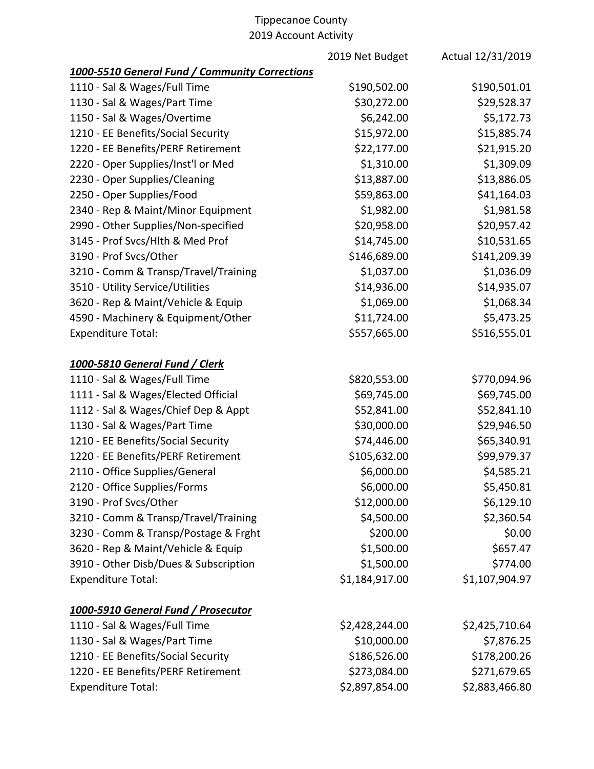Tippecanoe County
2019 Account Activity

| | 2019 Net Budget | Actual 12/31/2019 |
|---|---|---|
| ***1000-5510 General Fund / Community Corrections*** | | |
| 1110 - Sal & Wages/Full Time | $190,502.00 | $190,501.01 |
| 1130 - Sal & Wages/Part Time | $30,272.00 | $29,528.37 |
| 1150 - Sal & Wages/Overtime | $6,242.00 | $5,172.73 |
| 1210 - EE Benefits/Social Security | $15,972.00 | $15,885.74 |
| 1220 - EE Benefits/PERF Retirement | $22,177.00 | $21,915.20 |
| 2220 - Oper Supplies/Inst'l or Med | $1,310.00 | $1,309.09 |
| 2230 - Oper Supplies/Cleaning | $13,887.00 | $13,886.05 |
| 2250 - Oper Supplies/Food | $59,863.00 | $41,164.03 |
| 2340 - Rep & Maint/Minor Equipment | $1,982.00 | $1,981.58 |
| 2990 - Other Supplies/Non-specified | $20,958.00 | $20,957.42 |
| 3145 - Prof Svcs/Hlth & Med Prof | $14,745.00 | $10,531.65 |
| 3190 - Prof Svcs/Other | $146,689.00 | $141,209.39 |
| 3210 - Comm & Transp/Travel/Training | $1,037.00 | $1,036.09 |
| 3510 - Utility Service/Utilities | $14,936.00 | $14,935.07 |
| 3620 - Rep & Maint/Vehicle & Equip | $1,069.00 | $1,068.34 |
| 4590 - Machinery & Equipment/Other | $11,724.00 | $5,473.25 |
| Expenditure Total: | $557,665.00 | $516,555.01 |
| | | |
| ***1000-5810 General Fund / Clerk*** | | |
| 1110 - Sal & Wages/Full Time | $820,553.00 | $770,094.96 |
| 1111 - Sal & Wages/Elected Official | $69,745.00 | $69,745.00 |
| 1112 - Sal & Wages/Chief Dep & Appt | $52,841.00 | $52,841.10 |
| 1130 - Sal & Wages/Part Time | $30,000.00 | $29,946.50 |
| 1210 - EE Benefits/Social Security | $74,446.00 | $65,340.91 |
| 1220 - EE Benefits/PERF Retirement | $105,632.00 | $99,979.37 |
| 2110 - Office Supplies/General | $6,000.00 | $4,585.21 |
| 2120 - Office Supplies/Forms | $6,000.00 | $5,450.81 |
| 3190 - Prof Svcs/Other | $12,000.00 | $6,129.10 |
| 3210 - Comm & Transp/Travel/Training | $4,500.00 | $2,360.54 |
| 3230 - Comm & Transp/Postage & Frght | $200.00 | $0.00 |
| 3620 - Rep & Maint/Vehicle & Equip | $1,500.00 | $657.47 |
| 3910 - Other Disb/Dues & Subscription | $1,500.00 | $774.00 |
| Expenditure Total: | $1,184,917.00 | $1,107,904.97 |
| | | |
| ***1000-5910 General Fund / Prosecutor*** | | |
| 1110 - Sal & Wages/Full Time | $2,428,244.00 | $2,425,710.64 |
| 1130 - Sal & Wages/Part Time | $10,000.00 | $7,876.25 |
| 1210 - EE Benefits/Social Security | $186,526.00 | $178,200.26 |
| 1220 - EE Benefits/PERF Retirement | $273,084.00 | $271,679.65 |
| Expenditure Total: | $2,897,854.00 | $2,883,466.80 |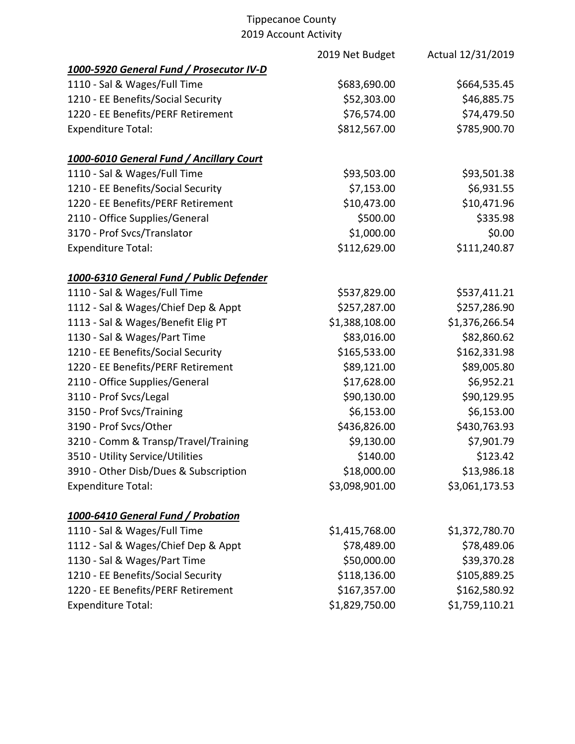# Tippecanoe County

## 2019 Account Activity

| | 2019 Net Budget | Actual 12/31/2019 |
|---|---|---|
| ***1000-5920 General Fund / Prosecutor IV-D*** | | |
| 1110 - Sal & Wages/Full Time | $683,690.00 | $664,535.45 |
| 1210 - EE Benefits/Social Security | $52,303.00 | $46,885.75 |
| 1220 - EE Benefits/PERF Retirement | $76,574.00 | $74,479.50 |
| Expenditure Total: | $812,567.00 | $785,900.70 |
| | | |
| ***1000-6010 General Fund / Ancillary Court*** | | |
| 1110 - Sal & Wages/Full Time | $93,503.00 | $93,501.38 |
| 1210 - EE Benefits/Social Security | $7,153.00 | $6,931.55 |
| 1220 - EE Benefits/PERF Retirement | $10,473.00 | $10,471.96 |
| 2110 - Office Supplies/General | $500.00 | $335.98 |
| 3170 - Prof Svcs/Translator | $1,000.00 | $0.00 |
| Expenditure Total: | $112,629.00 | $111,240.87 |
| | | |
| ***1000-6310 General Fund / Public Defender*** | | |
| 1110 - Sal & Wages/Full Time | $537,829.00 | $537,411.21 |
| 1112 - Sal & Wages/Chief Dep & Appt | $257,287.00 | $257,286.90 |
| 1113 - Sal & Wages/Benefit Elig PT | $1,388,108.00 | $1,376,266.54 |
| 1130 - Sal & Wages/Part Time | $83,016.00 | $82,860.62 |
| 1210 - EE Benefits/Social Security | $165,533.00 | $162,331.98 |
| 1220 - EE Benefits/PERF Retirement | $89,121.00 | $89,005.80 |
| 2110 - Office Supplies/General | $17,628.00 | $6,952.21 |
| 3110 - Prof Svcs/Legal | $90,130.00 | $90,129.95 |
| 3150 - Prof Svcs/Training | $6,153.00 | $6,153.00 |
| 3190 - Prof Svcs/Other | $436,826.00 | $430,763.93 |
| 3210 - Comm & Transp/Travel/Training | $9,130.00 | $7,901.79 |
| 3510 - Utility Service/Utilities | $140.00 | $123.42 |
| 3910 - Other Disb/Dues & Subscription | $18,000.00 | $13,986.18 |
| Expenditure Total: | $3,098,901.00 | $3,061,173.53 |
| | | |
| ***1000-6410 General Fund / Probation*** | | |
| 1110 - Sal & Wages/Full Time | $1,415,768.00 | $1,372,780.70 |
| 1112 - Sal & Wages/Chief Dep & Appt | $78,489.00 | $78,489.06 |
| 1130 - Sal & Wages/Part Time | $50,000.00 | $39,370.28 |
| 1210 - EE Benefits/Social Security | $118,136.00 | $105,889.25 |
| 1220 - EE Benefits/PERF Retirement | $167,357.00 | $162,580.92 |
| Expenditure Total: | $1,829,750.00 | $1,759,110.21 |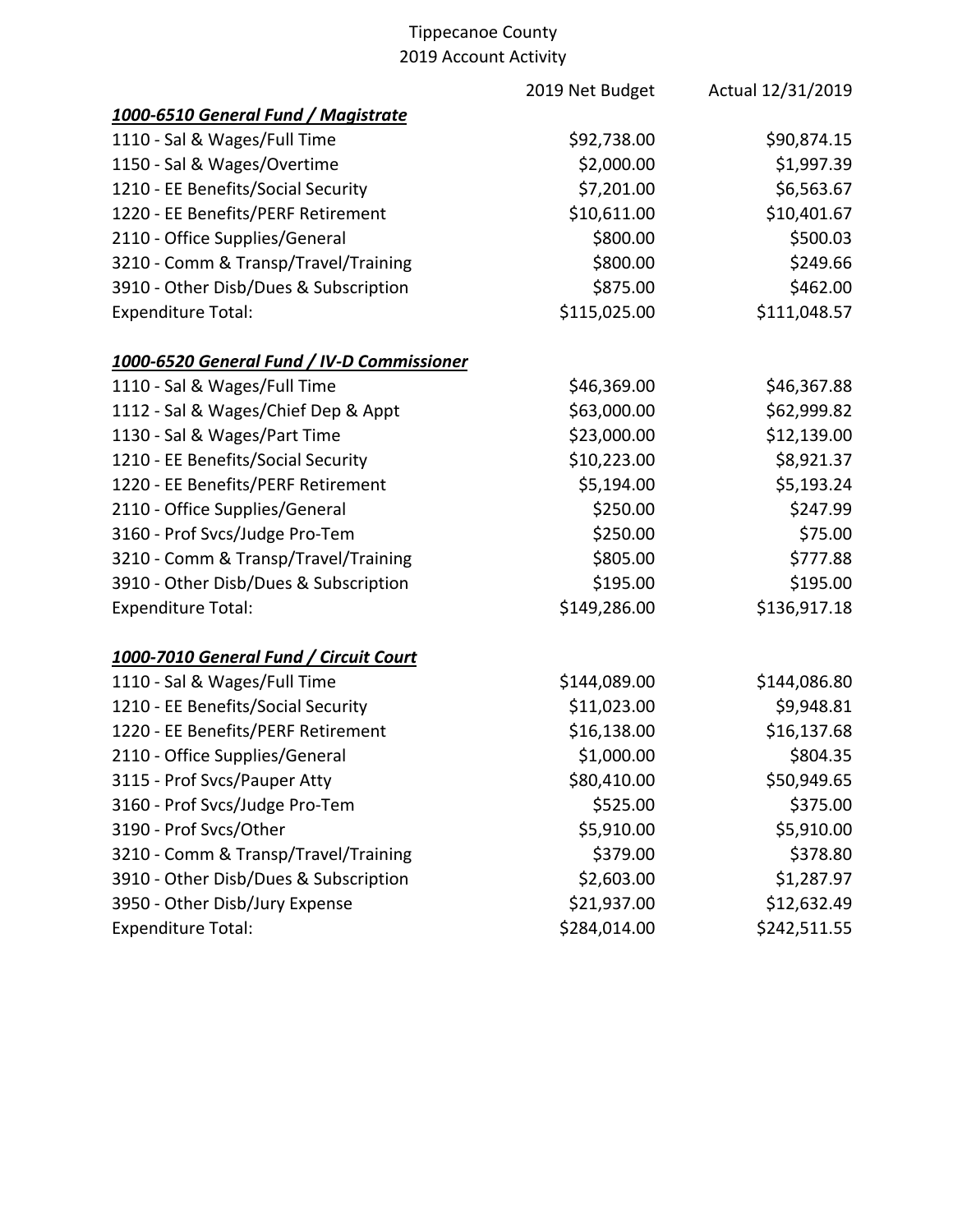# Tippecanoe County
## 2019 Account Activity

| | 2019 Net Budget | Actual 12/31/2019 |
|---|---|---|
| ***1000-6510 General Fund / Magistrate*** | | |
| 1110 - Sal & Wages/Full Time | $92,738.00 | $90,874.15 |
| 1150 - Sal & Wages/Overtime | $2,000.00 | $1,997.39 |
| 1210 - EE Benefits/Social Security | $7,201.00 | $6,563.67 |
| 1220 - EE Benefits/PERF Retirement | $10,611.00 | $10,401.67 |
| 2110 - Office Supplies/General | $800.00 | $500.03 |
| 3210 - Comm & Transp/Travel/Training | $800.00 | $249.66 |
| 3910 - Other Disb/Dues & Subscription | $875.00 | $462.00 |
| Expenditure Total: | $115,025.00 | $111,048.57 |
| | | |
| ***1000-6520 General Fund / IV-D Commissioner*** | | |
| 1110 - Sal & Wages/Full Time | $46,369.00 | $46,367.88 |
| 1112 - Sal & Wages/Chief Dep & Appt | $63,000.00 | $62,999.82 |
| 1130 - Sal & Wages/Part Time | $23,000.00 | $12,139.00 |
| 1210 - EE Benefits/Social Security | $10,223.00 | $8,921.37 |
| 1220 - EE Benefits/PERF Retirement | $5,194.00 | $5,193.24 |
| 2110 - Office Supplies/General | $250.00 | $247.99 |
| 3160 - Prof Svcs/Judge Pro-Tem | $250.00 | $75.00 |
| 3210 - Comm & Transp/Travel/Training | $805.00 | $777.88 |
| 3910 - Other Disb/Dues & Subscription | $195.00 | $195.00 |
| Expenditure Total: | $149,286.00 | $136,917.18 |
| | | |
| ***1000-7010 General Fund / Circuit Court*** | | |
| 1110 - Sal & Wages/Full Time | $144,089.00 | $144,086.80 |
| 1210 - EE Benefits/Social Security | $11,023.00 | $9,948.81 |
| 1220 - EE Benefits/PERF Retirement | $16,138.00 | $16,137.68 |
| 2110 - Office Supplies/General | $1,000.00 | $804.35 |
| 3115 - Prof Svcs/Pauper Atty | $80,410.00 | $50,949.65 |
| 3160 - Prof Svcs/Judge Pro-Tem | $525.00 | $375.00 |
| 3190 - Prof Svcs/Other | $5,910.00 | $5,910.00 |
| 3210 - Comm & Transp/Travel/Training | $379.00 | $378.80 |
| 3910 - Other Disb/Dues & Subscription | $2,603.00 | $1,287.97 |
| 3950 - Other Disb/Jury Expense | $21,937.00 | $12,632.49 |
| Expenditure Total: | $284,014.00 | $242,511.55 |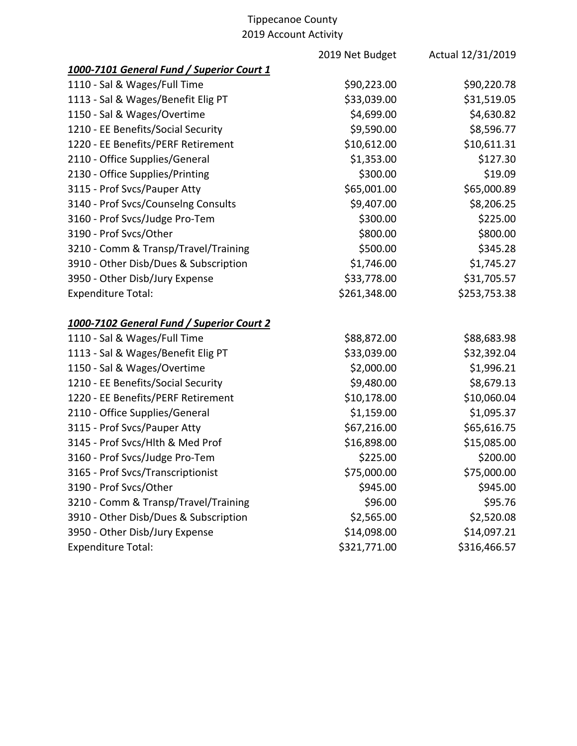Tippecanoe County
2019 Account Activity

| | 2019 Net Budget | Actual 12/31/2019 |
|---|---|---|
| ***1000-7101 General Fund / Superior Court 1*** | | |
| 1110 - Sal & Wages/Full Time | $90,223.00 | $90,220.78 |
| 1113 - Sal & Wages/Benefit Elig PT | $33,039.00 | $31,519.05 |
| 1150 - Sal & Wages/Overtime | $4,699.00 | $4,630.82 |
| 1210 - EE Benefits/Social Security | $9,590.00 | $8,596.77 |
| 1220 - EE Benefits/PERF Retirement | $10,612.00 | $10,611.31 |
| 2110 - Office Supplies/General | $1,353.00 | $127.30 |
| 2130 - Office Supplies/Printing | $300.00 | $19.09 |
| 3115 - Prof Svcs/Pauper Atty | $65,001.00 | $65,000.89 |
| 3140 - Prof Svcs/Counselng Consults | $9,407.00 | $8,206.25 |
| 3160 - Prof Svcs/Judge Pro-Tem | $300.00 | $225.00 |
| 3190 - Prof Svcs/Other | $800.00 | $800.00 |
| 3210 - Comm & Transp/Travel/Training | $500.00 | $345.28 |
| 3910 - Other Disb/Dues & Subscription | $1,746.00 | $1,745.27 |
| 3950 - Other Disb/Jury Expense | $33,778.00 | $31,705.57 |
| Expenditure Total: | $261,348.00 | $253,753.38 |
| | | |
| ***1000-7102 General Fund / Superior Court 2*** | | |
| 1110 - Sal & Wages/Full Time | $88,872.00 | $88,683.98 |
| 1113 - Sal & Wages/Benefit Elig PT | $33,039.00 | $32,392.04 |
| 1150 - Sal & Wages/Overtime | $2,000.00 | $1,996.21 |
| 1210 - EE Benefits/Social Security | $9,480.00 | $8,679.13 |
| 1220 - EE Benefits/PERF Retirement | $10,178.00 | $10,060.04 |
| 2110 - Office Supplies/General | $1,159.00 | $1,095.37 |
| 3115 - Prof Svcs/Pauper Atty | $67,216.00 | $65,616.75 |
| 3145 - Prof Svcs/Hlth & Med Prof | $16,898.00 | $15,085.00 |
| 3160 - Prof Svcs/Judge Pro-Tem | $225.00 | $200.00 |
| 3165 - Prof Svcs/Transcriptionist | $75,000.00 | $75,000.00 |
| 3190 - Prof Svcs/Other | $945.00 | $945.00 |
| 3210 - Comm & Transp/Travel/Training | $96.00 | $95.76 |
| 3910 - Other Disb/Dues & Subscription | $2,565.00 | $2,520.08 |
| 3950 - Other Disb/Jury Expense | $14,098.00 | $14,097.21 |
| Expenditure Total: | $321,771.00 | $316,466.57 |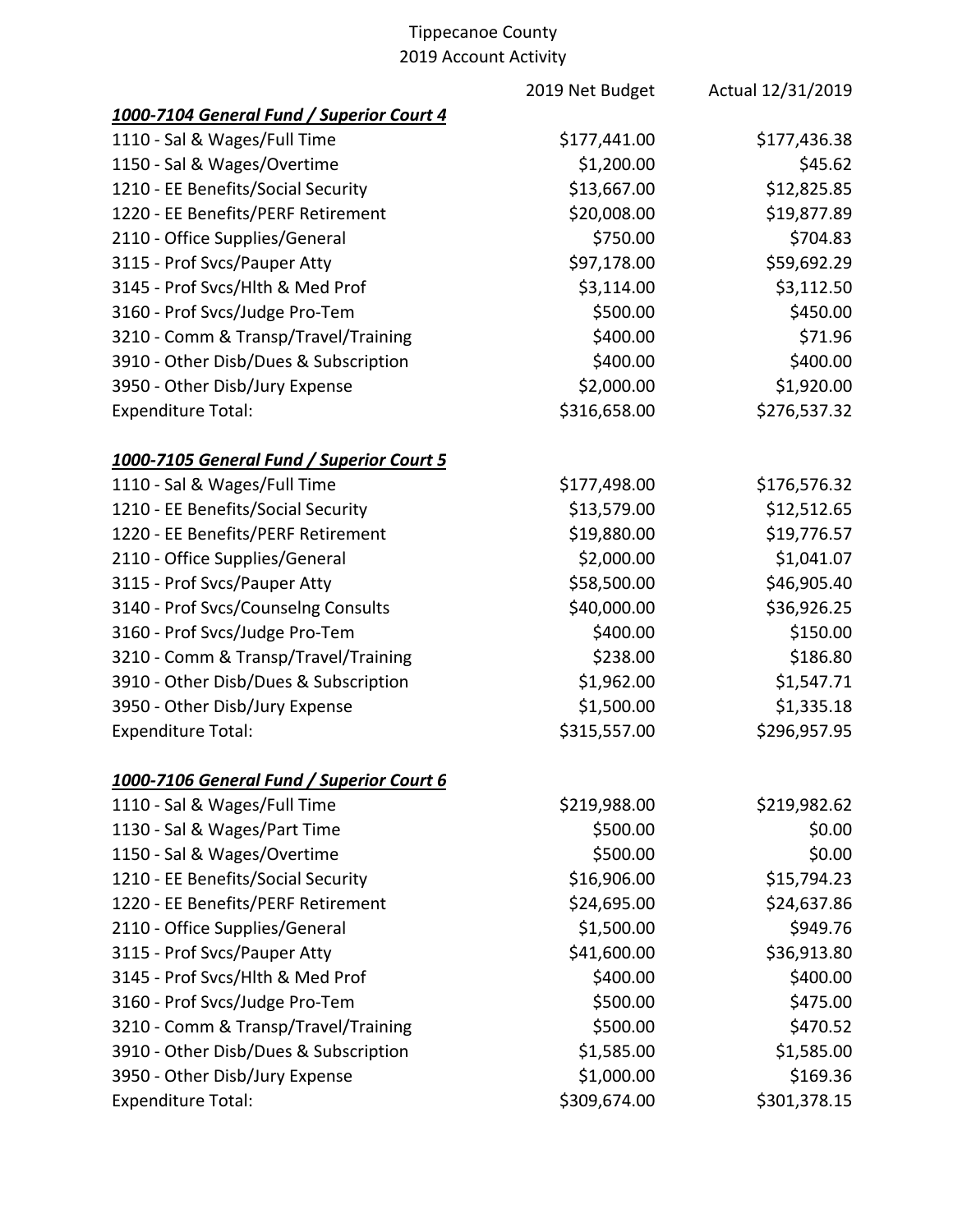# Tippecanoe County
## 2019 Account Activity

| | 2019 Net Budget | Actual 12/31/2019 |
|---|---|---|
| ***1000-7104 General Fund / Superior Court 4*** | | |
| 1110 - Sal & Wages/Full Time | $177,441.00 | $177,436.38 |
| 1150 - Sal & Wages/Overtime | $1,200.00 | $45.62 |
| 1210 - EE Benefits/Social Security | $13,667.00 | $12,825.85 |
| 1220 - EE Benefits/PERF Retirement | $20,008.00 | $19,877.89 |
| 2110 - Office Supplies/General | $750.00 | $704.83 |
| 3115 - Prof Svcs/Pauper Atty | $97,178.00 | $59,692.29 |
| 3145 - Prof Svcs/Hlth & Med Prof | $3,114.00 | $3,112.50 |
| 3160 - Prof Svcs/Judge Pro-Tem | $500.00 | $450.00 |
| 3210 - Comm & Transp/Travel/Training | $400.00 | $71.96 |
| 3910 - Other Disb/Dues & Subscription | $400.00 | $400.00 |
| 3950 - Other Disb/Jury Expense | $2,000.00 | $1,920.00 |
| Expenditure Total: | $316,658.00 | $276,537.32 |
| | | |
| ***1000-7105 General Fund / Superior Court 5*** | | |
| 1110 - Sal & Wages/Full Time | $177,498.00 | $176,576.32 |
| 1210 - EE Benefits/Social Security | $13,579.00 | $12,512.65 |
| 1220 - EE Benefits/PERF Retirement | $19,880.00 | $19,776.57 |
| 2110 - Office Supplies/General | $2,000.00 | $1,041.07 |
| 3115 - Prof Svcs/Pauper Atty | $58,500.00 | $46,905.40 |
| 3140 - Prof Svcs/Counselng Consults | $40,000.00 | $36,926.25 |
| 3160 - Prof Svcs/Judge Pro-Tem | $400.00 | $150.00 |
| 3210 - Comm & Transp/Travel/Training | $238.00 | $186.80 |
| 3910 - Other Disb/Dues & Subscription | $1,962.00 | $1,547.71 |
| 3950 - Other Disb/Jury Expense | $1,500.00 | $1,335.18 |
| Expenditure Total: | $315,557.00 | $296,957.95 |
| | | |
| ***1000-7106 General Fund / Superior Court 6*** | | |
| 1110 - Sal & Wages/Full Time | $219,988.00 | $219,982.62 |
| 1130 - Sal & Wages/Part Time | $500.00 | $0.00 |
| 1150 - Sal & Wages/Overtime | $500.00 | $0.00 |
| 1210 - EE Benefits/Social Security | $16,906.00 | $15,794.23 |
| 1220 - EE Benefits/PERF Retirement | $24,695.00 | $24,637.86 |
| 2110 - Office Supplies/General | $1,500.00 | $949.76 |
| 3115 - Prof Svcs/Pauper Atty | $41,600.00 | $36,913.80 |
| 3145 - Prof Svcs/Hlth & Med Prof | $400.00 | $400.00 |
| 3160 - Prof Svcs/Judge Pro-Tem | $500.00 | $475.00 |
| 3210 - Comm & Transp/Travel/Training | $500.00 | $470.52 |
| 3910 - Other Disb/Dues & Subscription | $1,585.00 | $1,585.00 |
| 3950 - Other Disb/Jury Expense | $1,000.00 | $169.36 |
| Expenditure Total: | $309,674.00 | $301,378.15 |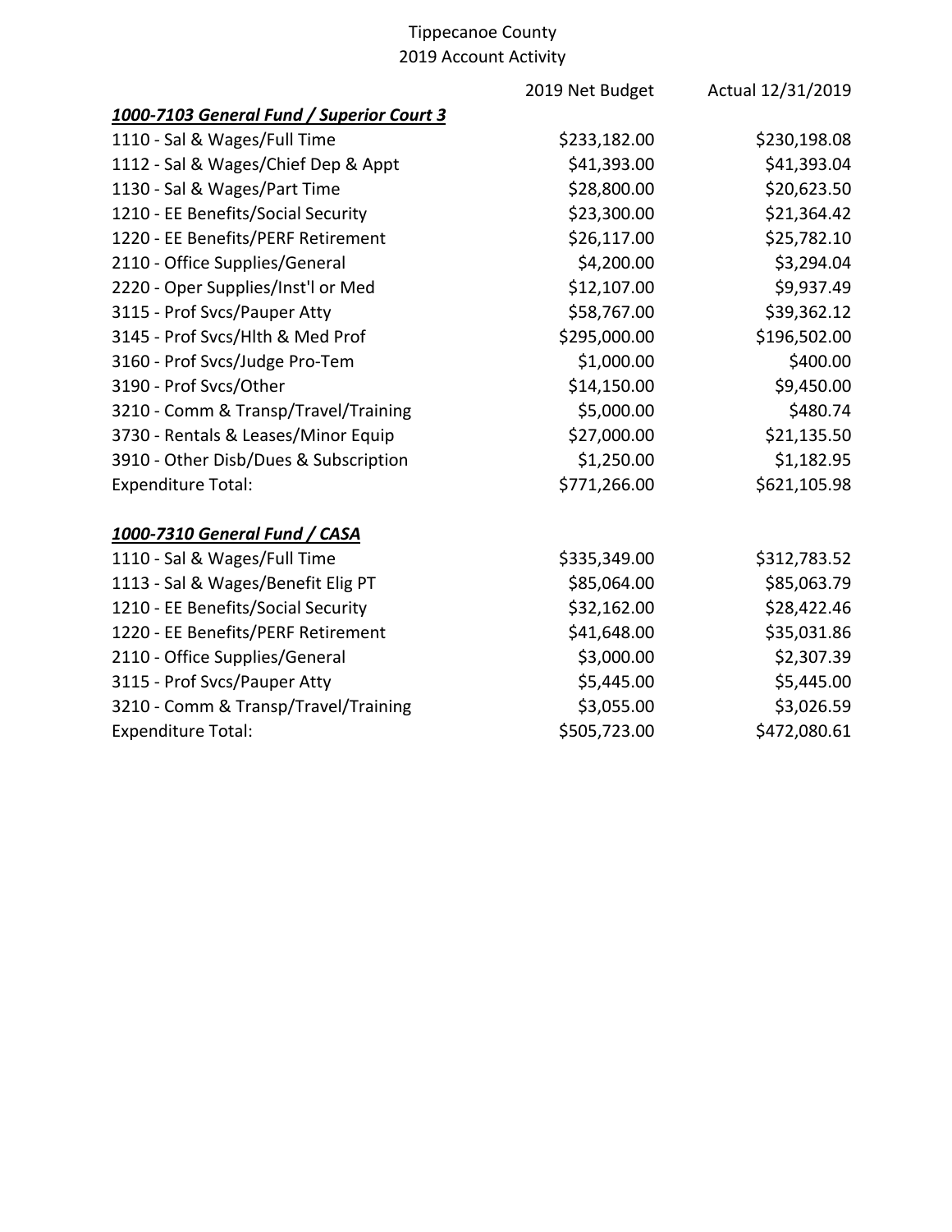Tippecanoe County
2019 Account Activity

| | 2019 Net Budget | Actual 12/31/2019 |
|---|---|---|
| ***1000-7103 General Fund / Superior Court 3*** | | |
| 1110 - Sal & Wages/Full Time | $233,182.00 | $230,198.08 |
| 1112 - Sal & Wages/Chief Dep & Appt | $41,393.00 | $41,393.04 |
| 1130 - Sal & Wages/Part Time | $28,800.00 | $20,623.50 |
| 1210 - EE Benefits/Social Security | $23,300.00 | $21,364.42 |
| 1220 - EE Benefits/PERF Retirement | $26,117.00 | $25,782.10 |
| 2110 - Office Supplies/General | $4,200.00 | $3,294.04 |
| 2220 - Oper Supplies/Inst'l or Med | $12,107.00 | $9,937.49 |
| 3115 - Prof Svcs/Pauper Atty | $58,767.00 | $39,362.12 |
| 3145 - Prof Svcs/Hlth & Med Prof | $295,000.00 | $196,502.00 |
| 3160 - Prof Svcs/Judge Pro-Tem | $1,000.00 | $400.00 |
| 3190 - Prof Svcs/Other | $14,150.00 | $9,450.00 |
| 3210 - Comm & Transp/Travel/Training | $5,000.00 | $480.74 |
| 3730 - Rentals & Leases/Minor Equip | $27,000.00 | $21,135.50 |
| 3910 - Other Disb/Dues & Subscription | $1,250.00 | $1,182.95 |
| Expenditure Total: | $771,266.00 | $621,105.98 |
| | | |
| ***1000-7310 General Fund / CASA*** | | |
| 1110 - Sal & Wages/Full Time | $335,349.00 | $312,783.52 |
| 1113 - Sal & Wages/Benefit Elig PT | $85,064.00 | $85,063.79 |
| 1210 - EE Benefits/Social Security | $32,162.00 | $28,422.46 |
| 1220 - EE Benefits/PERF Retirement | $41,648.00 | $35,031.86 |
| 2110 - Office Supplies/General | $3,000.00 | $2,307.39 |
| 3115 - Prof Svcs/Pauper Atty | $5,445.00 | $5,445.00 |
| 3210 - Comm & Transp/Travel/Training | $3,055.00 | $3,026.59 |
| Expenditure Total: | $505,723.00 | $472,080.61 |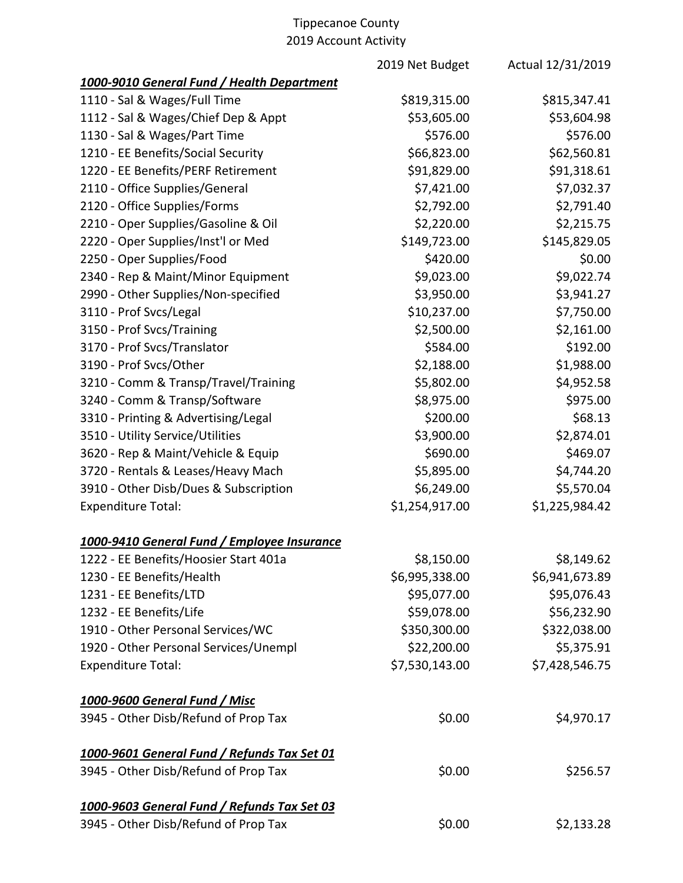Tippecanoe County
2019 Account Activity

| | 2019 Net Budget | Actual 12/31/2019 |
|---|---|---|
| ***1000-9010 General Fund / Health Department*** | | |
| 1110 - Sal & Wages/Full Time | $819,315.00 | $815,347.41 |
| 1112 - Sal & Wages/Chief Dep & Appt | $53,605.00 | $53,604.98 |
| 1130 - Sal & Wages/Part Time | $576.00 | $576.00 |
| 1210 - EE Benefits/Social Security | $66,823.00 | $62,560.81 |
| 1220 - EE Benefits/PERF Retirement | $91,829.00 | $91,318.61 |
| 2110 - Office Supplies/General | $7,421.00 | $7,032.37 |
| 2120 - Office Supplies/Forms | $2,792.00 | $2,791.40 |
| 2210 - Oper Supplies/Gasoline & Oil | $2,220.00 | $2,215.75 |
| 2220 - Oper Supplies/Inst'l or Med | $149,723.00 | $145,829.05 |
| 2250 - Oper Supplies/Food | $420.00 | $0.00 |
| 2340 - Rep & Maint/Minor Equipment | $9,023.00 | $9,022.74 |
| 2990 - Other Supplies/Non-specified | $3,950.00 | $3,941.27 |
| 3110 - Prof Svcs/Legal | $10,237.00 | $7,750.00 |
| 3150 - Prof Svcs/Training | $2,500.00 | $2,161.00 |
| 3170 - Prof Svcs/Translator | $584.00 | $192.00 |
| 3190 - Prof Svcs/Other | $2,188.00 | $1,988.00 |
| 3210 - Comm & Transp/Travel/Training | $5,802.00 | $4,952.58 |
| 3240 - Comm & Transp/Software | $8,975.00 | $975.00 |
| 3310 - Printing & Advertising/Legal | $200.00 | $68.13 |
| 3510 - Utility Service/Utilities | $3,900.00 | $2,874.01 |
| 3620 - Rep & Maint/Vehicle & Equip | $690.00 | $469.07 |
| 3720 - Rentals & Leases/Heavy Mach | $5,895.00 | $4,744.20 |
| 3910 - Other Disb/Dues & Subscription | $6,249.00 | $5,570.04 |
| Expenditure Total: | $1,254,917.00 | $1,225,984.42 |
| | | |
| ***1000-9410 General Fund / Employee Insurance*** | | |
| 1222 - EE Benefits/Hoosier Start 401a | $8,150.00 | $8,149.62 |
| 1230 - EE Benefits/Health | $6,995,338.00 | $6,941,673.89 |
| 1231 - EE Benefits/LTD | $95,077.00 | $95,076.43 |
| 1232 - EE Benefits/Life | $59,078.00 | $56,232.90 |
| 1910 - Other Personal Services/WC | $350,300.00 | $322,038.00 |
| 1920 - Other Personal Services/Unempl | $22,200.00 | $5,375.91 |
| Expenditure Total: | $7,530,143.00 | $7,428,546.75 |
| | | |
| ***1000-9600 General Fund / Misc*** | | |
| 3945 - Other Disb/Refund of Prop Tax | $0.00 | $4,970.17 |
| | | |
| ***1000-9601 General Fund / Refunds Tax Set 01*** | | |
| 3945 - Other Disb/Refund of Prop Tax | $0.00 | $256.57 |
| | | |
| ***1000-9603 General Fund / Refunds Tax Set 03*** | | |
| 3945 - Other Disb/Refund of Prop Tax | $0.00 | $2,133.28 |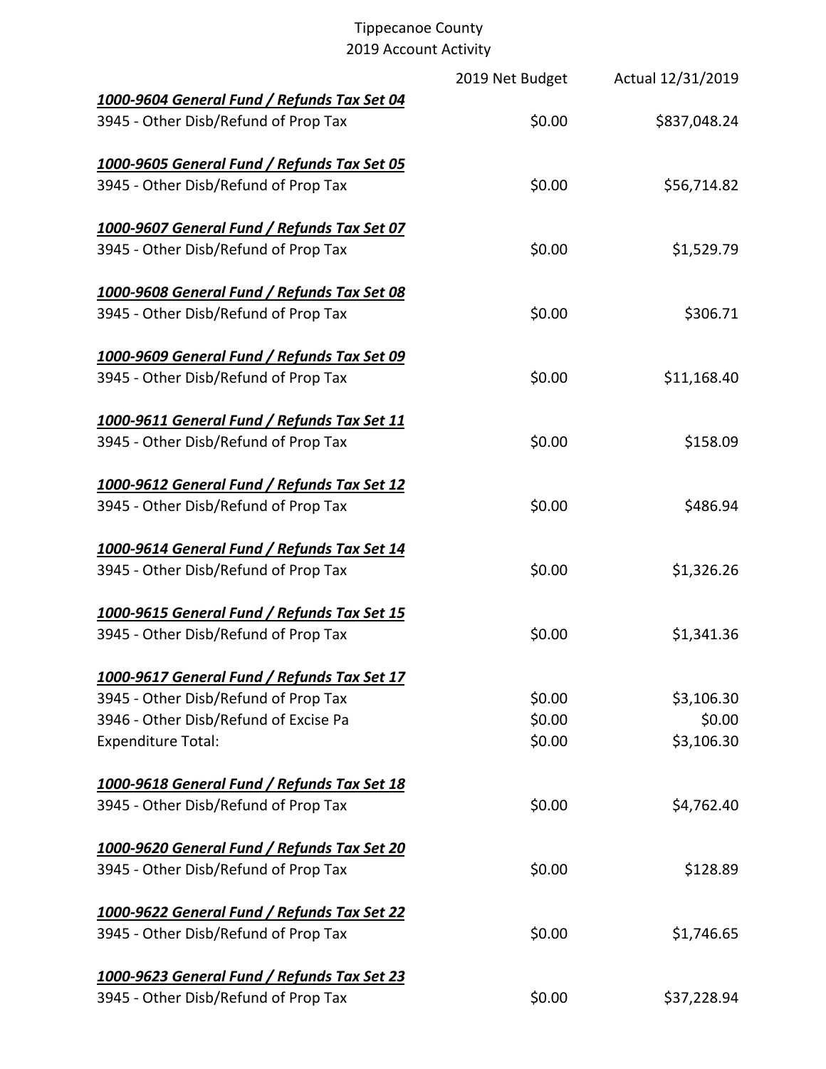Tippecanoe County
2019 Account Activity

| | 2019 Net Budget | Actual 12/31/2019 |
|---|---|---|
| ***1000-9604 General Fund / Refunds Tax Set 04*** | | |
| 3945 - Other Disb/Refund of Prop Tax | $0.00 | $837,048.24 |
| ***1000-9605 General Fund / Refunds Tax Set 05*** | | |
| 3945 - Other Disb/Refund of Prop Tax | $0.00 | $56,714.82 |
| ***1000-9607 General Fund / Refunds Tax Set 07*** | | |
| 3945 - Other Disb/Refund of Prop Tax | $0.00 | $1,529.79 |
| ***1000-9608 General Fund / Refunds Tax Set 08*** | | |
| 3945 - Other Disb/Refund of Prop Tax | $0.00 | $306.71 |
| ***1000-9609 General Fund / Refunds Tax Set 09*** | | |
| 3945 - Other Disb/Refund of Prop Tax | $0.00 | $11,168.40 |
| ***1000-9611 General Fund / Refunds Tax Set 11*** | | |
| 3945 - Other Disb/Refund of Prop Tax | $0.00 | $158.09 |
| ***1000-9612 General Fund / Refunds Tax Set 12*** | | |
| 3945 - Other Disb/Refund of Prop Tax | $0.00 | $486.94 |
| ***1000-9614 General Fund / Refunds Tax Set 14*** | | |
| 3945 - Other Disb/Refund of Prop Tax | $0.00 | $1,326.26 |
| ***1000-9615 General Fund / Refunds Tax Set 15*** | | |
| 3945 - Other Disb/Refund of Prop Tax | $0.00 | $1,341.36 |
| ***1000-9617 General Fund / Refunds Tax Set 17*** | | |
| 3945 - Other Disb/Refund of Prop Tax | $0.00 | $3,106.30 |
| 3946 - Other Disb/Refund of Excise Pa | $0.00 | $0.00 |
| Expenditure Total: | $0.00 | $3,106.30 |
| ***1000-9618 General Fund / Refunds Tax Set 18*** | | |
| 3945 - Other Disb/Refund of Prop Tax | $0.00 | $4,762.40 |
| ***1000-9620 General Fund / Refunds Tax Set 20*** | | |
| 3945 - Other Disb/Refund of Prop Tax | $0.00 | $128.89 |
| ***1000-9622 General Fund / Refunds Tax Set 22*** | | |
| 3945 - Other Disb/Refund of Prop Tax | $0.00 | $1,746.65 |
| ***1000-9623 General Fund / Refunds Tax Set 23*** | | |
| 3945 - Other Disb/Refund of Prop Tax | $0.00 | $37,228.94 |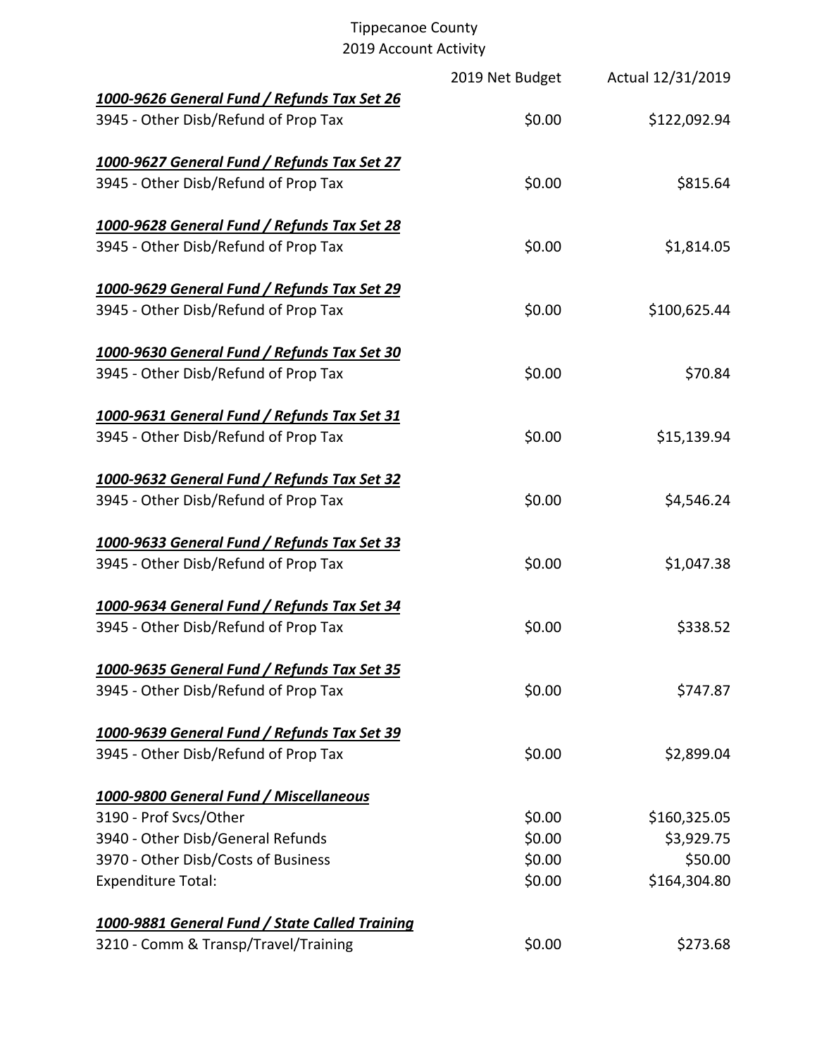# Tippecanoe County
## 2019 Account Activity

| | 2019 Net Budget | Actual 12/31/2019 |
|---|---|---|
| ***1000-9626 General Fund / Refunds Tax Set 26*** | | |
| 3945 - Other Disb/Refund of Prop Tax | $0.00 | $122,092.94 |
| ***1000-9627 General Fund / Refunds Tax Set 27*** | | |
| 3945 - Other Disb/Refund of Prop Tax | $0.00 | $815.64 |
| ***1000-9628 General Fund / Refunds Tax Set 28*** | | |
| 3945 - Other Disb/Refund of Prop Tax | $0.00 | $1,814.05 |
| ***1000-9629 General Fund / Refunds Tax Set 29*** | | |
| 3945 - Other Disb/Refund of Prop Tax | $0.00 | $100,625.44 |
| ***1000-9630 General Fund / Refunds Tax Set 30*** | | |
| 3945 - Other Disb/Refund of Prop Tax | $0.00 | $70.84 |
| ***1000-9631 General Fund / Refunds Tax Set 31*** | | |
| 3945 - Other Disb/Refund of Prop Tax | $0.00 | $15,139.94 |
| ***1000-9632 General Fund / Refunds Tax Set 32*** | | |
| 3945 - Other Disb/Refund of Prop Tax | $0.00 | $4,546.24 |
| ***1000-9633 General Fund / Refunds Tax Set 33*** | | |
| 3945 - Other Disb/Refund of Prop Tax | $0.00 | $1,047.38 |
| ***1000-9634 General Fund / Refunds Tax Set 34*** | | |
| 3945 - Other Disb/Refund of Prop Tax | $0.00 | $338.52 |
| ***1000-9635 General Fund / Refunds Tax Set 35*** | | |
| 3945 - Other Disb/Refund of Prop Tax | $0.00 | $747.87 |
| ***1000-9639 General Fund / Refunds Tax Set 39*** | | |
| 3945 - Other Disb/Refund of Prop Tax | $0.00 | $2,899.04 |
| ***1000-9800 General Fund / Miscellaneous*** | | |
| 3190 - Prof Svcs/Other | $0.00 | $160,325.05 |
| 3940 - Other Disb/General Refunds | $0.00 | $3,929.75 |
| 3970 - Other Disb/Costs of Business | $0.00 | $50.00 |
| Expenditure Total: | $0.00 | $164,304.80 |
| ***1000-9881 General Fund / State Called Training*** | | |
| 3210 - Comm & Transp/Travel/Training | $0.00 | $273.68 |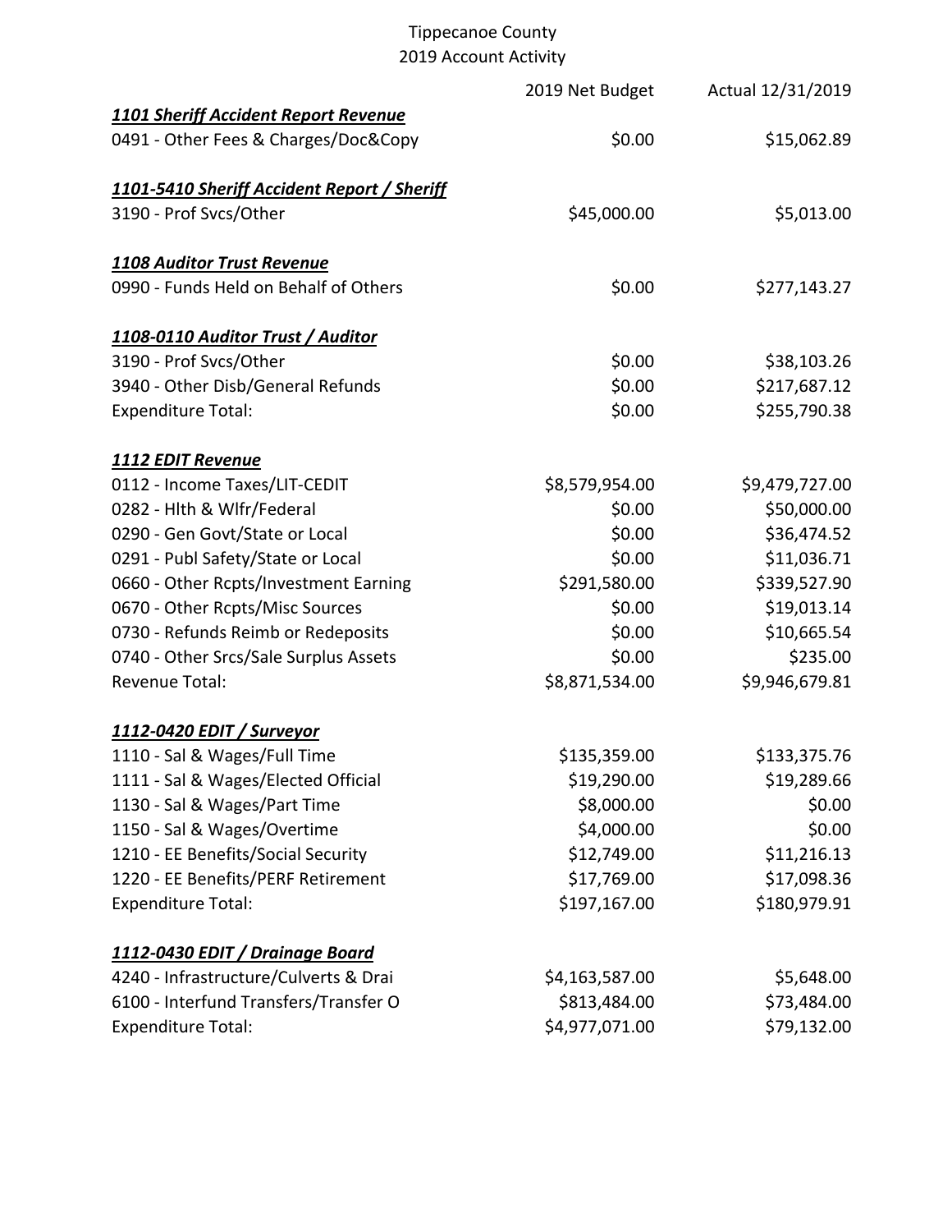Tippecanoe County
2019 Account Activity

| | 2019 Net Budget | Actual 12/31/2019 |
|---|---|---|
| ***1101 Sheriff Accident Report Revenue*** | | |
| 0491 - Other Fees & Charges/Doc&Copy | $0.00 | $15,062.89 |
| | | |
| ***1101-5410 Sheriff Accident Report / Sheriff*** | | |
| 3190 - Prof Svcs/Other | $45,000.00 | $5,013.00 |
| | | |
| ***1108 Auditor Trust Revenue*** | | |
| 0990 - Funds Held on Behalf of Others | $0.00 | $277,143.27 |
| | | |
| ***1108-0110 Auditor Trust / Auditor*** | | |
| 3190 - Prof Svcs/Other | $0.00 | $38,103.26 |
| 3940 - Other Disb/General Refunds | $0.00 | $217,687.12 |
| Expenditure Total: | $0.00 | $255,790.38 |
| | | |
| ***1112 EDIT Revenue*** | | |
| 0112 - Income Taxes/LIT-CEDIT | $8,579,954.00 | $9,479,727.00 |
| 0282 - Hlth & Wlfr/Federal | $0.00 | $50,000.00 |
| 0290 - Gen Govt/State or Local | $0.00 | $36,474.52 |
| 0291 - Publ Safety/State or Local | $0.00 | $11,036.71 |
| 0660 - Other Rcpts/Investment Earning | $291,580.00 | $339,527.90 |
| 0670 - Other Rcpts/Misc Sources | $0.00 | $19,013.14 |
| 0730 - Refunds Reimb or Redeposits | $0.00 | $10,665.54 |
| 0740 - Other Srcs/Sale Surplus Assets | $0.00 | $235.00 |
| Revenue Total: | $8,871,534.00 | $9,946,679.81 |
| | | |
| ***1112-0420 EDIT / Surveyor*** | | |
| 1110 - Sal & Wages/Full Time | $135,359.00 | $133,375.76 |
| 1111 - Sal & Wages/Elected Official | $19,290.00 | $19,289.66 |
| 1130 - Sal & Wages/Part Time | $8,000.00 | $0.00 |
| 1150 - Sal & Wages/Overtime | $4,000.00 | $0.00 |
| 1210 - EE Benefits/Social Security | $12,749.00 | $11,216.13 |
| 1220 - EE Benefits/PERF Retirement | $17,769.00 | $17,098.36 |
| Expenditure Total: | $197,167.00 | $180,979.91 |
| | | |
| ***1112-0430 EDIT / Drainage Board*** | | |
| 4240 - Infrastructure/Culverts & Drai | $4,163,587.00 | $5,648.00 |
| 6100 - Interfund Transfers/Transfer O | $813,484.00 | $73,484.00 |
| Expenditure Total: | $4,977,071.00 | $79,132.00 |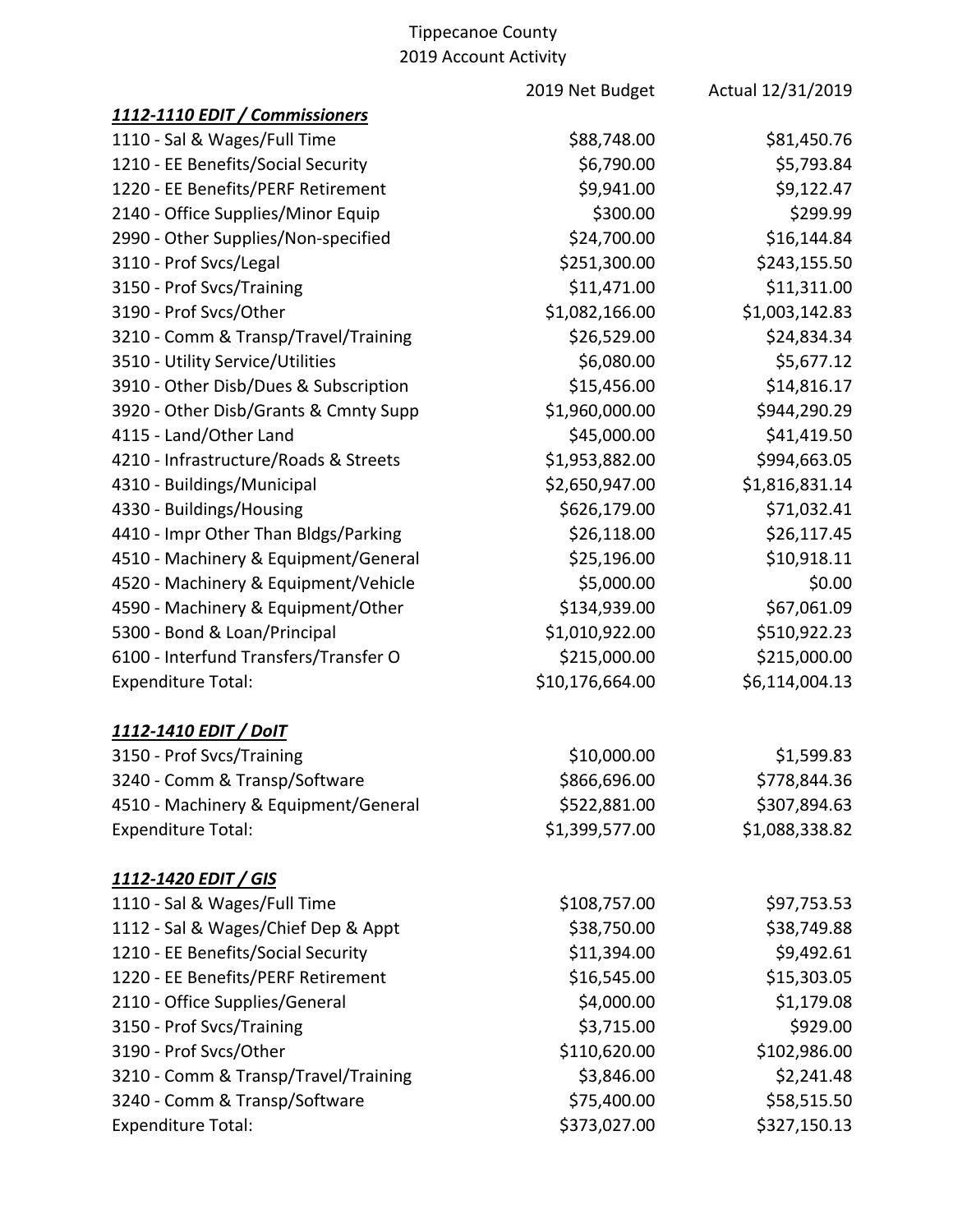# Tippecanoe County
## 2019 Account Activity

| | 2019 Net Budget | Actual 12/31/2019 |
|---|---|---|
| ***1112-1110 EDIT / Commissioners*** | | |
| 1110 - Sal & Wages/Full Time | $88,748.00 | $81,450.76 |
| 1210 - EE Benefits/Social Security | $6,790.00 | $5,793.84 |
| 1220 - EE Benefits/PERF Retirement | $9,941.00 | $9,122.47 |
| 2140 - Office Supplies/Minor Equip | $300.00 | $299.99 |
| 2990 - Other Supplies/Non-specified | $24,700.00 | $16,144.84 |
| 3110 - Prof Svcs/Legal | $251,300.00 | $243,155.50 |
| 3150 - Prof Svcs/Training | $11,471.00 | $11,311.00 |
| 3190 - Prof Svcs/Other | $1,082,166.00 | $1,003,142.83 |
| 3210 - Comm & Transp/Travel/Training | $26,529.00 | $24,834.34 |
| 3510 - Utility Service/Utilities | $6,080.00 | $5,677.12 |
| 3910 - Other Disb/Dues & Subscription | $15,456.00 | $14,816.17 |
| 3920 - Other Disb/Grants & Cmnty Supp | $1,960,000.00 | $944,290.29 |
| 4115 - Land/Other Land | $45,000.00 | $41,419.50 |
| 4210 - Infrastructure/Roads & Streets | $1,953,882.00 | $994,663.05 |
| 4310 - Buildings/Municipal | $2,650,947.00 | $1,816,831.14 |
| 4330 - Buildings/Housing | $626,179.00 | $71,032.41 |
| 4410 - Impr Other Than Bldgs/Parking | $26,118.00 | $26,117.45 |
| 4510 - Machinery & Equipment/General | $25,196.00 | $10,918.11 |
| 4520 - Machinery & Equipment/Vehicle | $5,000.00 | $0.00 |
| 4590 - Machinery & Equipment/Other | $134,939.00 | $67,061.09 |
| 5300 - Bond & Loan/Principal | $1,010,922.00 | $510,922.23 |
| 6100 - Interfund Transfers/Transfer O | $215,000.00 | $215,000.00 |
| Expenditure Total: | $10,176,664.00 | $6,114,004.13 |
| | | |
| ***1112-1410 EDIT / DoIT*** | | |
| 3150 - Prof Svcs/Training | $10,000.00 | $1,599.83 |
| 3240 - Comm & Transp/Software | $866,696.00 | $778,844.36 |
| 4510 - Machinery & Equipment/General | $522,881.00 | $307,894.63 |
| Expenditure Total: | $1,399,577.00 | $1,088,338.82 |
| | | |
| ***1112-1420 EDIT / GIS*** | | |
| 1110 - Sal & Wages/Full Time | $108,757.00 | $97,753.53 |
| 1112 - Sal & Wages/Chief Dep & Appt | $38,750.00 | $38,749.88 |
| 1210 - EE Benefits/Social Security | $11,394.00 | $9,492.61 |
| 1220 - EE Benefits/PERF Retirement | $16,545.00 | $15,303.05 |
| 2110 - Office Supplies/General | $4,000.00 | $1,179.08 |
| 3150 - Prof Svcs/Training | $3,715.00 | $929.00 |
| 3190 - Prof Svcs/Other | $110,620.00 | $102,986.00 |
| 3210 - Comm & Transp/Travel/Training | $3,846.00 | $2,241.48 |
| 3240 - Comm & Transp/Software | $75,400.00 | $58,515.50 |
| Expenditure Total: | $373,027.00 | $327,150.13 |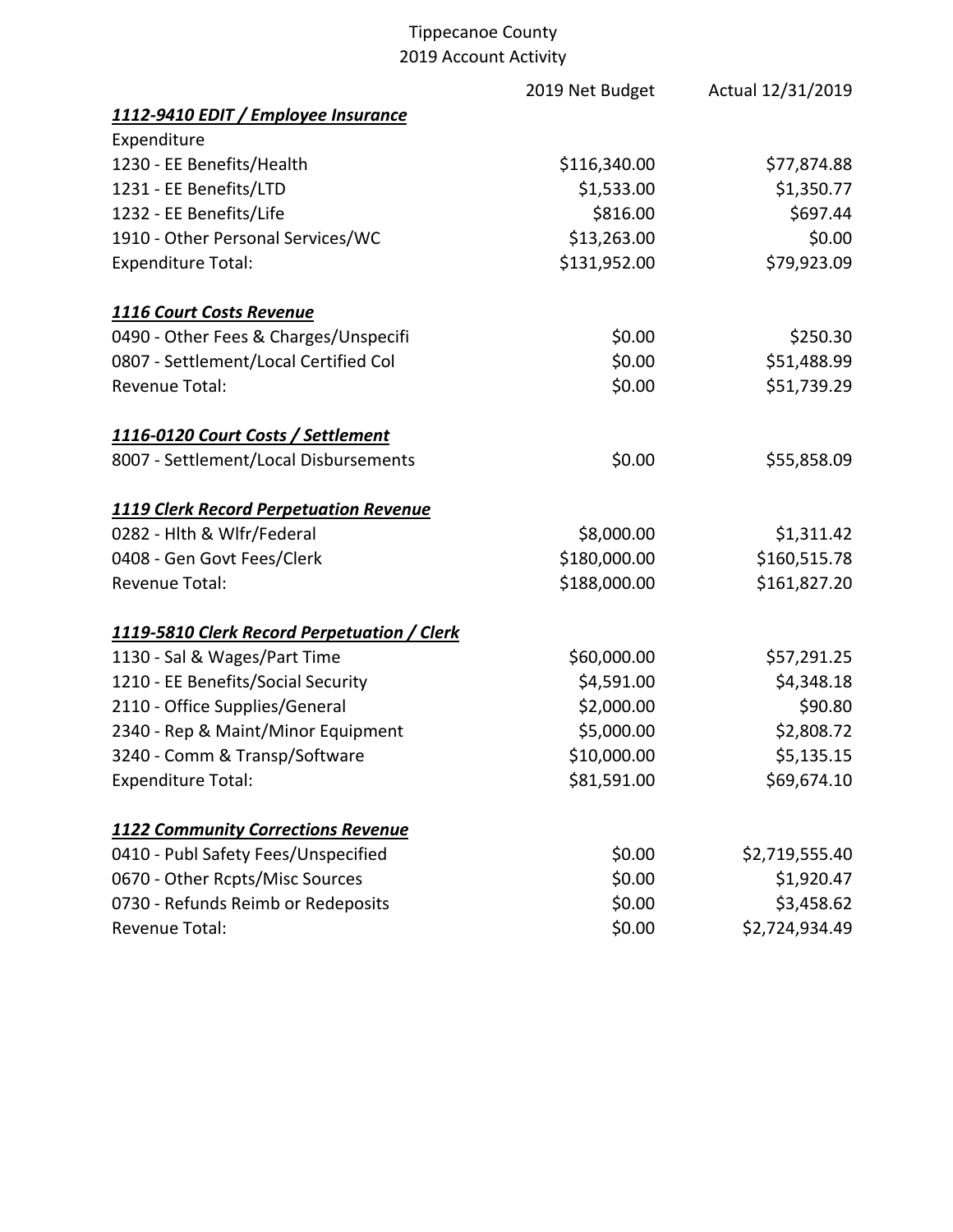Tippecanoe County
2019 Account Activity

| | 2019 Net Budget | Actual 12/31/2019 |
|---|---|---|
| ***1112-9410 EDIT / Employee Insurance*** | | |
| Expenditure | | |
| 1230 - EE Benefits/Health | $116,340.00 | $77,874.88 |
| 1231 - EE Benefits/LTD | $1,533.00 | $1,350.77 |
| 1232 - EE Benefits/Life | $816.00 | $697.44 |
| 1910 - Other Personal Services/WC | $13,263.00 | $0.00 |
| Expenditure Total: | $131,952.00 | $79,923.09 |
| | | |
| ***1116 Court Costs Revenue*** | | |
| 0490 - Other Fees & Charges/Unspecifi | $0.00 | $250.30 |
| 0807 - Settlement/Local Certified Col | $0.00 | $51,488.99 |
| Revenue Total: | $0.00 | $51,739.29 |
| | | |
| ***1116-0120 Court Costs / Settlement*** | | |
| 8007 - Settlement/Local Disbursements | $0.00 | $55,858.09 |
| | | |
| ***1119 Clerk Record Perpetuation Revenue*** | | |
| 0282 - Hlth & Wlfr/Federal | $8,000.00 | $1,311.42 |
| 0408 - Gen Govt Fees/Clerk | $180,000.00 | $160,515.78 |
| Revenue Total: | $188,000.00 | $161,827.20 |
| | | |
| ***1119-5810 Clerk Record Perpetuation / Clerk*** | | |
| 1130 - Sal & Wages/Part Time | $60,000.00 | $57,291.25 |
| 1210 - EE Benefits/Social Security | $4,591.00 | $4,348.18 |
| 2110 - Office Supplies/General | $2,000.00 | $90.80 |
| 2340 - Rep & Maint/Minor Equipment | $5,000.00 | $2,808.72 |
| 3240 - Comm & Transp/Software | $10,000.00 | $5,135.15 |
| Expenditure Total: | $81,591.00 | $69,674.10 |
| | | |
| ***1122 Community Corrections Revenue*** | | |
| 0410 - Publ Safety Fees/Unspecified | $0.00 | $2,719,555.40 |
| 0670 - Other Rcpts/Misc Sources | $0.00 | $1,920.47 |
| 0730 - Refunds Reimb or Redeposits | $0.00 | $3,458.62 |
| Revenue Total: | $0.00 | $2,724,934.49 |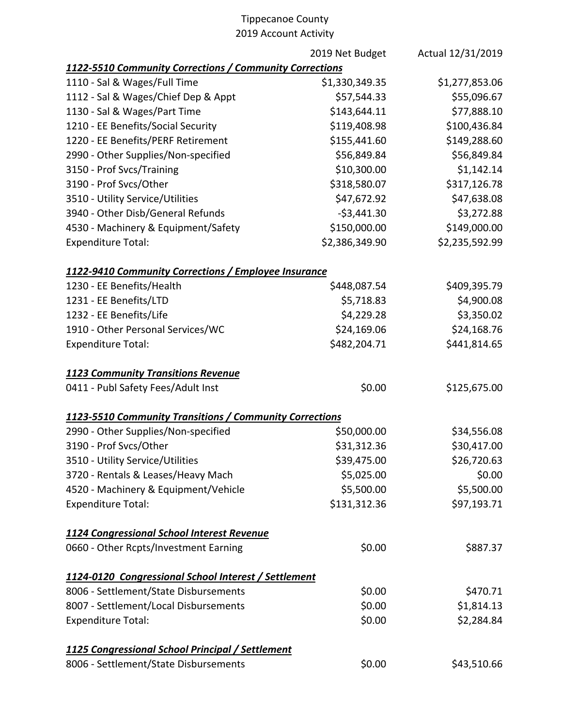# Tippecanoe County
## 2019 Account Activity

| | 2019 Net Budget | Actual 12/31/2019 |
|---|---|---|
| ***1122-5510 Community Corrections / Community Corrections*** | | |
| 1110 - Sal & Wages/Full Time | $1,330,349.35 | $1,277,853.06 |
| 1112 - Sal & Wages/Chief Dep & Appt | $57,544.33 | $55,096.67 |
| 1130 - Sal & Wages/Part Time | $143,644.11 | $77,888.10 |
| 1210 - EE Benefits/Social Security | $119,408.98 | $100,436.84 |
| 1220 - EE Benefits/PERF Retirement | $155,441.60 | $149,288.60 |
| 2990 - Other Supplies/Non-specified | $56,849.84 | $56,849.84 |
| 3150 - Prof Svcs/Training | $10,300.00 | $1,142.14 |
| 3190 - Prof Svcs/Other | $318,580.07 | $317,126.78 |
| 3510 - Utility Service/Utilities | $47,672.92 | $47,638.08 |
| 3940 - Other Disb/General Refunds | -$3,441.30 | $3,272.88 |
| 4530 - Machinery & Equipment/Safety | $150,000.00 | $149,000.00 |
| Expenditure Total: | $2,386,349.90 | $2,235,592.99 |
| | | |
| ***1122-9410 Community Corrections / Employee Insurance*** | | |
| 1230 - EE Benefits/Health | $448,087.54 | $409,395.79 |
| 1231 - EE Benefits/LTD | $5,718.83 | $4,900.08 |
| 1232 - EE Benefits/Life | $4,229.28 | $3,350.02 |
| 1910 - Other Personal Services/WC | $24,169.06 | $24,168.76 |
| Expenditure Total: | $482,204.71 | $441,814.65 |
| | | |
| ***1123 Community Transitions Revenue*** | | |
| 0411 - Publ Safety Fees/Adult Inst | $0.00 | $125,675.00 |
| | | |
| ***1123-5510 Community Transitions / Community Corrections*** | | |
| 2990 - Other Supplies/Non-specified | $50,000.00 | $34,556.08 |
| 3190 - Prof Svcs/Other | $31,312.36 | $30,417.00 |
| 3510 - Utility Service/Utilities | $39,475.00 | $26,720.63 |
| 3720 - Rentals & Leases/Heavy Mach | $5,025.00 | $0.00 |
| 4520 - Machinery & Equipment/Vehicle | $5,500.00 | $5,500.00 |
| Expenditure Total: | $131,312.36 | $97,193.71 |
| | | |
| ***1124 Congressional School Interest Revenue*** | | |
| 0660 - Other Rcpts/Investment Earning | $0.00 | $887.37 |
| | | |
| ***1124-0120 Congressional School Interest / Settlement*** | | |
| 8006 - Settlement/State Disbursements | $0.00 | $470.71 |
| 8007 - Settlement/Local Disbursements | $0.00 | $1,814.13 |
| Expenditure Total: | $0.00 | $2,284.84 |
| | | |
| ***1125 Congressional School Principal / Settlement*** | | |
| 8006 - Settlement/State Disbursements | $0.00 | $43,510.66 |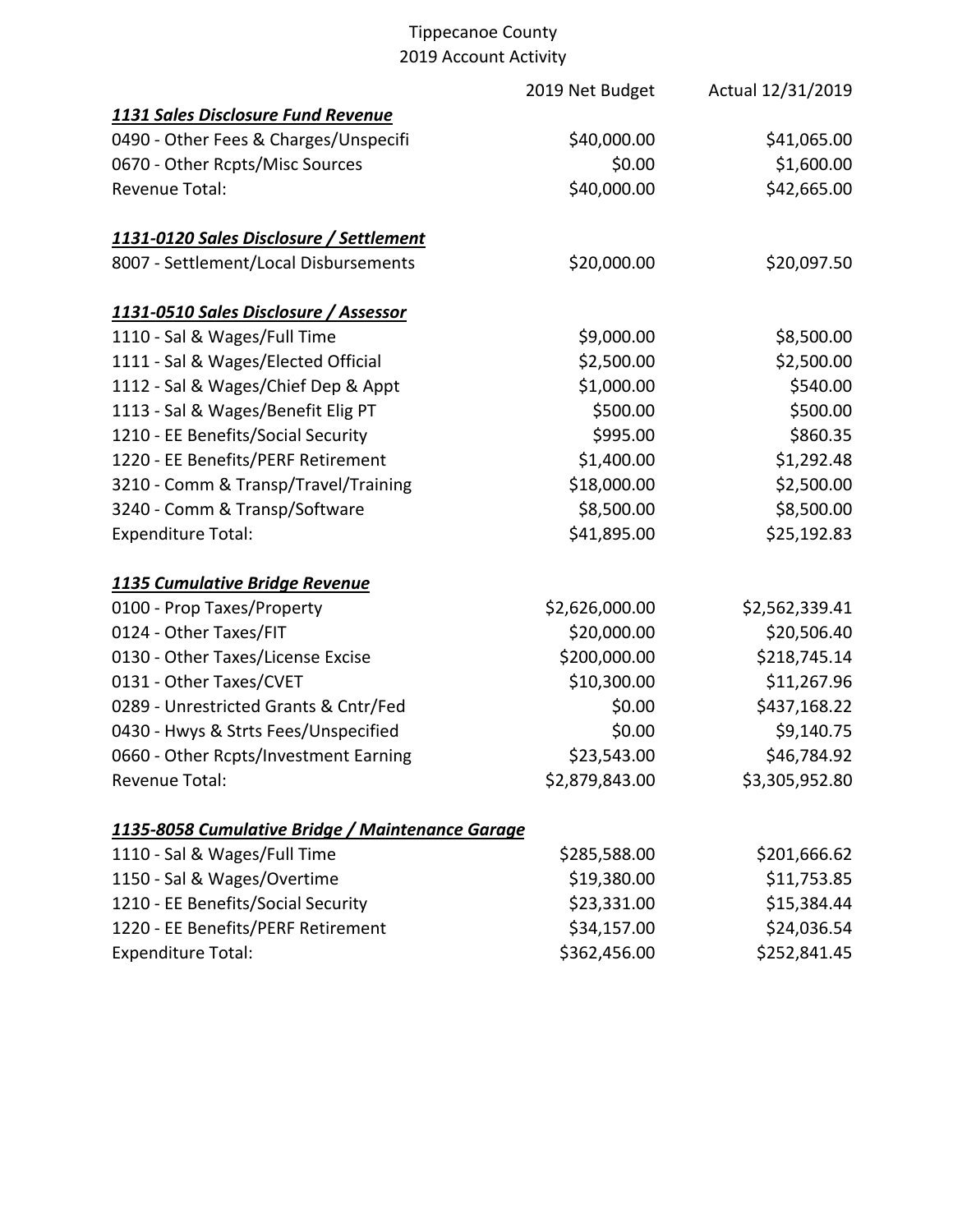# Tippecanoe County

## 2019 Account Activity

| | 2019 Net Budget | Actual 12/31/2019 |
|---|---|---|
| ***1131 Sales Disclosure Fund Revenue*** | | |
| 0490 - Other Fees & Charges/Unspecifi | $40,000.00 | $41,065.00 |
| 0670 - Other Rcpts/Misc Sources | $0.00 | $1,600.00 |
| Revenue Total: | $40,000.00 | $42,665.00 |
| | | |
| ***1131-0120 Sales Disclosure / Settlement*** | | |
| 8007 - Settlement/Local Disbursements | $20,000.00 | $20,097.50 |
| | | |
| ***1131-0510 Sales Disclosure / Assessor*** | | |
| 1110 - Sal & Wages/Full Time | $9,000.00 | $8,500.00 |
| 1111 - Sal & Wages/Elected Official | $2,500.00 | $2,500.00 |
| 1112 - Sal & Wages/Chief Dep & Appt | $1,000.00 | $540.00 |
| 1113 - Sal & Wages/Benefit Elig PT | $500.00 | $500.00 |
| 1210 - EE Benefits/Social Security | $995.00 | $860.35 |
| 1220 - EE Benefits/PERF Retirement | $1,400.00 | $1,292.48 |
| 3210 - Comm & Transp/Travel/Training | $18,000.00 | $2,500.00 |
| 3240 - Comm & Transp/Software | $8,500.00 | $8,500.00 |
| Expenditure Total: | $41,895.00 | $25,192.83 |
| | | |
| ***1135 Cumulative Bridge Revenue*** | | |
| 0100 - Prop Taxes/Property | $2,626,000.00 | $2,562,339.41 |
| 0124 - Other Taxes/FIT | $20,000.00 | $20,506.40 |
| 0130 - Other Taxes/License Excise | $200,000.00 | $218,745.14 |
| 0131 - Other Taxes/CVET | $10,300.00 | $11,267.96 |
| 0289 - Unrestricted Grants & Cntr/Fed | $0.00 | $437,168.22 |
| 0430 - Hwys & Strts Fees/Unspecified | $0.00 | $9,140.75 |
| 0660 - Other Rcpts/Investment Earning | $23,543.00 | $46,784.92 |
| Revenue Total: | $2,879,843.00 | $3,305,952.80 |
| | | |
| ***1135-8058 Cumulative Bridge / Maintenance Garage*** | | |
| 1110 - Sal & Wages/Full Time | $285,588.00 | $201,666.62 |
| 1150 - Sal & Wages/Overtime | $19,380.00 | $11,753.85 |
| 1210 - EE Benefits/Social Security | $23,331.00 | $15,384.44 |
| 1220 - EE Benefits/PERF Retirement | $34,157.00 | $24,036.54 |
| Expenditure Total: | $362,456.00 | $252,841.45 |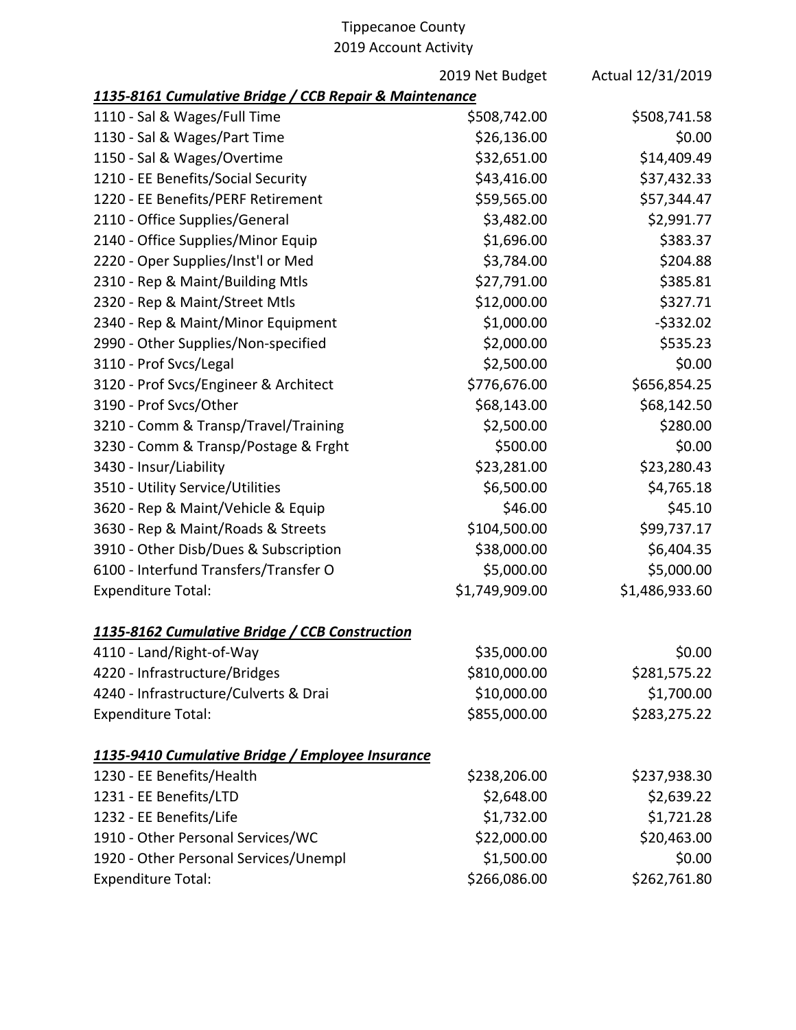Tippecanoe County
2019 Account Activity

| | 2019 Net Budget | Actual 12/31/2019 |
|---|---|---|
| ***1135-8161 Cumulative Bridge / CCB Repair & Maintenance*** | | |
| 1110 - Sal & Wages/Full Time | $508,742.00 | $508,741.58 |
| 1130 - Sal & Wages/Part Time | $26,136.00 | $0.00 |
| 1150 - Sal & Wages/Overtime | $32,651.00 | $14,409.49 |
| 1210 - EE Benefits/Social Security | $43,416.00 | $37,432.33 |
| 1220 - EE Benefits/PERF Retirement | $59,565.00 | $57,344.47 |
| 2110 - Office Supplies/General | $3,482.00 | $2,991.77 |
| 2140 - Office Supplies/Minor Equip | $1,696.00 | $383.37 |
| 2220 - Oper Supplies/Inst'l or Med | $3,784.00 | $204.88 |
| 2310 - Rep & Maint/Building Mtls | $27,791.00 | $385.81 |
| 2320 - Rep & Maint/Street Mtls | $12,000.00 | $327.71 |
| 2340 - Rep & Maint/Minor Equipment | $1,000.00 | -$332.02 |
| 2990 - Other Supplies/Non-specified | $2,000.00 | $535.23 |
| 3110 - Prof Svcs/Legal | $2,500.00 | $0.00 |
| 3120 - Prof Svcs/Engineer & Architect | $776,676.00 | $656,854.25 |
| 3190 - Prof Svcs/Other | $68,143.00 | $68,142.50 |
| 3210 - Comm & Transp/Travel/Training | $2,500.00 | $280.00 |
| 3230 - Comm & Transp/Postage & Frght | $500.00 | $0.00 |
| 3430 - Insur/Liability | $23,281.00 | $23,280.43 |
| 3510 - Utility Service/Utilities | $6,500.00 | $4,765.18 |
| 3620 - Rep & Maint/Vehicle & Equip | $46.00 | $45.10 |
| 3630 - Rep & Maint/Roads & Streets | $104,500.00 | $99,737.17 |
| 3910 - Other Disb/Dues & Subscription | $38,000.00 | $6,404.35 |
| 6100 - Interfund Transfers/Transfer O | $5,000.00 | $5,000.00 |
| Expenditure Total: | $1,749,909.00 | $1,486,933.60 |
| | | |
| ***1135-8162 Cumulative Bridge / CCB Construction*** | | |
| 4110 - Land/Right-of-Way | $35,000.00 | $0.00 |
| 4220 - Infrastructure/Bridges | $810,000.00 | $281,575.22 |
| 4240 - Infrastructure/Culverts & Drai | $10,000.00 | $1,700.00 |
| Expenditure Total: | $855,000.00 | $283,275.22 |
| | | |
| ***1135-9410 Cumulative Bridge / Employee Insurance*** | | |
| 1230 - EE Benefits/Health | $238,206.00 | $237,938.30 |
| 1231 - EE Benefits/LTD | $2,648.00 | $2,639.22 |
| 1232 - EE Benefits/Life | $1,732.00 | $1,721.28 |
| 1910 - Other Personal Services/WC | $22,000.00 | $20,463.00 |
| 1920 - Other Personal Services/Unempl | $1,500.00 | $0.00 |
| Expenditure Total: | $266,086.00 | $262,761.80 |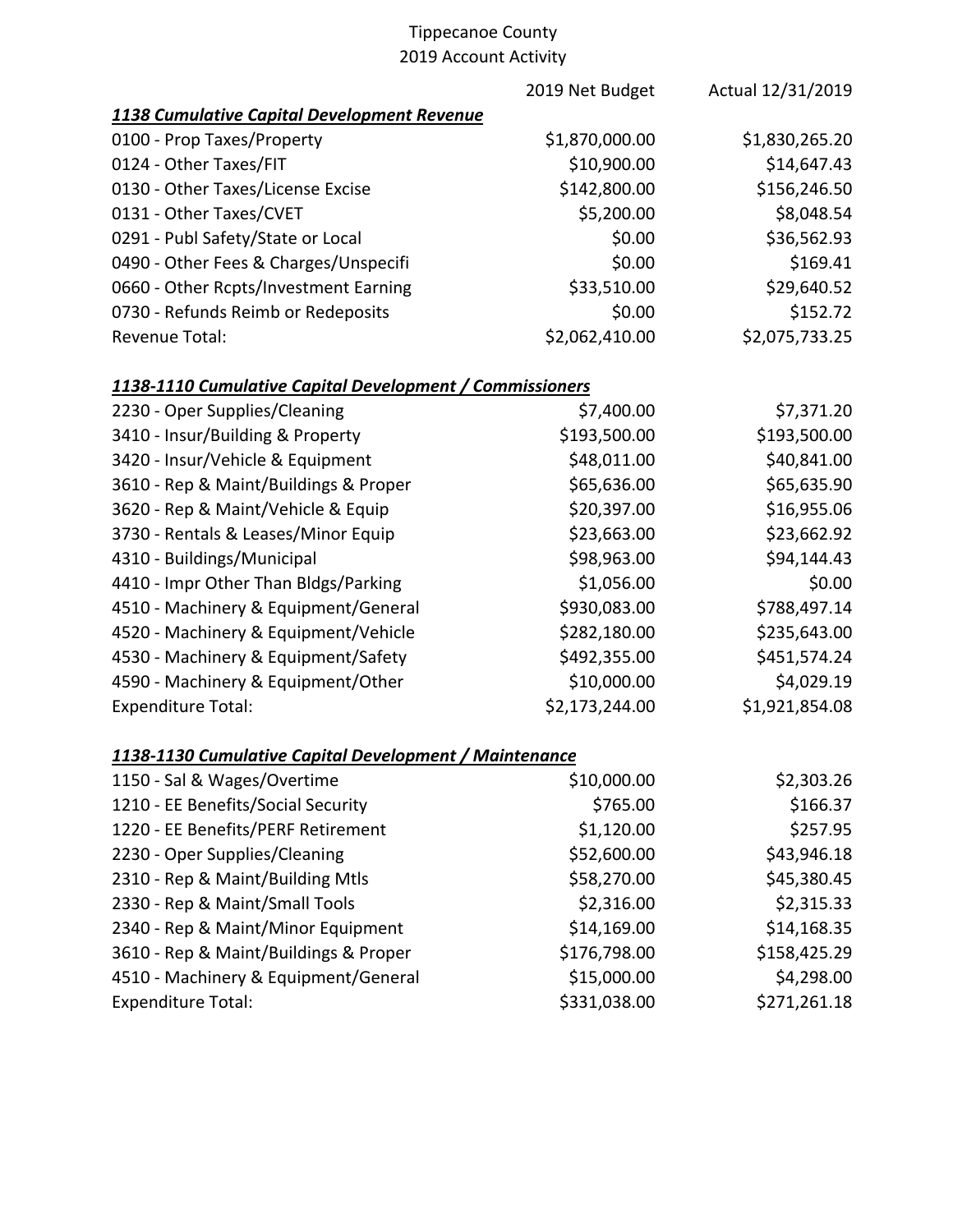# Tippecanoe County

## 2019 Account Activity

| | 2019 Net Budget | Actual 12/31/2019 |
|---|---|---|
| ***1138 Cumulative Capital Development Revenue*** | | |
| 0100 - Prop Taxes/Property | $1,870,000.00 | $1,830,265.20 |
| 0124 - Other Taxes/FIT | $10,900.00 | $14,647.43 |
| 0130 - Other Taxes/License Excise | $142,800.00 | $156,246.50 |
| 0131 - Other Taxes/CVET | $5,200.00 | $8,048.54 |
| 0291 - Publ Safety/State or Local | $0.00 | $36,562.93 |
| 0490 - Other Fees & Charges/Unspecifi | $0.00 | $169.41 |
| 0660 - Other Rcpts/Investment Earning | $33,510.00 | $29,640.52 |
| 0730 - Refunds Reimb or Redeposits | $0.00 | $152.72 |
| Revenue Total: | $2,062,410.00 | $2,075,733.25 |
| | | |
| ***1138-1110 Cumulative Capital Development / Commissioners*** | | |
| 2230 - Oper Supplies/Cleaning | $7,400.00 | $7,371.20 |
| 3410 - Insur/Building & Property | $193,500.00 | $193,500.00 |
| 3420 - Insur/Vehicle & Equipment | $48,011.00 | $40,841.00 |
| 3610 - Rep & Maint/Buildings & Proper | $65,636.00 | $65,635.90 |
| 3620 - Rep & Maint/Vehicle & Equip | $20,397.00 | $16,955.06 |
| 3730 - Rentals & Leases/Minor Equip | $23,663.00 | $23,662.92 |
| 4310 - Buildings/Municipal | $98,963.00 | $94,144.43 |
| 4410 - Impr Other Than Bldgs/Parking | $1,056.00 | $0.00 |
| 4510 - Machinery & Equipment/General | $930,083.00 | $788,497.14 |
| 4520 - Machinery & Equipment/Vehicle | $282,180.00 | $235,643.00 |
| 4530 - Machinery & Equipment/Safety | $492,355.00 | $451,574.24 |
| 4590 - Machinery & Equipment/Other | $10,000.00 | $4,029.19 |
| Expenditure Total: | $2,173,244.00 | $1,921,854.08 |
| | | |
| ***1138-1130 Cumulative Capital Development / Maintenance*** | | |
| 1150 - Sal & Wages/Overtime | $10,000.00 | $2,303.26 |
| 1210 - EE Benefits/Social Security | $765.00 | $166.37 |
| 1220 - EE Benefits/PERF Retirement | $1,120.00 | $257.95 |
| 2230 - Oper Supplies/Cleaning | $52,600.00 | $43,946.18 |
| 2310 - Rep & Maint/Building Mtls | $58,270.00 | $45,380.45 |
| 2330 - Rep & Maint/Small Tools | $2,316.00 | $2,315.33 |
| 2340 - Rep & Maint/Minor Equipment | $14,169.00 | $14,168.35 |
| 3610 - Rep & Maint/Buildings & Proper | $176,798.00 | $158,425.29 |
| 4510 - Machinery & Equipment/General | $15,000.00 | $4,298.00 |
| Expenditure Total: | $331,038.00 | $271,261.18 |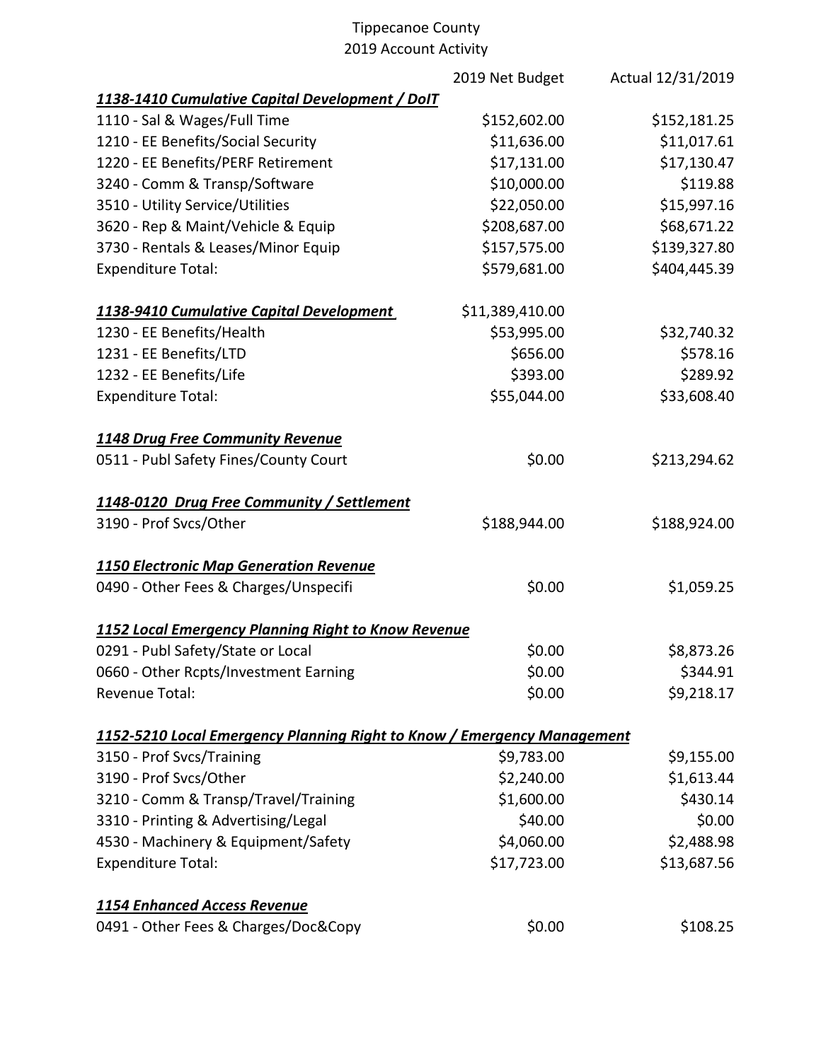Tippecanoe County
2019 Account Activity

| | 2019 Net Budget | Actual 12/31/2019 |
|---|---|---|
| ***1138-1410 Cumulative Capital Development / DoIT*** | | |
| 1110 - Sal & Wages/Full Time | $152,602.00 | $152,181.25 |
| 1210 - EE Benefits/Social Security | $11,636.00 | $11,017.61 |
| 1220 - EE Benefits/PERF Retirement | $17,131.00 | $17,130.47 |
| 3240 - Comm & Transp/Software | $10,000.00 | $119.88 |
| 3510 - Utility Service/Utilities | $22,050.00 | $15,997.16 |
| 3620 - Rep & Maint/Vehicle & Equip | $208,687.00 | $68,671.22 |
| 3730 - Rentals & Leases/Minor Equip | $157,575.00 | $139,327.80 |
| Expenditure Total: | $579,681.00 | $404,445.39 |
| | | |
| ***1138-9410 Cumulative Capital Development*** | $11,389,410.00 | |
| 1230 - EE Benefits/Health | $53,995.00 | $32,740.32 |
| 1231 - EE Benefits/LTD | $656.00 | $578.16 |
| 1232 - EE Benefits/Life | $393.00 | $289.92 |
| Expenditure Total: | $55,044.00 | $33,608.40 |
| | | |
| ***1148 Drug Free Community Revenue*** | | |
| 0511 - Publ Safety Fines/County Court | $0.00 | $213,294.62 |
| | | |
| ***1148-0120 Drug Free Community / Settlement*** | | |
| 3190 - Prof Svcs/Other | $188,944.00 | $188,924.00 |
| | | |
| ***1150 Electronic Map Generation Revenue*** | | |
| 0490 - Other Fees & Charges/Unspecifi | $0.00 | $1,059.25 |
| | | |
| ***1152 Local Emergency Planning Right to Know Revenue*** | | |
| 0291 - Publ Safety/State or Local | $0.00 | $8,873.26 |
| 0660 - Other Rcpts/Investment Earning | $0.00 | $344.91 |
| Revenue Total: | $0.00 | $9,218.17 |
| | | |
| ***1152-5210 Local Emergency Planning Right to Know / Emergency Management*** | | |
| 3150 - Prof Svcs/Training | $9,783.00 | $9,155.00 |
| 3190 - Prof Svcs/Other | $2,240.00 | $1,613.44 |
| 3210 - Comm & Transp/Travel/Training | $1,600.00 | $430.14 |
| 3310 - Printing & Advertising/Legal | $40.00 | $0.00 |
| 4530 - Machinery & Equipment/Safety | $4,060.00 | $2,488.98 |
| Expenditure Total: | $17,723.00 | $13,687.56 |
| | | |
| ***1154 Enhanced Access Revenue*** | | |
| 0491 - Other Fees & Charges/Doc&Copy | $0.00 | $108.25 |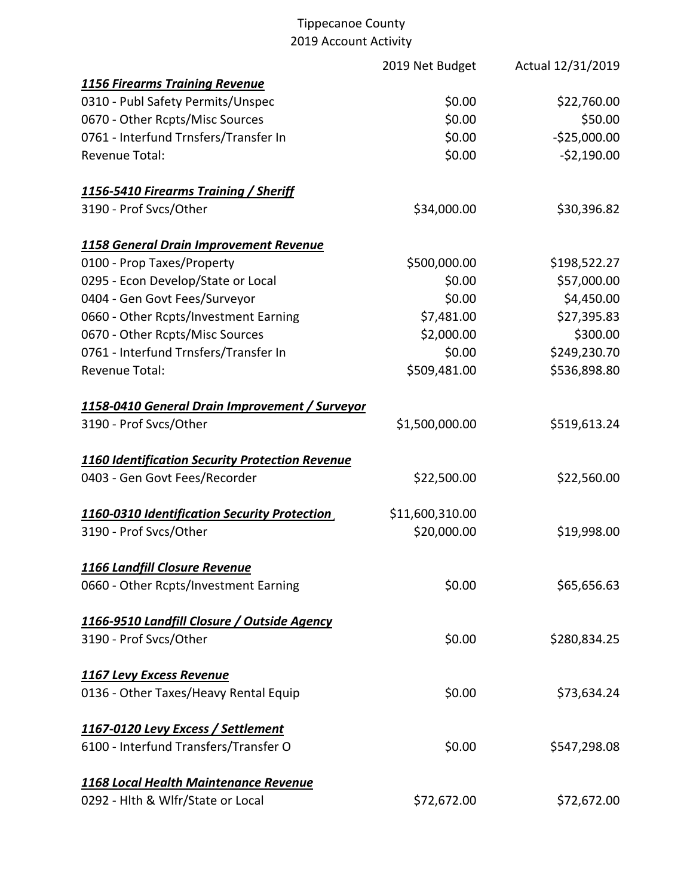Tippecanoe County
2019 Account Activity

| | 2019 Net Budget | Actual 12/31/2019 |
|---|---|---|
| ***1156 Firearms Training Revenue*** | | |
| 0310 - Publ Safety Permits/Unspec | $0.00 | $22,760.00 |
| 0670 - Other Rcpts/Misc Sources | $0.00 | $50.00 |
| 0761 - Interfund Trnsfers/Transfer In | $0.00 | -$25,000.00 |
| Revenue Total: | $0.00 | -$2,190.00 |
| | | |
| ***1156-5410 Firearms Training / Sheriff*** | | |
| 3190 - Prof Svcs/Other | $34,000.00 | $30,396.82 |
| | | |
| ***1158 General Drain Improvement Revenue*** | | |
| 0100 - Prop Taxes/Property | $500,000.00 | $198,522.27 |
| 0295 - Econ Develop/State or Local | $0.00 | $57,000.00 |
| 0404 - Gen Govt Fees/Surveyor | $0.00 | $4,450.00 |
| 0660 - Other Rcpts/Investment Earning | $7,481.00 | $27,395.83 |
| 0670 - Other Rcpts/Misc Sources | $2,000.00 | $300.00 |
| 0761 - Interfund Trnsfers/Transfer In | $0.00 | $249,230.70 |
| Revenue Total: | $509,481.00 | $536,898.80 |
| | | |
| ***1158-0410 General Drain Improvement / Surveyor*** | | |
| 3190 - Prof Svcs/Other | $1,500,000.00 | $519,613.24 |
| | | |
| ***1160 Identification Security Protection Revenue*** | | |
| 0403 - Gen Govt Fees/Recorder | $22,500.00 | $22,560.00 |
| | | |
| ***1160-0310 Identification Security Protection*** | $11,600,310.00 | |
| 3190 - Prof Svcs/Other | $20,000.00 | $19,998.00 |
| | | |
| ***1166 Landfill Closure Revenue*** | | |
| 0660 - Other Rcpts/Investment Earning | $0.00 | $65,656.63 |
| | | |
| ***1166-9510 Landfill Closure / Outside Agency*** | | |
| 3190 - Prof Svcs/Other | $0.00 | $280,834.25 |
| | | |
| ***1167 Levy Excess Revenue*** | | |
| 0136 - Other Taxes/Heavy Rental Equip | $0.00 | $73,634.24 |
| | | |
| ***1167-0120 Levy Excess / Settlement*** | | |
| 6100 - Interfund Transfers/Transfer O | $0.00 | $547,298.08 |
| | | |
| ***1168 Local Health Maintenance Revenue*** | | |
| 0292 - Hlth & Wlfr/State or Local | $72,672.00 | $72,672.00 |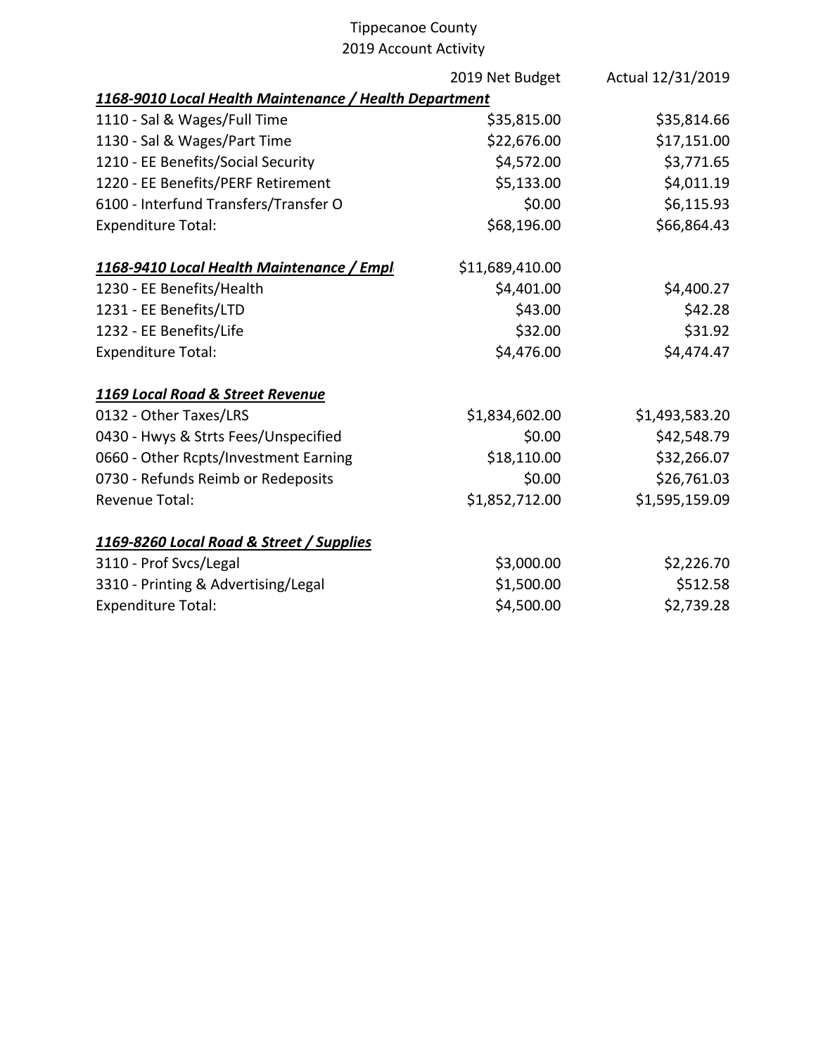Tippecanoe County
2019 Account Activity

| | 2019 Net Budget | Actual 12/31/2019 |
|---|---|---|
| ***1168-9010 Local Health Maintenance / Health Department*** | | |
| 1110 - Sal & Wages/Full Time | $35,815.00 | $35,814.66 |
| 1130 - Sal & Wages/Part Time | $22,676.00 | $17,151.00 |
| 1210 - EE Benefits/Social Security | $4,572.00 | $3,771.65 |
| 1220 - EE Benefits/PERF Retirement | $5,133.00 | $4,011.19 |
| 6100 - Interfund Transfers/Transfer O | $0.00 | $6,115.93 |
| Expenditure Total: | $68,196.00 | $66,864.43 |
| | | |
| ***1168-9410 Local Health Maintenance / Empl*** | $11,689,410.00 | |
| 1230 - EE Benefits/Health | $4,401.00 | $4,400.27 |
| 1231 - EE Benefits/LTD | $43.00 | $42.28 |
| 1232 - EE Benefits/Life | $32.00 | $31.92 |
| Expenditure Total: | $4,476.00 | $4,474.47 |
| | | |
| ***1169 Local Road & Street Revenue*** | | |
| 0132 - Other Taxes/LRS | $1,834,602.00 | $1,493,583.20 |
| 0430 - Hwys & Strts Fees/Unspecified | $0.00 | $42,548.79 |
| 0660 - Other Rcpts/Investment Earning | $18,110.00 | $32,266.07 |
| 0730 - Refunds Reimb or Redeposits | $0.00 | $26,761.03 |
| Revenue Total: | $1,852,712.00 | $1,595,159.09 |
| | | |
| ***1169-8260 Local Road & Street / Supplies*** | | |
| 3110 - Prof Svcs/Legal | $3,000.00 | $2,226.70 |
| 3310 - Printing & Advertising/Legal | $1,500.00 | $512.58 |
| Expenditure Total: | $4,500.00 | $2,739.28 |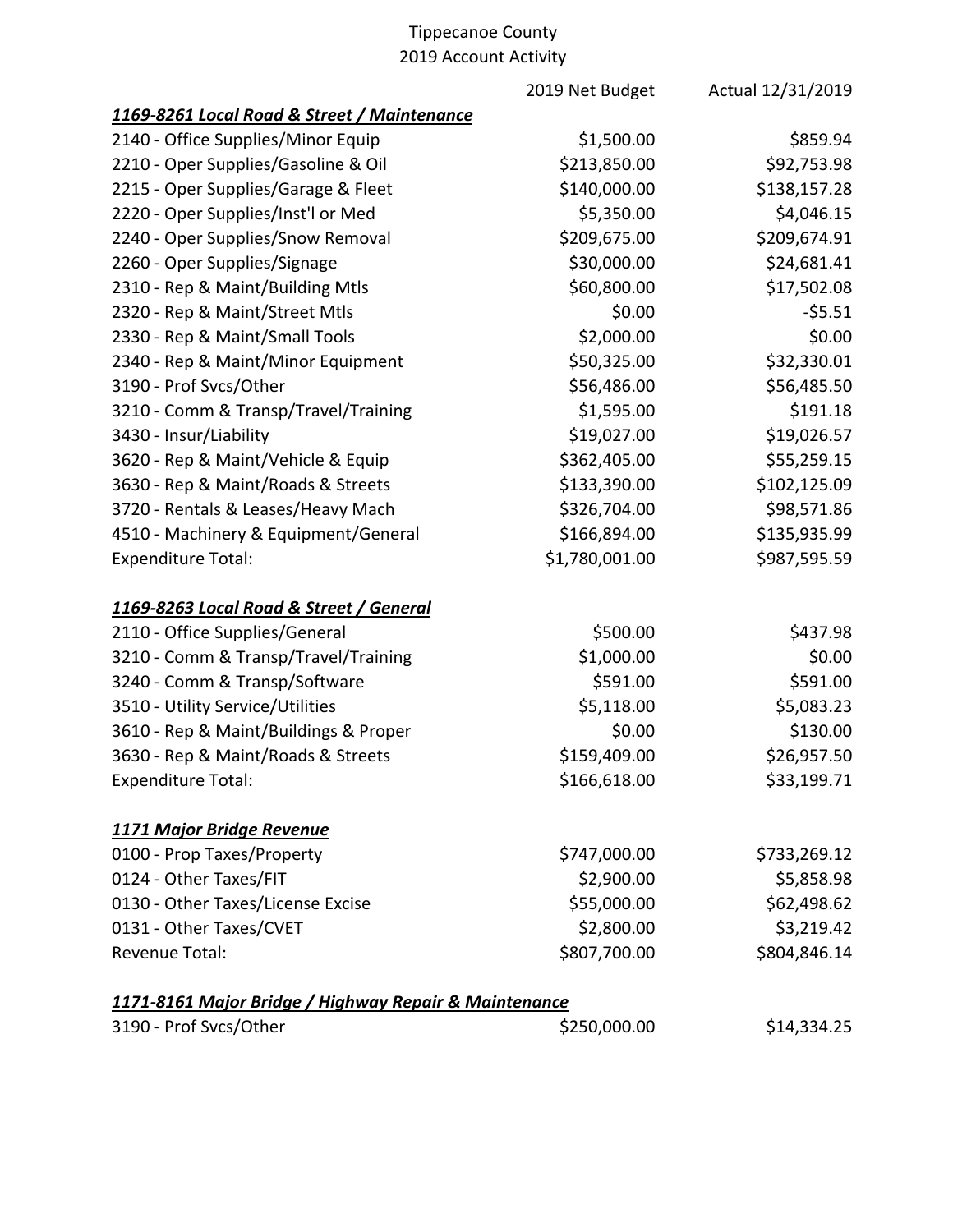# Tippecanoe County
## 2019 Account Activity

| | 2019 Net Budget | Actual 12/31/2019 |
|---|---|---|
| ***1169-8261 Local Road & Street / Maintenance*** | | |
| 2140 - Office Supplies/Minor Equip | $1,500.00 | $859.94 |
| 2210 - Oper Supplies/Gasoline & Oil | $213,850.00 | $92,753.98 |
| 2215 - Oper Supplies/Garage & Fleet | $140,000.00 | $138,157.28 |
| 2220 - Oper Supplies/Inst'l or Med | $5,350.00 | $4,046.15 |
| 2240 - Oper Supplies/Snow Removal | $209,675.00 | $209,674.91 |
| 2260 - Oper Supplies/Signage | $30,000.00 | $24,681.41 |
| 2310 - Rep & Maint/Building Mtls | $60,800.00 | $17,502.08 |
| 2320 - Rep & Maint/Street Mtls | $0.00 | -$5.51 |
| 2330 - Rep & Maint/Small Tools | $2,000.00 | $0.00 |
| 2340 - Rep & Maint/Minor Equipment | $50,325.00 | $32,330.01 |
| 3190 - Prof Svcs/Other | $56,486.00 | $56,485.50 |
| 3210 - Comm & Transp/Travel/Training | $1,595.00 | $191.18 |
| 3430 - Insur/Liability | $19,027.00 | $19,026.57 |
| 3620 - Rep & Maint/Vehicle & Equip | $362,405.00 | $55,259.15 |
| 3630 - Rep & Maint/Roads & Streets | $133,390.00 | $102,125.09 |
| 3720 - Rentals & Leases/Heavy Mach | $326,704.00 | $98,571.86 |
| 4510 - Machinery & Equipment/General | $166,894.00 | $135,935.99 |
| Expenditure Total: | $1,780,001.00 | $987,595.59 |
| | | |
| ***1169-8263 Local Road & Street / General*** | | |
| 2110 - Office Supplies/General | $500.00 | $437.98 |
| 3210 - Comm & Transp/Travel/Training | $1,000.00 | $0.00 |
| 3240 - Comm & Transp/Software | $591.00 | $591.00 |
| 3510 - Utility Service/Utilities | $5,118.00 | $5,083.23 |
| 3610 - Rep & Maint/Buildings & Proper | $0.00 | $130.00 |
| 3630 - Rep & Maint/Roads & Streets | $159,409.00 | $26,957.50 |
| Expenditure Total: | $166,618.00 | $33,199.71 |
| | | |
| ***1171 Major Bridge Revenue*** | | |
| 0100 - Prop Taxes/Property | $747,000.00 | $733,269.12 |
| 0124 - Other Taxes/FIT | $2,900.00 | $5,858.98 |
| 0130 - Other Taxes/License Excise | $55,000.00 | $62,498.62 |
| 0131 - Other Taxes/CVET | $2,800.00 | $3,219.42 |
| Revenue Total: | $807,700.00 | $804,846.14 |
| | | |
| ***1171-8161 Major Bridge / Highway Repair & Maintenance*** | | |
| 3190 - Prof Svcs/Other | $250,000.00 | $14,334.25 |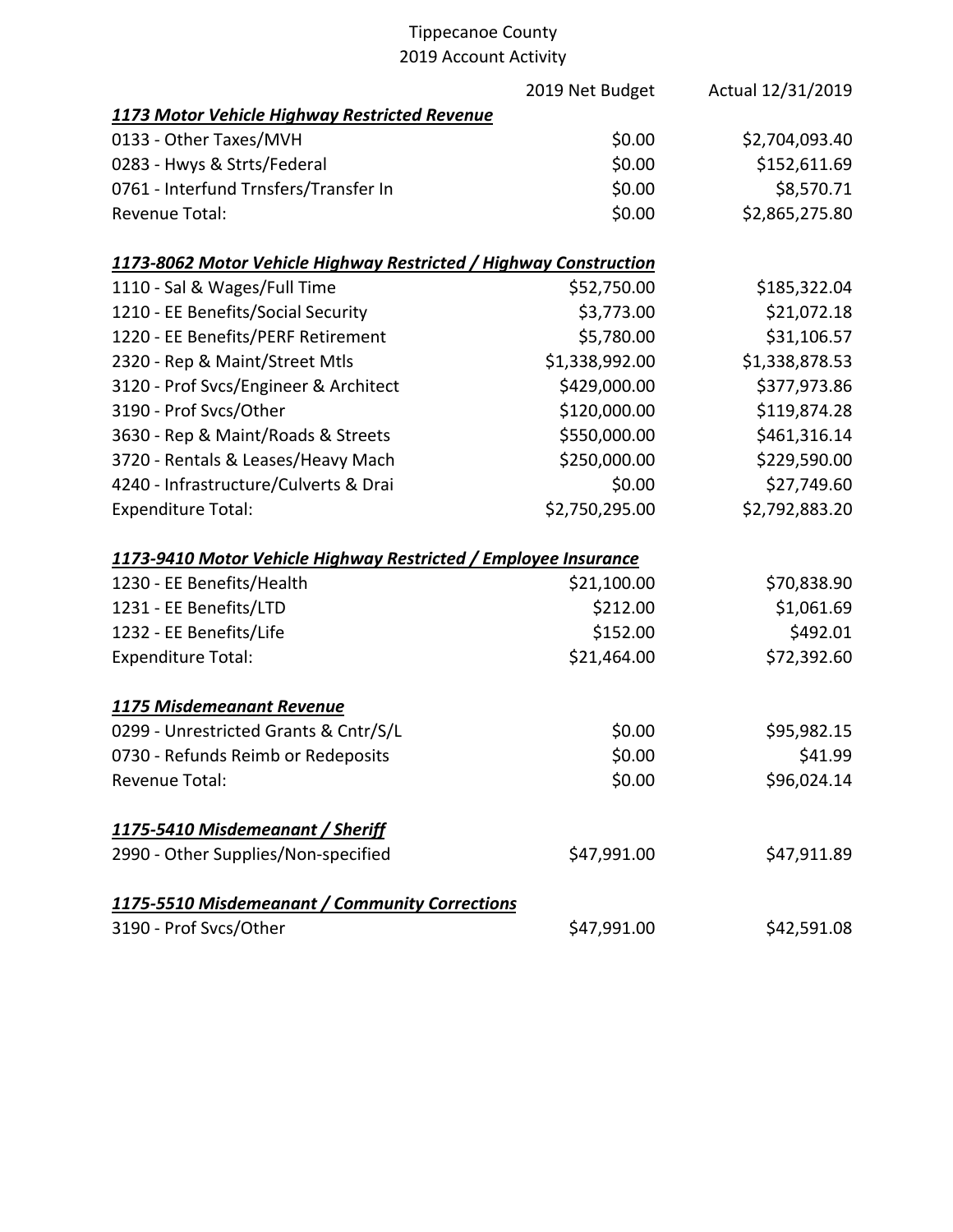Tippecanoe County
2019 Account Activity

| | 2019 Net Budget | Actual 12/31/2019 |
|---|---|---|
| ***1173 Motor Vehicle Highway Restricted Revenue*** | | |
| 0133 - Other Taxes/MVH | $0.00 | $2,704,093.40 |
| 0283 - Hwys & Strts/Federal | $0.00 | $152,611.69 |
| 0761 - Interfund Trnsfers/Transfer In | $0.00 | $8,570.71 |
| Revenue Total: | $0.00 | $2,865,275.80 |
| | | |
| ***1173-8062 Motor Vehicle Highway Restricted / Highway Construction*** | | |
| 1110 - Sal & Wages/Full Time | $52,750.00 | $185,322.04 |
| 1210 - EE Benefits/Social Security | $3,773.00 | $21,072.18 |
| 1220 - EE Benefits/PERF Retirement | $5,780.00 | $31,106.57 |
| 2320 - Rep & Maint/Street Mtls | $1,338,992.00 | $1,338,878.53 |
| 3120 - Prof Svcs/Engineer & Architect | $429,000.00 | $377,973.86 |
| 3190 - Prof Svcs/Other | $120,000.00 | $119,874.28 |
| 3630 - Rep & Maint/Roads & Streets | $550,000.00 | $461,316.14 |
| 3720 - Rentals & Leases/Heavy Mach | $250,000.00 | $229,590.00 |
| 4240 - Infrastructure/Culverts & Drai | $0.00 | $27,749.60 |
| Expenditure Total: | $2,750,295.00 | $2,792,883.20 |
| | | |
| ***1173-9410 Motor Vehicle Highway Restricted / Employee Insurance*** | | |
| 1230 - EE Benefits/Health | $21,100.00 | $70,838.90 |
| 1231 - EE Benefits/LTD | $212.00 | $1,061.69 |
| 1232 - EE Benefits/Life | $152.00 | $492.01 |
| Expenditure Total: | $21,464.00 | $72,392.60 |
| | | |
| ***1175 Misdemeanant Revenue*** | | |
| 0299 - Unrestricted Grants & Cntr/S/L | $0.00 | $95,982.15 |
| 0730 - Refunds Reimb or Redeposits | $0.00 | $41.99 |
| Revenue Total: | $0.00 | $96,024.14 |
| | | |
| ***1175-5410 Misdemeanant / Sheriff*** | | |
| 2990 - Other Supplies/Non-specified | $47,991.00 | $47,911.89 |
| | | |
| ***1175-5510 Misdemeanant / Community Corrections*** | | |
| 3190 - Prof Svcs/Other | $47,991.00 | $42,591.08 |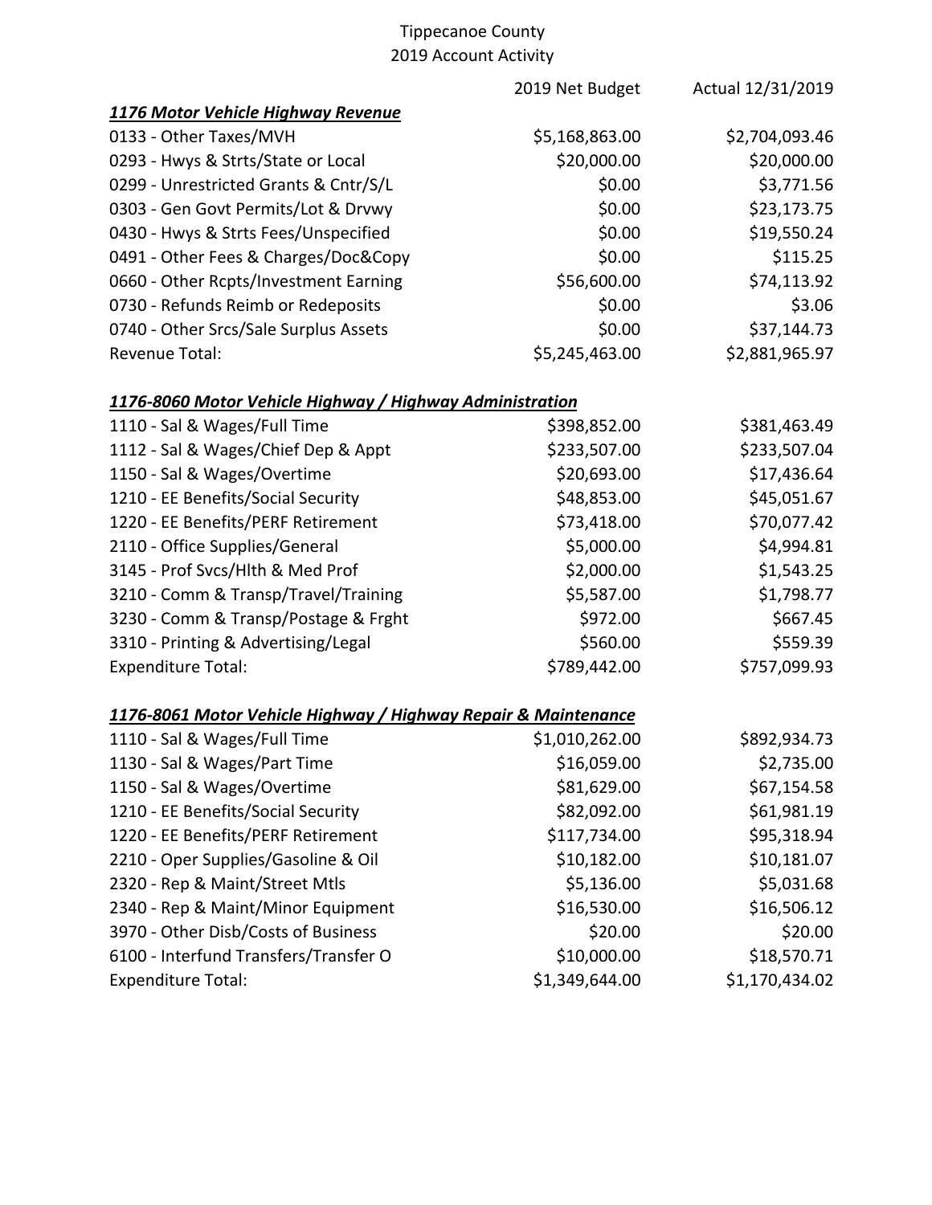Tippecanoe County
2019 Account Activity

| | 2019 Net Budget | Actual 12/31/2019 |
|---|---|---|
| ***1176 Motor Vehicle Highway Revenue*** | | |
| 0133 - Other Taxes/MVH | $5,168,863.00 | $2,704,093.46 |
| 0293 - Hwys & Strts/State or Local | $20,000.00 | $20,000.00 |
| 0299 - Unrestricted Grants & Cntr/S/L | $0.00 | $3,771.56 |
| 0303 - Gen Govt Permits/Lot & Drvwy | $0.00 | $23,173.75 |
| 0430 - Hwys & Strts Fees/Unspecified | $0.00 | $19,550.24 |
| 0491 - Other Fees & Charges/Doc&Copy | $0.00 | $115.25 |
| 0660 - Other Rcpts/Investment Earning | $56,600.00 | $74,113.92 |
| 0730 - Refunds Reimb or Redeposits | $0.00 | $3.06 |
| 0740 - Other Srcs/Sale Surplus Assets | $0.00 | $37,144.73 |
| Revenue Total: | $5,245,463.00 | $2,881,965.97 |
| | | |
| ***1176-8060 Motor Vehicle Highway / Highway Administration*** | | |
| 1110 - Sal & Wages/Full Time | $398,852.00 | $381,463.49 |
| 1112 - Sal & Wages/Chief Dep & Appt | $233,507.00 | $233,507.04 |
| 1150 - Sal & Wages/Overtime | $20,693.00 | $17,436.64 |
| 1210 - EE Benefits/Social Security | $48,853.00 | $45,051.67 |
| 1220 - EE Benefits/PERF Retirement | $73,418.00 | $70,077.42 |
| 2110 - Office Supplies/General | $5,000.00 | $4,994.81 |
| 3145 - Prof Svcs/Hlth & Med Prof | $2,000.00 | $1,543.25 |
| 3210 - Comm & Transp/Travel/Training | $5,587.00 | $1,798.77 |
| 3230 - Comm & Transp/Postage & Frght | $972.00 | $667.45 |
| 3310 - Printing & Advertising/Legal | $560.00 | $559.39 |
| Expenditure Total: | $789,442.00 | $757,099.93 |
| | | |
| ***1176-8061 Motor Vehicle Highway / Highway Repair & Maintenance*** | | |
| 1110 - Sal & Wages/Full Time | $1,010,262.00 | $892,934.73 |
| 1130 - Sal & Wages/Part Time | $16,059.00 | $2,735.00 |
| 1150 - Sal & Wages/Overtime | $81,629.00 | $67,154.58 |
| 1210 - EE Benefits/Social Security | $82,092.00 | $61,981.19 |
| 1220 - EE Benefits/PERF Retirement | $117,734.00 | $95,318.94 |
| 2210 - Oper Supplies/Gasoline & Oil | $10,182.00 | $10,181.07 |
| 2320 - Rep & Maint/Street Mtls | $5,136.00 | $5,031.68 |
| 2340 - Rep & Maint/Minor Equipment | $16,530.00 | $16,506.12 |
| 3970 - Other Disb/Costs of Business | $20.00 | $20.00 |
| 6100 - Interfund Transfers/Transfer O | $10,000.00 | $18,570.71 |
| Expenditure Total: | $1,349,644.00 | $1,170,434.02 |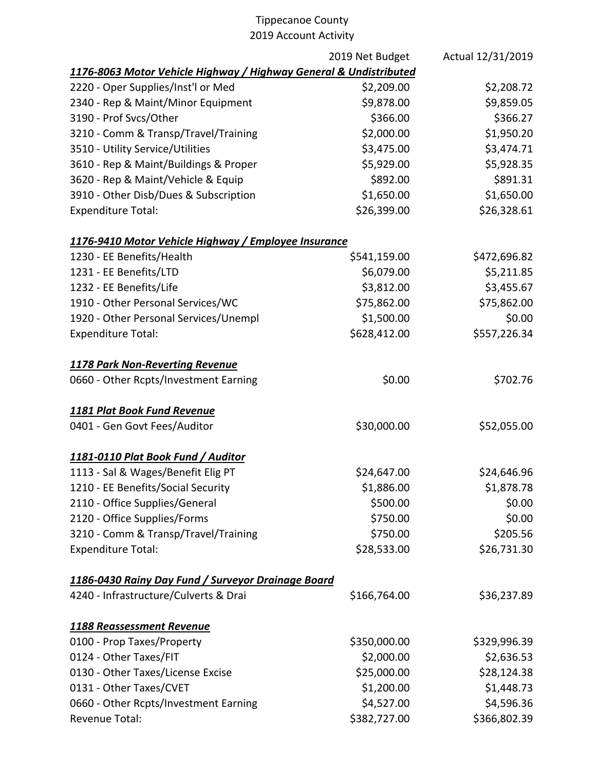# Tippecanoe County
## 2019 Account Activity

| | 2019 Net Budget | Actual 12/31/2019 |
|---|---|---|
| ***1176-8063 Motor Vehicle Highway / Highway General & Undistributed*** | | |
| 2220 - Oper Supplies/Inst'l or Med | $2,209.00 | $2,208.72 |
| 2340 - Rep & Maint/Minor Equipment | $9,878.00 | $9,859.05 |
| 3190 - Prof Svcs/Other | $366.00 | $366.27 |
| 3210 - Comm & Transp/Travel/Training | $2,000.00 | $1,950.20 |
| 3510 - Utility Service/Utilities | $3,475.00 | $3,474.71 |
| 3610 - Rep & Maint/Buildings & Proper | $5,929.00 | $5,928.35 |
| 3620 - Rep & Maint/Vehicle & Equip | $892.00 | $891.31 |
| 3910 - Other Disb/Dues & Subscription | $1,650.00 | $1,650.00 |
| Expenditure Total: | $26,399.00 | $26,328.61 |
| | | |
| ***1176-9410 Motor Vehicle Highway / Employee Insurance*** | | |
| 1230 - EE Benefits/Health | $541,159.00 | $472,696.82 |
| 1231 - EE Benefits/LTD | $6,079.00 | $5,211.85 |
| 1232 - EE Benefits/Life | $3,812.00 | $3,455.67 |
| 1910 - Other Personal Services/WC | $75,862.00 | $75,862.00 |
| 1920 - Other Personal Services/Unempl | $1,500.00 | $0.00 |
| Expenditure Total: | $628,412.00 | $557,226.34 |
| | | |
| ***1178 Park Non-Reverting Revenue*** | | |
| 0660 - Other Rcpts/Investment Earning | $0.00 | $702.76 |
| | | |
| ***1181 Plat Book Fund Revenue*** | | |
| 0401 - Gen Govt Fees/Auditor | $30,000.00 | $52,055.00 |
| | | |
| ***1181-0110 Plat Book Fund / Auditor*** | | |
| 1113 - Sal & Wages/Benefit Elig PT | $24,647.00 | $24,646.96 |
| 1210 - EE Benefits/Social Security | $1,886.00 | $1,878.78 |
| 2110 - Office Supplies/General | $500.00 | $0.00 |
| 2120 - Office Supplies/Forms | $750.00 | $0.00 |
| 3210 - Comm & Transp/Travel/Training | $750.00 | $205.56 |
| Expenditure Total: | $28,533.00 | $26,731.30 |
| | | |
| ***1186-0430 Rainy Day Fund / Surveyor Drainage Board*** | | |
| 4240 - Infrastructure/Culverts & Drai | $166,764.00 | $36,237.89 |
| | | |
| ***1188 Reassessment Revenue*** | | |
| 0100 - Prop Taxes/Property | $350,000.00 | $329,996.39 |
| 0124 - Other Taxes/FIT | $2,000.00 | $2,636.53 |
| 0130 - Other Taxes/License Excise | $25,000.00 | $28,124.38 |
| 0131 - Other Taxes/CVET | $1,200.00 | $1,448.73 |
| 0660 - Other Rcpts/Investment Earning | $4,527.00 | $4,596.36 |
| Revenue Total: | $382,727.00 | $366,802.39 |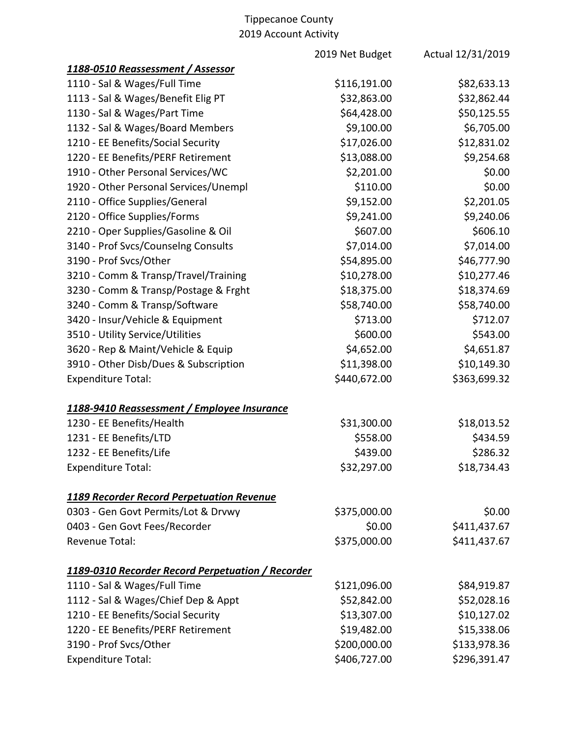Tippecanoe County
2019 Account Activity

| | 2019 Net Budget | Actual 12/31/2019 |
|---|---|---|
| ***1188-0510 Reassessment / Assessor*** | | |
| 1110 - Sal & Wages/Full Time | $116,191.00 | $82,633.13 |
| 1113 - Sal & Wages/Benefit Elig PT | $32,863.00 | $32,862.44 |
| 1130 - Sal & Wages/Part Time | $64,428.00 | $50,125.55 |
| 1132 - Sal & Wages/Board Members | $9,100.00 | $6,705.00 |
| 1210 - EE Benefits/Social Security | $17,026.00 | $12,831.02 |
| 1220 - EE Benefits/PERF Retirement | $13,088.00 | $9,254.68 |
| 1910 - Other Personal Services/WC | $2,201.00 | $0.00 |
| 1920 - Other Personal Services/Unempl | $110.00 | $0.00 |
| 2110 - Office Supplies/General | $9,152.00 | $2,201.05 |
| 2120 - Office Supplies/Forms | $9,241.00 | $9,240.06 |
| 2210 - Oper Supplies/Gasoline & Oil | $607.00 | $606.10 |
| 3140 - Prof Svcs/Counselng Consults | $7,014.00 | $7,014.00 |
| 3190 - Prof Svcs/Other | $54,895.00 | $46,777.90 |
| 3210 - Comm & Transp/Travel/Training | $10,278.00 | $10,277.46 |
| 3230 - Comm & Transp/Postage & Frght | $18,375.00 | $18,374.69 |
| 3240 - Comm & Transp/Software | $58,740.00 | $58,740.00 |
| 3420 - Insur/Vehicle & Equipment | $713.00 | $712.07 |
| 3510 - Utility Service/Utilities | $600.00 | $543.00 |
| 3620 - Rep & Maint/Vehicle & Equip | $4,652.00 | $4,651.87 |
| 3910 - Other Disb/Dues & Subscription | $11,398.00 | $10,149.30 |
| Expenditure Total: | $440,672.00 | $363,699.32 |
| | | |
| ***1188-9410 Reassessment / Employee Insurance*** | | |
| 1230 - EE Benefits/Health | $31,300.00 | $18,013.52 |
| 1231 - EE Benefits/LTD | $558.00 | $434.59 |
| 1232 - EE Benefits/Life | $439.00 | $286.32 |
| Expenditure Total: | $32,297.00 | $18,734.43 |
| | | |
| ***1189 Recorder Record Perpetuation Revenue*** | | |
| 0303 - Gen Govt Permits/Lot & Drvwy | $375,000.00 | $0.00 |
| 0403 - Gen Govt Fees/Recorder | $0.00 | $411,437.67 |
| Revenue Total: | $375,000.00 | $411,437.67 |
| | | |
| ***1189-0310 Recorder Record Perpetuation / Recorder*** | | |
| 1110 - Sal & Wages/Full Time | $121,096.00 | $84,919.87 |
| 1112 - Sal & Wages/Chief Dep & Appt | $52,842.00 | $52,028.16 |
| 1210 - EE Benefits/Social Security | $13,307.00 | $10,127.02 |
| 1220 - EE Benefits/PERF Retirement | $19,482.00 | $15,338.06 |
| 3190 - Prof Svcs/Other | $200,000.00 | $133,978.36 |
| Expenditure Total: | $406,727.00 | $296,391.47 |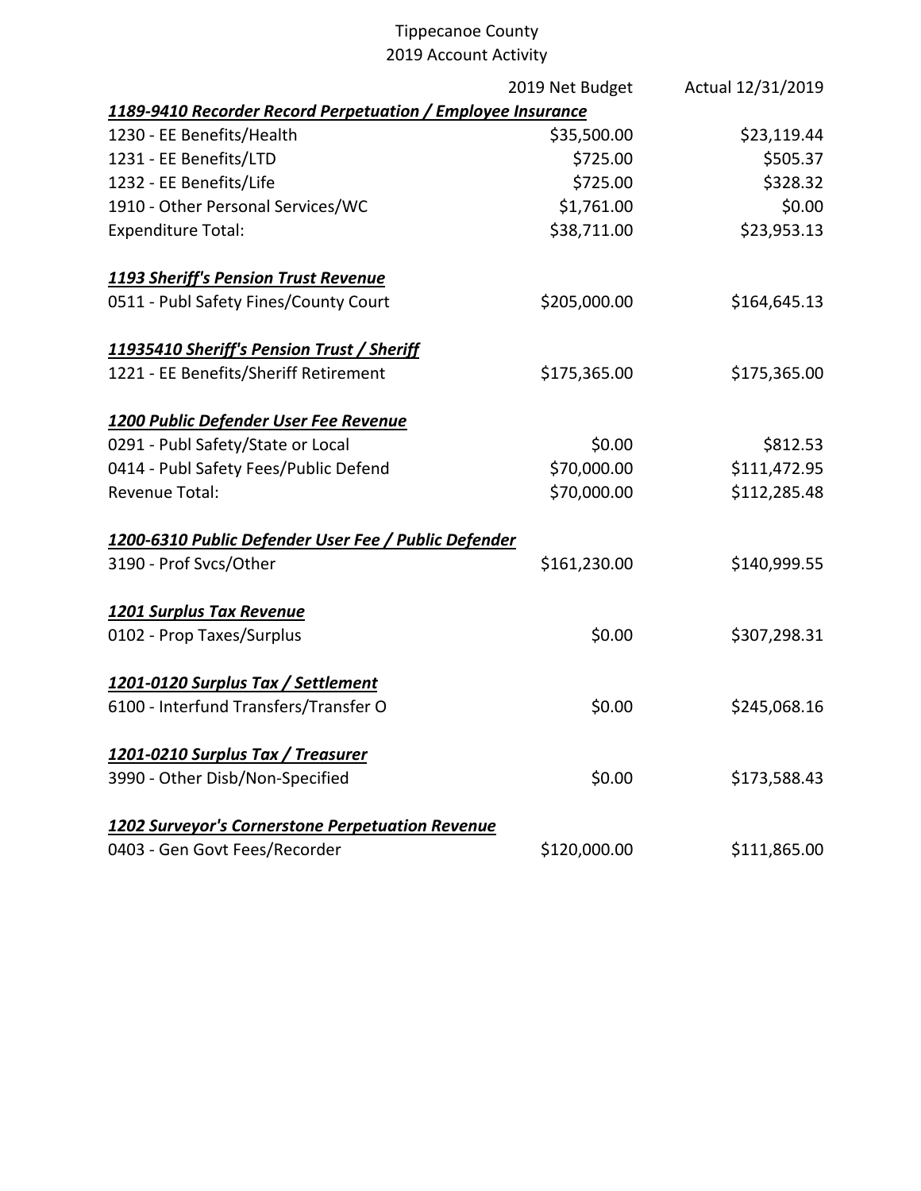# Tippecanoe County
## 2019 Account Activity

| | 2019 Net Budget | Actual 12/31/2019 |
|---|---|---|
| ***1189-9410 Recorder Record Perpetuation / Employee Insurance*** | | |
| 1230 - EE Benefits/Health | $35,500.00 | $23,119.44 |
| 1231 - EE Benefits/LTD | $725.00 | $505.37 |
| 1232 - EE Benefits/Life | $725.00 | $328.32 |
| 1910 - Other Personal Services/WC | $1,761.00 | $0.00 |
| Expenditure Total: | $38,711.00 | $23,953.13 |
| | | |
| ***1193 Sheriff's Pension Trust Revenue*** | | |
| 0511 - Publ Safety Fines/County Court | $205,000.00 | $164,645.13 |
| | | |
| ***11935410 Sheriff's Pension Trust / Sheriff*** | | |
| 1221 - EE Benefits/Sheriff Retirement | $175,365.00 | $175,365.00 |
| | | |
| ***1200 Public Defender User Fee Revenue*** | | |
| 0291 - Publ Safety/State or Local | $0.00 | $812.53 |
| 0414 - Publ Safety Fees/Public Defend | $70,000.00 | $111,472.95 |
| Revenue Total: | $70,000.00 | $112,285.48 |
| | | |
| ***1200-6310 Public Defender User Fee / Public Defender*** | | |
| 3190 - Prof Svcs/Other | $161,230.00 | $140,999.55 |
| | | |
| ***1201 Surplus Tax Revenue*** | | |
| 0102 - Prop Taxes/Surplus | $0.00 | $307,298.31 |
| | | |
| ***1201-0120 Surplus Tax / Settlement*** | | |
| 6100 - Interfund Transfers/Transfer O | $0.00 | $245,068.16 |
| | | |
| ***1201-0210 Surplus Tax / Treasurer*** | | |
| 3990 - Other Disb/Non-Specified | $0.00 | $173,588.43 |
| | | |
| ***1202 Surveyor's Cornerstone Perpetuation Revenue*** | | |
| 0403 - Gen Govt Fees/Recorder | $120,000.00 | $111,865.00 |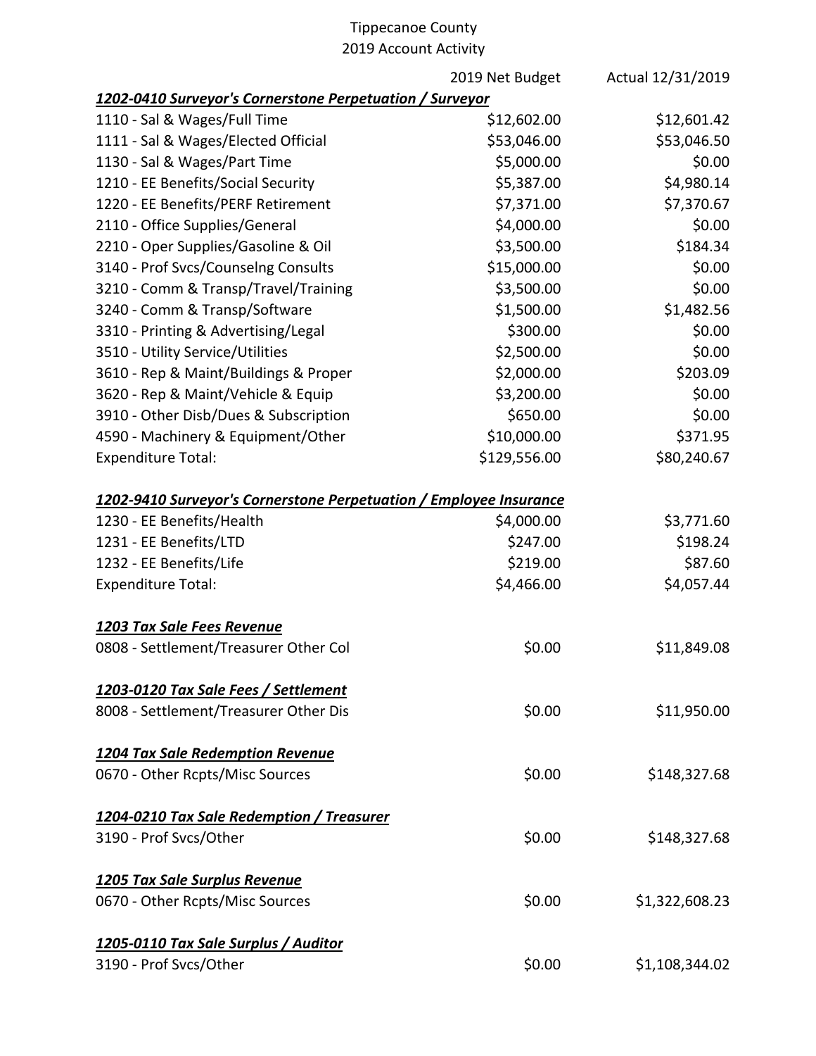# Tippecanoe County
## 2019 Account Activity

| | 2019 Net Budget | Actual 12/31/2019 |
|---|---|---|
| ***1202-0410 Surveyor's Cornerstone Perpetuation / Surveyor*** | | |
| 1110 - Sal & Wages/Full Time | $12,602.00 | $12,601.42 |
| 1111 - Sal & Wages/Elected Official | $53,046.00 | $53,046.50 |
| 1130 - Sal & Wages/Part Time | $5,000.00 | $0.00 |
| 1210 - EE Benefits/Social Security | $5,387.00 | $4,980.14 |
| 1220 - EE Benefits/PERF Retirement | $7,371.00 | $7,370.67 |
| 2110 - Office Supplies/General | $4,000.00 | $0.00 |
| 2210 - Oper Supplies/Gasoline & Oil | $3,500.00 | $184.34 |
| 3140 - Prof Svcs/Counselng Consults | $15,000.00 | $0.00 |
| 3210 - Comm & Transp/Travel/Training | $3,500.00 | $0.00 |
| 3240 - Comm & Transp/Software | $1,500.00 | $1,482.56 |
| 3310 - Printing & Advertising/Legal | $300.00 | $0.00 |
| 3510 - Utility Service/Utilities | $2,500.00 | $0.00 |
| 3610 - Rep & Maint/Buildings & Proper | $2,000.00 | $203.09 |
| 3620 - Rep & Maint/Vehicle & Equip | $3,200.00 | $0.00 |
| 3910 - Other Disb/Dues & Subscription | $650.00 | $0.00 |
| 4590 - Machinery & Equipment/Other | $10,000.00 | $371.95 |
| Expenditure Total: | $129,556.00 | $80,240.67 |
| ***1202-9410 Surveyor's Cornerstone Perpetuation / Employee Insurance*** | | |
| 1230 - EE Benefits/Health | $4,000.00 | $3,771.60 |
| 1231 - EE Benefits/LTD | $247.00 | $198.24 |
| 1232 - EE Benefits/Life | $219.00 | $87.60 |
| Expenditure Total: | $4,466.00 | $4,057.44 |
| ***1203 Tax Sale Fees Revenue*** | | |
| 0808 - Settlement/Treasurer Other Col | $0.00 | $11,849.08 |
| ***1203-0120 Tax Sale Fees / Settlement*** | | |
| 8008 - Settlement/Treasurer Other Dis | $0.00 | $11,950.00 |
| ***1204 Tax Sale Redemption Revenue*** | | |
| 0670 - Other Rcpts/Misc Sources | $0.00 | $148,327.68 |
| ***1204-0210 Tax Sale Redemption / Treasurer*** | | |
| 3190 - Prof Svcs/Other | $0.00 | $148,327.68 |
| ***1205 Tax Sale Surplus Revenue*** | | |
| 0670 - Other Rcpts/Misc Sources | $0.00 | $1,322,608.23 |
| ***1205-0110 Tax Sale Surplus / Auditor*** | | |
| 3190 - Prof Svcs/Other | $0.00 | $1,108,344.02 |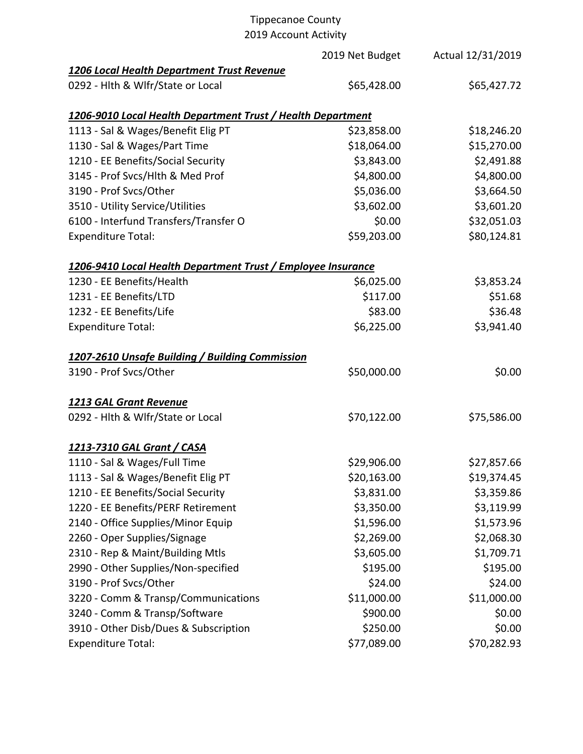Tippecanoe County
2019 Account Activity

| | 2019 Net Budget | Actual 12/31/2019 |
|---|---|---|
| ***1206 Local Health Department Trust Revenue*** | | |
| 0292 - Hlth & Wlfr/State or Local | $65,428.00 | $65,427.72 |
| | | |
| ***1206-9010 Local Health Department Trust / Health Department*** | | |
| 1113 - Sal & Wages/Benefit Elig PT | $23,858.00 | $18,246.20 |
| 1130 - Sal & Wages/Part Time | $18,064.00 | $15,270.00 |
| 1210 - EE Benefits/Social Security | $3,843.00 | $2,491.88 |
| 3145 - Prof Svcs/Hlth & Med Prof | $4,800.00 | $4,800.00 |
| 3190 - Prof Svcs/Other | $5,036.00 | $3,664.50 |
| 3510 - Utility Service/Utilities | $3,602.00 | $3,601.20 |
| 6100 - Interfund Transfers/Transfer O | $0.00 | $32,051.03 |
| Expenditure Total: | $59,203.00 | $80,124.81 |
| | | |
| ***1206-9410 Local Health Department Trust / Employee Insurance*** | | |
| 1230 - EE Benefits/Health | $6,025.00 | $3,853.24 |
| 1231 - EE Benefits/LTD | $117.00 | $51.68 |
| 1232 - EE Benefits/Life | $83.00 | $36.48 |
| Expenditure Total: | $6,225.00 | $3,941.40 |
| | | |
| ***1207-2610 Unsafe Building / Building Commission*** | | |
| 3190 - Prof Svcs/Other | $50,000.00 | $0.00 |
| | | |
| ***1213 GAL Grant Revenue*** | | |
| 0292 - Hlth & Wlfr/State or Local | $70,122.00 | $75,586.00 |
| | | |
| ***1213-7310 GAL Grant / CASA*** | | |
| 1110 - Sal & Wages/Full Time | $29,906.00 | $27,857.66 |
| 1113 - Sal & Wages/Benefit Elig PT | $20,163.00 | $19,374.45 |
| 1210 - EE Benefits/Social Security | $3,831.00 | $3,359.86 |
| 1220 - EE Benefits/PERF Retirement | $3,350.00 | $3,119.99 |
| 2140 - Office Supplies/Minor Equip | $1,596.00 | $1,573.96 |
| 2260 - Oper Supplies/Signage | $2,269.00 | $2,068.30 |
| 2310 - Rep & Maint/Building Mtls | $3,605.00 | $1,709.71 |
| 2990 - Other Supplies/Non-specified | $195.00 | $195.00 |
| 3190 - Prof Svcs/Other | $24.00 | $24.00 |
| 3220 - Comm & Transp/Communications | $11,000.00 | $11,000.00 |
| 3240 - Comm & Transp/Software | $900.00 | $0.00 |
| 3910 - Other Disb/Dues & Subscription | $250.00 | $0.00 |
| Expenditure Total: | $77,089.00 | $70,282.93 |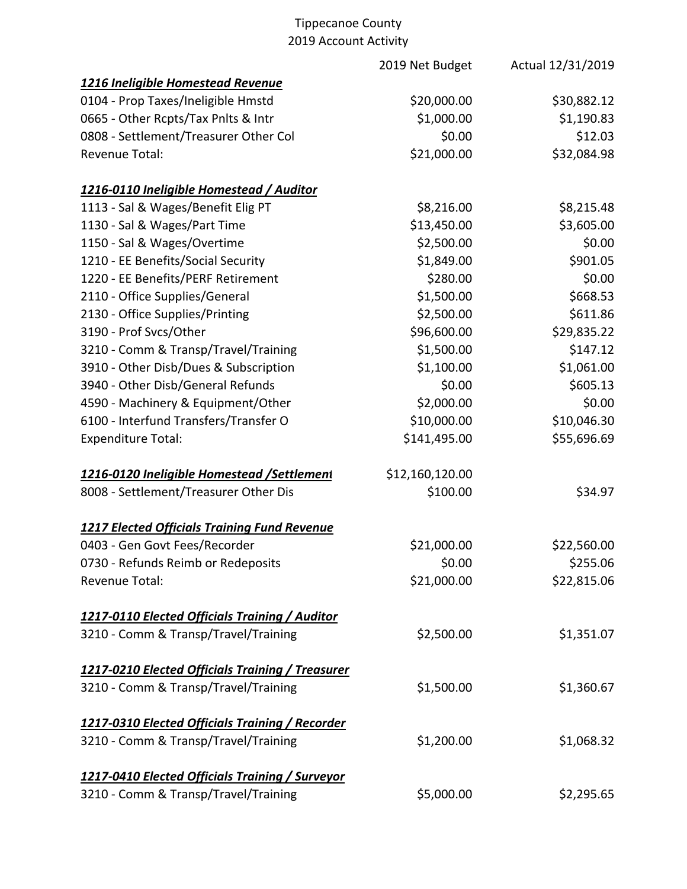Tippecanoe County
2019 Account Activity

| | 2019 Net Budget | Actual 12/31/2019 |
|---|---|---|
| ***1216 Ineligible Homestead Revenue*** | | |
| 0104 - Prop Taxes/Ineligible Hmstd | $20,000.00 | $30,882.12 |
| 0665 - Other Rcpts/Tax Pnlts & Intr | $1,000.00 | $1,190.83 |
| 0808 - Settlement/Treasurer Other Col | $0.00 | $12.03 |
| Revenue Total: | $21,000.00 | $32,084.98 |
| | | |
| ***1216-0110 Ineligible Homestead / Auditor*** | | |
| 1113 - Sal & Wages/Benefit Elig PT | $8,216.00 | $8,215.48 |
| 1130 - Sal & Wages/Part Time | $13,450.00 | $3,605.00 |
| 1150 - Sal & Wages/Overtime | $2,500.00 | $0.00 |
| 1210 - EE Benefits/Social Security | $1,849.00 | $901.05 |
| 1220 - EE Benefits/PERF Retirement | $280.00 | $0.00 |
| 2110 - Office Supplies/General | $1,500.00 | $668.53 |
| 2130 - Office Supplies/Printing | $2,500.00 | $611.86 |
| 3190 - Prof Svcs/Other | $96,600.00 | $29,835.22 |
| 3210 - Comm & Transp/Travel/Training | $1,500.00 | $147.12 |
| 3910 - Other Disb/Dues & Subscription | $1,100.00 | $1,061.00 |
| 3940 - Other Disb/General Refunds | $0.00 | $605.13 |
| 4590 - Machinery & Equipment/Other | $2,000.00 | $0.00 |
| 6100 - Interfund Transfers/Transfer O | $10,000.00 | $10,046.30 |
| Expenditure Total: | $141,495.00 | $55,696.69 |
| | | |
| ***1216-0120 Ineligible Homestead /Settlement*** | $12,160,120.00 | |
| 8008 - Settlement/Treasurer Other Dis | $100.00 | $34.97 |
| | | |
| ***1217 Elected Officials Training Fund Revenue*** | | |
| 0403 - Gen Govt Fees/Recorder | $21,000.00 | $22,560.00 |
| 0730 - Refunds Reimb or Redeposits | $0.00 | $255.06 |
| Revenue Total: | $21,000.00 | $22,815.06 |
| | | |
| ***1217-0110 Elected Officials Training / Auditor*** | | |
| 3210 - Comm & Transp/Travel/Training | $2,500.00 | $1,351.07 |
| | | |
| ***1217-0210 Elected Officials Training / Treasurer*** | | |
| 3210 - Comm & Transp/Travel/Training | $1,500.00 | $1,360.67 |
| | | |
| ***1217-0310 Elected Officials Training / Recorder*** | | |
| 3210 - Comm & Transp/Travel/Training | $1,200.00 | $1,068.32 |
| | | |
| ***1217-0410 Elected Officials Training / Surveyor*** | | |
| 3210 - Comm & Transp/Travel/Training | $5,000.00 | $2,295.65 |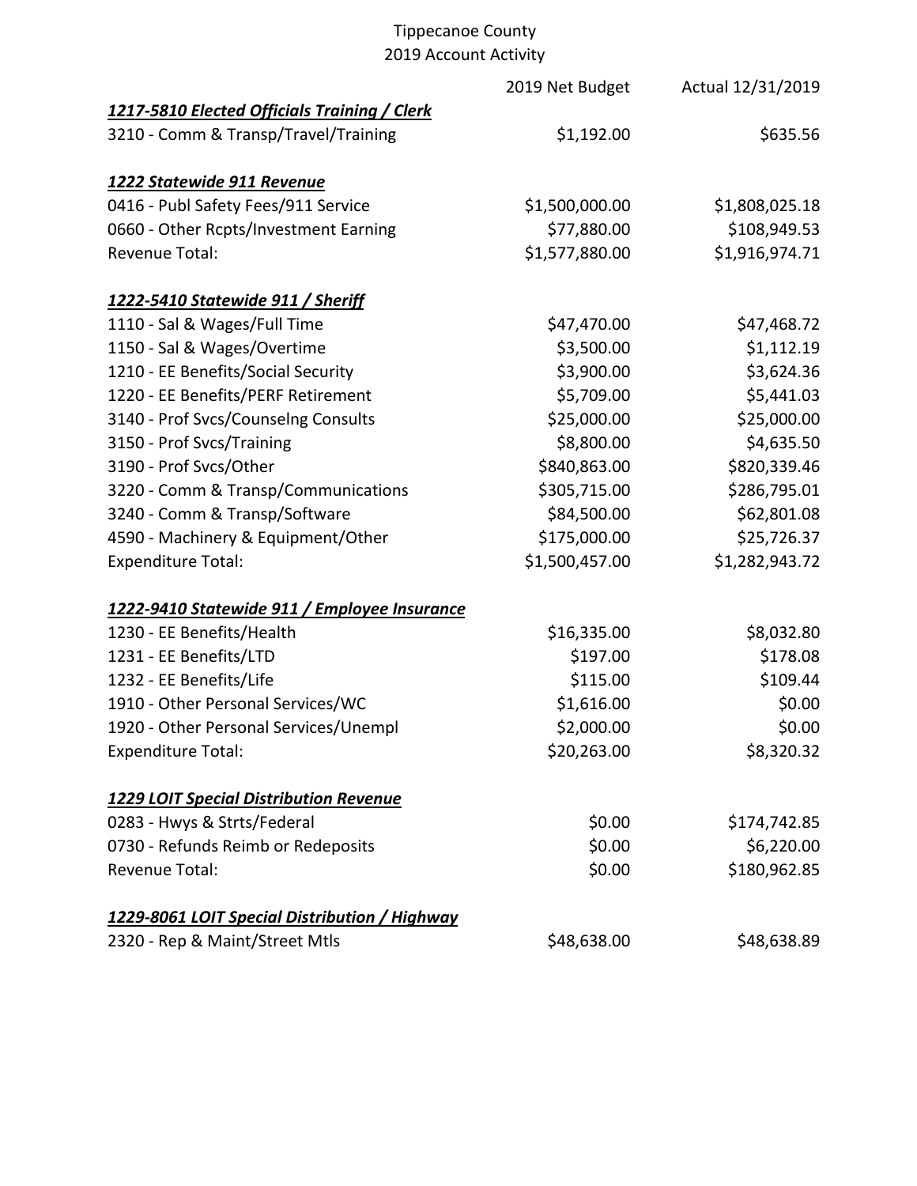# Tippecanoe County
## 2019 Account Activity

| | 2019 Net Budget | Actual 12/31/2019 |
|---|---|---|
| ***1217-5810 Elected Officials Training / Clerk*** | | |
| 3210 - Comm & Transp/Travel/Training | $1,192.00 | $635.56 |
| | | |
| ***1222 Statewide 911 Revenue*** | | |
| 0416 - Publ Safety Fees/911 Service | $1,500,000.00 | $1,808,025.18 |
| 0660 - Other Rcpts/Investment Earning | $77,880.00 | $108,949.53 |
| Revenue Total: | $1,577,880.00 | $1,916,974.71 |
| | | |
| ***1222-5410 Statewide 911 / Sheriff*** | | |
| 1110 - Sal & Wages/Full Time | $47,470.00 | $47,468.72 |
| 1150 - Sal & Wages/Overtime | $3,500.00 | $1,112.19 |
| 1210 - EE Benefits/Social Security | $3,900.00 | $3,624.36 |
| 1220 - EE Benefits/PERF Retirement | $5,709.00 | $5,441.03 |
| 3140 - Prof Svcs/Counselng Consults | $25,000.00 | $25,000.00 |
| 3150 - Prof Svcs/Training | $8,800.00 | $4,635.50 |
| 3190 - Prof Svcs/Other | $840,863.00 | $820,339.46 |
| 3220 - Comm & Transp/Communications | $305,715.00 | $286,795.01 |
| 3240 - Comm & Transp/Software | $84,500.00 | $62,801.08 |
| 4590 - Machinery & Equipment/Other | $175,000.00 | $25,726.37 |
| Expenditure Total: | $1,500,457.00 | $1,282,943.72 |
| | | |
| ***1222-9410 Statewide 911 / Employee Insurance*** | | |
| 1230 - EE Benefits/Health | $16,335.00 | $8,032.80 |
| 1231 - EE Benefits/LTD | $197.00 | $178.08 |
| 1232 - EE Benefits/Life | $115.00 | $109.44 |
| 1910 - Other Personal Services/WC | $1,616.00 | $0.00 |
| 1920 - Other Personal Services/Unempl | $2,000.00 | $0.00 |
| Expenditure Total: | $20,263.00 | $8,320.32 |
| | | |
| ***1229 LOIT Special Distribution Revenue*** | | |
| 0283 - Hwys & Strts/Federal | $0.00 | $174,742.85 |
| 0730 - Refunds Reimb or Redeposits | $0.00 | $6,220.00 |
| Revenue Total: | $0.00 | $180,962.85 |
| | | |
| ***1229-8061 LOIT Special Distribution / Highway*** | | |
| 2320 - Rep & Maint/Street Mtls | $48,638.00 | $48,638.89 |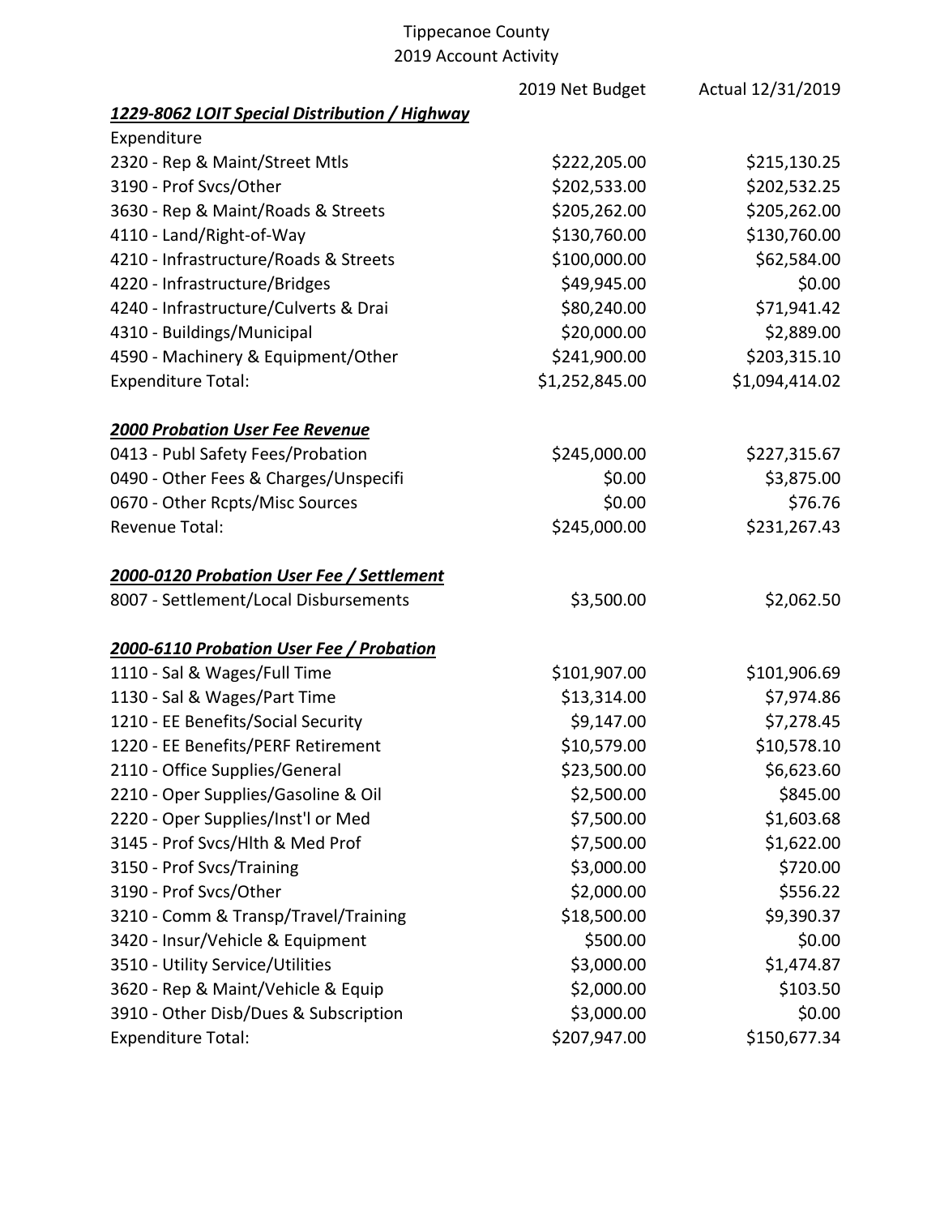Tippecanoe County
2019 Account Activity

| | 2019 Net Budget | Actual 12/31/2019 |
|---|---|---|
| ***1229-8062 LOIT Special Distribution / Highway*** | | |
| Expenditure | | |
| 2320 - Rep & Maint/Street Mtls | $222,205.00 | $215,130.25 |
| 3190 - Prof Svcs/Other | $202,533.00 | $202,532.25 |
| 3630 - Rep & Maint/Roads & Streets | $205,262.00 | $205,262.00 |
| 4110 - Land/Right-of-Way | $130,760.00 | $130,760.00 |
| 4210 - Infrastructure/Roads & Streets | $100,000.00 | $62,584.00 |
| 4220 - Infrastructure/Bridges | $49,945.00 | $0.00 |
| 4240 - Infrastructure/Culverts & Drai | $80,240.00 | $71,941.42 |
| 4310 - Buildings/Municipal | $20,000.00 | $2,889.00 |
| 4590 - Machinery & Equipment/Other | $241,900.00 | $203,315.10 |
| Expenditure Total: | $1,252,845.00 | $1,094,414.02 |
| | | |
| ***2000 Probation User Fee Revenue*** | | |
| 0413 - Publ Safety Fees/Probation | $245,000.00 | $227,315.67 |
| 0490 - Other Fees & Charges/Unspecifi | $0.00 | $3,875.00 |
| 0670 - Other Rcpts/Misc Sources | $0.00 | $76.76 |
| Revenue Total: | $245,000.00 | $231,267.43 |
| | | |
| ***2000-0120 Probation User Fee / Settlement*** | | |
| 8007 - Settlement/Local Disbursements | $3,500.00 | $2,062.50 |
| | | |
| ***2000-6110 Probation User Fee / Probation*** | | |
| 1110 - Sal & Wages/Full Time | $101,907.00 | $101,906.69 |
| 1130 - Sal & Wages/Part Time | $13,314.00 | $7,974.86 |
| 1210 - EE Benefits/Social Security | $9,147.00 | $7,278.45 |
| 1220 - EE Benefits/PERF Retirement | $10,579.00 | $10,578.10 |
| 2110 - Office Supplies/General | $23,500.00 | $6,623.60 |
| 2210 - Oper Supplies/Gasoline & Oil | $2,500.00 | $845.00 |
| 2220 - Oper Supplies/Inst'l or Med | $7,500.00 | $1,603.68 |
| 3145 - Prof Svcs/Hlth & Med Prof | $7,500.00 | $1,622.00 |
| 3150 - Prof Svcs/Training | $3,000.00 | $720.00 |
| 3190 - Prof Svcs/Other | $2,000.00 | $556.22 |
| 3210 - Comm & Transp/Travel/Training | $18,500.00 | $9,390.37 |
| 3420 - Insur/Vehicle & Equipment | $500.00 | $0.00 |
| 3510 - Utility Service/Utilities | $3,000.00 | $1,474.87 |
| 3620 - Rep & Maint/Vehicle & Equip | $2,000.00 | $103.50 |
| 3910 - Other Disb/Dues & Subscription | $3,000.00 | $0.00 |
| Expenditure Total: | $207,947.00 | $150,677.34 |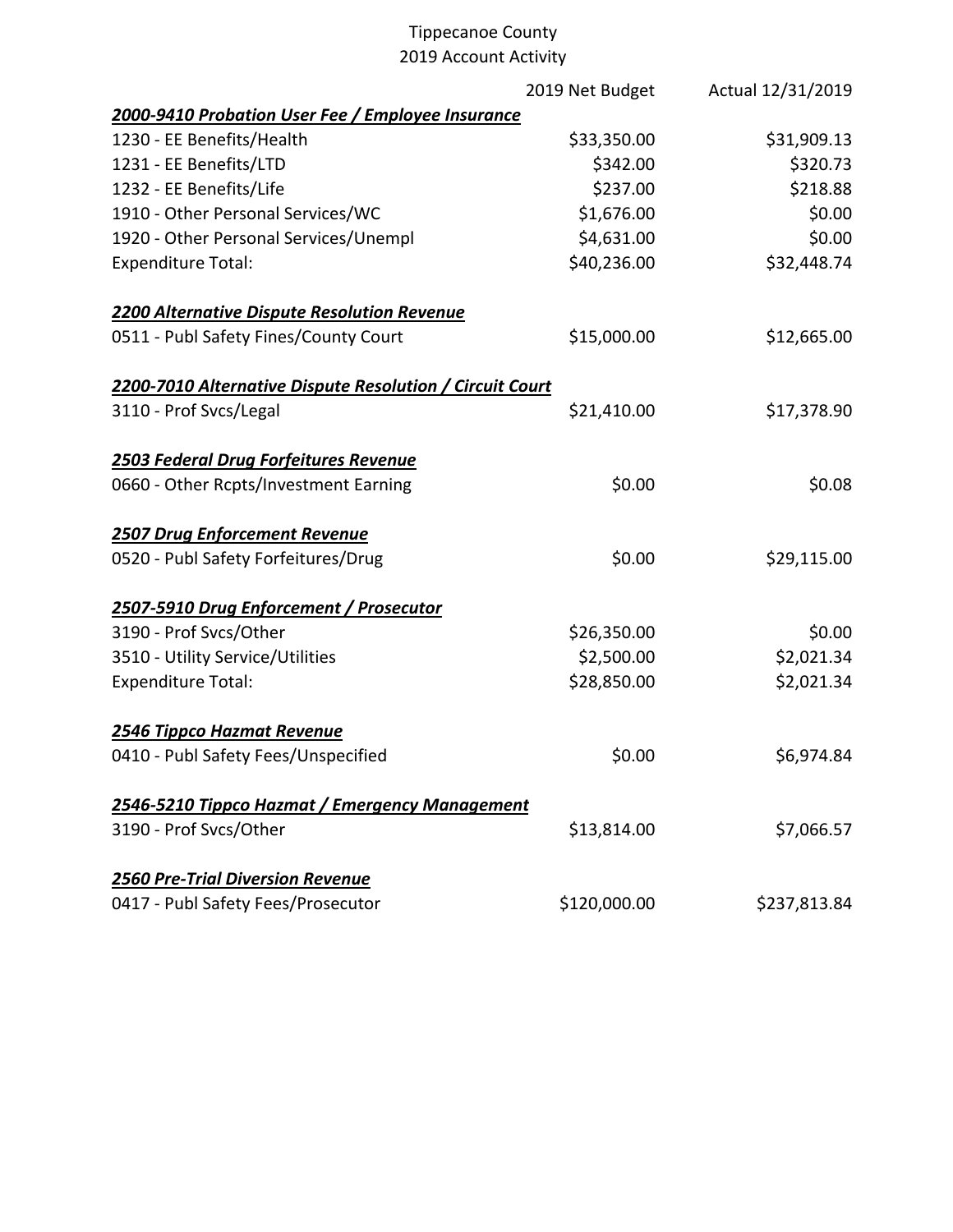Tippecanoe County
2019 Account Activity

| | 2019 Net Budget | Actual 12/31/2019 |
|---|---|---|
| ***2000-9410 Probation User Fee / Employee Insurance*** | | |
| 1230 - EE Benefits/Health | $33,350.00 | $31,909.13 |
| 1231 - EE Benefits/LTD | $342.00 | $320.73 |
| 1232 - EE Benefits/Life | $237.00 | $218.88 |
| 1910 - Other Personal Services/WC | $1,676.00 | $0.00 |
| 1920 - Other Personal Services/Unempl | $4,631.00 | $0.00 |
| Expenditure Total: | $40,236.00 | $32,448.74 |
| | | |
| ***2200 Alternative Dispute Resolution Revenue*** | | |
| 0511 - Publ Safety Fines/County Court | $15,000.00 | $12,665.00 |
| | | |
| ***2200-7010 Alternative Dispute Resolution / Circuit Court*** | | |
| 3110 - Prof Svcs/Legal | $21,410.00 | $17,378.90 |
| | | |
| ***2503 Federal Drug Forfeitures Revenue*** | | |
| 0660 - Other Rcpts/Investment Earning | $0.00 | $0.08 |
| | | |
| ***2507 Drug Enforcement Revenue*** | | |
| 0520 - Publ Safety Forfeitures/Drug | $0.00 | $29,115.00 |
| | | |
| ***2507-5910 Drug Enforcement / Prosecutor*** | | |
| 3190 - Prof Svcs/Other | $26,350.00 | $0.00 |
| 3510 - Utility Service/Utilities | $2,500.00 | $2,021.34 |
| Expenditure Total: | $28,850.00 | $2,021.34 |
| | | |
| ***2546 Tippco Hazmat Revenue*** | | |
| 0410 - Publ Safety Fees/Unspecified | $0.00 | $6,974.84 |
| | | |
| ***2546-5210 Tippco Hazmat / Emergency Management*** | | |
| 3190 - Prof Svcs/Other | $13,814.00 | $7,066.57 |
| | | |
| ***2560 Pre-Trial Diversion Revenue*** | | |
| 0417 - Publ Safety Fees/Prosecutor | $120,000.00 | $237,813.84 |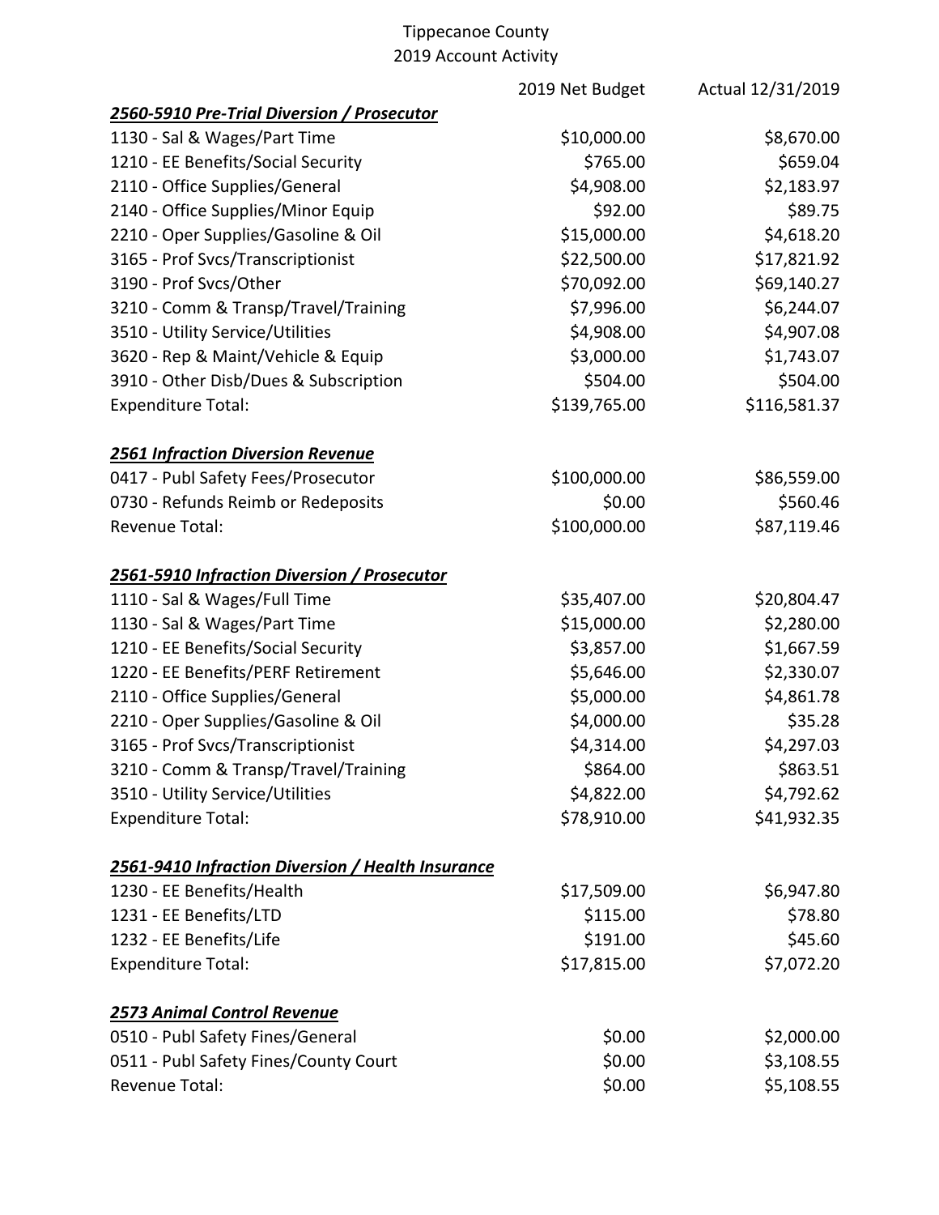Tippecanoe County
2019 Account Activity

| | 2019 Net Budget | Actual 12/31/2019 |
|---|---|---|
| ***2560-5910 Pre-Trial Diversion / Prosecutor*** | | |
| 1130 - Sal & Wages/Part Time | $10,000.00 | $8,670.00 |
| 1210 - EE Benefits/Social Security | $765.00 | $659.04 |
| 2110 - Office Supplies/General | $4,908.00 | $2,183.97 |
| 2140 - Office Supplies/Minor Equip | $92.00 | $89.75 |
| 2210 - Oper Supplies/Gasoline & Oil | $15,000.00 | $4,618.20 |
| 3165 - Prof Svcs/Transcriptionist | $22,500.00 | $17,821.92 |
| 3190 - Prof Svcs/Other | $70,092.00 | $69,140.27 |
| 3210 - Comm & Transp/Travel/Training | $7,996.00 | $6,244.07 |
| 3510 - Utility Service/Utilities | $4,908.00 | $4,907.08 |
| 3620 - Rep & Maint/Vehicle & Equip | $3,000.00 | $1,743.07 |
| 3910 - Other Disb/Dues & Subscription | $504.00 | $504.00 |
| Expenditure Total: | $139,765.00 | $116,581.37 |
| | | |
| ***2561 Infraction Diversion Revenue*** | | |
| 0417 - Publ Safety Fees/Prosecutor | $100,000.00 | $86,559.00 |
| 0730 - Refunds Reimb or Redeposits | $0.00 | $560.46 |
| Revenue Total: | $100,000.00 | $87,119.46 |
| | | |
| ***2561-5910 Infraction Diversion / Prosecutor*** | | |
| 1110 - Sal & Wages/Full Time | $35,407.00 | $20,804.47 |
| 1130 - Sal & Wages/Part Time | $15,000.00 | $2,280.00 |
| 1210 - EE Benefits/Social Security | $3,857.00 | $1,667.59 |
| 1220 - EE Benefits/PERF Retirement | $5,646.00 | $2,330.07 |
| 2110 - Office Supplies/General | $5,000.00 | $4,861.78 |
| 2210 - Oper Supplies/Gasoline & Oil | $4,000.00 | $35.28 |
| 3165 - Prof Svcs/Transcriptionist | $4,314.00 | $4,297.03 |
| 3210 - Comm & Transp/Travel/Training | $864.00 | $863.51 |
| 3510 - Utility Service/Utilities | $4,822.00 | $4,792.62 |
| Expenditure Total: | $78,910.00 | $41,932.35 |
| | | |
| ***2561-9410 Infraction Diversion / Health Insurance*** | | |
| 1230 - EE Benefits/Health | $17,509.00 | $6,947.80 |
| 1231 - EE Benefits/LTD | $115.00 | $78.80 |
| 1232 - EE Benefits/Life | $191.00 | $45.60 |
| Expenditure Total: | $17,815.00 | $7,072.20 |
| | | |
| ***2573 Animal Control Revenue*** | | |
| 0510 - Publ Safety Fines/General | $0.00 | $2,000.00 |
| 0511 - Publ Safety Fines/County Court | $0.00 | $3,108.55 |
| Revenue Total: | $0.00 | $5,108.55 |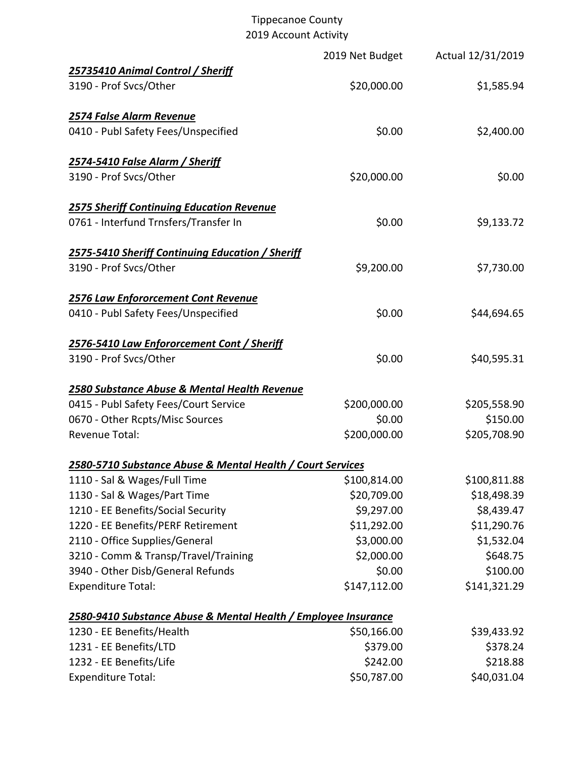Tippecanoe County
2019 Account Activity

| | 2019 Net Budget | Actual 12/31/2019 |
|---|---|---|
| ***25735410 Animal Control / Sheriff*** | | |
| 3190 - Prof Svcs/Other | $20,000.00 | $1,585.94 |
| | | |
| ***2574 False Alarm Revenue*** | | |
| 0410 - Publ Safety Fees/Unspecified | $0.00 | $2,400.00 |
| | | |
| ***2574-5410 False Alarm / Sheriff*** | | |
| 3190 - Prof Svcs/Other | $20,000.00 | $0.00 |
| | | |
| ***2575 Sheriff Continuing Education Revenue*** | | |
| 0761 - Interfund Trnsfers/Transfer In | $0.00 | $9,133.72 |
| | | |
| ***2575-5410 Sheriff Continuing Education / Sheriff*** | | |
| 3190 - Prof Svcs/Other | $9,200.00 | $7,730.00 |
| | | |
| ***2576 Law Enfororcement Cont Revenue*** | | |
| 0410 - Publ Safety Fees/Unspecified | $0.00 | $44,694.65 |
| | | |
| ***2576-5410 Law Enfororcement Cont / Sheriff*** | | |
| 3190 - Prof Svcs/Other | $0.00 | $40,595.31 |
| | | |
| ***2580 Substance Abuse & Mental Health Revenue*** | | |
| 0415 - Publ Safety Fees/Court Service | $200,000.00 | $205,558.90 |
| 0670 - Other Rcpts/Misc Sources | $0.00 | $150.00 |
| Revenue Total: | $200,000.00 | $205,708.90 |
| | | |
| ***2580-5710 Substance Abuse & Mental Health / Court Services*** | | |
| 1110 - Sal & Wages/Full Time | $100,814.00 | $100,811.88 |
| 1130 - Sal & Wages/Part Time | $20,709.00 | $18,498.39 |
| 1210 - EE Benefits/Social Security | $9,297.00 | $8,439.47 |
| 1220 - EE Benefits/PERF Retirement | $11,292.00 | $11,290.76 |
| 2110 - Office Supplies/General | $3,000.00 | $1,532.04 |
| 3210 - Comm & Transp/Travel/Training | $2,000.00 | $648.75 |
| 3940 - Other Disb/General Refunds | $0.00 | $100.00 |
| Expenditure Total: | $147,112.00 | $141,321.29 |
| | | |
| ***2580-9410 Substance Abuse & Mental Health / Employee Insurance*** | | |
| 1230 - EE Benefits/Health | $50,166.00 | $39,433.92 |
| 1231 - EE Benefits/LTD | $379.00 | $378.24 |
| 1232 - EE Benefits/Life | $242.00 | $218.88 |
| Expenditure Total: | $50,787.00 | $40,031.04 |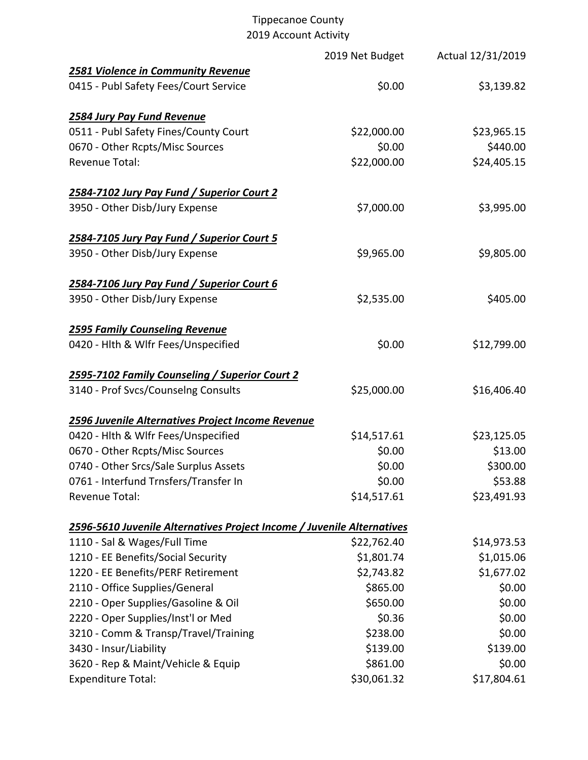Tippecanoe County
2019 Account Activity

| | 2019 Net Budget | Actual 12/31/2019 |
|---|---|---|
| ***2581 Violence in Community Revenue*** | | |
| 0415 - Publ Safety Fees/Court Service | $0.00 | $3,139.82 |
| | | |
| ***2584 Jury Pay Fund Revenue*** | | |
| 0511 - Publ Safety Fines/County Court | $22,000.00 | $23,965.15 |
| 0670 - Other Rcpts/Misc Sources | $0.00 | $440.00 |
| Revenue Total: | $22,000.00 | $24,405.15 |
| | | |
| ***2584-7102 Jury Pay Fund / Superior Court 2*** | | |
| 3950 - Other Disb/Jury Expense | $7,000.00 | $3,995.00 |
| | | |
| ***2584-7105 Jury Pay Fund / Superior Court 5*** | | |
| 3950 - Other Disb/Jury Expense | $9,965.00 | $9,805.00 |
| | | |
| ***2584-7106 Jury Pay Fund / Superior Court 6*** | | |
| 3950 - Other Disb/Jury Expense | $2,535.00 | $405.00 |
| | | |
| ***2595 Family Counseling Revenue*** | | |
| 0420 - Hlth & Wlfr Fees/Unspecified | $0.00 | $12,799.00 |
| | | |
| ***2595-7102 Family Counseling / Superior Court 2*** | | |
| 3140 - Prof Svcs/Counselng Consults | $25,000.00 | $16,406.40 |
| | | |
| ***2596 Juvenile Alternatives Project Income Revenue*** | | |
| 0420 - Hlth & Wlfr Fees/Unspecified | $14,517.61 | $23,125.05 |
| 0670 - Other Rcpts/Misc Sources | $0.00 | $13.00 |
| 0740 - Other Srcs/Sale Surplus Assets | $0.00 | $300.00 |
| 0761 - Interfund Trnsfers/Transfer In | $0.00 | $53.88 |
| Revenue Total: | $14,517.61 | $23,491.93 |
| | | |
| ***2596-5610 Juvenile Alternatives Project Income / Juvenile Alternatives*** | | |
| 1110 - Sal & Wages/Full Time | $22,762.40 | $14,973.53 |
| 1210 - EE Benefits/Social Security | $1,801.74 | $1,015.06 |
| 1220 - EE Benefits/PERF Retirement | $2,743.82 | $1,677.02 |
| 2110 - Office Supplies/General | $865.00 | $0.00 |
| 2210 - Oper Supplies/Gasoline & Oil | $650.00 | $0.00 |
| 2220 - Oper Supplies/Inst'l or Med | $0.36 | $0.00 |
| 3210 - Comm & Transp/Travel/Training | $238.00 | $0.00 |
| 3430 - Insur/Liability | $139.00 | $139.00 |
| 3620 - Rep & Maint/Vehicle & Equip | $861.00 | $0.00 |
| Expenditure Total: | $30,061.32 | $17,804.61 |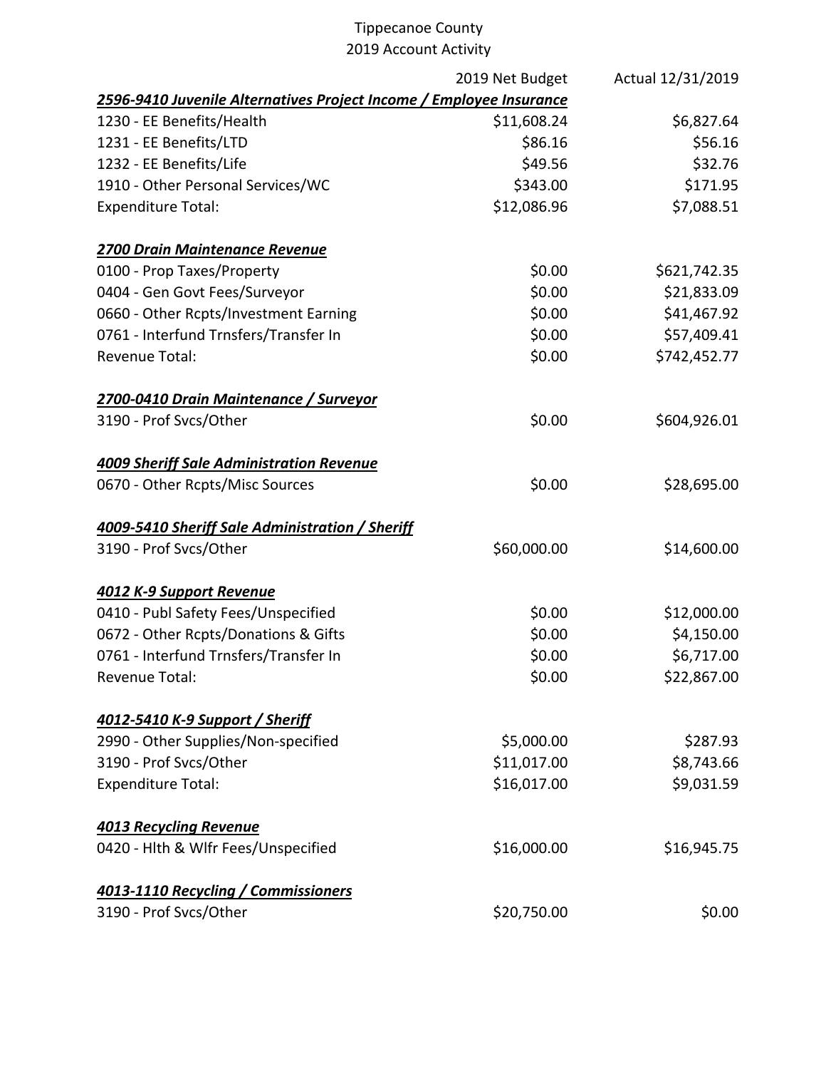Tippecanoe County
2019 Account Activity

| | 2019 Net Budget | Actual 12/31/2019 |
|---|---|---|
| ***2596-9410 Juvenile Alternatives Project Income / Employee Insurance*** | | |
| 1230 - EE Benefits/Health | $11,608.24 | $6,827.64 |
| 1231 - EE Benefits/LTD | $86.16 | $56.16 |
| 1232 - EE Benefits/Life | $49.56 | $32.76 |
| 1910 - Other Personal Services/WC | $343.00 | $171.95 |
| Expenditure Total: | $12,086.96 | $7,088.51 |
| | | |
| ***2700 Drain Maintenance Revenue*** | | |
| 0100 - Prop Taxes/Property | $0.00 | $621,742.35 |
| 0404 - Gen Govt Fees/Surveyor | $0.00 | $21,833.09 |
| 0660 - Other Rcpts/Investment Earning | $0.00 | $41,467.92 |
| 0761 - Interfund Trnsfers/Transfer In | $0.00 | $57,409.41 |
| Revenue Total: | $0.00 | $742,452.77 |
| | | |
| ***2700-0410 Drain Maintenance / Surveyor*** | | |
| 3190 - Prof Svcs/Other | $0.00 | $604,926.01 |
| | | |
| ***4009 Sheriff Sale Administration Revenue*** | | |
| 0670 - Other Rcpts/Misc Sources | $0.00 | $28,695.00 |
| | | |
| ***4009-5410 Sheriff Sale Administration / Sheriff*** | | |
| 3190 - Prof Svcs/Other | $60,000.00 | $14,600.00 |
| | | |
| ***4012 K-9 Support Revenue*** | | |
| 0410 - Publ Safety Fees/Unspecified | $0.00 | $12,000.00 |
| 0672 - Other Rcpts/Donations & Gifts | $0.00 | $4,150.00 |
| 0761 - Interfund Trnsfers/Transfer In | $0.00 | $6,717.00 |
| Revenue Total: | $0.00 | $22,867.00 |
| | | |
| ***4012-5410 K-9 Support / Sheriff*** | | |
| 2990 - Other Supplies/Non-specified | $5,000.00 | $287.93 |
| 3190 - Prof Svcs/Other | $11,017.00 | $8,743.66 |
| Expenditure Total: | $16,017.00 | $9,031.59 |
| | | |
| ***4013 Recycling Revenue*** | | |
| 0420 - Hlth & Wlfr Fees/Unspecified | $16,000.00 | $16,945.75 |
| | | |
| ***4013-1110 Recycling / Commissioners*** | | |
| 3190 - Prof Svcs/Other | $20,750.00 | $0.00 |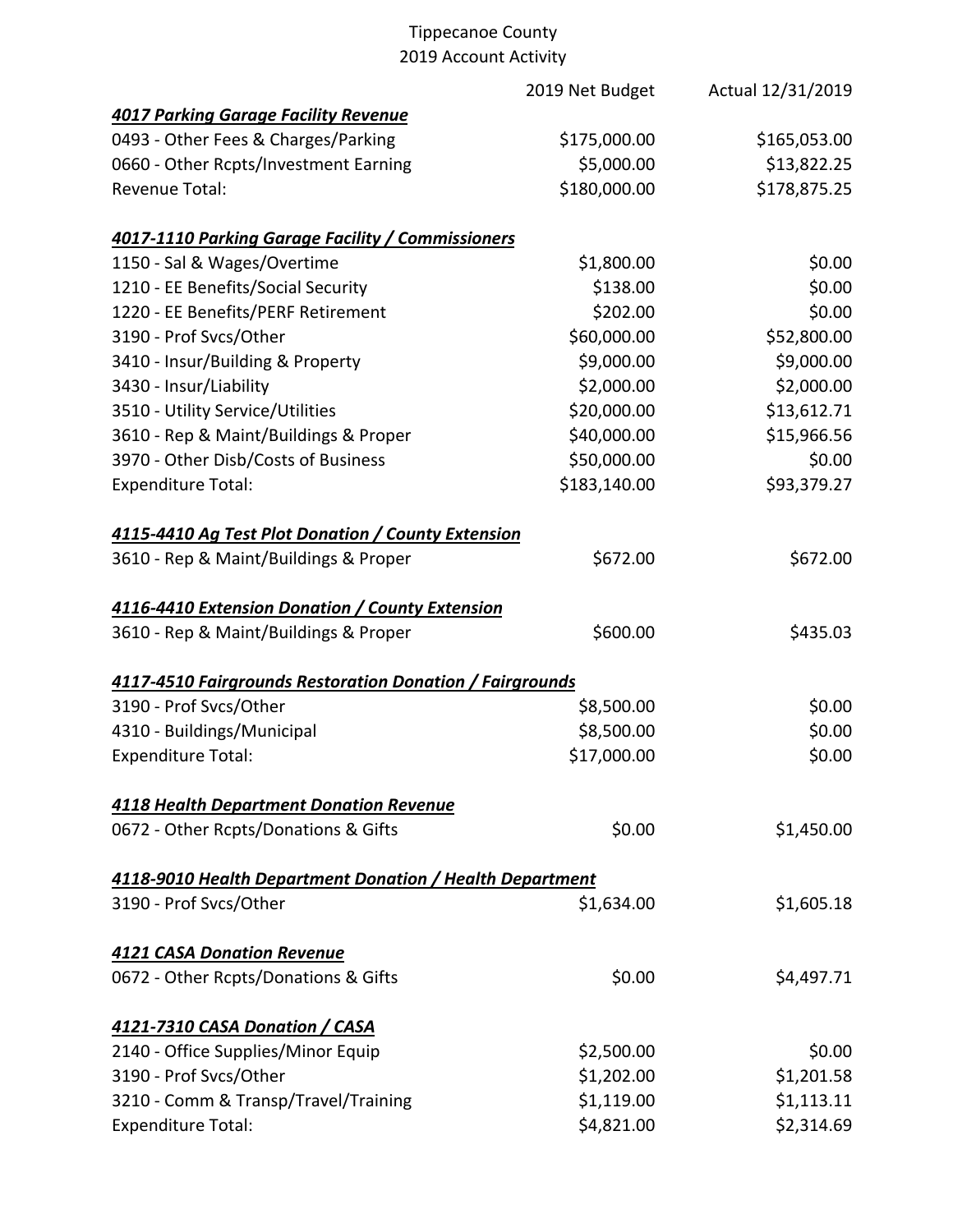Tippecanoe County
2019 Account Activity

| | 2019 Net Budget | Actual 12/31/2019 |
|---|---|---|
| ***4017 Parking Garage Facility Revenue*** | | |
| 0493 - Other Fees & Charges/Parking | $175,000.00 | $165,053.00 |
| 0660 - Other Rcpts/Investment Earning | $5,000.00 | $13,822.25 |
| Revenue Total: | $180,000.00 | $178,875.25 |
| | | |
| ***4017-1110 Parking Garage Facility / Commissioners*** | | |
| 1150 - Sal & Wages/Overtime | $1,800.00 | $0.00 |
| 1210 - EE Benefits/Social Security | $138.00 | $0.00 |
| 1220 - EE Benefits/PERF Retirement | $202.00 | $0.00 |
| 3190 - Prof Svcs/Other | $60,000.00 | $52,800.00 |
| 3410 - Insur/Building & Property | $9,000.00 | $9,000.00 |
| 3430 - Insur/Liability | $2,000.00 | $2,000.00 |
| 3510 - Utility Service/Utilities | $20,000.00 | $13,612.71 |
| 3610 - Rep & Maint/Buildings & Proper | $40,000.00 | $15,966.56 |
| 3970 - Other Disb/Costs of Business | $50,000.00 | $0.00 |
| Expenditure Total: | $183,140.00 | $93,379.27 |
| | | |
| ***4115-4410 Ag Test Plot Donation / County Extension*** | | |
| 3610 - Rep & Maint/Buildings & Proper | $672.00 | $672.00 |
| | | |
| ***4116-4410 Extension Donation / County Extension*** | | |
| 3610 - Rep & Maint/Buildings & Proper | $600.00 | $435.03 |
| | | |
| ***4117-4510 Fairgrounds Restoration Donation / Fairgrounds*** | | |
| 3190 - Prof Svcs/Other | $8,500.00 | $0.00 |
| 4310 - Buildings/Municipal | $8,500.00 | $0.00 |
| Expenditure Total: | $17,000.00 | $0.00 |
| | | |
| ***4118 Health Department Donation Revenue*** | | |
| 0672 - Other Rcpts/Donations & Gifts | $0.00 | $1,450.00 |
| | | |
| ***4118-9010 Health Department Donation / Health Department*** | | |
| 3190 - Prof Svcs/Other | $1,634.00 | $1,605.18 |
| | | |
| ***4121 CASA Donation Revenue*** | | |
| 0672 - Other Rcpts/Donations & Gifts | $0.00 | $4,497.71 |
| | | |
| ***4121-7310 CASA Donation / CASA*** | | |
| 2140 - Office Supplies/Minor Equip | $2,500.00 | $0.00 |
| 3190 - Prof Svcs/Other | $1,202.00 | $1,201.58 |
| 3210 - Comm & Transp/Travel/Training | $1,119.00 | $1,113.11 |
| Expenditure Total: | $4,821.00 | $2,314.69 |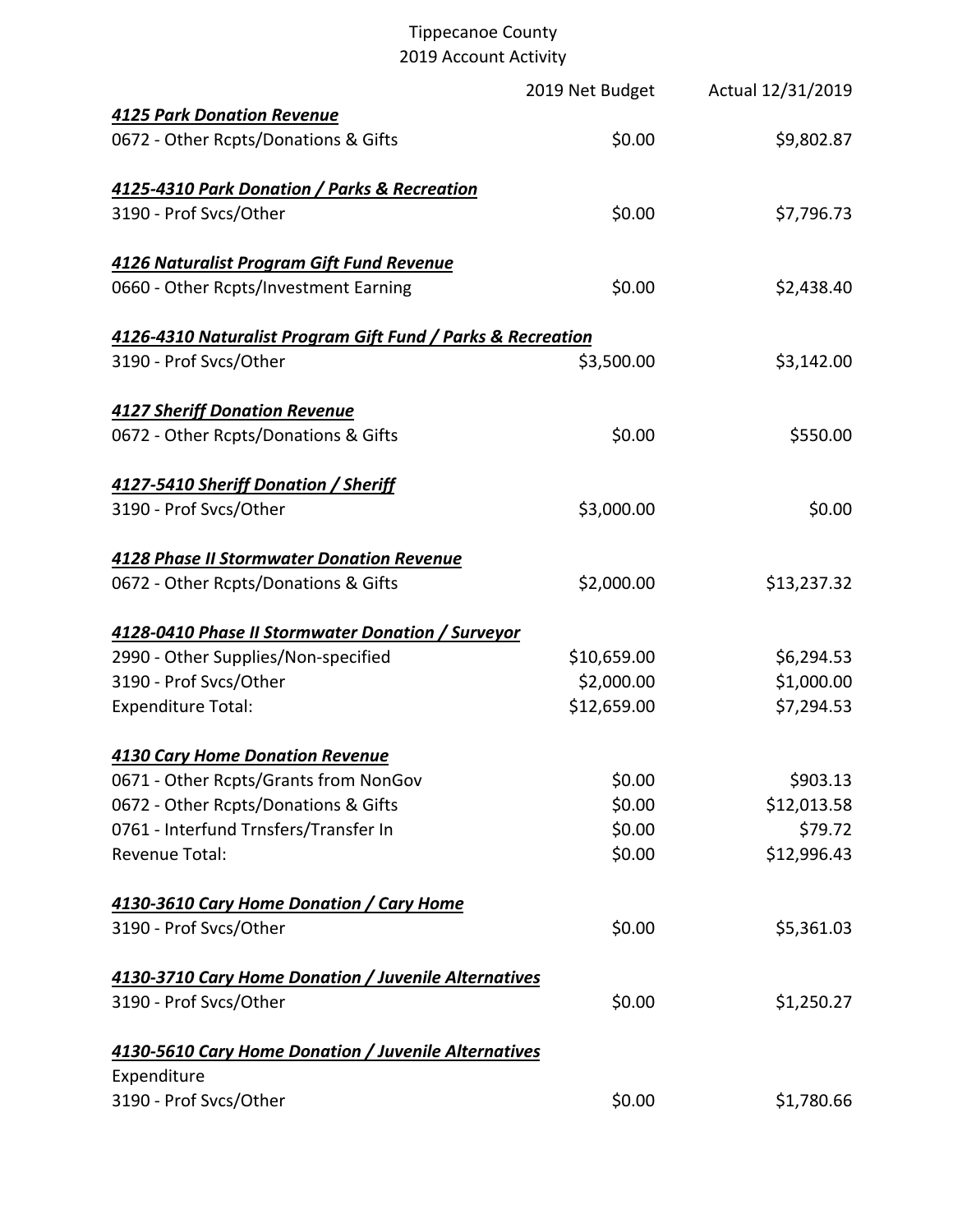Tippecanoe County
2019 Account Activity

| | 2019 Net Budget | Actual 12/31/2019 |
|---|---|---|
| ***4125 Park Donation Revenue*** | | |
| 0672 - Other Rcpts/Donations & Gifts | $0.00 | $9,802.87 |
| | | |
| ***4125-4310 Park Donation / Parks & Recreation*** | | |
| 3190 - Prof Svcs/Other | $0.00 | $7,796.73 |
| | | |
| ***4126 Naturalist Program Gift Fund Revenue*** | | |
| 0660 - Other Rcpts/Investment Earning | $0.00 | $2,438.40 |
| | | |
| ***4126-4310 Naturalist Program Gift Fund / Parks & Recreation*** | | |
| 3190 - Prof Svcs/Other | $3,500.00 | $3,142.00 |
| | | |
| ***4127 Sheriff Donation Revenue*** | | |
| 0672 - Other Rcpts/Donations & Gifts | $0.00 | $550.00 |
| | | |
| ***4127-5410 Sheriff Donation / Sheriff*** | | |
| 3190 - Prof Svcs/Other | $3,000.00 | $0.00 |
| | | |
| ***4128 Phase II Stormwater Donation Revenue*** | | |
| 0672 - Other Rcpts/Donations & Gifts | $2,000.00 | $13,237.32 |
| | | |
| ***4128-0410 Phase II Stormwater Donation / Surveyor*** | | |
| 2990 - Other Supplies/Non-specified | $10,659.00 | $6,294.53 |
| 3190 - Prof Svcs/Other | $2,000.00 | $1,000.00 |
| Expenditure Total: | $12,659.00 | $7,294.53 |
| | | |
| ***4130 Cary Home Donation Revenue*** | | |
| 0671 - Other Rcpts/Grants from NonGov | $0.00 | $903.13 |
| 0672 - Other Rcpts/Donations & Gifts | $0.00 | $12,013.58 |
| 0761 - Interfund Trnsfers/Transfer In | $0.00 | $79.72 |
| Revenue Total: | $0.00 | $12,996.43 |
| | | |
| ***4130-3610 Cary Home Donation / Cary Home*** | | |
| 3190 - Prof Svcs/Other | $0.00 | $5,361.03 |
| | | |
| ***4130-3710 Cary Home Donation / Juvenile Alternatives*** | | |
| 3190 - Prof Svcs/Other | $0.00 | $1,250.27 |
| | | |
| ***4130-5610 Cary Home Donation / Juvenile Alternatives*** | | |
| Expenditure | | |
| 3190 - Prof Svcs/Other | $0.00 | $1,780.66 |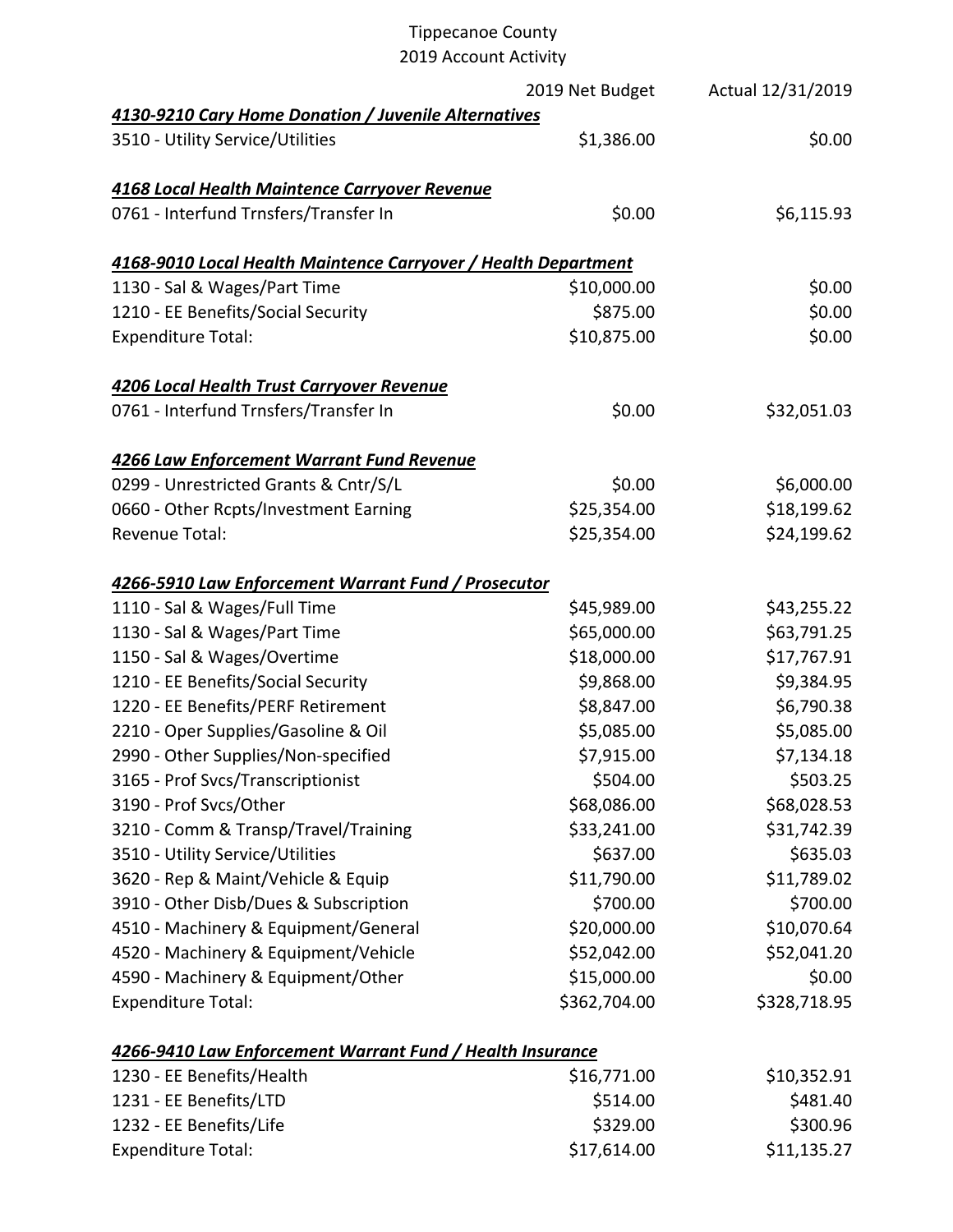Tippecanoe County
2019 Account Activity

| | 2019 Net Budget | Actual 12/31/2019 |
|---|---|---|
| ***4130-9210 Cary Home Donation / Juvenile Alternatives*** | | |
| 3510 - Utility Service/Utilities | $1,386.00 | $0.00 |
| | | |
| ***4168 Local Health Maintence Carryover Revenue*** | | |
| 0761 - Interfund Trnsfers/Transfer In | $0.00 | $6,115.93 |
| | | |
| ***4168-9010 Local Health Maintence Carryover / Health Department*** | | |
| 1130 - Sal & Wages/Part Time | $10,000.00 | $0.00 |
| 1210 - EE Benefits/Social Security | $875.00 | $0.00 |
| Expenditure Total: | $10,875.00 | $0.00 |
| | | |
| ***4206 Local Health Trust Carryover Revenue*** | | |
| 0761 - Interfund Trnsfers/Transfer In | $0.00 | $32,051.03 |
| | | |
| ***4266 Law Enforcement Warrant Fund Revenue*** | | |
| 0299 - Unrestricted Grants & Cntr/S/L | $0.00 | $6,000.00 |
| 0660 - Other Rcpts/Investment Earning | $25,354.00 | $18,199.62 |
| Revenue Total: | $25,354.00 | $24,199.62 |
| | | |
| ***4266-5910 Law Enforcement Warrant Fund / Prosecutor*** | | |
| 1110 - Sal & Wages/Full Time | $45,989.00 | $43,255.22 |
| 1130 - Sal & Wages/Part Time | $65,000.00 | $63,791.25 |
| 1150 - Sal & Wages/Overtime | $18,000.00 | $17,767.91 |
| 1210 - EE Benefits/Social Security | $9,868.00 | $9,384.95 |
| 1220 - EE Benefits/PERF Retirement | $8,847.00 | $6,790.38 |
| 2210 - Oper Supplies/Gasoline & Oil | $5,085.00 | $5,085.00 |
| 2990 - Other Supplies/Non-specified | $7,915.00 | $7,134.18 |
| 3165 - Prof Svcs/Transcriptionist | $504.00 | $503.25 |
| 3190 - Prof Svcs/Other | $68,086.00 | $68,028.53 |
| 3210 - Comm & Transp/Travel/Training | $33,241.00 | $31,742.39 |
| 3510 - Utility Service/Utilities | $637.00 | $635.03 |
| 3620 - Rep & Maint/Vehicle & Equip | $11,790.00 | $11,789.02 |
| 3910 - Other Disb/Dues & Subscription | $700.00 | $700.00 |
| 4510 - Machinery & Equipment/General | $20,000.00 | $10,070.64 |
| 4520 - Machinery & Equipment/Vehicle | $52,042.00 | $52,041.20 |
| 4590 - Machinery & Equipment/Other | $15,000.00 | $0.00 |
| Expenditure Total: | $362,704.00 | $328,718.95 |
| | | |
| ***4266-9410 Law Enforcement Warrant Fund / Health Insurance*** | | |
| 1230 - EE Benefits/Health | $16,771.00 | $10,352.91 |
| 1231 - EE Benefits/LTD | $514.00 | $481.40 |
| 1232 - EE Benefits/Life | $329.00 | $300.96 |
| Expenditure Total: | $17,614.00 | $11,135.27 |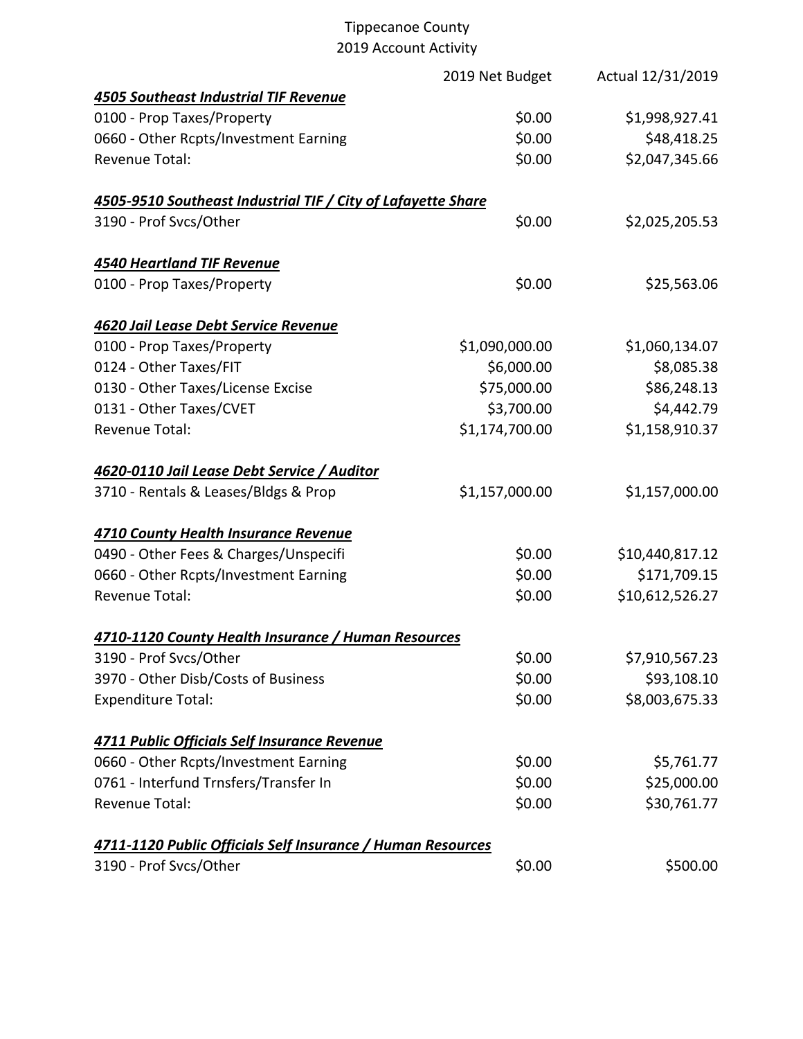Tippecanoe County
2019 Account Activity

| | 2019 Net Budget | Actual 12/31/2019 |
|---|---|---|
| ***4505 Southeast Industrial TIF Revenue*** | | |
| 0100 - Prop Taxes/Property | $0.00 | $1,998,927.41 |
| 0660 - Other Rcpts/Investment Earning | $0.00 | $48,418.25 |
| Revenue Total: | $0.00 | $2,047,345.66 |
| | | |
| ***4505-9510 Southeast Industrial TIF / City of Lafayette Share*** | | |
| 3190 - Prof Svcs/Other | $0.00 | $2,025,205.53 |
| | | |
| ***4540 Heartland TIF Revenue*** | | |
| 0100 - Prop Taxes/Property | $0.00 | $25,563.06 |
| | | |
| ***4620 Jail Lease Debt Service Revenue*** | | |
| 0100 - Prop Taxes/Property | $1,090,000.00 | $1,060,134.07 |
| 0124 - Other Taxes/FIT | $6,000.00 | $8,085.38 |
| 0130 - Other Taxes/License Excise | $75,000.00 | $86,248.13 |
| 0131 - Other Taxes/CVET | $3,700.00 | $4,442.79 |
| Revenue Total: | $1,174,700.00 | $1,158,910.37 |
| | | |
| ***4620-0110 Jail Lease Debt Service / Auditor*** | | |
| 3710 - Rentals & Leases/Bldgs & Prop | $1,157,000.00 | $1,157,000.00 |
| | | |
| ***4710 County Health Insurance Revenue*** | | |
| 0490 - Other Fees & Charges/Unspecifi | $0.00 | $10,440,817.12 |
| 0660 - Other Rcpts/Investment Earning | $0.00 | $171,709.15 |
| Revenue Total: | $0.00 | $10,612,526.27 |
| | | |
| ***4710-1120 County Health Insurance / Human Resources*** | | |
| 3190 - Prof Svcs/Other | $0.00 | $7,910,567.23 |
| 3970 - Other Disb/Costs of Business | $0.00 | $93,108.10 |
| Expenditure Total: | $0.00 | $8,003,675.33 |
| | | |
| ***4711 Public Officials Self Insurance Revenue*** | | |
| 0660 - Other Rcpts/Investment Earning | $0.00 | $5,761.77 |
| 0761 - Interfund Trnsfers/Transfer In | $0.00 | $25,000.00 |
| Revenue Total: | $0.00 | $30,761.77 |
| | | |
| ***4711-1120 Public Officials Self Insurance / Human Resources*** | | |
| 3190 - Prof Svcs/Other | $0.00 | $500.00 |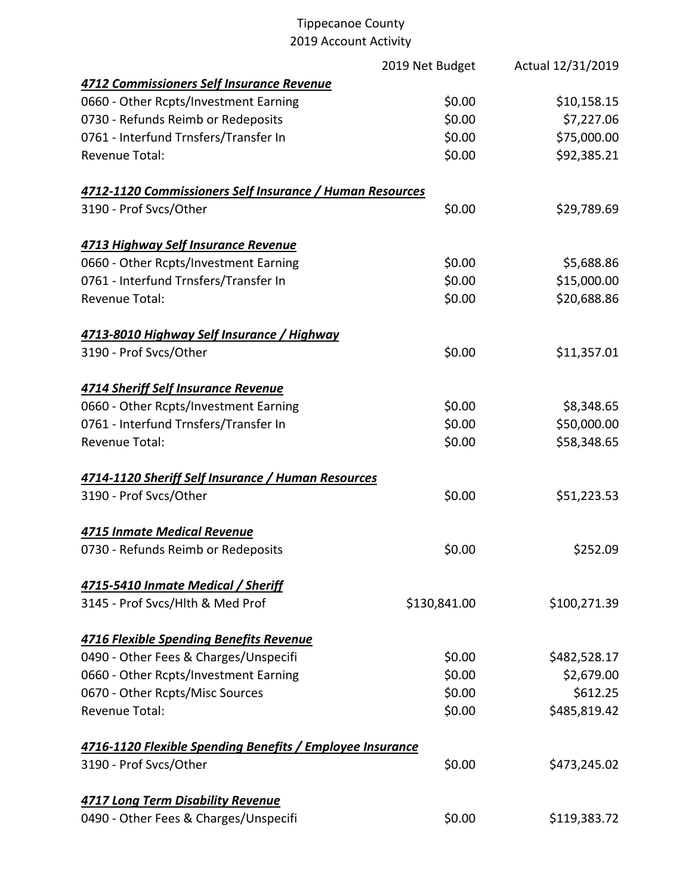Tippecanoe County
2019 Account Activity

| | 2019 Net Budget | Actual 12/31/2019 |
|---|---|---|
| ***4712 Commissioners Self Insurance Revenue*** | | |
| 0660 - Other Rcpts/Investment Earning | $0.00 | $10,158.15 |
| 0730 - Refunds Reimb or Redeposits | $0.00 | $7,227.06 |
| 0761 - Interfund Trnsfers/Transfer In | $0.00 | $75,000.00 |
| Revenue Total: | $0.00 | $92,385.21 |
| | | |
| ***4712-1120 Commissioners Self Insurance / Human Resources*** | | |
| 3190 - Prof Svcs/Other | $0.00 | $29,789.69 |
| | | |
| ***4713 Highway Self Insurance Revenue*** | | |
| 0660 - Other Rcpts/Investment Earning | $0.00 | $5,688.86 |
| 0761 - Interfund Trnsfers/Transfer In | $0.00 | $15,000.00 |
| Revenue Total: | $0.00 | $20,688.86 |
| | | |
| ***4713-8010 Highway Self Insurance / Highway*** | | |
| 3190 - Prof Svcs/Other | $0.00 | $11,357.01 |
| | | |
| ***4714 Sheriff Self Insurance Revenue*** | | |
| 0660 - Other Rcpts/Investment Earning | $0.00 | $8,348.65 |
| 0761 - Interfund Trnsfers/Transfer In | $0.00 | $50,000.00 |
| Revenue Total: | $0.00 | $58,348.65 |
| | | |
| ***4714-1120 Sheriff Self Insurance / Human Resources*** | | |
| 3190 - Prof Svcs/Other | $0.00 | $51,223.53 |
| | | |
| ***4715 Inmate Medical Revenue*** | | |
| 0730 - Refunds Reimb or Redeposits | $0.00 | $252.09 |
| | | |
| ***4715-5410 Inmate Medical / Sheriff*** | | |
| 3145 - Prof Svcs/Hlth & Med Prof | $130,841.00 | $100,271.39 |
| | | |
| ***4716 Flexible Spending Benefits Revenue*** | | |
| 0490 - Other Fees & Charges/Unspecifi | $0.00 | $482,528.17 |
| 0660 - Other Rcpts/Investment Earning | $0.00 | $2,679.00 |
| 0670 - Other Rcpts/Misc Sources | $0.00 | $612.25 |
| Revenue Total: | $0.00 | $485,819.42 |
| | | |
| ***4716-1120 Flexible Spending Benefits / Employee Insurance*** | | |
| 3190 - Prof Svcs/Other | $0.00 | $473,245.02 |
| | | |
| ***4717 Long Term Disability Revenue*** | | |
| 0490 - Other Fees & Charges/Unspecifi | $0.00 | $119,383.72 |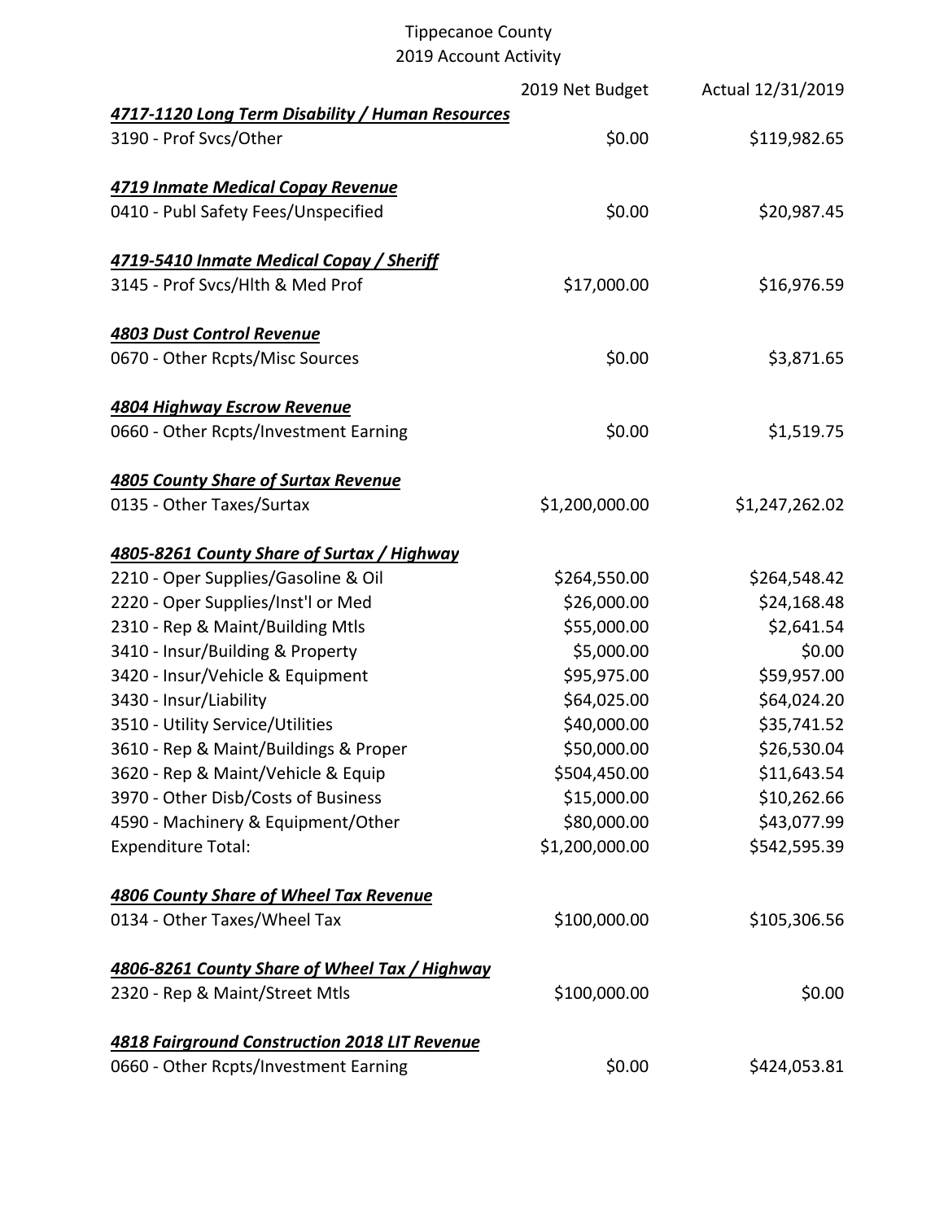# Tippecanoe County
## 2019 Account Activity

| | 2019 Net Budget | Actual 12/31/2019 |
|---|---|---|
| ***4717-1120 Long Term Disability / Human Resources*** | | |
| 3190 - Prof Svcs/Other | $0.00 | $119,982.65 |
| | | |
| ***4719 Inmate Medical Copay Revenue*** | | |
| 0410 - Publ Safety Fees/Unspecified | $0.00 | $20,987.45 |
| | | |
| ***4719-5410 Inmate Medical Copay / Sheriff*** | | |
| 3145 - Prof Svcs/Hlth & Med Prof | $17,000.00 | $16,976.59 |
| | | |
| ***4803 Dust Control Revenue*** | | |
| 0670 - Other Rcpts/Misc Sources | $0.00 | $3,871.65 |
| | | |
| ***4804 Highway Escrow Revenue*** | | |
| 0660 - Other Rcpts/Investment Earning | $0.00 | $1,519.75 |
| | | |
| ***4805 County Share of Surtax Revenue*** | | |
| 0135 - Other Taxes/Surtax | $1,200,000.00 | $1,247,262.02 |
| | | |
| ***4805-8261 County Share of Surtax / Highway*** | | |
| 2210 - Oper Supplies/Gasoline & Oil | $264,550.00 | $264,548.42 |
| 2220 - Oper Supplies/Inst'l or Med | $26,000.00 | $24,168.48 |
| 2310 - Rep & Maint/Building Mtls | $55,000.00 | $2,641.54 |
| 3410 - Insur/Building & Property | $5,000.00 | $0.00 |
| 3420 - Insur/Vehicle & Equipment | $95,975.00 | $59,957.00 |
| 3430 - Insur/Liability | $64,025.00 | $64,024.20 |
| 3510 - Utility Service/Utilities | $40,000.00 | $35,741.52 |
| 3610 - Rep & Maint/Buildings & Proper | $50,000.00 | $26,530.04 |
| 3620 - Rep & Maint/Vehicle & Equip | $504,450.00 | $11,643.54 |
| 3970 - Other Disb/Costs of Business | $15,000.00 | $10,262.66 |
| 4590 - Machinery & Equipment/Other | $80,000.00 | $43,077.99 |
| Expenditure Total: | $1,200,000.00 | $542,595.39 |
| | | |
| ***4806 County Share of Wheel Tax Revenue*** | | |
| 0134 - Other Taxes/Wheel Tax | $100,000.00 | $105,306.56 |
| | | |
| ***4806-8261 County Share of Wheel Tax / Highway*** | | |
| 2320 - Rep & Maint/Street Mtls | $100,000.00 | $0.00 |
| | | |
| ***4818 Fairground Construction 2018 LIT Revenue*** | | |
| 0660 - Other Rcpts/Investment Earning | $0.00 | $424,053.81 |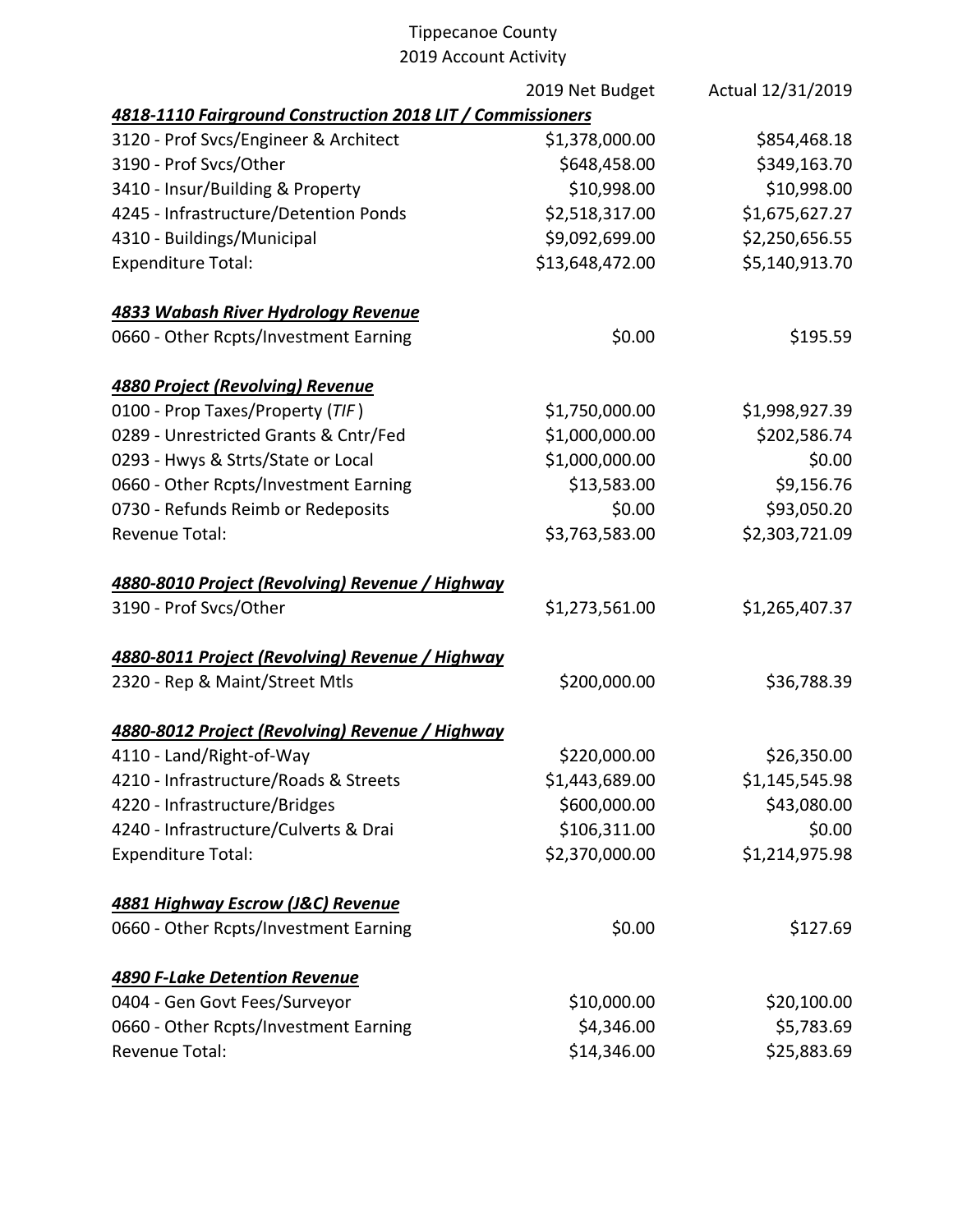Tippecanoe County
2019 Account Activity

| | 2019 Net Budget | Actual 12/31/2019 |
|---|---|---|
| ***4818-1110 Fairground Construction 2018 LIT / Commissioners*** | | |
| 3120 - Prof Svcs/Engineer & Architect | $1,378,000.00 | $854,468.18 |
| 3190 - Prof Svcs/Other | $648,458.00 | $349,163.70 |
| 3410 - Insur/Building & Property | $10,998.00 | $10,998.00 |
| 4245 - Infrastructure/Detention Ponds | $2,518,317.00 | $1,675,627.27 |
| 4310 - Buildings/Municipal | $9,092,699.00 | $2,250,656.55 |
| Expenditure Total: | $13,648,472.00 | $5,140,913.70 |
| | | |
| ***4833 Wabash River Hydrology Revenue*** | | |
| 0660 - Other Rcpts/Investment Earning | $0.00 | $195.59 |
| | | |
| ***4880 Project (Revolving) Revenue*** | | |
| 0100 - Prop Taxes/Property (*TIF*) | $1,750,000.00 | $1,998,927.39 |
| 0289 - Unrestricted Grants & Cntr/Fed | $1,000,000.00 | $202,586.74 |
| 0293 - Hwys & Strts/State or Local | $1,000,000.00 | $0.00 |
| 0660 - Other Rcpts/Investment Earning | $13,583.00 | $9,156.76 |
| 0730 - Refunds Reimb or Redeposits | $0.00 | $93,050.20 |
| Revenue Total: | $3,763,583.00 | $2,303,721.09 |
| | | |
| ***4880-8010 Project (Revolving) Revenue / Highway*** | | |
| 3190 - Prof Svcs/Other | $1,273,561.00 | $1,265,407.37 |
| | | |
| ***4880-8011 Project (Revolving) Revenue / Highway*** | | |
| 2320 - Rep & Maint/Street Mtls | $200,000.00 | $36,788.39 |
| | | |
| ***4880-8012 Project (Revolving) Revenue / Highway*** | | |
| 4110 - Land/Right-of-Way | $220,000.00 | $26,350.00 |
| 4210 - Infrastructure/Roads & Streets | $1,443,689.00 | $1,145,545.98 |
| 4220 - Infrastructure/Bridges | $600,000.00 | $43,080.00 |
| 4240 - Infrastructure/Culverts & Drai | $106,311.00 | $0.00 |
| Expenditure Total: | $2,370,000.00 | $1,214,975.98 |
| | | |
| ***4881 Highway Escrow (J&C) Revenue*** | | |
| 0660 - Other Rcpts/Investment Earning | $0.00 | $127.69 |
| | | |
| ***4890 F-Lake Detention Revenue*** | | |
| 0404 - Gen Govt Fees/Surveyor | $10,000.00 | $20,100.00 |
| 0660 - Other Rcpts/Investment Earning | $4,346.00 | $5,783.69 |
| Revenue Total: | $14,346.00 | $25,883.69 |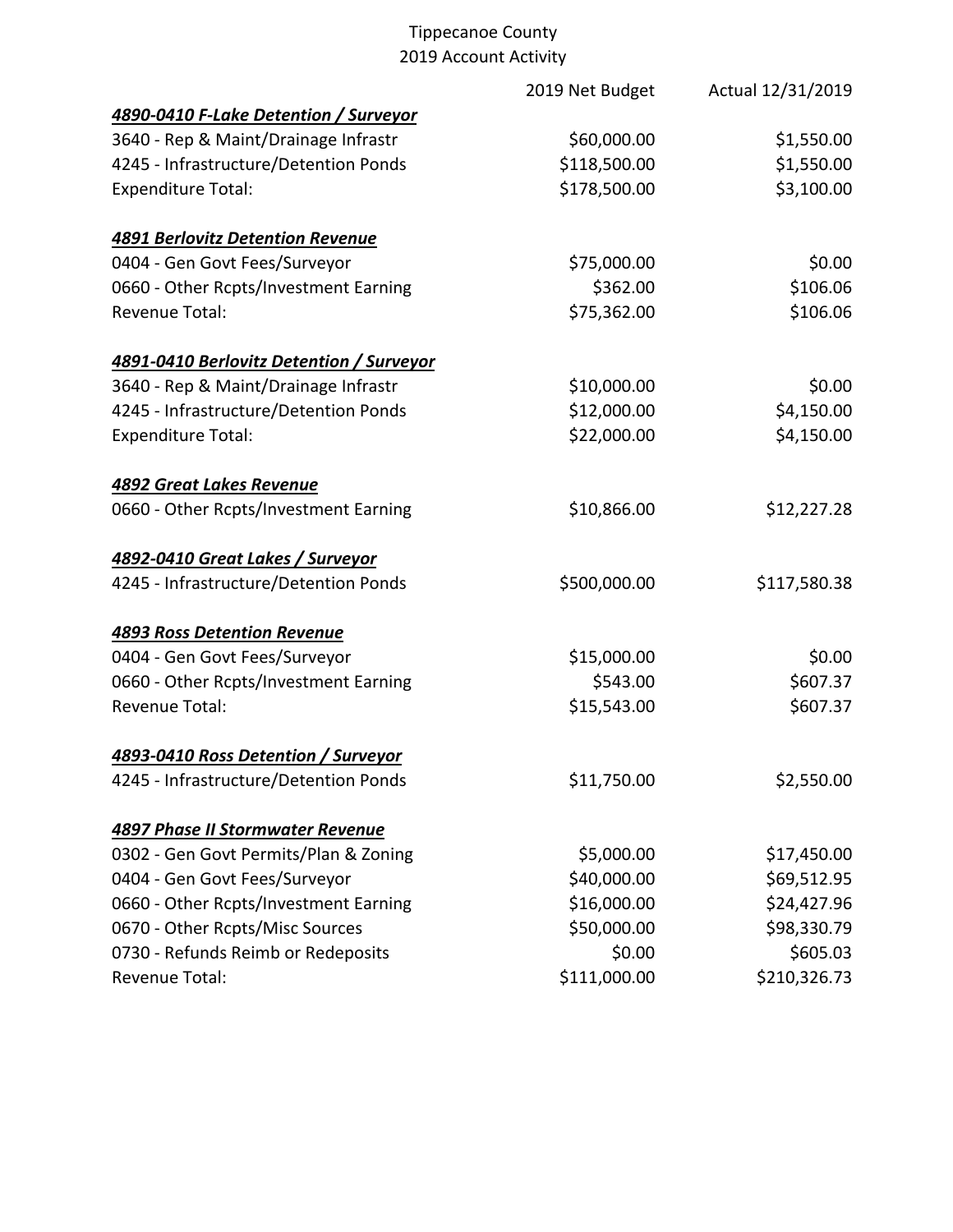# Tippecanoe County
## 2019 Account Activity

| | 2019 Net Budget | Actual 12/31/2019 |
|---|---|---|
| ***4890-0410 F-Lake Detention / Surveyor*** | | |
| 3640 - Rep & Maint/Drainage Infrastr | $60,000.00 | $1,550.00 |
| 4245 - Infrastructure/Detention Ponds | $118,500.00 | $1,550.00 |
| Expenditure Total: | $178,500.00 | $3,100.00 |
| | | |
| ***4891 Berlovitz Detention Revenue*** | | |
| 0404 - Gen Govt Fees/Surveyor | $75,000.00 | $0.00 |
| 0660 - Other Rcpts/Investment Earning | $362.00 | $106.06 |
| Revenue Total: | $75,362.00 | $106.06 |
| | | |
| ***4891-0410 Berlovitz Detention / Surveyor*** | | |
| 3640 - Rep & Maint/Drainage Infrastr | $10,000.00 | $0.00 |
| 4245 - Infrastructure/Detention Ponds | $12,000.00 | $4,150.00 |
| Expenditure Total: | $22,000.00 | $4,150.00 |
| | | |
| ***4892 Great Lakes Revenue*** | | |
| 0660 - Other Rcpts/Investment Earning | $10,866.00 | $12,227.28 |
| | | |
| ***4892-0410 Great Lakes / Surveyor*** | | |
| 4245 - Infrastructure/Detention Ponds | $500,000.00 | $117,580.38 |
| | | |
| ***4893 Ross Detention Revenue*** | | |
| 0404 - Gen Govt Fees/Surveyor | $15,000.00 | $0.00 |
| 0660 - Other Rcpts/Investment Earning | $543.00 | $607.37 |
| Revenue Total: | $15,543.00 | $607.37 |
| | | |
| ***4893-0410 Ross Detention / Surveyor*** | | |
| 4245 - Infrastructure/Detention Ponds | $11,750.00 | $2,550.00 |
| | | |
| ***4897 Phase II Stormwater Revenue*** | | |
| 0302 - Gen Govt Permits/Plan & Zoning | $5,000.00 | $17,450.00 |
| 0404 - Gen Govt Fees/Surveyor | $40,000.00 | $69,512.95 |
| 0660 - Other Rcpts/Investment Earning | $16,000.00 | $24,427.96 |
| 0670 - Other Rcpts/Misc Sources | $50,000.00 | $98,330.79 |
| 0730 - Refunds Reimb or Redeposits | $0.00 | $605.03 |
| Revenue Total: | $111,000.00 | $210,326.73 |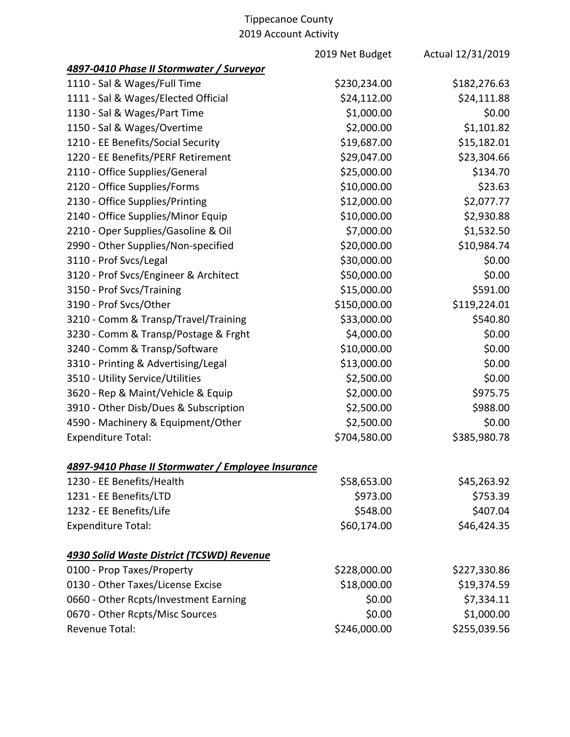Tippecanoe County
2019 Account Activity

| | 2019 Net Budget | Actual 12/31/2019 |
|---|---|---|
| ***4897-0410 Phase II Stormwater / Surveyor*** | | |
| 1110 - Sal & Wages/Full Time | $230,234.00 | $182,276.63 |
| 1111 - Sal & Wages/Elected Official | $24,112.00 | $24,111.88 |
| 1130 - Sal & Wages/Part Time | $1,000.00 | $0.00 |
| 1150 - Sal & Wages/Overtime | $2,000.00 | $1,101.82 |
| 1210 - EE Benefits/Social Security | $19,687.00 | $15,182.01 |
| 1220 - EE Benefits/PERF Retirement | $29,047.00 | $23,304.66 |
| 2110 - Office Supplies/General | $25,000.00 | $134.70 |
| 2120 - Office Supplies/Forms | $10,000.00 | $23.63 |
| 2130 - Office Supplies/Printing | $12,000.00 | $2,077.77 |
| 2140 - Office Supplies/Minor Equip | $10,000.00 | $2,930.88 |
| 2210 - Oper Supplies/Gasoline & Oil | $7,000.00 | $1,532.50 |
| 2990 - Other Supplies/Non-specified | $20,000.00 | $10,984.74 |
| 3110 - Prof Svcs/Legal | $30,000.00 | $0.00 |
| 3120 - Prof Svcs/Engineer & Architect | $50,000.00 | $0.00 |
| 3150 - Prof Svcs/Training | $15,000.00 | $591.00 |
| 3190 - Prof Svcs/Other | $150,000.00 | $119,224.01 |
| 3210 - Comm & Transp/Travel/Training | $33,000.00 | $540.80 |
| 3230 - Comm & Transp/Postage & Frght | $4,000.00 | $0.00 |
| 3240 - Comm & Transp/Software | $10,000.00 | $0.00 |
| 3310 - Printing & Advertising/Legal | $13,000.00 | $0.00 |
| 3510 - Utility Service/Utilities | $2,500.00 | $0.00 |
| 3620 - Rep & Maint/Vehicle & Equip | $2,000.00 | $975.75 |
| 3910 - Other Disb/Dues & Subscription | $2,500.00 | $988.00 |
| 4590 - Machinery & Equipment/Other | $2,500.00 | $0.00 |
| Expenditure Total: | $704,580.00 | $385,980.78 |
| | | |
| ***4897-9410 Phase II Stormwater / Employee Insurance*** | | |
| 1230 - EE Benefits/Health | $58,653.00 | $45,263.92 |
| 1231 - EE Benefits/LTD | $973.00 | $753.39 |
| 1232 - EE Benefits/Life | $548.00 | $407.04 |
| Expenditure Total: | $60,174.00 | $46,424.35 |
| | | |
| ***4930 Solid Waste District (TCSWD) Revenue*** | | |
| 0100 - Prop Taxes/Property | $228,000.00 | $227,330.86 |
| 0130 - Other Taxes/License Excise | $18,000.00 | $19,374.59 |
| 0660 - Other Rcpts/Investment Earning | $0.00 | $7,334.11 |
| 0670 - Other Rcpts/Misc Sources | $0.00 | $1,000.00 |
| Revenue Total: | $246,000.00 | $255,039.56 |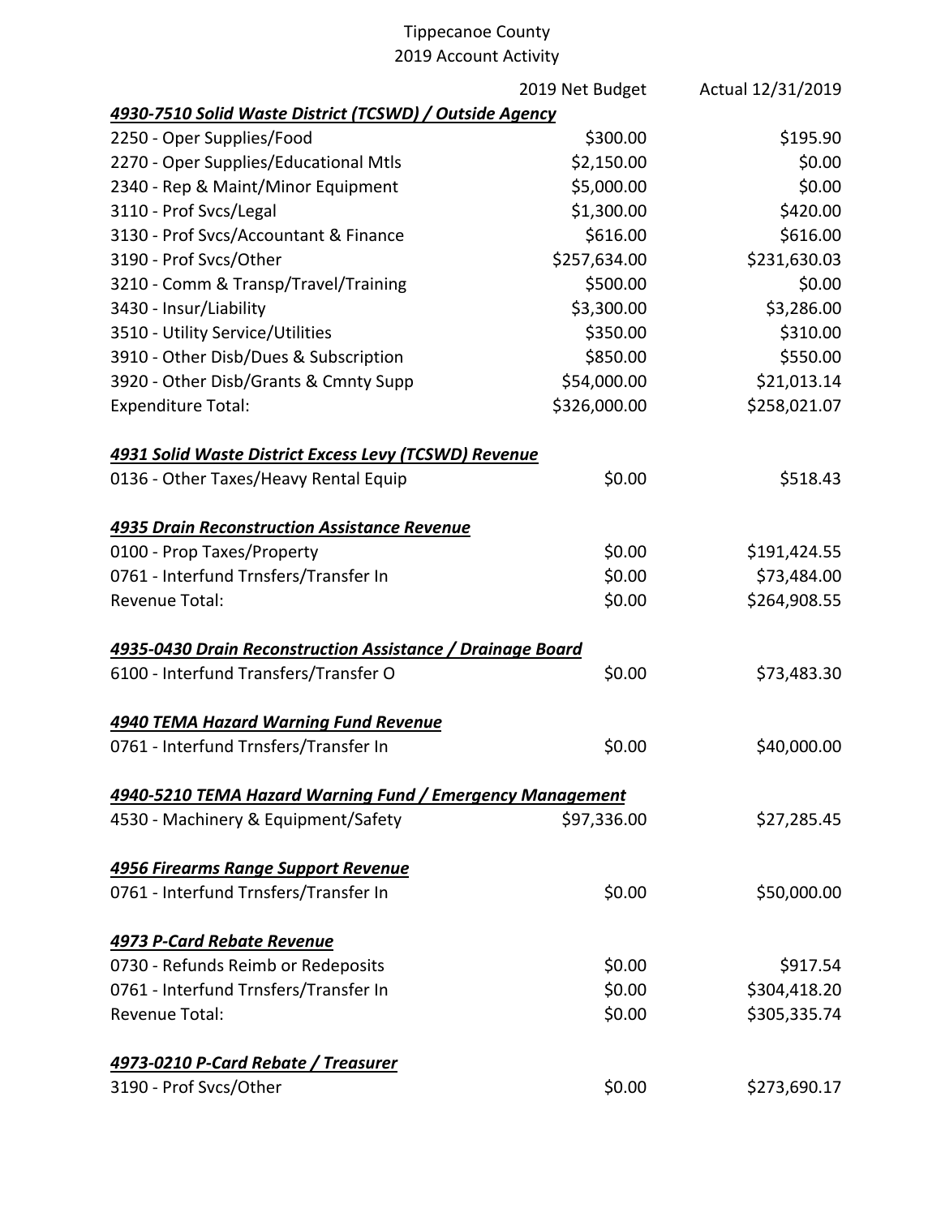Tippecanoe County
2019 Account Activity

| | 2019 Net Budget | Actual 12/31/2019 |
|---|---|---|
| ***4930-7510 Solid Waste District (TCSWD) / Outside Agency*** | | |
| 2250 - Oper Supplies/Food | $300.00 | $195.90 |
| 2270 - Oper Supplies/Educational Mtls | $2,150.00 | $0.00 |
| 2340 - Rep & Maint/Minor Equipment | $5,000.00 | $0.00 |
| 3110 - Prof Svcs/Legal | $1,300.00 | $420.00 |
| 3130 - Prof Svcs/Accountant & Finance | $616.00 | $616.00 |
| 3190 - Prof Svcs/Other | $257,634.00 | $231,630.03 |
| 3210 - Comm & Transp/Travel/Training | $500.00 | $0.00 |
| 3430 - Insur/Liability | $3,300.00 | $3,286.00 |
| 3510 - Utility Service/Utilities | $350.00 | $310.00 |
| 3910 - Other Disb/Dues & Subscription | $850.00 | $550.00 |
| 3920 - Other Disb/Grants & Cmnty Supp | $54,000.00 | $21,013.14 |
| Expenditure Total: | $326,000.00 | $258,021.07 |
| | | |
| ***4931 Solid Waste District Excess Levy (TCSWD) Revenue*** | | |
| 0136 - Other Taxes/Heavy Rental Equip | $0.00 | $518.43 |
| | | |
| ***4935 Drain Reconstruction Assistance Revenue*** | | |
| 0100 - Prop Taxes/Property | $0.00 | $191,424.55 |
| 0761 - Interfund Trnsfers/Transfer In | $0.00 | $73,484.00 |
| Revenue Total: | $0.00 | $264,908.55 |
| | | |
| ***4935-0430 Drain Reconstruction Assistance / Drainage Board*** | | |
| 6100 - Interfund Transfers/Transfer O | $0.00 | $73,483.30 |
| | | |
| ***4940 TEMA Hazard Warning Fund Revenue*** | | |
| 0761 - Interfund Trnsfers/Transfer In | $0.00 | $40,000.00 |
| | | |
| ***4940-5210 TEMA Hazard Warning Fund / Emergency Management*** | | |
| 4530 - Machinery & Equipment/Safety | $97,336.00 | $27,285.45 |
| | | |
| ***4956 Firearms Range Support Revenue*** | | |
| 0761 - Interfund Trnsfers/Transfer In | $0.00 | $50,000.00 |
| | | |
| ***4973 P-Card Rebate Revenue*** | | |
| 0730 - Refunds Reimb or Redeposits | $0.00 | $917.54 |
| 0761 - Interfund Trnsfers/Transfer In | $0.00 | $304,418.20 |
| Revenue Total: | $0.00 | $305,335.74 |
| | | |
| ***4973-0210 P-Card Rebate / Treasurer*** | | |
| 3190 - Prof Svcs/Other | $0.00 | $273,690.17 |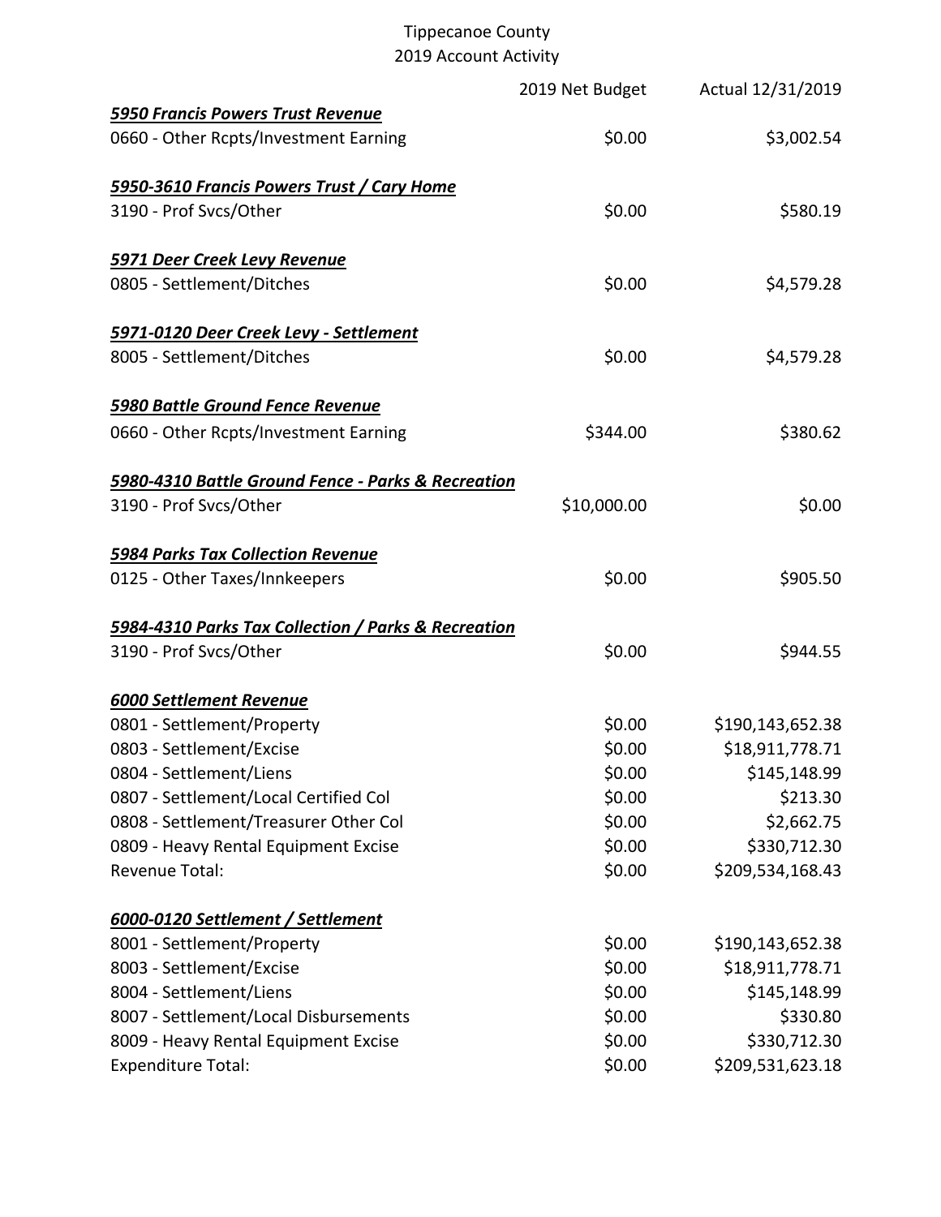Tippecanoe County
2019 Account Activity

| | 2019 Net Budget | Actual 12/31/2019 |
|---|---|---|
| ***5950 Francis Powers Trust Revenue*** | | |
| 0660 - Other Rcpts/Investment Earning | $0.00 | $3,002.54 |
| | | |
| ***5950-3610 Francis Powers Trust / Cary Home*** | | |
| 3190 - Prof Svcs/Other | $0.00 | $580.19 |
| | | |
| ***5971 Deer Creek Levy Revenue*** | | |
| 0805 - Settlement/Ditches | $0.00 | $4,579.28 |
| | | |
| ***5971-0120 Deer Creek Levy - Settlement*** | | |
| 8005 - Settlement/Ditches | $0.00 | $4,579.28 |
| | | |
| ***5980 Battle Ground Fence Revenue*** | | |
| 0660 - Other Rcpts/Investment Earning | $344.00 | $380.62 |
| | | |
| ***5980-4310 Battle Ground Fence - Parks & Recreation*** | | |
| 3190 - Prof Svcs/Other | $10,000.00 | $0.00 |
| | | |
| ***5984 Parks Tax Collection Revenue*** | | |
| 0125 - Other Taxes/Innkeepers | $0.00 | $905.50 |
| | | |
| ***5984-4310 Parks Tax Collection / Parks & Recreation*** | | |
| 3190 - Prof Svcs/Other | $0.00 | $944.55 |
| | | |
| ***6000 Settlement Revenue*** | | |
| 0801 - Settlement/Property | $0.00 | $190,143,652.38 |
| 0803 - Settlement/Excise | $0.00 | $18,911,778.71 |
| 0804 - Settlement/Liens | $0.00 | $145,148.99 |
| 0807 - Settlement/Local Certified Col | $0.00 | $213.30 |
| 0808 - Settlement/Treasurer Other Col | $0.00 | $2,662.75 |
| 0809 - Heavy Rental Equipment Excise | $0.00 | $330,712.30 |
| Revenue Total: | $0.00 | $209,534,168.43 |
| | | |
| ***6000-0120 Settlement / Settlement*** | | |
| 8001 - Settlement/Property | $0.00 | $190,143,652.38 |
| 8003 - Settlement/Excise | $0.00 | $18,911,778.71 |
| 8004 - Settlement/Liens | $0.00 | $145,148.99 |
| 8007 - Settlement/Local Disbursements | $0.00 | $330.80 |
| 8009 - Heavy Rental Equipment Excise | $0.00 | $330,712.30 |
| Expenditure Total: | $0.00 | $209,531,623.18 |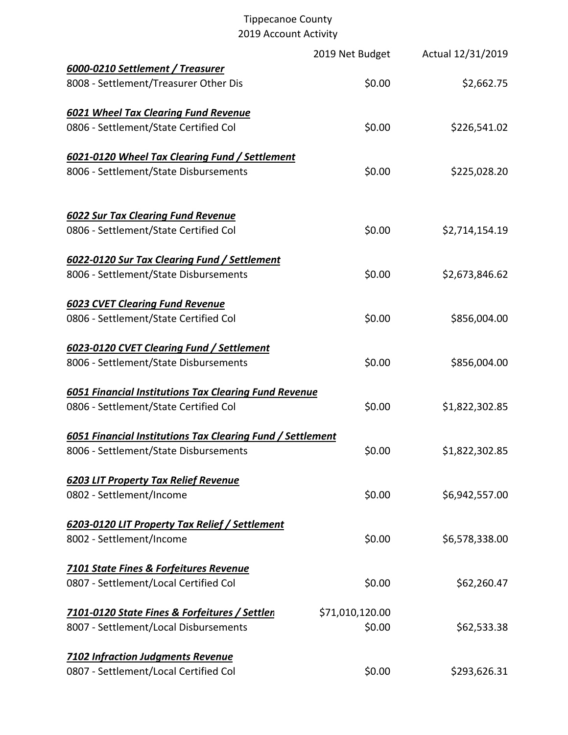Tippecanoe County
2019 Account Activity

| | 2019 Net Budget | Actual 12/31/2019 |
|---|---|---|
| ***6000-0210 Settlement / Treasurer*** | | |
| 8008 - Settlement/Treasurer Other Dis | $0.00 | $2,662.75 |
| ***6021 Wheel Tax Clearing Fund Revenue*** | | |
| 0806 - Settlement/State Certified Col | $0.00 | $226,541.02 |
| ***6021-0120 Wheel Tax Clearing Fund / Settlement*** | | |
| 8006 - Settlement/State Disbursements | $0.00 | $225,028.20 |
| ***6022 Sur Tax Clearing Fund Revenue*** | | |
| 0806 - Settlement/State Certified Col | $0.00 | $2,714,154.19 |
| ***6022-0120 Sur Tax Clearing Fund / Settlement*** | | |
| 8006 - Settlement/State Disbursements | $0.00 | $2,673,846.62 |
| ***6023 CVET Clearing Fund Revenue*** | | |
| 0806 - Settlement/State Certified Col | $0.00 | $856,004.00 |
| ***6023-0120 CVET Clearing Fund / Settlement*** | | |
| 8006 - Settlement/State Disbursements | $0.00 | $856,004.00 |
| ***6051 Financial Institutions Tax Clearing Fund Revenue*** | | |
| 0806 - Settlement/State Certified Col | $0.00 | $1,822,302.85 |
| ***6051 Financial Institutions Tax Clearing Fund / Settlement*** | | |
| 8006 - Settlement/State Disbursements | $0.00 | $1,822,302.85 |
| ***6203 LIT Property Tax Relief Revenue*** | | |
| 0802 - Settlement/Income | $0.00 | $6,942,557.00 |
| ***6203-0120 LIT Property Tax Relief / Settlement*** | | |
| 8002 - Settlement/Income | $0.00 | $6,578,338.00 |
| ***7101 State Fines & Forfeitures Revenue*** | | |
| 0807 - Settlement/Local Certified Col | $0.00 | $62,260.47 |
| ***7101-0120 State Fines & Forfeitures / Settlen*** | $71,010,120.00 | |
| 8007 - Settlement/Local Disbursements | $0.00 | $62,533.38 |
| ***7102 Infraction Judgments Revenue*** | | |
| 0807 - Settlement/Local Certified Col | $0.00 | $293,626.31 |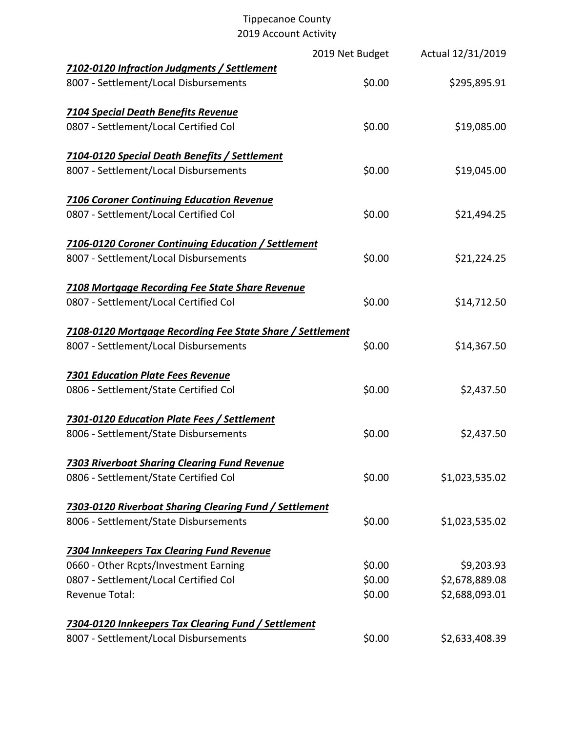Tippecanoe County
2019 Account Activity

| | 2019 Net Budget | Actual 12/31/2019 |
|---|---|---|
| ***<u>7102-0120 Infraction Judgments / Settlement</u>*** | | |
| 8007 - Settlement/Local Disbursements | $0.00 | $295,895.91 |
| ***<u>7104 Special Death Benefits Revenue</u>*** | | |
| 0807 - Settlement/Local Certified Col | $0.00 | $19,085.00 |
| ***<u>7104-0120 Special Death Benefits / Settlement</u>*** | | |
| 8007 - Settlement/Local Disbursements | $0.00 | $19,045.00 |
| ***<u>7106 Coroner Continuing Education Revenue</u>*** | | |
| 0807 - Settlement/Local Certified Col | $0.00 | $21,494.25 |
| ***<u>7106-0120 Coroner Continuing Education / Settlement</u>*** | | |
| 8007 - Settlement/Local Disbursements | $0.00 | $21,224.25 |
| ***<u>7108 Mortgage Recording Fee State Share Revenue</u>*** | | |
| 0807 - Settlement/Local Certified Col | $0.00 | $14,712.50 |
| ***<u>7108-0120 Mortgage Recording Fee State Share / Settlement</u>*** | | |
| 8007 - Settlement/Local Disbursements | $0.00 | $14,367.50 |
| ***<u>7301 Education Plate Fees Revenue</u>*** | | |
| 0806 - Settlement/State Certified Col | $0.00 | $2,437.50 |
| ***<u>7301-0120 Education Plate Fees / Settlement</u>*** | | |
| 8006 - Settlement/State Disbursements | $0.00 | $2,437.50 |
| ***<u>7303 Riverboat Sharing Clearing Fund Revenue</u>*** | | |
| 0806 - Settlement/State Certified Col | $0.00 | $1,023,535.02 |
| ***<u>7303-0120 Riverboat Sharing Clearing Fund / Settlement</u>*** | | |
| 8006 - Settlement/State Disbursements | $0.00 | $1,023,535.02 |
| ***<u>7304 Innkeepers Tax Clearing Fund Revenue</u>*** | | |
| 0660 - Other Rcpts/Investment Earning | $0.00 | $9,203.93 |
| 0807 - Settlement/Local Certified Col | $0.00 | $2,678,889.08 |
| Revenue Total: | $0.00 | $2,688,093.01 |
| ***<u>7304-0120 Innkeepers Tax Clearing Fund / Settlement</u>*** | | |
| 8007 - Settlement/Local Disbursements | $0.00 | $2,633,408.39 |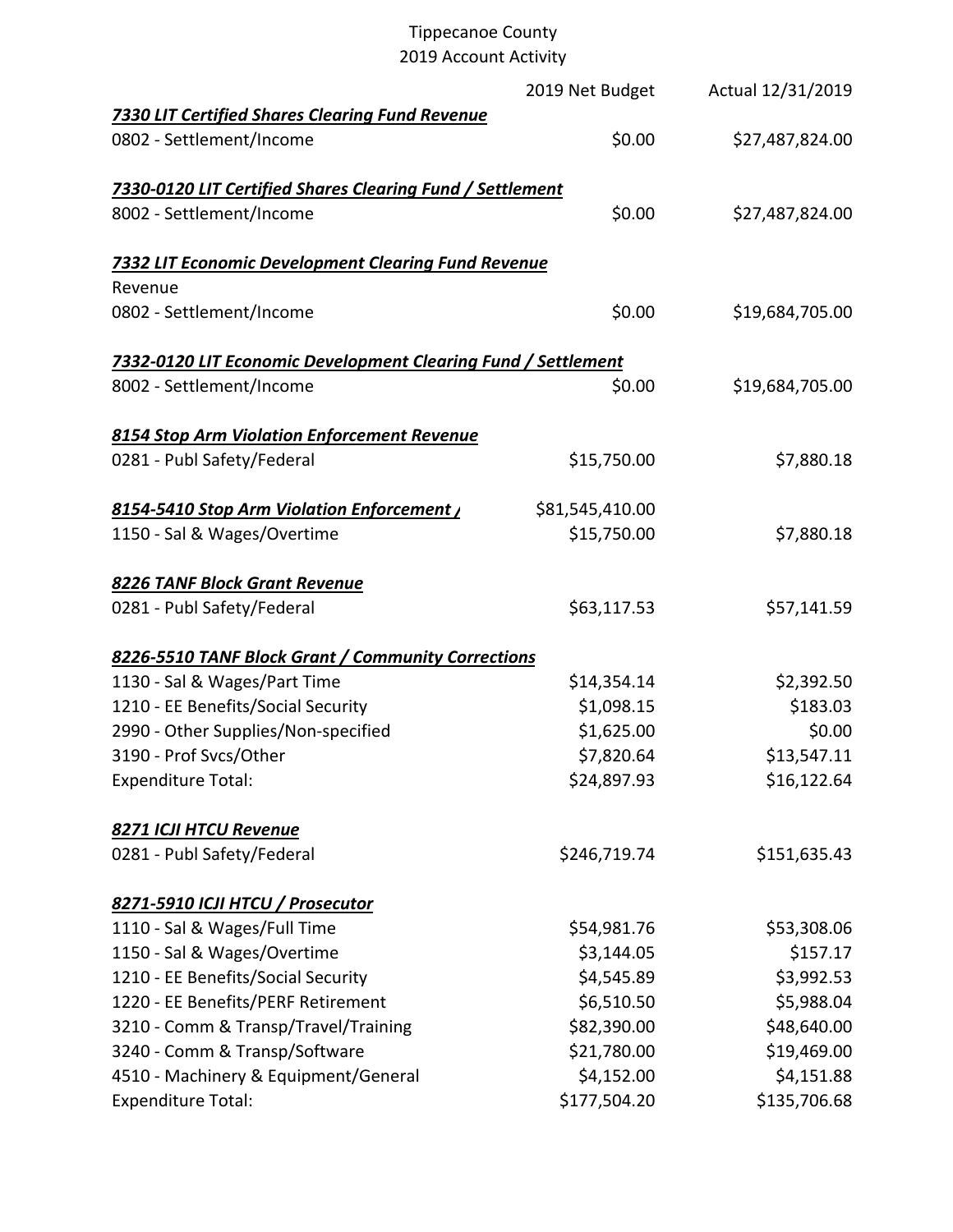Tippecanoe County
2019 Account Activity

| | 2019 Net Budget | Actual 12/31/2019 |
|---|---|---|
| ***7330 LIT Certified Shares Clearing Fund Revenue*** | | |
| 0802 - Settlement/Income | $0.00 | $27,487,824.00 |
| | | |
| ***7330-0120 LIT Certified Shares Clearing Fund / Settlement*** | | |
| 8002 - Settlement/Income | $0.00 | $27,487,824.00 |
| | | |
| ***7332 LIT Economic Development Clearing Fund Revenue*** | | |
| Revenue | | |
| 0802 - Settlement/Income | $0.00 | $19,684,705.00 |
| | | |
| ***7332-0120 LIT Economic Development Clearing Fund / Settlement*** | | |
| 8002 - Settlement/Income | $0.00 | $19,684,705.00 |
| | | |
| ***8154 Stop Arm Violation Enforcement Revenue*** | | |
| 0281 - Publ Safety/Federal | $15,750.00 | $7,880.18 |
| | | |
| ***8154-5410 Stop Arm Violation Enforcement /*** | $81,545,410.00 | |
| 1150 - Sal & Wages/Overtime | $15,750.00 | $7,880.18 |
| | | |
| ***8226 TANF Block Grant Revenue*** | | |
| 0281 - Publ Safety/Federal | $63,117.53 | $57,141.59 |
| | | |
| ***8226-5510 TANF Block Grant / Community Corrections*** | | |
| 1130 - Sal & Wages/Part Time | $14,354.14 | $2,392.50 |
| 1210 - EE Benefits/Social Security | $1,098.15 | $183.03 |
| 2990 - Other Supplies/Non-specified | $1,625.00 | $0.00 |
| 3190 - Prof Svcs/Other | $7,820.64 | $13,547.11 |
| Expenditure Total: | $24,897.93 | $16,122.64 |
| | | |
| ***8271 ICJI HTCU Revenue*** | | |
| 0281 - Publ Safety/Federal | $246,719.74 | $151,635.43 |
| | | |
| ***8271-5910 ICJI HTCU / Prosecutor*** | | |
| 1110 - Sal & Wages/Full Time | $54,981.76 | $53,308.06 |
| 1150 - Sal & Wages/Overtime | $3,144.05 | $157.17 |
| 1210 - EE Benefits/Social Security | $4,545.89 | $3,992.53 |
| 1220 - EE Benefits/PERF Retirement | $6,510.50 | $5,988.04 |
| 3210 - Comm & Transp/Travel/Training | $82,390.00 | $48,640.00 |
| 3240 - Comm & Transp/Software | $21,780.00 | $19,469.00 |
| 4510 - Machinery & Equipment/General | $4,152.00 | $4,151.88 |
| Expenditure Total: | $177,504.20 | $135,706.68 |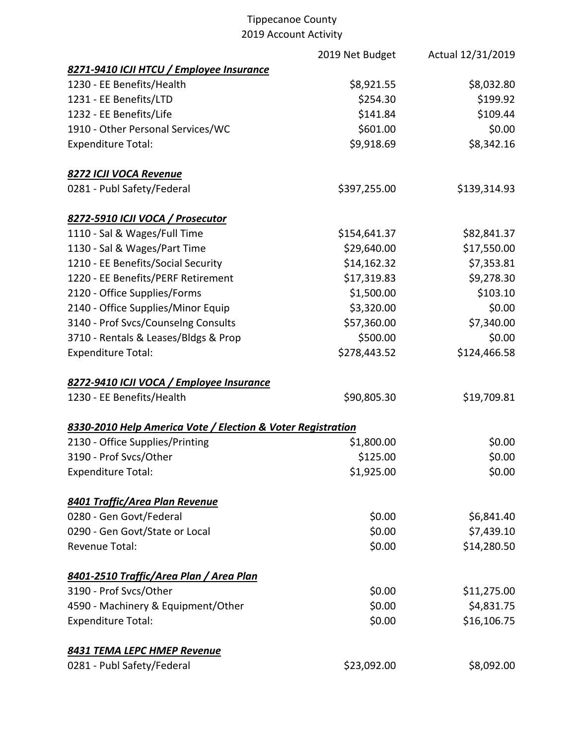Tippecanoe County
2019 Account Activity

| | 2019 Net Budget | Actual 12/31/2019 |
|---|---|---|
| ***8271-9410 ICJI HTCU / Employee Insurance*** | | |
| 1230 - EE Benefits/Health | $8,921.55 | $8,032.80 |
| 1231 - EE Benefits/LTD | $254.30 | $199.92 |
| 1232 - EE Benefits/Life | $141.84 | $109.44 |
| 1910 - Other Personal Services/WC | $601.00 | $0.00 |
| Expenditure Total: | $9,918.69 | $8,342.16 |
| | | |
| ***8272 ICJI VOCA Revenue*** | | |
| 0281 - Publ Safety/Federal | $397,255.00 | $139,314.93 |
| | | |
| ***8272-5910 ICJI VOCA / Prosecutor*** | | |
| 1110 - Sal & Wages/Full Time | $154,641.37 | $82,841.37 |
| 1130 - Sal & Wages/Part Time | $29,640.00 | $17,550.00 |
| 1210 - EE Benefits/Social Security | $14,162.32 | $7,353.81 |
| 1220 - EE Benefits/PERF Retirement | $17,319.83 | $9,278.30 |
| 2120 - Office Supplies/Forms | $1,500.00 | $103.10 |
| 2140 - Office Supplies/Minor Equip | $3,320.00 | $0.00 |
| 3140 - Prof Svcs/Counselng Consults | $57,360.00 | $7,340.00 |
| 3710 - Rentals & Leases/Bldgs & Prop | $500.00 | $0.00 |
| Expenditure Total: | $278,443.52 | $124,466.58 |
| | | |
| ***8272-9410 ICJI VOCA / Employee Insurance*** | | |
| 1230 - EE Benefits/Health | $90,805.30 | $19,709.81 |
| | | |
| ***8330-2010 Help America Vote / Election & Voter Registration*** | | |
| 2130 - Office Supplies/Printing | $1,800.00 | $0.00 |
| 3190 - Prof Svcs/Other | $125.00 | $0.00 |
| Expenditure Total: | $1,925.00 | $0.00 |
| | | |
| ***8401 Traffic/Area Plan Revenue*** | | |
| 0280 - Gen Govt/Federal | $0.00 | $6,841.40 |
| 0290 - Gen Govt/State or Local | $0.00 | $7,439.10 |
| Revenue Total: | $0.00 | $14,280.50 |
| | | |
| ***8401-2510 Traffic/Area Plan / Area Plan*** | | |
| 3190 - Prof Svcs/Other | $0.00 | $11,275.00 |
| 4590 - Machinery & Equipment/Other | $0.00 | $4,831.75 |
| Expenditure Total: | $0.00 | $16,106.75 |
| | | |
| ***8431 TEMA LEPC HMEP Revenue*** | | |
| 0281 - Publ Safety/Federal | $23,092.00 | $8,092.00 |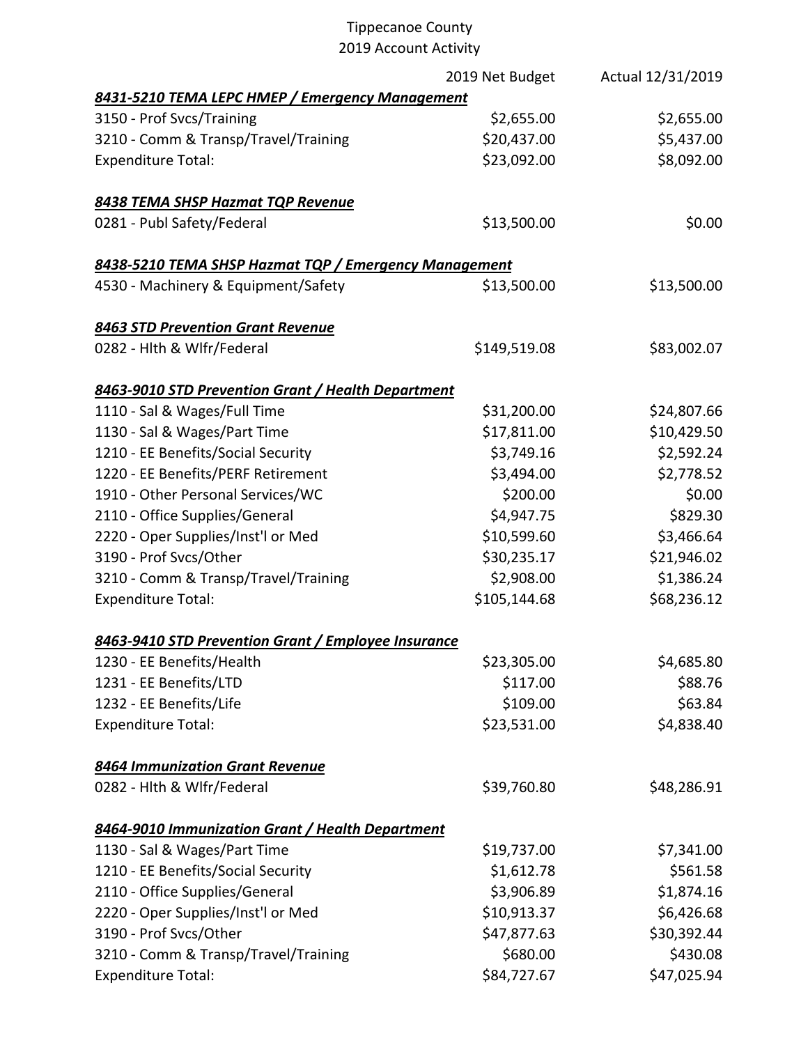Tippecanoe County
2019 Account Activity

| | 2019 Net Budget | Actual 12/31/2019 |
|---|---|---|
| ***8431-5210 TEMA LEPC HMEP / Emergency Management*** | | |
| 3150 - Prof Svcs/Training | $2,655.00 | $2,655.00 |
| 3210 - Comm & Transp/Travel/Training | $20,437.00 | $5,437.00 |
| Expenditure Total: | $23,092.00 | $8,092.00 |
| | | |
| ***8438 TEMA SHSP Hazmat TQP Revenue*** | | |
| 0281 - Publ Safety/Federal | $13,500.00 | $0.00 |
| | | |
| ***8438-5210 TEMA SHSP Hazmat TQP / Emergency Management*** | | |
| 4530 - Machinery & Equipment/Safety | $13,500.00 | $13,500.00 |
| | | |
| ***8463 STD Prevention Grant Revenue*** | | |
| 0282 - Hlth & Wlfr/Federal | $149,519.08 | $83,002.07 |
| | | |
| ***8463-9010 STD Prevention Grant / Health Department*** | | |
| 1110 - Sal & Wages/Full Time | $31,200.00 | $24,807.66 |
| 1130 - Sal & Wages/Part Time | $17,811.00 | $10,429.50 |
| 1210 - EE Benefits/Social Security | $3,749.16 | $2,592.24 |
| 1220 - EE Benefits/PERF Retirement | $3,494.00 | $2,778.52 |
| 1910 - Other Personal Services/WC | $200.00 | $0.00 |
| 2110 - Office Supplies/General | $4,947.75 | $829.30 |
| 2220 - Oper Supplies/Inst'l or Med | $10,599.60 | $3,466.64 |
| 3190 - Prof Svcs/Other | $30,235.17 | $21,946.02 |
| 3210 - Comm & Transp/Travel/Training | $2,908.00 | $1,386.24 |
| Expenditure Total: | $105,144.68 | $68,236.12 |
| | | |
| ***8463-9410 STD Prevention Grant / Employee Insurance*** | | |
| 1230 - EE Benefits/Health | $23,305.00 | $4,685.80 |
| 1231 - EE Benefits/LTD | $117.00 | $88.76 |
| 1232 - EE Benefits/Life | $109.00 | $63.84 |
| Expenditure Total: | $23,531.00 | $4,838.40 |
| | | |
| ***8464 Immunization Grant Revenue*** | | |
| 0282 - Hlth & Wlfr/Federal | $39,760.80 | $48,286.91 |
| | | |
| ***8464-9010 Immunization Grant / Health Department*** | | |
| 1130 - Sal & Wages/Part Time | $19,737.00 | $7,341.00 |
| 1210 - EE Benefits/Social Security | $1,612.78 | $561.58 |
| 2110 - Office Supplies/General | $3,906.89 | $1,874.16 |
| 2220 - Oper Supplies/Inst'l or Med | $10,913.37 | $6,426.68 |
| 3190 - Prof Svcs/Other | $47,877.63 | $30,392.44 |
| 3210 - Comm & Transp/Travel/Training | $680.00 | $430.08 |
| Expenditure Total: | $84,727.67 | $47,025.94 |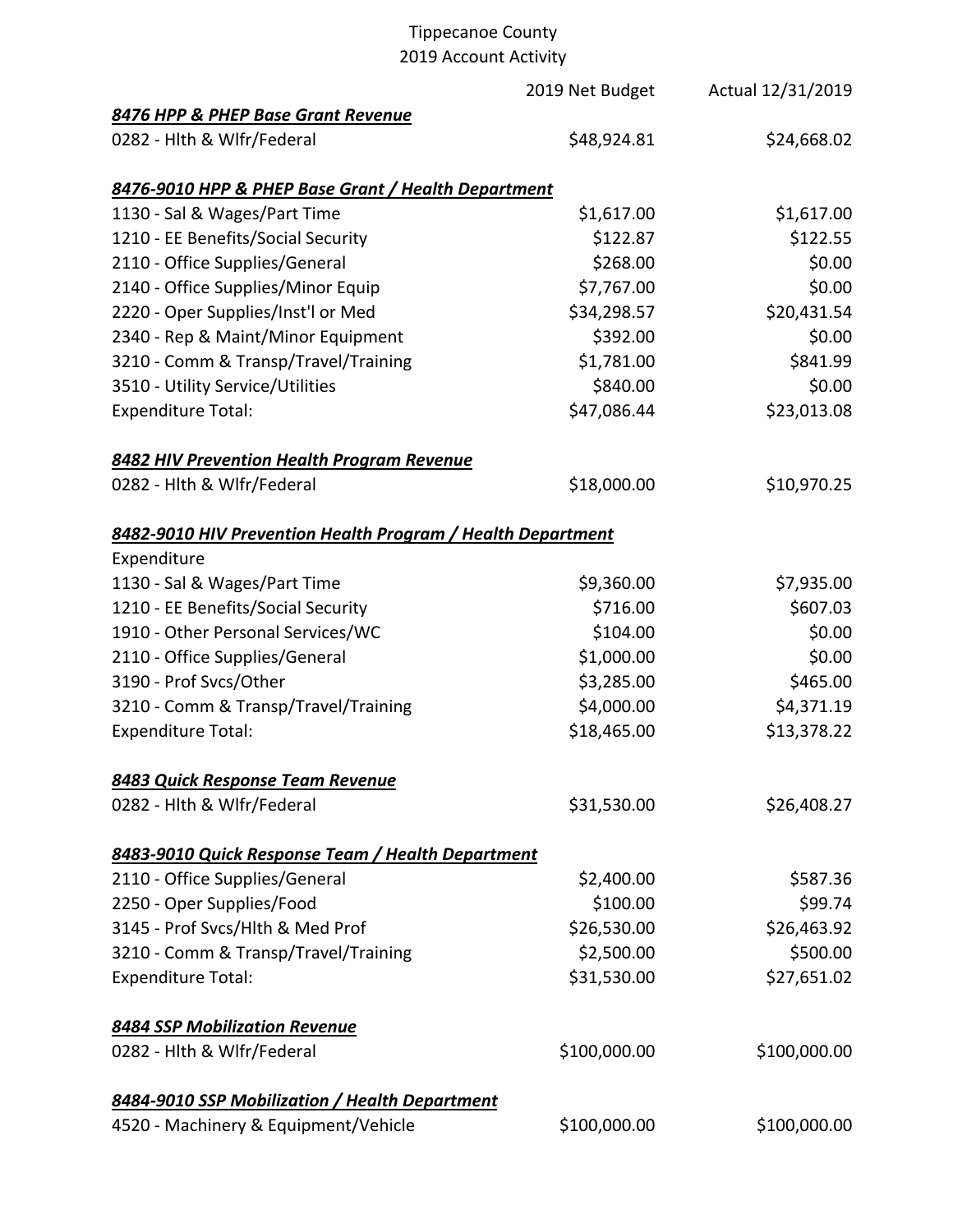Tippecanoe County
2019 Account Activity

| | 2019 Net Budget | Actual 12/31/2019 |
|---|---|---|
| ***8476 HPP & PHEP Base Grant Revenue*** | | |
| 0282 - Hlth & Wlfr/Federal | $48,924.81 | $24,668.02 |
| | | |
| ***8476-9010 HPP & PHEP Base Grant / Health Department*** | | |
| 1130 - Sal & Wages/Part Time | $1,617.00 | $1,617.00 |
| 1210 - EE Benefits/Social Security | $122.87 | $122.55 |
| 2110 - Office Supplies/General | $268.00 | $0.00 |
| 2140 - Office Supplies/Minor Equip | $7,767.00 | $0.00 |
| 2220 - Oper Supplies/Inst'l or Med | $34,298.57 | $20,431.54 |
| 2340 - Rep & Maint/Minor Equipment | $392.00 | $0.00 |
| 3210 - Comm & Transp/Travel/Training | $1,781.00 | $841.99 |
| 3510 - Utility Service/Utilities | $840.00 | $0.00 |
| Expenditure Total: | $47,086.44 | $23,013.08 |
| | | |
| ***8482 HIV Prevention Health Program Revenue*** | | |
| 0282 - Hlth & Wlfr/Federal | $18,000.00 | $10,970.25 |
| | | |
| ***8482-9010 HIV Prevention Health Program / Health Department*** | | |
| Expenditure | | |
| 1130 - Sal & Wages/Part Time | $9,360.00 | $7,935.00 |
| 1210 - EE Benefits/Social Security | $716.00 | $607.03 |
| 1910 - Other Personal Services/WC | $104.00 | $0.00 |
| 2110 - Office Supplies/General | $1,000.00 | $0.00 |
| 3190 - Prof Svcs/Other | $3,285.00 | $465.00 |
| 3210 - Comm & Transp/Travel/Training | $4,000.00 | $4,371.19 |
| Expenditure Total: | $18,465.00 | $13,378.22 |
| | | |
| ***8483 Quick Response Team Revenue*** | | |
| 0282 - Hlth & Wlfr/Federal | $31,530.00 | $26,408.27 |
| | | |
| ***8483-9010 Quick Response Team / Health Department*** | | |
| 2110 - Office Supplies/General | $2,400.00 | $587.36 |
| 2250 - Oper Supplies/Food | $100.00 | $99.74 |
| 3145 - Prof Svcs/Hlth & Med Prof | $26,530.00 | $26,463.92 |
| 3210 - Comm & Transp/Travel/Training | $2,500.00 | $500.00 |
| Expenditure Total: | $31,530.00 | $27,651.02 |
| | | |
| ***8484 SSP Mobilization Revenue*** | | |
| 0282 - Hlth & Wlfr/Federal | $100,000.00 | $100,000.00 |
| | | |
| ***8484-9010 SSP Mobilization / Health Department*** | | |
| 4520 - Machinery & Equipment/Vehicle | $100,000.00 | $100,000.00 |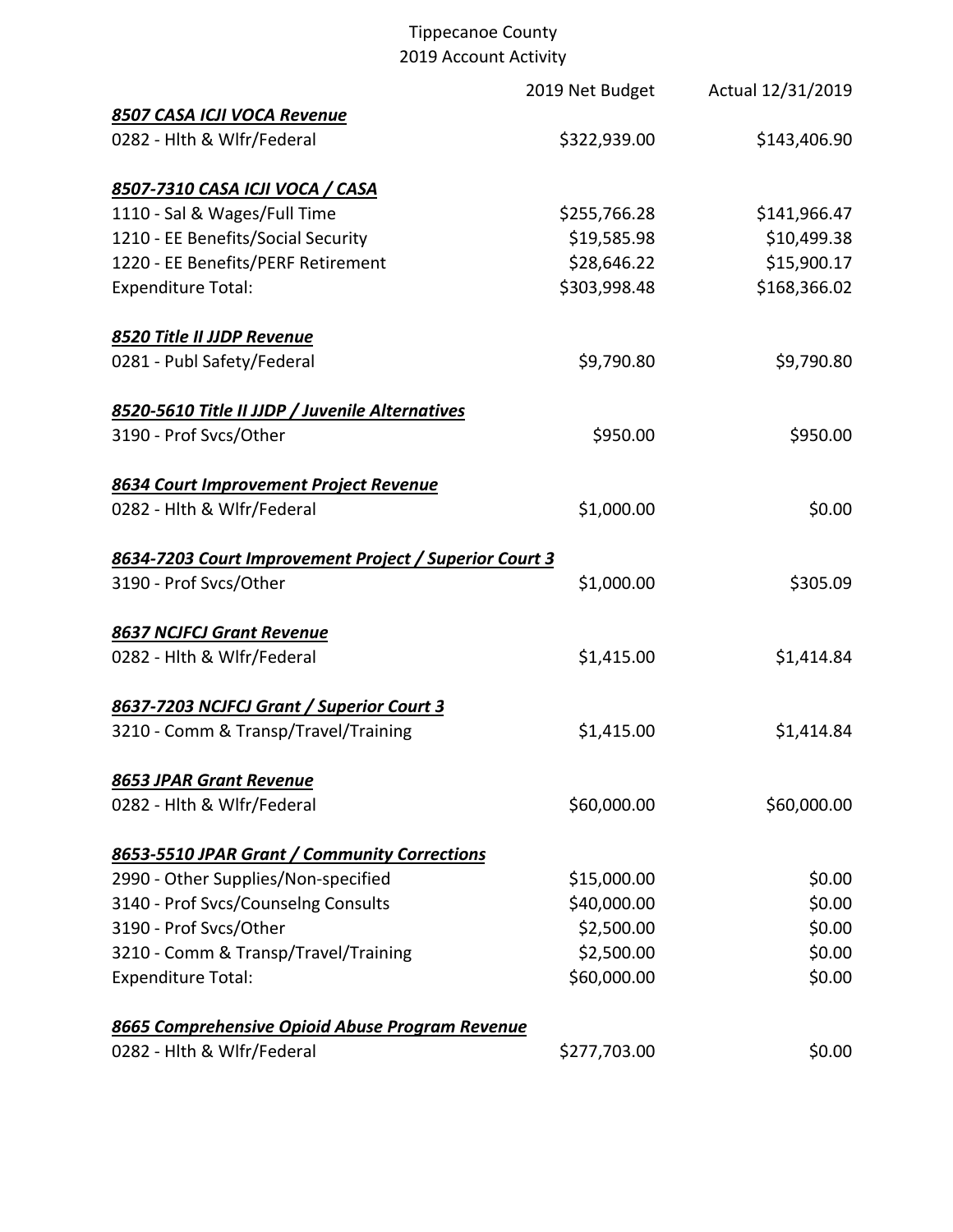Tippecanoe County
2019 Account Activity

| | 2019 Net Budget | Actual 12/31/2019 |
|---|---|---|
| ***8507 CASA ICJI VOCA Revenue*** | | |
| 0282 - Hlth & Wlfr/Federal | $322,939.00 | $143,406.90 |
| | | |
| ***8507-7310 CASA ICJI VOCA / CASA*** | | |
| 1110 - Sal & Wages/Full Time | $255,766.28 | $141,966.47 |
| 1210 - EE Benefits/Social Security | $19,585.98 | $10,499.38 |
| 1220 - EE Benefits/PERF Retirement | $28,646.22 | $15,900.17 |
| Expenditure Total: | $303,998.48 | $168,366.02 |
| | | |
| ***8520 Title II JJDP Revenue*** | | |
| 0281 - Publ Safety/Federal | $9,790.80 | $9,790.80 |
| | | |
| ***8520-5610 Title II JJDP / Juvenile Alternatives*** | | |
| 3190 - Prof Svcs/Other | $950.00 | $950.00 |
| | | |
| ***8634 Court Improvement Project Revenue*** | | |
| 0282 - Hlth & Wlfr/Federal | $1,000.00 | $0.00 |
| | | |
| ***8634-7203 Court Improvement Project / Superior Court 3*** | | |
| 3190 - Prof Svcs/Other | $1,000.00 | $305.09 |
| | | |
| ***8637 NCJFCJ Grant Revenue*** | | |
| 0282 - Hlth & Wlfr/Federal | $1,415.00 | $1,414.84 |
| | | |
| ***8637-7203 NCJFCJ Grant / Superior Court 3*** | | |
| 3210 - Comm & Transp/Travel/Training | $1,415.00 | $1,414.84 |
| | | |
| ***8653 JPAR Grant Revenue*** | | |
| 0282 - Hlth & Wlfr/Federal | $60,000.00 | $60,000.00 |
| | | |
| ***8653-5510 JPAR Grant / Community Corrections*** | | |
| 2990 - Other Supplies/Non-specified | $15,000.00 | $0.00 |
| 3140 - Prof Svcs/Counselng Consults | $40,000.00 | $0.00 |
| 3190 - Prof Svcs/Other | $2,500.00 | $0.00 |
| 3210 - Comm & Transp/Travel/Training | $2,500.00 | $0.00 |
| Expenditure Total: | $60,000.00 | $0.00 |
| | | |
| ***8665 Comprehensive Opioid Abuse Program Revenue*** | | |
| 0282 - Hlth & Wlfr/Federal | $277,703.00 | $0.00 |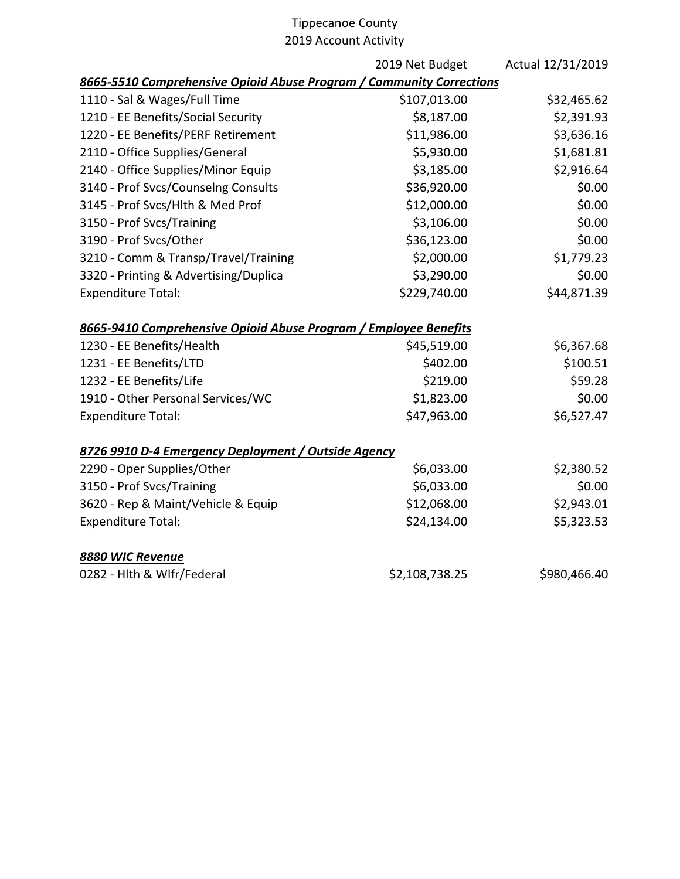Tippecanoe County
2019 Account Activity

| | 2019 Net Budget | Actual 12/31/2019 |
|---|---|---|
| ***8665-5510 Comprehensive Opioid Abuse Program / Community Corrections*** | | |
| 1110 - Sal & Wages/Full Time | $107,013.00 | $32,465.62 |
| 1210 - EE Benefits/Social Security | $8,187.00 | $2,391.93 |
| 1220 - EE Benefits/PERF Retirement | $11,986.00 | $3,636.16 |
| 2110 - Office Supplies/General | $5,930.00 | $1,681.81 |
| 2140 - Office Supplies/Minor Equip | $3,185.00 | $2,916.64 |
| 3140 - Prof Svcs/Counselng Consults | $36,920.00 | $0.00 |
| 3145 - Prof Svcs/Hlth & Med Prof | $12,000.00 | $0.00 |
| 3150 - Prof Svcs/Training | $3,106.00 | $0.00 |
| 3190 - Prof Svcs/Other | $36,123.00 | $0.00 |
| 3210 - Comm & Transp/Travel/Training | $2,000.00 | $1,779.23 |
| 3320 - Printing & Advertising/Duplica | $3,290.00 | $0.00 |
| Expenditure Total: | $229,740.00 | $44,871.39 |
| | | |
| ***8665-9410 Comprehensive Opioid Abuse Program / Employee Benefits*** | | |
| 1230 - EE Benefits/Health | $45,519.00 | $6,367.68 |
| 1231 - EE Benefits/LTD | $402.00 | $100.51 |
| 1232 - EE Benefits/Life | $219.00 | $59.28 |
| 1910 - Other Personal Services/WC | $1,823.00 | $0.00 |
| Expenditure Total: | $47,963.00 | $6,527.47 |
| | | |
| ***8726 9910 D-4 Emergency Deployment / Outside Agency*** | | |
| 2290 - Oper Supplies/Other | $6,033.00 | $2,380.52 |
| 3150 - Prof Svcs/Training | $6,033.00 | $0.00 |
| 3620 - Rep & Maint/Vehicle & Equip | $12,068.00 | $2,943.01 |
| Expenditure Total: | $24,134.00 | $5,323.53 |
| | | |
| ***8880 WIC Revenue*** | | |
| 0282 - Hlth & Wlfr/Federal | $2,108,738.25 | $980,466.40 |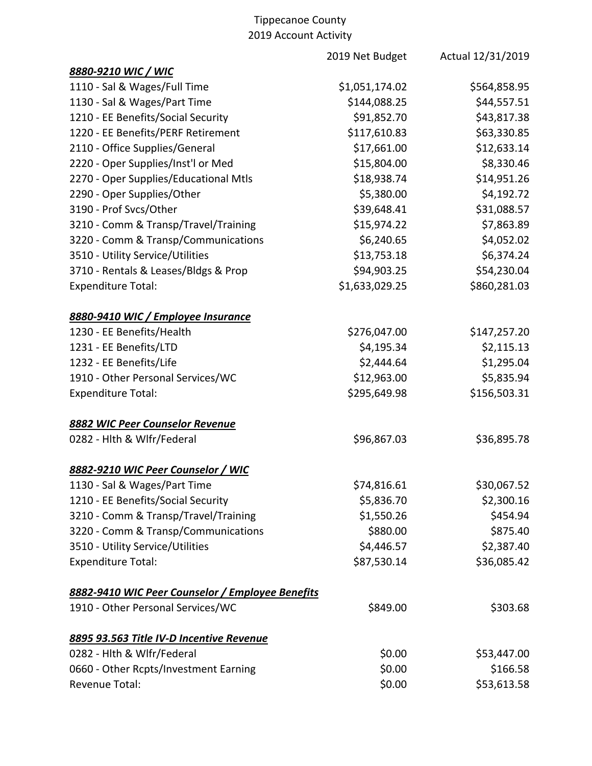Tippecanoe County
2019 Account Activity

| | 2019 Net Budget | Actual 12/31/2019 |
|---|---|---|
| ***8880-9210 WIC / WIC*** | | |
| 1110 - Sal & Wages/Full Time | $1,051,174.02 | $564,858.95 |
| 1130 - Sal & Wages/Part Time | $144,088.25 | $44,557.51 |
| 1210 - EE Benefits/Social Security | $91,852.70 | $43,817.38 |
| 1220 - EE Benefits/PERF Retirement | $117,610.83 | $63,330.85 |
| 2110 - Office Supplies/General | $17,661.00 | $12,633.14 |
| 2220 - Oper Supplies/Inst'l or Med | $15,804.00 | $8,330.46 |
| 2270 - Oper Supplies/Educational Mtls | $18,938.74 | $14,951.26 |
| 2290 - Oper Supplies/Other | $5,380.00 | $4,192.72 |
| 3190 - Prof Svcs/Other | $39,648.41 | $31,088.57 |
| 3210 - Comm & Transp/Travel/Training | $15,974.22 | $7,863.89 |
| 3220 - Comm & Transp/Communications | $6,240.65 | $4,052.02 |
| 3510 - Utility Service/Utilities | $13,753.18 | $6,374.24 |
| 3710 - Rentals & Leases/Bldgs & Prop | $94,903.25 | $54,230.04 |
| Expenditure Total: | $1,633,029.25 | $860,281.03 |
| | | |
| ***8880-9410 WIC / Employee Insurance*** | | |
| 1230 - EE Benefits/Health | $276,047.00 | $147,257.20 |
| 1231 - EE Benefits/LTD | $4,195.34 | $2,115.13 |
| 1232 - EE Benefits/Life | $2,444.64 | $1,295.04 |
| 1910 - Other Personal Services/WC | $12,963.00 | $5,835.94 |
| Expenditure Total: | $295,649.98 | $156,503.31 |
| | | |
| ***8882 WIC Peer Counselor Revenue*** | | |
| 0282 - Hlth & Wlfr/Federal | $96,867.03 | $36,895.78 |
| | | |
| ***8882-9210 WIC Peer Counselor / WIC*** | | |
| 1130 - Sal & Wages/Part Time | $74,816.61 | $30,067.52 |
| 1210 - EE Benefits/Social Security | $5,836.70 | $2,300.16 |
| 3210 - Comm & Transp/Travel/Training | $1,550.26 | $454.94 |
| 3220 - Comm & Transp/Communications | $880.00 | $875.40 |
| 3510 - Utility Service/Utilities | $4,446.57 | $2,387.40 |
| Expenditure Total: | $87,530.14 | $36,085.42 |
| | | |
| ***8882-9410 WIC Peer Counselor / Employee Benefits*** | | |
| 1910 - Other Personal Services/WC | $849.00 | $303.68 |
| | | |
| ***8895 93.563 Title IV-D Incentive Revenue*** | | |
| 0282 - Hlth & Wlfr/Federal | $0.00 | $53,447.00 |
| 0660 - Other Rcpts/Investment Earning | $0.00 | $166.58 |
| Revenue Total: | $0.00 | $53,613.58 |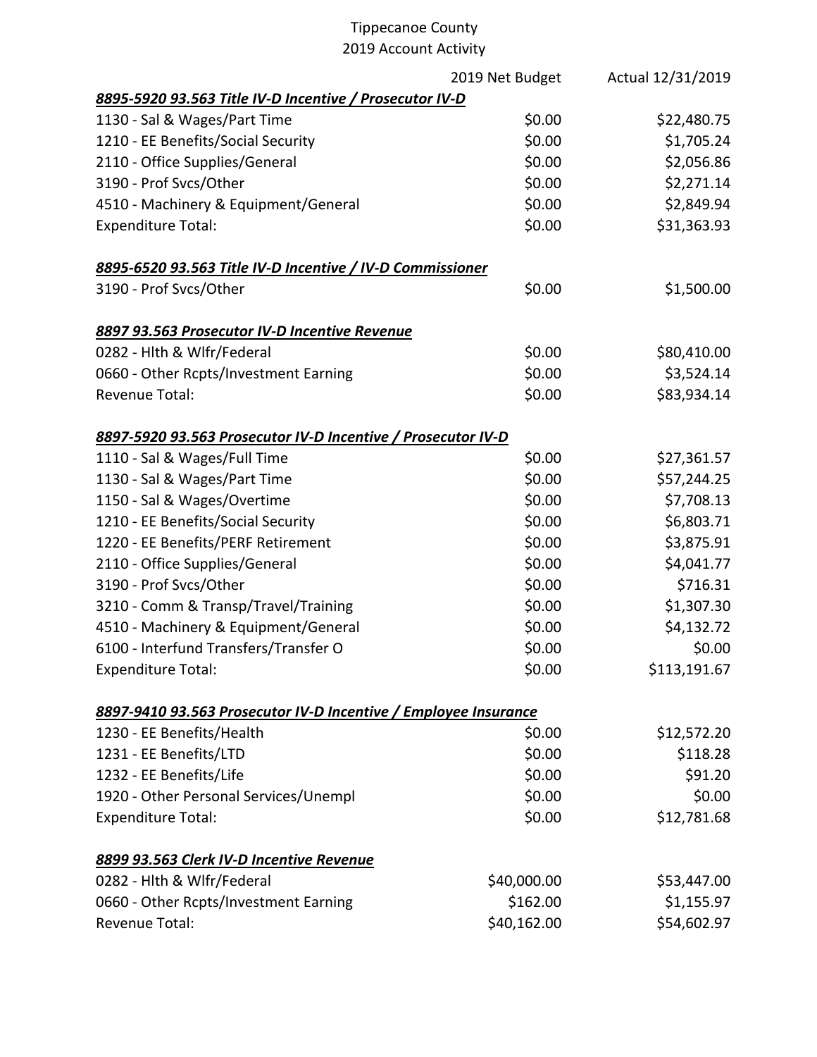Tippecanoe County
2019 Account Activity

| | 2019 Net Budget | Actual 12/31/2019 |
|---|---|---|
| ***8895-5920 93.563 Title IV-D Incentive / Prosecutor IV-D*** | | |
| 1130 - Sal & Wages/Part Time | $0.00 | $22,480.75 |
| 1210 - EE Benefits/Social Security | $0.00 | $1,705.24 |
| 2110 - Office Supplies/General | $0.00 | $2,056.86 |
| 3190 - Prof Svcs/Other | $0.00 | $2,271.14 |
| 4510 - Machinery & Equipment/General | $0.00 | $2,849.94 |
| Expenditure Total: | $0.00 | $31,363.93 |
| | | |
| ***8895-6520 93.563 Title IV-D Incentive / IV-D Commissioner*** | | |
| 3190 - Prof Svcs/Other | $0.00 | $1,500.00 |
| | | |
| ***8897 93.563 Prosecutor IV-D Incentive Revenue*** | | |
| 0282 - Hlth & Wlfr/Federal | $0.00 | $80,410.00 |
| 0660 - Other Rcpts/Investment Earning | $0.00 | $3,524.14 |
| Revenue Total: | $0.00 | $83,934.14 |
| | | |
| ***8897-5920 93.563 Prosecutor IV-D Incentive / Prosecutor IV-D*** | | |
| 1110 - Sal & Wages/Full Time | $0.00 | $27,361.57 |
| 1130 - Sal & Wages/Part Time | $0.00 | $57,244.25 |
| 1150 - Sal & Wages/Overtime | $0.00 | $7,708.13 |
| 1210 - EE Benefits/Social Security | $0.00 | $6,803.71 |
| 1220 - EE Benefits/PERF Retirement | $0.00 | $3,875.91 |
| 2110 - Office Supplies/General | $0.00 | $4,041.77 |
| 3190 - Prof Svcs/Other | $0.00 | $716.31 |
| 3210 - Comm & Transp/Travel/Training | $0.00 | $1,307.30 |
| 4510 - Machinery & Equipment/General | $0.00 | $4,132.72 |
| 6100 - Interfund Transfers/Transfer O | $0.00 | $0.00 |
| Expenditure Total: | $0.00 | $113,191.67 |
| | | |
| ***8897-9410 93.563 Prosecutor IV-D Incentive / Employee Insurance*** | | |
| 1230 - EE Benefits/Health | $0.00 | $12,572.20 |
| 1231 - EE Benefits/LTD | $0.00 | $118.28 |
| 1232 - EE Benefits/Life | $0.00 | $91.20 |
| 1920 - Other Personal Services/Unempl | $0.00 | $0.00 |
| Expenditure Total: | $0.00 | $12,781.68 |
| | | |
| ***8899 93.563 Clerk IV-D Incentive Revenue*** | | |
| 0282 - Hlth & Wlfr/Federal | $40,000.00 | $53,447.00 |
| 0660 - Other Rcpts/Investment Earning | $162.00 | $1,155.97 |
| Revenue Total: | $40,162.00 | $54,602.97 |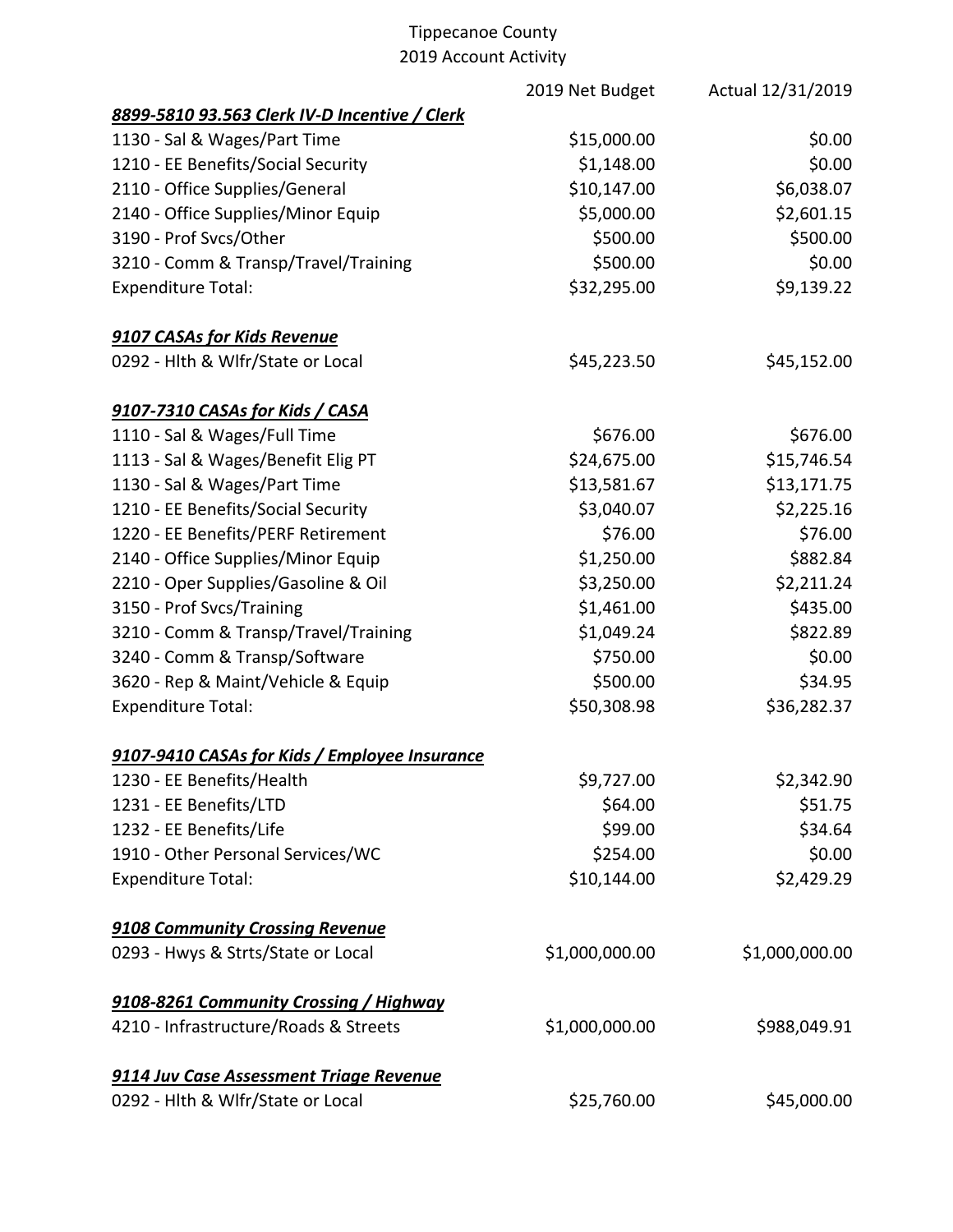# Tippecanoe County
## 2019 Account Activity

| | 2019 Net Budget | Actual 12/31/2019 |
|---|---|---|
| ***8899-5810 93.563 Clerk IV-D Incentive / Clerk*** | | |
| 1130 - Sal & Wages/Part Time | $15,000.00 | $0.00 |
| 1210 - EE Benefits/Social Security | $1,148.00 | $0.00 |
| 2110 - Office Supplies/General | $10,147.00 | $6,038.07 |
| 2140 - Office Supplies/Minor Equip | $5,000.00 | $2,601.15 |
| 3190 - Prof Svcs/Other | $500.00 | $500.00 |
| 3210 - Comm & Transp/Travel/Training | $500.00 | $0.00 |
| Expenditure Total: | $32,295.00 | $9,139.22 |
| | | |
| ***9107 CASAs for Kids Revenue*** | | |
| 0292 - Hlth & Wlfr/State or Local | $45,223.50 | $45,152.00 |
| | | |
| ***9107-7310 CASAs for Kids / CASA*** | | |
| 1110 - Sal & Wages/Full Time | $676.00 | $676.00 |
| 1113 - Sal & Wages/Benefit Elig PT | $24,675.00 | $15,746.54 |
| 1130 - Sal & Wages/Part Time | $13,581.67 | $13,171.75 |
| 1210 - EE Benefits/Social Security | $3,040.07 | $2,225.16 |
| 1220 - EE Benefits/PERF Retirement | $76.00 | $76.00 |
| 2140 - Office Supplies/Minor Equip | $1,250.00 | $882.84 |
| 2210 - Oper Supplies/Gasoline & Oil | $3,250.00 | $2,211.24 |
| 3150 - Prof Svcs/Training | $1,461.00 | $435.00 |
| 3210 - Comm & Transp/Travel/Training | $1,049.24 | $822.89 |
| 3240 - Comm & Transp/Software | $750.00 | $0.00 |
| 3620 - Rep & Maint/Vehicle & Equip | $500.00 | $34.95 |
| Expenditure Total: | $50,308.98 | $36,282.37 |
| | | |
| ***9107-9410 CASAs for Kids / Employee Insurance*** | | |
| 1230 - EE Benefits/Health | $9,727.00 | $2,342.90 |
| 1231 - EE Benefits/LTD | $64.00 | $51.75 |
| 1232 - EE Benefits/Life | $99.00 | $34.64 |
| 1910 - Other Personal Services/WC | $254.00 | $0.00 |
| Expenditure Total: | $10,144.00 | $2,429.29 |
| | | |
| ***9108 Community Crossing Revenue*** | | |
| 0293 - Hwys & Strts/State or Local | $1,000,000.00 | $1,000,000.00 |
| | | |
| ***9108-8261 Community Crossing / Highway*** | | |
| 4210 - Infrastructure/Roads & Streets | $1,000,000.00 | $988,049.91 |
| | | |
| ***9114 Juv Case Assessment Triage Revenue*** | | |
| 0292 - Hlth & Wlfr/State or Local | $25,760.00 | $45,000.00 |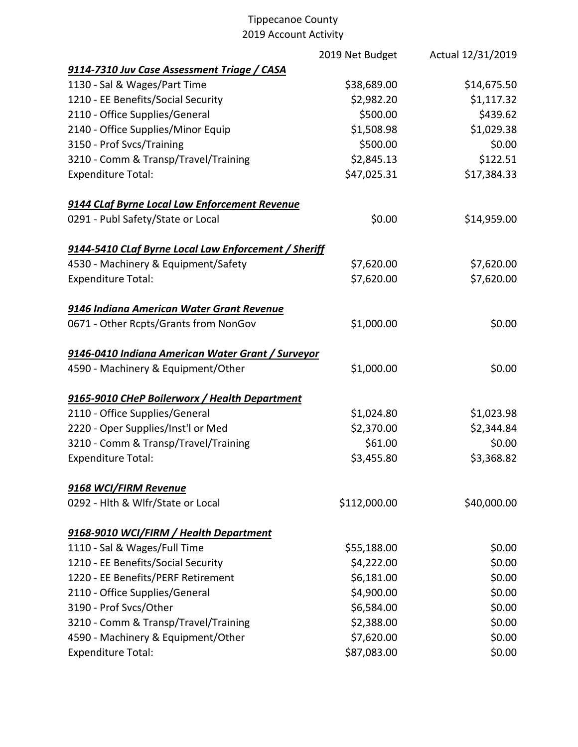# Tippecanoe County
## 2019 Account Activity

| | 2019 Net Budget | Actual 12/31/2019 |
|---|---|---|
| ***9114-7310 Juv Case Assessment Triage / CASA*** | | |
| 1130 - Sal & Wages/Part Time | $38,689.00 | $14,675.50 |
| 1210 - EE Benefits/Social Security | $2,982.20 | $1,117.32 |
| 2110 - Office Supplies/General | $500.00 | $439.62 |
| 2140 - Office Supplies/Minor Equip | $1,508.98 | $1,029.38 |
| 3150 - Prof Svcs/Training | $500.00 | $0.00 |
| 3210 - Comm & Transp/Travel/Training | $2,845.13 | $122.51 |
| Expenditure Total: | $47,025.31 | $17,384.33 |
| | | |
| ***9144 CLaf Byrne Local Law Enforcement Revenue*** | | |
| 0291 - Publ Safety/State or Local | $0.00 | $14,959.00 |
| | | |
| ***9144-5410 CLaf Byrne Local Law Enforcement / Sheriff*** | | |
| 4530 - Machinery & Equipment/Safety | $7,620.00 | $7,620.00 |
| Expenditure Total: | $7,620.00 | $7,620.00 |
| | | |
| ***9146 Indiana American Water Grant Revenue*** | | |
| 0671 - Other Rcpts/Grants from NonGov | $1,000.00 | $0.00 |
| | | |
| ***9146-0410 Indiana American Water Grant / Surveyor*** | | |
| 4590 - Machinery & Equipment/Other | $1,000.00 | $0.00 |
| | | |
| ***9165-9010 CHeP Boilerworx / Health Department*** | | |
| 2110 - Office Supplies/General | $1,024.80 | $1,023.98 |
| 2220 - Oper Supplies/Inst'l or Med | $2,370.00 | $2,344.84 |
| 3210 - Comm & Transp/Travel/Training | $61.00 | $0.00 |
| Expenditure Total: | $3,455.80 | $3,368.82 |
| | | |
| ***9168 WCI/FIRM Revenue*** | | |
| 0292 - Hlth & Wlfr/State or Local | $112,000.00 | $40,000.00 |
| | | |
| ***9168-9010 WCI/FIRM / Health Department*** | | |
| 1110 - Sal & Wages/Full Time | $55,188.00 | $0.00 |
| 1210 - EE Benefits/Social Security | $4,222.00 | $0.00 |
| 1220 - EE Benefits/PERF Retirement | $6,181.00 | $0.00 |
| 2110 - Office Supplies/General | $4,900.00 | $0.00 |
| 3190 - Prof Svcs/Other | $6,584.00 | $0.00 |
| 3210 - Comm & Transp/Travel/Training | $2,388.00 | $0.00 |
| 4590 - Machinery & Equipment/Other | $7,620.00 | $0.00 |
| Expenditure Total: | $87,083.00 | $0.00 |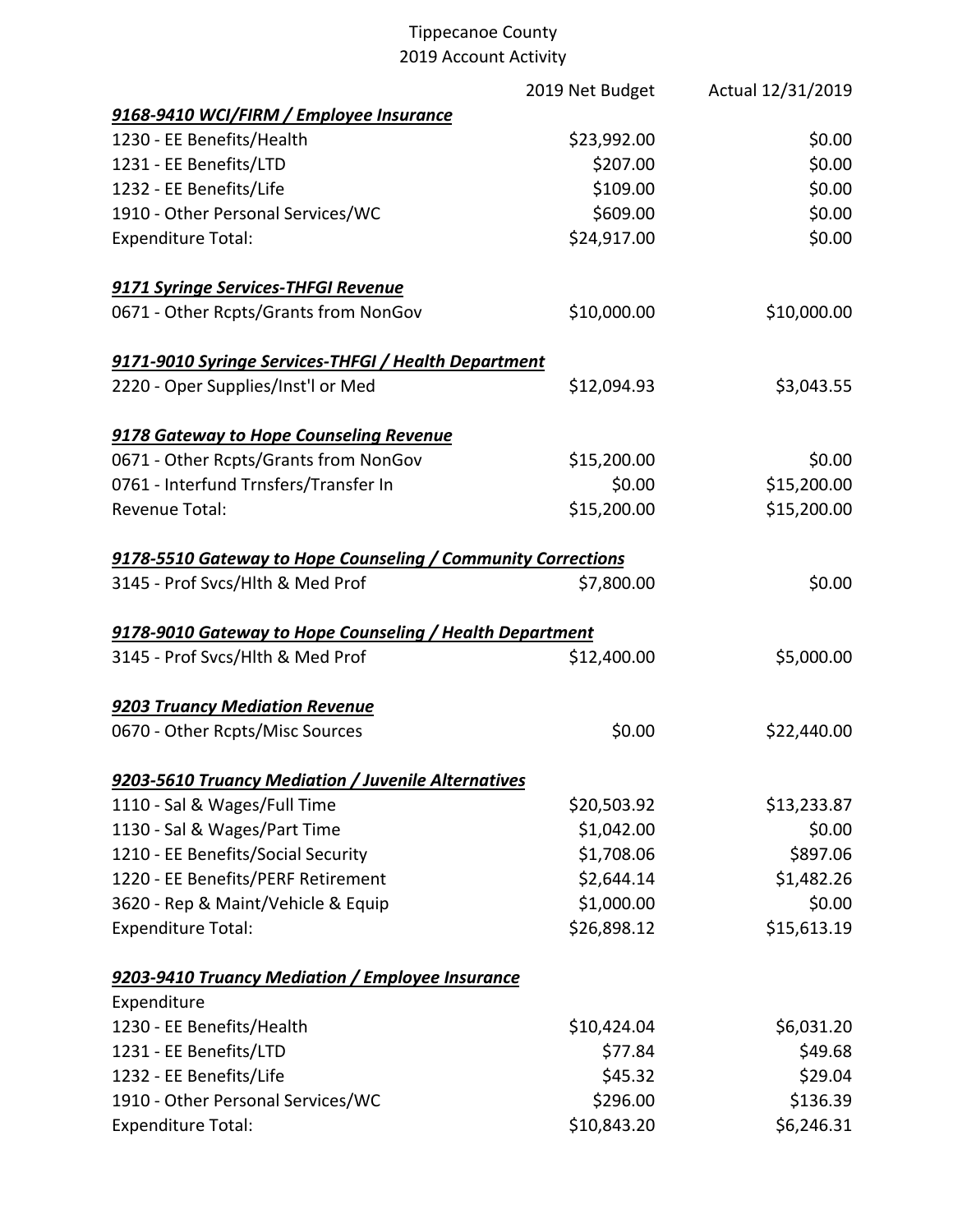Tippecanoe County
2019 Account Activity

| | 2019 Net Budget | Actual 12/31/2019 |
|---|---|---|
| ***9168-9410 WCI/FIRM / Employee Insurance*** | | |
| 1230 - EE Benefits/Health | $23,992.00 | $0.00 |
| 1231 - EE Benefits/LTD | $207.00 | $0.00 |
| 1232 - EE Benefits/Life | $109.00 | $0.00 |
| 1910 - Other Personal Services/WC | $609.00 | $0.00 |
| Expenditure Total: | $24,917.00 | $0.00 |
| | | |
| ***9171 Syringe Services-THFGI Revenue*** | | |
| 0671 - Other Rcpts/Grants from NonGov | $10,000.00 | $10,000.00 |
| | | |
| ***9171-9010 Syringe Services-THFGI / Health Department*** | | |
| 2220 - Oper Supplies/Inst'l or Med | $12,094.93 | $3,043.55 |
| | | |
| ***9178 Gateway to Hope Counseling Revenue*** | | |
| 0671 - Other Rcpts/Grants from NonGov | $15,200.00 | $0.00 |
| 0761 - Interfund Trnsfers/Transfer In | $0.00 | $15,200.00 |
| Revenue Total: | $15,200.00 | $15,200.00 |
| | | |
| ***9178-5510 Gateway to Hope Counseling / Community Corrections*** | | |
| 3145 - Prof Svcs/Hlth & Med Prof | $7,800.00 | $0.00 |
| | | |
| ***9178-9010 Gateway to Hope Counseling / Health Department*** | | |
| 3145 - Prof Svcs/Hlth & Med Prof | $12,400.00 | $5,000.00 |
| | | |
| ***9203 Truancy Mediation Revenue*** | | |
| 0670 - Other Rcpts/Misc Sources | $0.00 | $22,440.00 |
| | | |
| ***9203-5610 Truancy Mediation / Juvenile Alternatives*** | | |
| 1110 - Sal & Wages/Full Time | $20,503.92 | $13,233.87 |
| 1130 - Sal & Wages/Part Time | $1,042.00 | $0.00 |
| 1210 - EE Benefits/Social Security | $1,708.06 | $897.06 |
| 1220 - EE Benefits/PERF Retirement | $2,644.14 | $1,482.26 |
| 3620 - Rep & Maint/Vehicle & Equip | $1,000.00 | $0.00 |
| Expenditure Total: | $26,898.12 | $15,613.19 |
| | | |
| ***9203-9410 Truancy Mediation / Employee Insurance*** | | |
| Expenditure | | |
| 1230 - EE Benefits/Health | $10,424.04 | $6,031.20 |
| 1231 - EE Benefits/LTD | $77.84 | $49.68 |
| 1232 - EE Benefits/Life | $45.32 | $29.04 |
| 1910 - Other Personal Services/WC | $296.00 | $136.39 |
| Expenditure Total: | $10,843.20 | $6,246.31 |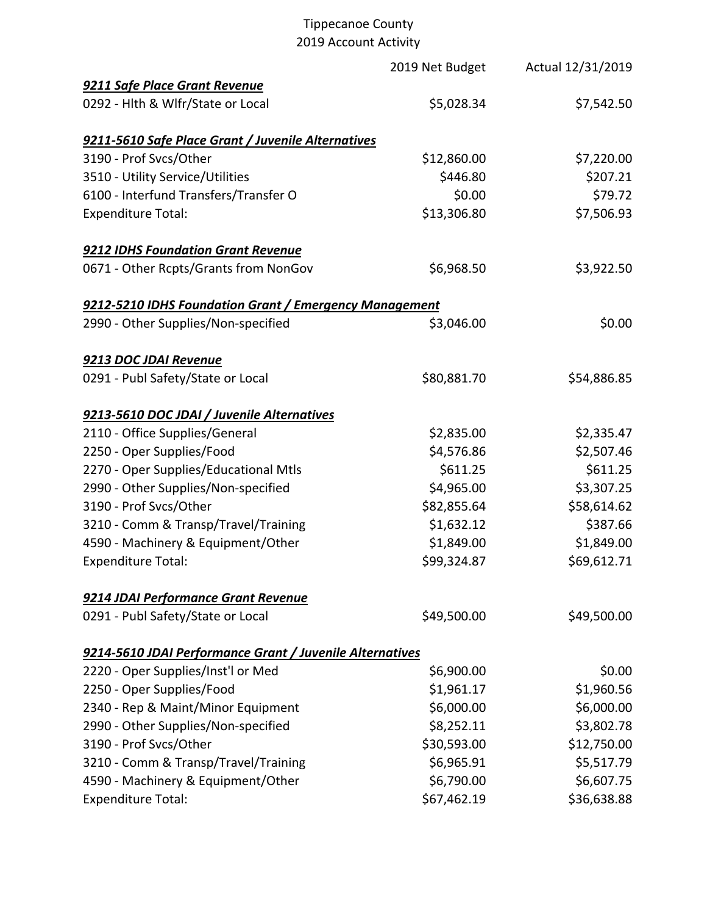Tippecanoe County
2019 Account Activity

| | 2019 Net Budget | Actual 12/31/2019 |
|---|---|---|
| ***9211 Safe Place Grant Revenue*** | | |
| 0292 - Hlth & Wlfr/State or Local | $5,028.34 | $7,542.50 |
| | | |
| ***9211-5610 Safe Place Grant / Juvenile Alternatives*** | | |
| 3190 - Prof Svcs/Other | $12,860.00 | $7,220.00 |
| 3510 - Utility Service/Utilities | $446.80 | $207.21 |
| 6100 - Interfund Transfers/Transfer O | $0.00 | $79.72 |
| Expenditure Total: | $13,306.80 | $7,506.93 |
| | | |
| ***9212 IDHS Foundation Grant Revenue*** | | |
| 0671 - Other Rcpts/Grants from NonGov | $6,968.50 | $3,922.50 |
| | | |
| ***9212-5210 IDHS Foundation Grant / Emergency Management*** | | |
| 2990 - Other Supplies/Non-specified | $3,046.00 | $0.00 |
| | | |
| ***9213 DOC JDAI Revenue*** | | |
| 0291 - Publ Safety/State or Local | $80,881.70 | $54,886.85 |
| | | |
| ***9213-5610 DOC JDAI / Juvenile Alternatives*** | | |
| 2110 - Office Supplies/General | $2,835.00 | $2,335.47 |
| 2250 - Oper Supplies/Food | $4,576.86 | $2,507.46 |
| 2270 - Oper Supplies/Educational Mtls | $611.25 | $611.25 |
| 2990 - Other Supplies/Non-specified | $4,965.00 | $3,307.25 |
| 3190 - Prof Svcs/Other | $82,855.64 | $58,614.62 |
| 3210 - Comm & Transp/Travel/Training | $1,632.12 | $387.66 |
| 4590 - Machinery & Equipment/Other | $1,849.00 | $1,849.00 |
| Expenditure Total: | $99,324.87 | $69,612.71 |
| | | |
| ***9214 JDAI Performance Grant Revenue*** | | |
| 0291 - Publ Safety/State or Local | $49,500.00 | $49,500.00 |
| | | |
| ***9214-5610 JDAI Performance Grant / Juvenile Alternatives*** | | |
| 2220 - Oper Supplies/Inst'l or Med | $6,900.00 | $0.00 |
| 2250 - Oper Supplies/Food | $1,961.17 | $1,960.56 |
| 2340 - Rep & Maint/Minor Equipment | $6,000.00 | $6,000.00 |
| 2990 - Other Supplies/Non-specified | $8,252.11 | $3,802.78 |
| 3190 - Prof Svcs/Other | $30,593.00 | $12,750.00 |
| 3210 - Comm & Transp/Travel/Training | $6,965.91 | $5,517.79 |
| 4590 - Machinery & Equipment/Other | $6,790.00 | $6,607.75 |
| Expenditure Total: | $67,462.19 | $36,638.88 |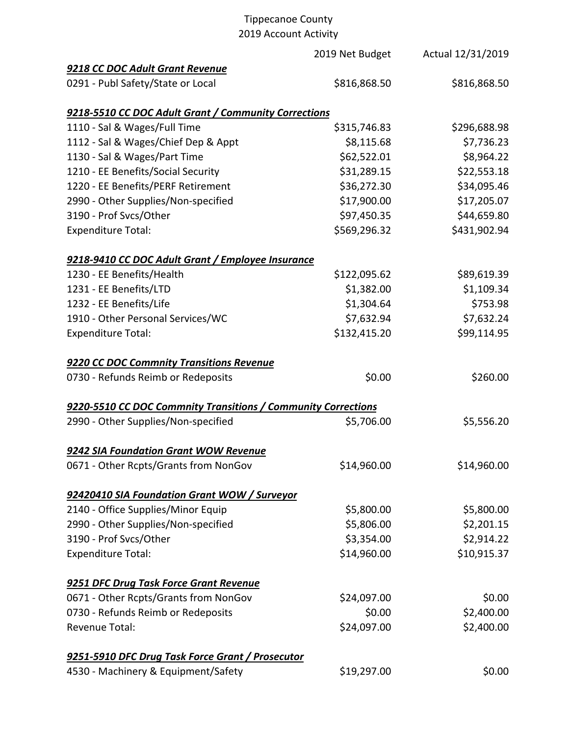Tippecanoe County
2019 Account Activity

| | 2019 Net Budget | Actual 12/31/2019 |
|---|---|---|
| ***9218 CC DOC Adult Grant Revenue*** | | |
| 0291 - Publ Safety/State or Local | $816,868.50 | $816,868.50 |
| | | |
| ***9218-5510 CC DOC Adult Grant / Community Corrections*** | | |
| 1110 - Sal & Wages/Full Time | $315,746.83 | $296,688.98 |
| 1112 - Sal & Wages/Chief Dep & Appt | $8,115.68 | $7,736.23 |
| 1130 - Sal & Wages/Part Time | $62,522.01 | $8,964.22 |
| 1210 - EE Benefits/Social Security | $31,289.15 | $22,553.18 |
| 1220 - EE Benefits/PERF Retirement | $36,272.30 | $34,095.46 |
| 2990 - Other Supplies/Non-specified | $17,900.00 | $17,205.07 |
| 3190 - Prof Svcs/Other | $97,450.35 | $44,659.80 |
| Expenditure Total: | $569,296.32 | $431,902.94 |
| | | |
| ***9218-9410 CC DOC Adult Grant / Employee Insurance*** | | |
| 1230 - EE Benefits/Health | $122,095.62 | $89,619.39 |
| 1231 - EE Benefits/LTD | $1,382.00 | $1,109.34 |
| 1232 - EE Benefits/Life | $1,304.64 | $753.98 |
| 1910 - Other Personal Services/WC | $7,632.94 | $7,632.24 |
| Expenditure Total: | $132,415.20 | $99,114.95 |
| | | |
| ***9220 CC DOC Commnity Transitions Revenue*** | | |
| 0730 - Refunds Reimb or Redeposits | $0.00 | $260.00 |
| | | |
| ***9220-5510 CC DOC Commnity Transitions / Community Corrections*** | | |
| 2990 - Other Supplies/Non-specified | $5,706.00 | $5,556.20 |
| | | |
| ***9242 SIA Foundation Grant WOW Revenue*** | | |
| 0671 - Other Rcpts/Grants from NonGov | $14,960.00 | $14,960.00 |
| | | |
| ***92420410 SIA Foundation Grant WOW / Surveyor*** | | |
| 2140 - Office Supplies/Minor Equip | $5,800.00 | $5,800.00 |
| 2990 - Other Supplies/Non-specified | $5,806.00 | $2,201.15 |
| 3190 - Prof Svcs/Other | $3,354.00 | $2,914.22 |
| Expenditure Total: | $14,960.00 | $10,915.37 |
| | | |
| ***9251 DFC Drug Task Force Grant Revenue*** | | |
| 0671 - Other Rcpts/Grants from NonGov | $24,097.00 | $0.00 |
| 0730 - Refunds Reimb or Redeposits | $0.00 | $2,400.00 |
| Revenue Total: | $24,097.00 | $2,400.00 |
| | | |
| ***9251-5910 DFC Drug Task Force Grant / Prosecutor*** | | |
| 4530 - Machinery & Equipment/Safety | $19,297.00 | $0.00 |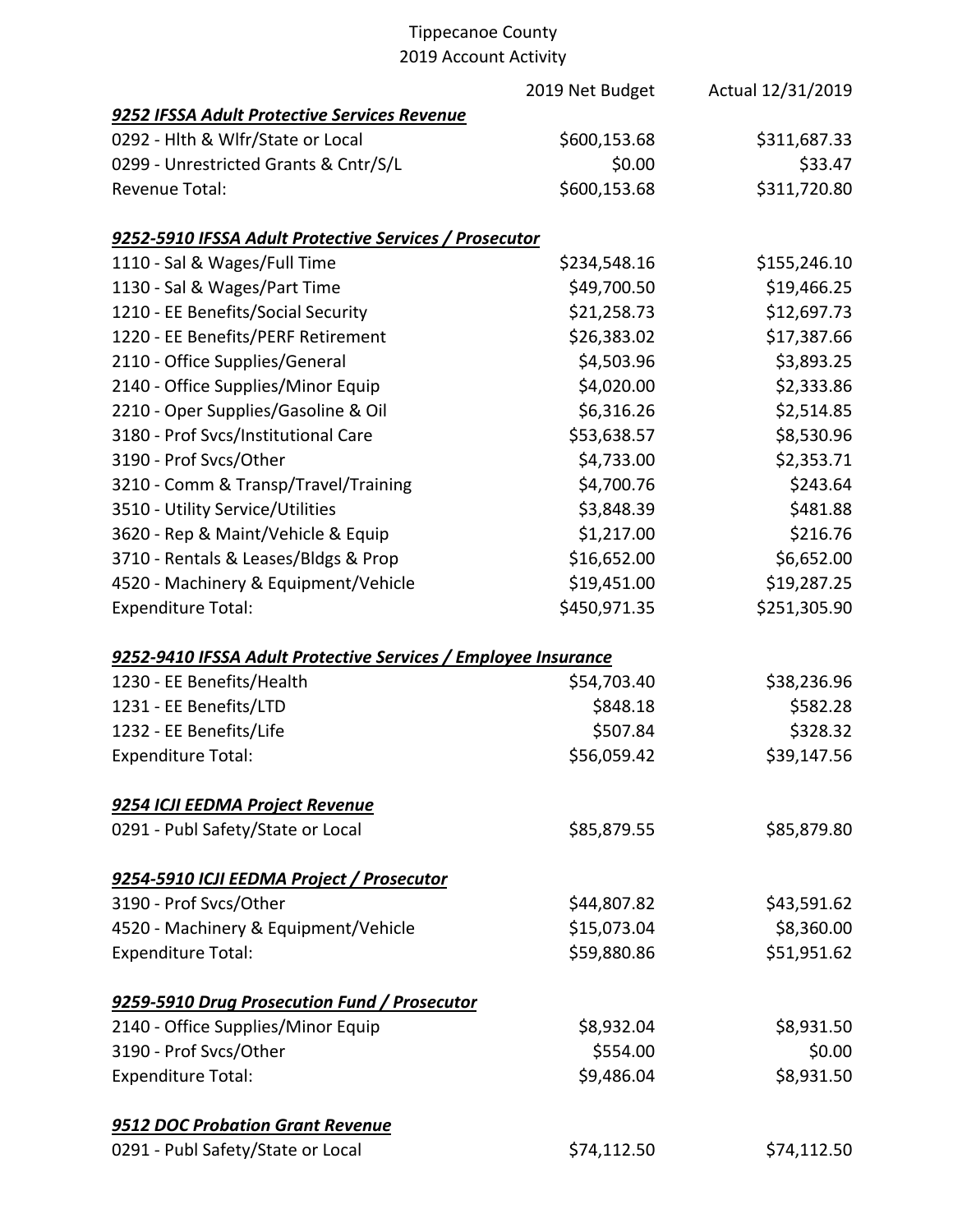Tippecanoe County
2019 Account Activity

| | 2019 Net Budget | Actual 12/31/2019 |
|---|---|---|
| ***9252 IFSSA Adult Protective Services Revenue*** | | |
| 0292 - Hlth & Wlfr/State or Local | $600,153.68 | $311,687.33 |
| 0299 - Unrestricted Grants & Cntr/S/L | $0.00 | $33.47 |
| Revenue Total: | $600,153.68 | $311,720.80 |
| | | |
| ***9252-5910 IFSSA Adult Protective Services / Prosecutor*** | | |
| 1110 - Sal & Wages/Full Time | $234,548.16 | $155,246.10 |
| 1130 - Sal & Wages/Part Time | $49,700.50 | $19,466.25 |
| 1210 - EE Benefits/Social Security | $21,258.73 | $12,697.73 |
| 1220 - EE Benefits/PERF Retirement | $26,383.02 | $17,387.66 |
| 2110 - Office Supplies/General | $4,503.96 | $3,893.25 |
| 2140 - Office Supplies/Minor Equip | $4,020.00 | $2,333.86 |
| 2210 - Oper Supplies/Gasoline & Oil | $6,316.26 | $2,514.85 |
| 3180 - Prof Svcs/Institutional Care | $53,638.57 | $8,530.96 |
| 3190 - Prof Svcs/Other | $4,733.00 | $2,353.71 |
| 3210 - Comm & Transp/Travel/Training | $4,700.76 | $243.64 |
| 3510 - Utility Service/Utilities | $3,848.39 | $481.88 |
| 3620 - Rep & Maint/Vehicle & Equip | $1,217.00 | $216.76 |
| 3710 - Rentals & Leases/Bldgs & Prop | $16,652.00 | $6,652.00 |
| 4520 - Machinery & Equipment/Vehicle | $19,451.00 | $19,287.25 |
| Expenditure Total: | $450,971.35 | $251,305.90 |
| | | |
| ***9252-9410 IFSSA Adult Protective Services / Employee Insurance*** | | |
| 1230 - EE Benefits/Health | $54,703.40 | $38,236.96 |
| 1231 - EE Benefits/LTD | $848.18 | $582.28 |
| 1232 - EE Benefits/Life | $507.84 | $328.32 |
| Expenditure Total: | $56,059.42 | $39,147.56 |
| | | |
| ***9254 ICJI EEDMA Project Revenue*** | | |
| 0291 - Publ Safety/State or Local | $85,879.55 | $85,879.80 |
| | | |
| ***9254-5910 ICJI EEDMA Project / Prosecutor*** | | |
| 3190 - Prof Svcs/Other | $44,807.82 | $43,591.62 |
| 4520 - Machinery & Equipment/Vehicle | $15,073.04 | $8,360.00 |
| Expenditure Total: | $59,880.86 | $51,951.62 |
| | | |
| ***9259-5910 Drug Prosecution Fund / Prosecutor*** | | |
| 2140 - Office Supplies/Minor Equip | $8,932.04 | $8,931.50 |
| 3190 - Prof Svcs/Other | $554.00 | $0.00 |
| Expenditure Total: | $9,486.04 | $8,931.50 |
| | | |
| ***9512 DOC Probation Grant Revenue*** | | |
| 0291 - Publ Safety/State or Local | $74,112.50 | $74,112.50 |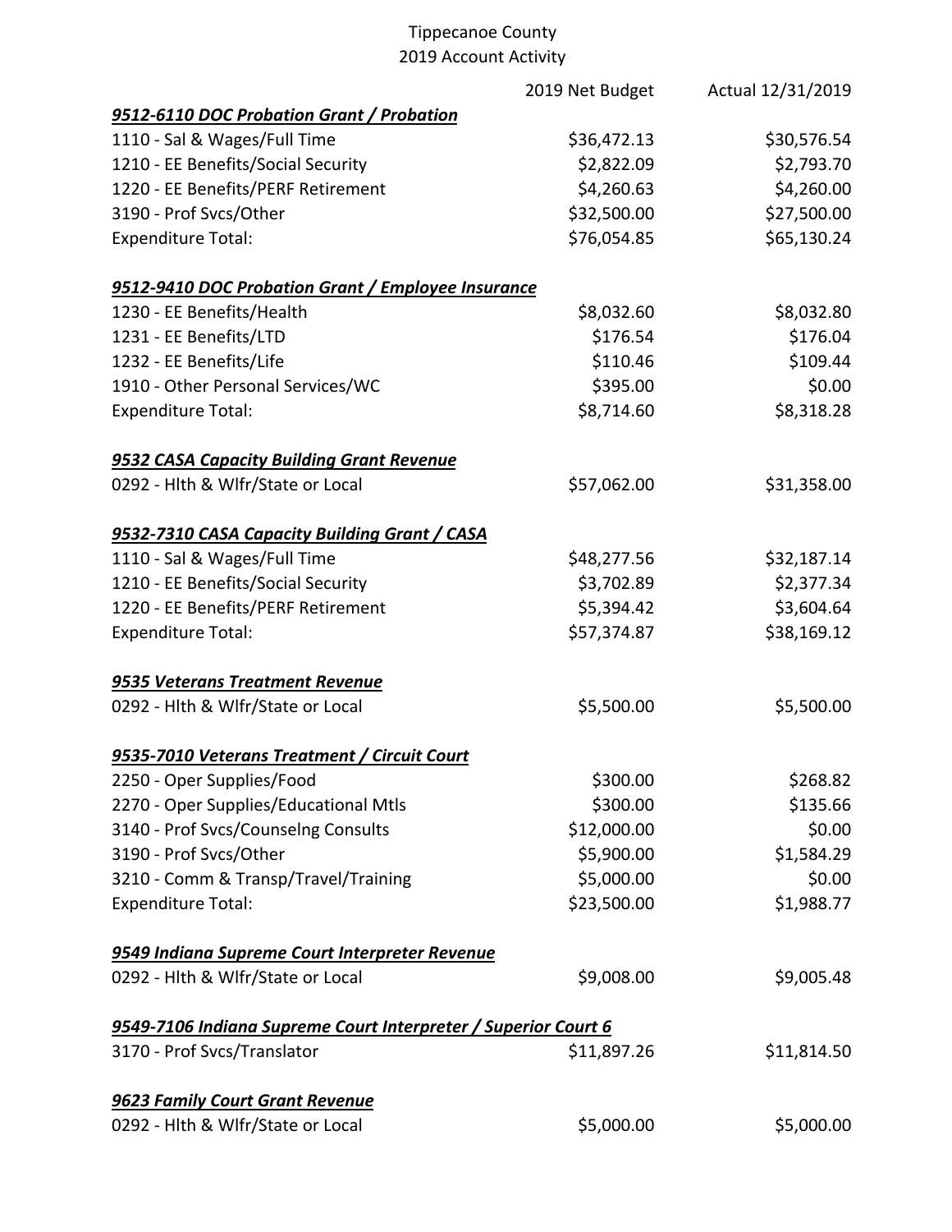# Tippecanoe County
## 2019 Account Activity

| | 2019 Net Budget | Actual 12/31/2019 |
|---|---|---|
| ***9512-6110 DOC Probation Grant / Probation*** | | |
| 1110 - Sal & Wages/Full Time | $36,472.13 | $30,576.54 |
| 1210 - EE Benefits/Social Security | $2,822.09 | $2,793.70 |
| 1220 - EE Benefits/PERF Retirement | $4,260.63 | $4,260.00 |
| 3190 - Prof Svcs/Other | $32,500.00 | $27,500.00 |
| Expenditure Total: | $76,054.85 | $65,130.24 |
| | | |
| ***9512-9410 DOC Probation Grant / Employee Insurance*** | | |
| 1230 - EE Benefits/Health | $8,032.60 | $8,032.80 |
| 1231 - EE Benefits/LTD | $176.54 | $176.04 |
| 1232 - EE Benefits/Life | $110.46 | $109.44 |
| 1910 - Other Personal Services/WC | $395.00 | $0.00 |
| Expenditure Total: | $8,714.60 | $8,318.28 |
| | | |
| ***9532 CASA Capacity Building Grant Revenue*** | | |
| 0292 - Hlth & Wlfr/State or Local | $57,062.00 | $31,358.00 |
| | | |
| ***9532-7310 CASA Capacity Building Grant / CASA*** | | |
| 1110 - Sal & Wages/Full Time | $48,277.56 | $32,187.14 |
| 1210 - EE Benefits/Social Security | $3,702.89 | $2,377.34 |
| 1220 - EE Benefits/PERF Retirement | $5,394.42 | $3,604.64 |
| Expenditure Total: | $57,374.87 | $38,169.12 |
| | | |
| ***9535 Veterans Treatment Revenue*** | | |
| 0292 - Hlth & Wlfr/State or Local | $5,500.00 | $5,500.00 |
| | | |
| ***9535-7010 Veterans Treatment / Circuit Court*** | | |
| 2250 - Oper Supplies/Food | $300.00 | $268.82 |
| 2270 - Oper Supplies/Educational Mtls | $300.00 | $135.66 |
| 3140 - Prof Svcs/Counselng Consults | $12,000.00 | $0.00 |
| 3190 - Prof Svcs/Other | $5,900.00 | $1,584.29 |
| 3210 - Comm & Transp/Travel/Training | $5,000.00 | $0.00 |
| Expenditure Total: | $23,500.00 | $1,988.77 |
| | | |
| ***9549 Indiana Supreme Court Interpreter Revenue*** | | |
| 0292 - Hlth & Wlfr/State or Local | $9,008.00 | $9,005.48 |
| | | |
| ***9549-7106 Indiana Supreme Court Interpreter / Superior Court 6*** | | |
| 3170 - Prof Svcs/Translator | $11,897.26 | $11,814.50 |
| | | |
| ***9623 Family Court Grant Revenue*** | | |
| 0292 - Hlth & Wlfr/State or Local | $5,000.00 | $5,000.00 |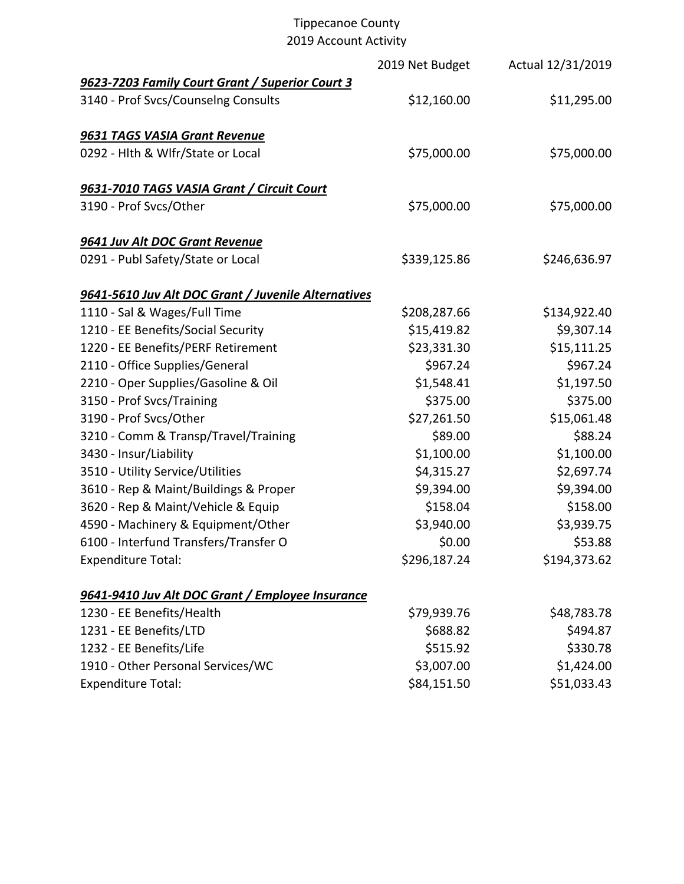Tippecanoe County
2019 Account Activity

| | 2019 Net Budget | Actual 12/31/2019 |
|---|---|---|
| ***9623-7203 Family Court Grant / Superior Court 3*** | | |
| 3140 - Prof Svcs/Counselng Consults | $12,160.00 | $11,295.00 |
| | | |
| ***9631 TAGS VASIA Grant Revenue*** | | |
| 0292 - Hlth & Wlfr/State or Local | $75,000.00 | $75,000.00 |
| | | |
| ***9631-7010 TAGS VASIA Grant / Circuit Court*** | | |
| 3190 - Prof Svcs/Other | $75,000.00 | $75,000.00 |
| | | |
| ***9641 Juv Alt DOC Grant Revenue*** | | |
| 0291 - Publ Safety/State or Local | $339,125.86 | $246,636.97 |
| | | |
| ***9641-5610 Juv Alt DOC Grant / Juvenile Alternatives*** | | |
| 1110 - Sal & Wages/Full Time | $208,287.66 | $134,922.40 |
| 1210 - EE Benefits/Social Security | $15,419.82 | $9,307.14 |
| 1220 - EE Benefits/PERF Retirement | $23,331.30 | $15,111.25 |
| 2110 - Office Supplies/General | $967.24 | $967.24 |
| 2210 - Oper Supplies/Gasoline & Oil | $1,548.41 | $1,197.50 |
| 3150 - Prof Svcs/Training | $375.00 | $375.00 |
| 3190 - Prof Svcs/Other | $27,261.50 | $15,061.48 |
| 3210 - Comm & Transp/Travel/Training | $89.00 | $88.24 |
| 3430 - Insur/Liability | $1,100.00 | $1,100.00 |
| 3510 - Utility Service/Utilities | $4,315.27 | $2,697.74 |
| 3610 - Rep & Maint/Buildings & Proper | $9,394.00 | $9,394.00 |
| 3620 - Rep & Maint/Vehicle & Equip | $158.04 | $158.00 |
| 4590 - Machinery & Equipment/Other | $3,940.00 | $3,939.75 |
| 6100 - Interfund Transfers/Transfer O | $0.00 | $53.88 |
| Expenditure Total: | $296,187.24 | $194,373.62 |
| | | |
| ***9641-9410 Juv Alt DOC Grant / Employee Insurance*** | | |
| 1230 - EE Benefits/Health | $79,939.76 | $48,783.78 |
| 1231 - EE Benefits/LTD | $688.82 | $494.87 |
| 1232 - EE Benefits/Life | $515.92 | $330.78 |
| 1910 - Other Personal Services/WC | $3,007.00 | $1,424.00 |
| Expenditure Total: | $84,151.50 | $51,033.43 |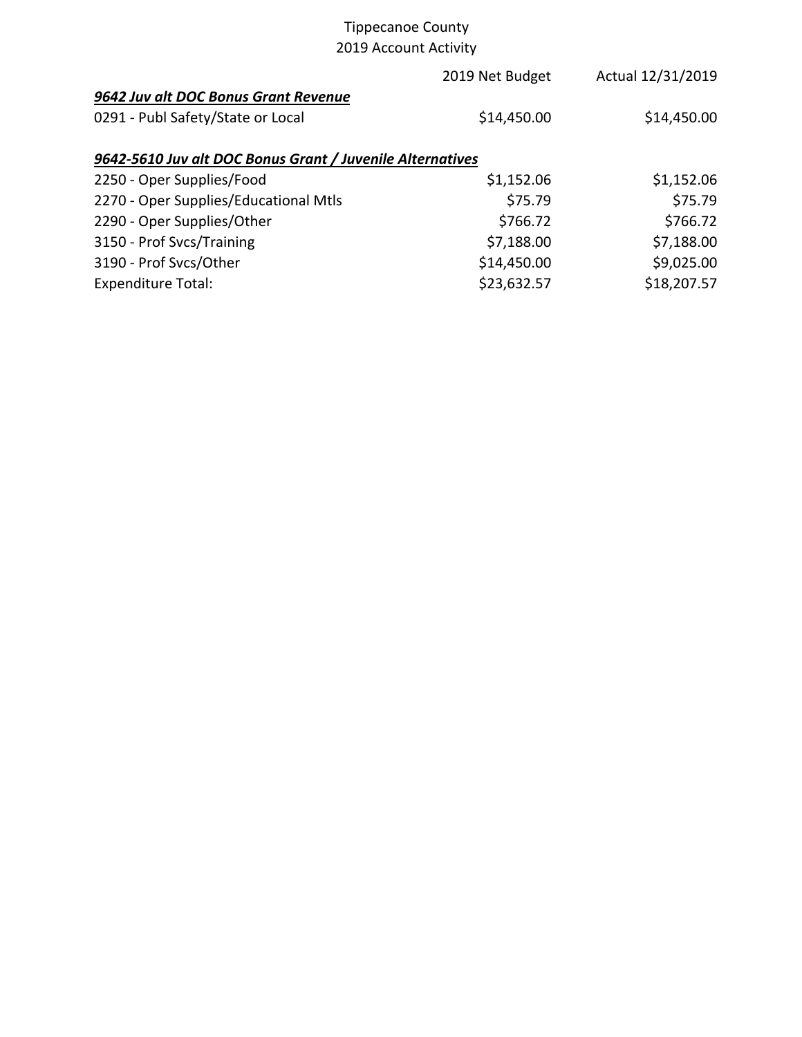Tippecanoe County
2019 Account Activity

| | 2019 Net Budget | Actual 12/31/2019 |
|---|---|---|
| ***9642 Juv alt DOC Bonus Grant Revenue*** | | |
| 0291 - Publ Safety/State or Local | $14,450.00 | $14,450.00 |
| | | |
| ***9642-5610 Juv alt DOC Bonus Grant / Juvenile Alternatives*** | | |
| 2250 - Oper Supplies/Food | $1,152.06 | $1,152.06 |
| 2270 - Oper Supplies/Educational Mtls | $75.79 | $75.79 |
| 2290 - Oper Supplies/Other | $766.72 | $766.72 |
| 3150 - Prof Svcs/Training | $7,188.00 | $7,188.00 |
| 3190 - Prof Svcs/Other | $14,450.00 | $9,025.00 |
| Expenditure Total: | $23,632.57 | $18,207.57 |